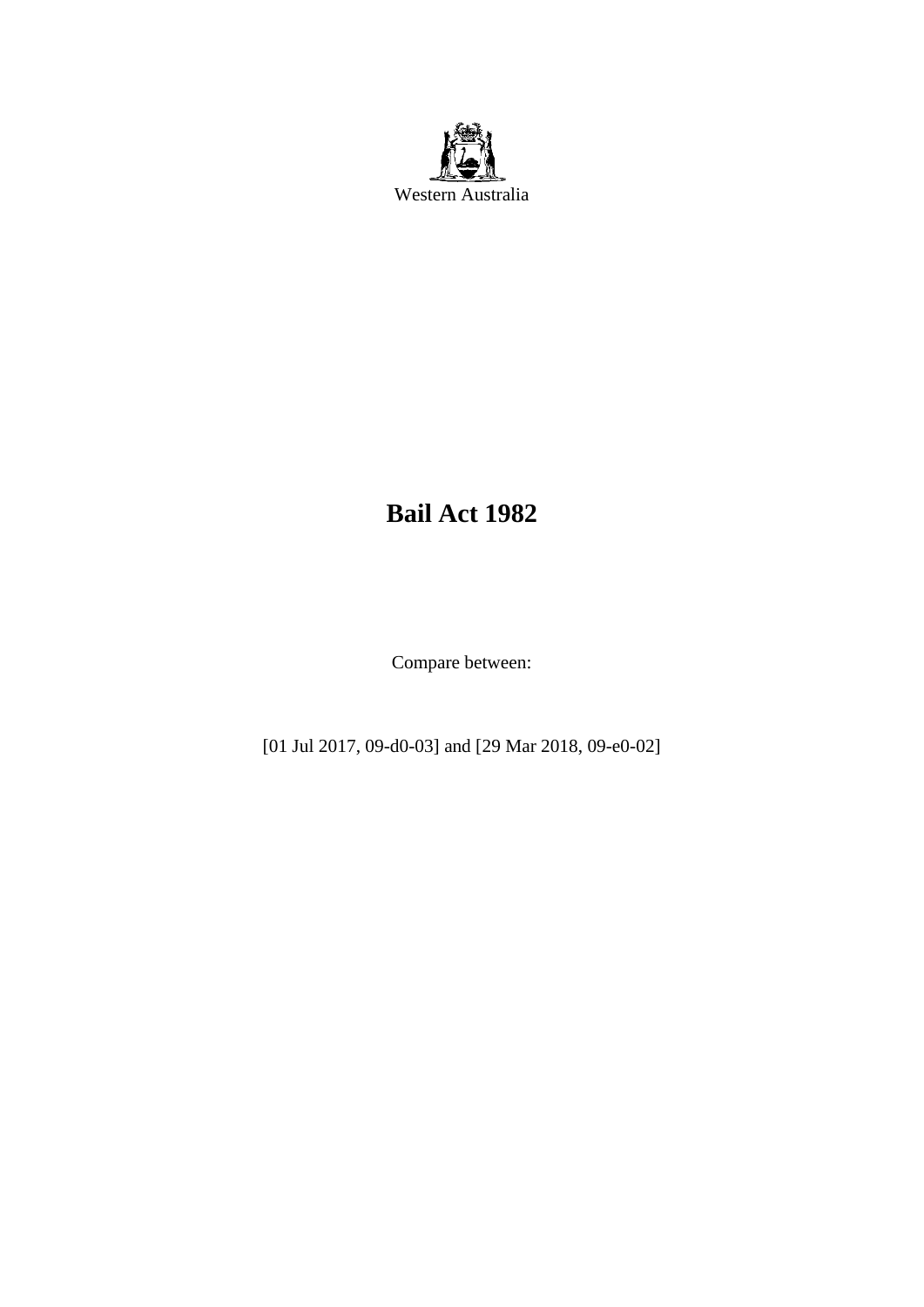Western Australia

# Bail Act 1982

Compare between:

[01 Jul 2017, 09-d0-03] and [29 Mar 2018, 09-e0-02]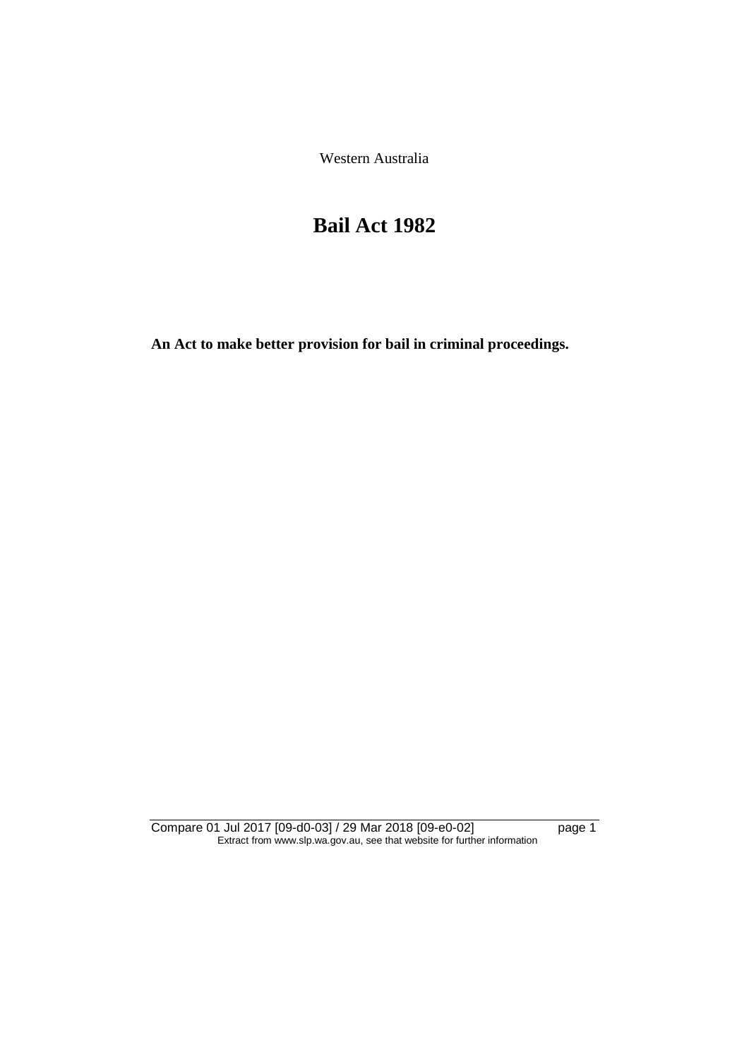Western Australia

# Bail Act 1982

**An Act to make better provision for bail in criminal proceedings.**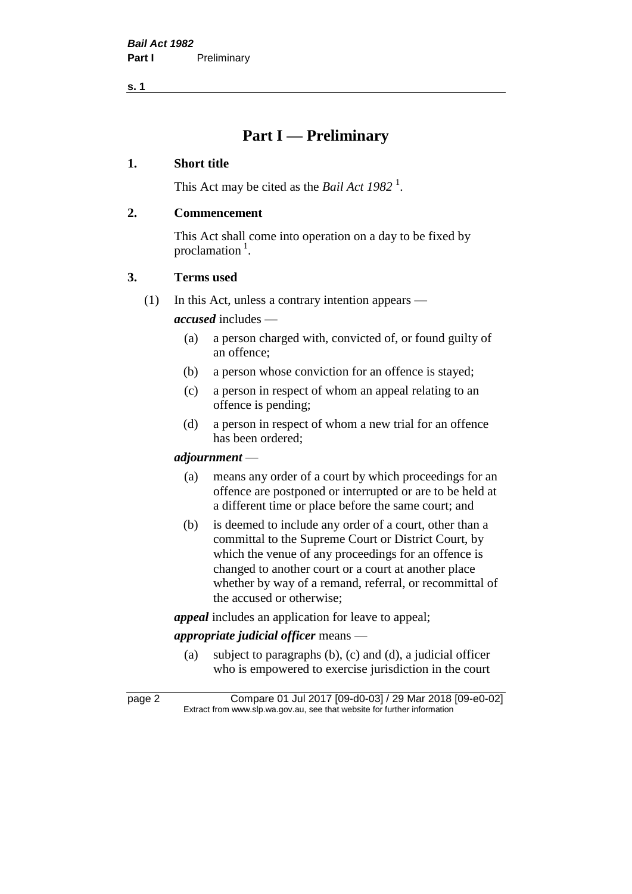# Part I — Preliminary

## 1. Short title

This Act may be cited as the *Bail Act 1982* [1].

## 2. Commencement

This Act shall come into operation on a day to be fixed by proclamation [1].

## 3. Terms used

(1) In this Act, unless a contrary intention appears —

***accused*** includes —

- (a) a person charged with, convicted of, or found guilty of an offence;
- (b) a person whose conviction for an offence is stayed;
- (c) a person in respect of whom an appeal relating to an offence is pending;
- (d) a person in respect of whom a new trial for an offence has been ordered;

***adjournment*** —

- (a) means any order of a court by which proceedings for an offence are postponed or interrupted or are to be held at a different time or place before the same court; and
- (b) is deemed to include any order of a court, other than a committal to the Supreme Court or District Court, by which the venue of any proceedings for an offence is changed to another court or a court at another place whether by way of a remand, referral, or recommittal of the accused or otherwise;

***appeal*** includes an application for leave to appeal;

***appropriate judicial officer*** means —

- (a) subject to paragraphs (b), (c) and (d), a judicial officer who is empowered to exercise jurisdiction in the court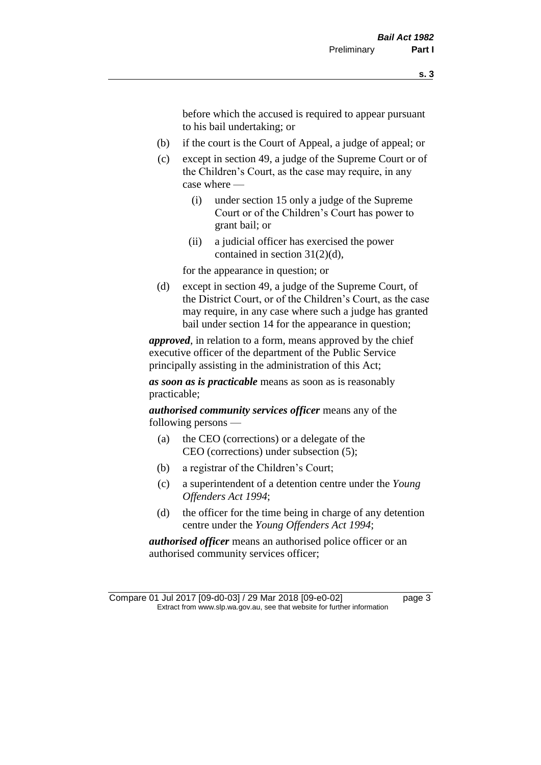before which the accused is required to appear pursuant to his bail undertaking; or

(b) if the court is the Court of Appeal, a judge of appeal; or

(c) except in section 49, a judge of the Supreme Court or of the Children's Court, as the case may require, in any case where —

  (i) under section 15 only a judge of the Supreme Court or of the Children's Court has power to grant bail; or

  (ii) a judicial officer has exercised the power contained in section 31(2)(d),

  for the appearance in question; or

(d) except in section 49, a judge of the Supreme Court, of the District Court, or of the Children's Court, as the case may require, in any case where such a judge has granted bail under section 14 for the appearance in question;

***approved***, in relation to a form, means approved by the chief executive officer of the department of the Public Service principally assisting in the administration of this Act;

***as soon as is practicable*** means as soon as is reasonably practicable;

***authorised community services officer*** means any of the following persons —

(a) the CEO (corrections) or a delegate of the CEO (corrections) under subsection (5);

(b) a registrar of the Children's Court;

(c) a superintendent of a detention centre under the *Young Offenders Act 1994*;

(d) the officer for the time being in charge of any detention centre under the *Young Offenders Act 1994*;

***authorised officer*** means an authorised police officer or an authorised community services officer;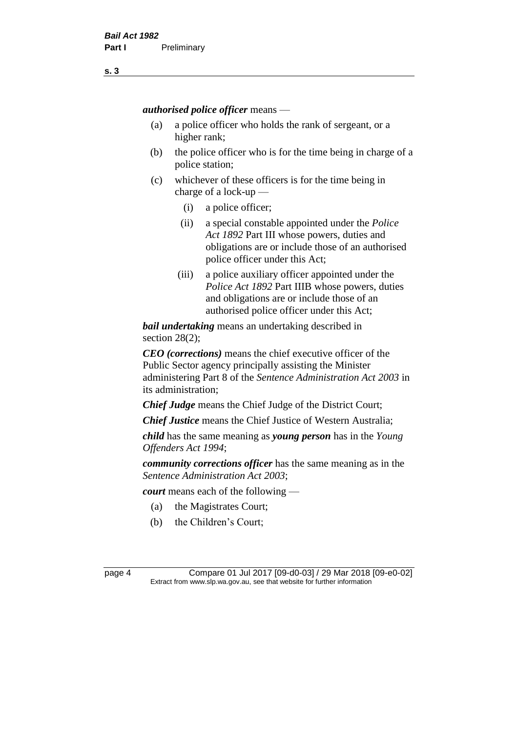***authorised police officer*** means —

- (a) a police officer who holds the rank of sergeant, or a higher rank;
- (b) the police officer who is for the time being in charge of a police station;
- (c) whichever of these officers is for the time being in charge of a lock-up —
  - (i) a police officer;
  - (ii) a special constable appointed under the *Police Act 1892* Part III whose powers, duties and obligations are or include those of an authorised police officer under this Act;
  - (iii) a police auxiliary officer appointed under the *Police Act 1892* Part IIIB whose powers, duties and obligations are or include those of an authorised police officer under this Act;

***bail undertaking*** means an undertaking described in section 28(2);

***CEO (corrections)*** means the chief executive officer of the Public Sector agency principally assisting the Minister administering Part 8 of the *Sentence Administration Act 2003* in its administration;

***Chief Judge*** means the Chief Judge of the District Court;

***Chief Justice*** means the Chief Justice of Western Australia;

***child*** has the same meaning as ***young person*** has in the *Young Offenders Act 1994*;

***community corrections officer*** has the same meaning as in the *Sentence Administration Act 2003*;

***court*** means each of the following —

- (a) the Magistrates Court;
- (b) the Children's Court;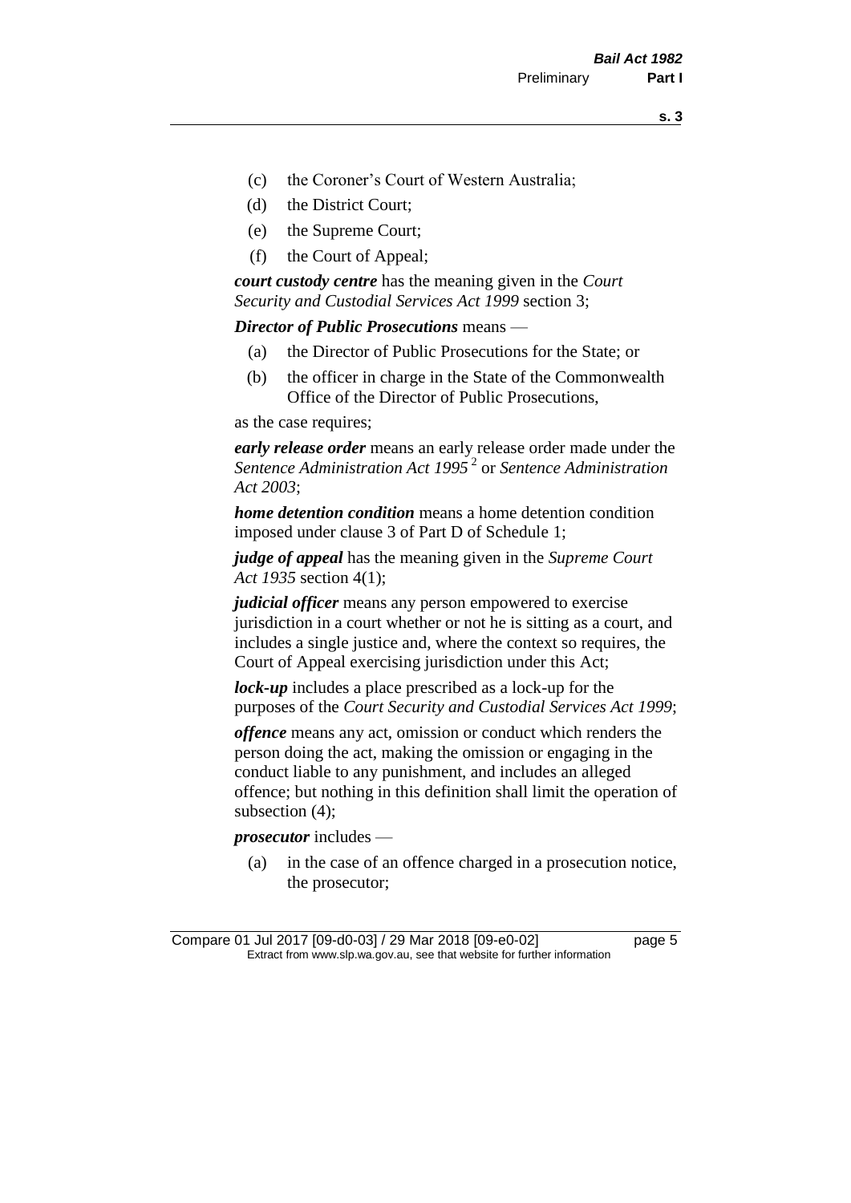- (c) the Coroner's Court of Western Australia;
- (d) the District Court;
- (e) the Supreme Court;
- (f) the Court of Appeal;

***court custody centre*** has the meaning given in the *Court Security and Custodial Services Act 1999* section 3;

***Director of Public Prosecutions*** means —

- (a) the Director of Public Prosecutions for the State; or
- (b) the officer in charge in the State of the Commonwealth Office of the Director of Public Prosecutions,

as the case requires;

***early release order*** means an early release order made under the *Sentence Administration Act 1995* [2] or *Sentence Administration Act 2003*;

***home detention condition*** means a home detention condition imposed under clause 3 of Part D of Schedule 1;

***judge of appeal*** has the meaning given in the *Supreme Court Act 1935* section 4(1);

***judicial officer*** means any person empowered to exercise jurisdiction in a court whether or not he is sitting as a court, and includes a single justice and, where the context so requires, the Court of Appeal exercising jurisdiction under this Act;

***lock-up*** includes a place prescribed as a lock-up for the purposes of the *Court Security and Custodial Services Act 1999*;

***offence*** means any act, omission or conduct which renders the person doing the act, making the omission or engaging in the conduct liable to any punishment, and includes an alleged offence; but nothing in this definition shall limit the operation of subsection (4);

***prosecutor*** includes —

- (a) in the case of an offence charged in a prosecution notice, the prosecutor;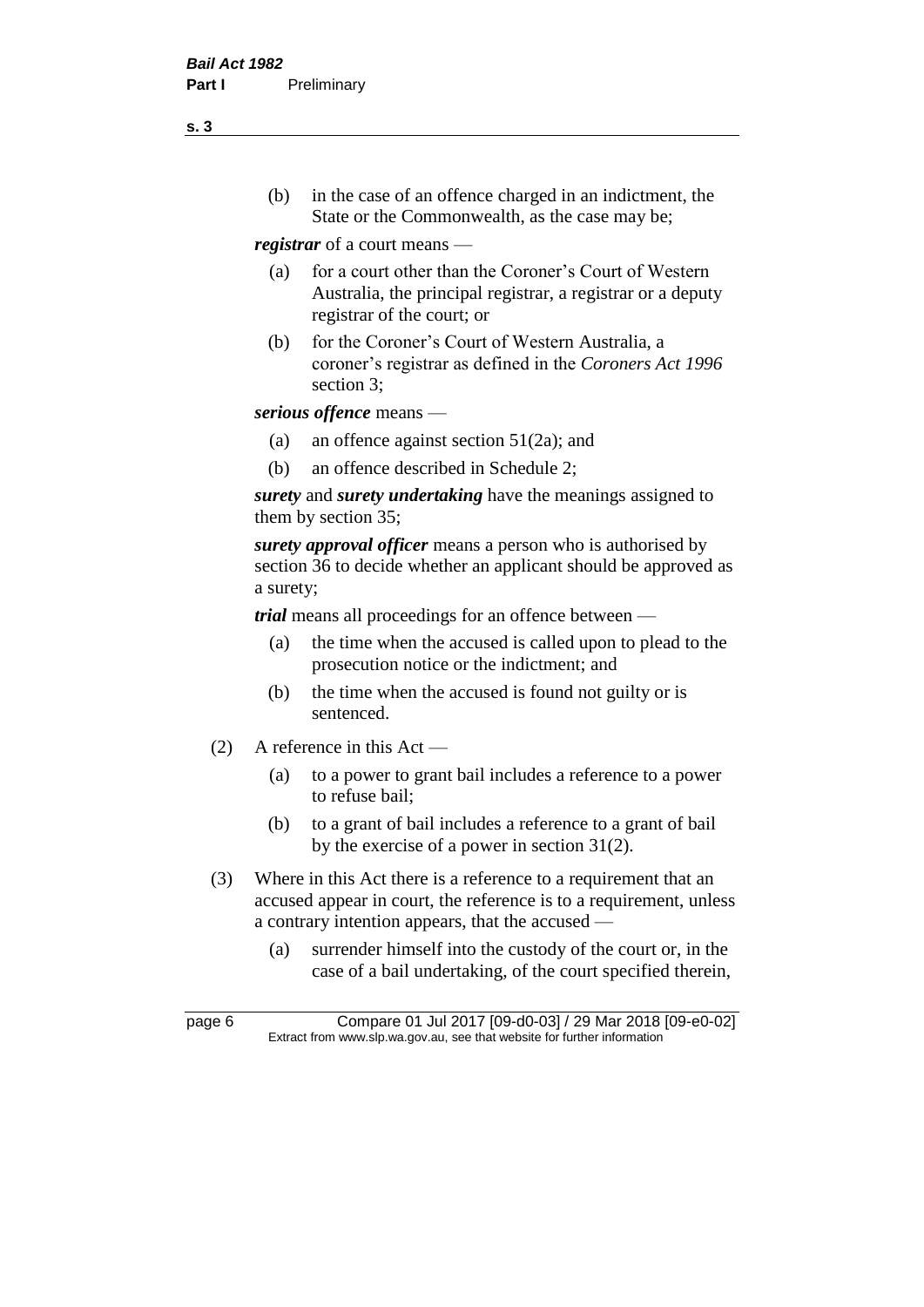(b) in the case of an offence charged in an indictment, the State or the Commonwealth, as the case may be;

***registrar*** of a court means —

(a) for a court other than the Coroner's Court of Western Australia, the principal registrar, a registrar or a deputy registrar of the court; or

(b) for the Coroner's Court of Western Australia, a coroner's registrar as defined in the *Coroners Act 1996* section 3;

***serious offence*** means —

(a) an offence against section 51(2a); and

(b) an offence described in Schedule 2;

***surety*** and ***surety undertaking*** have the meanings assigned to them by section 35;

***surety approval officer*** means a person who is authorised by section 36 to decide whether an applicant should be approved as a surety;

***trial*** means all proceedings for an offence between —

(a) the time when the accused is called upon to plead to the prosecution notice or the indictment; and

(b) the time when the accused is found not guilty or is sentenced.

(2) A reference in this Act —

(a) to a power to grant bail includes a reference to a power to refuse bail;

(b) to a grant of bail includes a reference to a grant of bail by the exercise of a power in section 31(2).

(3) Where in this Act there is a reference to a requirement that an accused appear in court, the reference is to a requirement, unless a contrary intention appears, that the accused —

(a) surrender himself into the custody of the court or, in the case of a bail undertaking, of the court specified therein,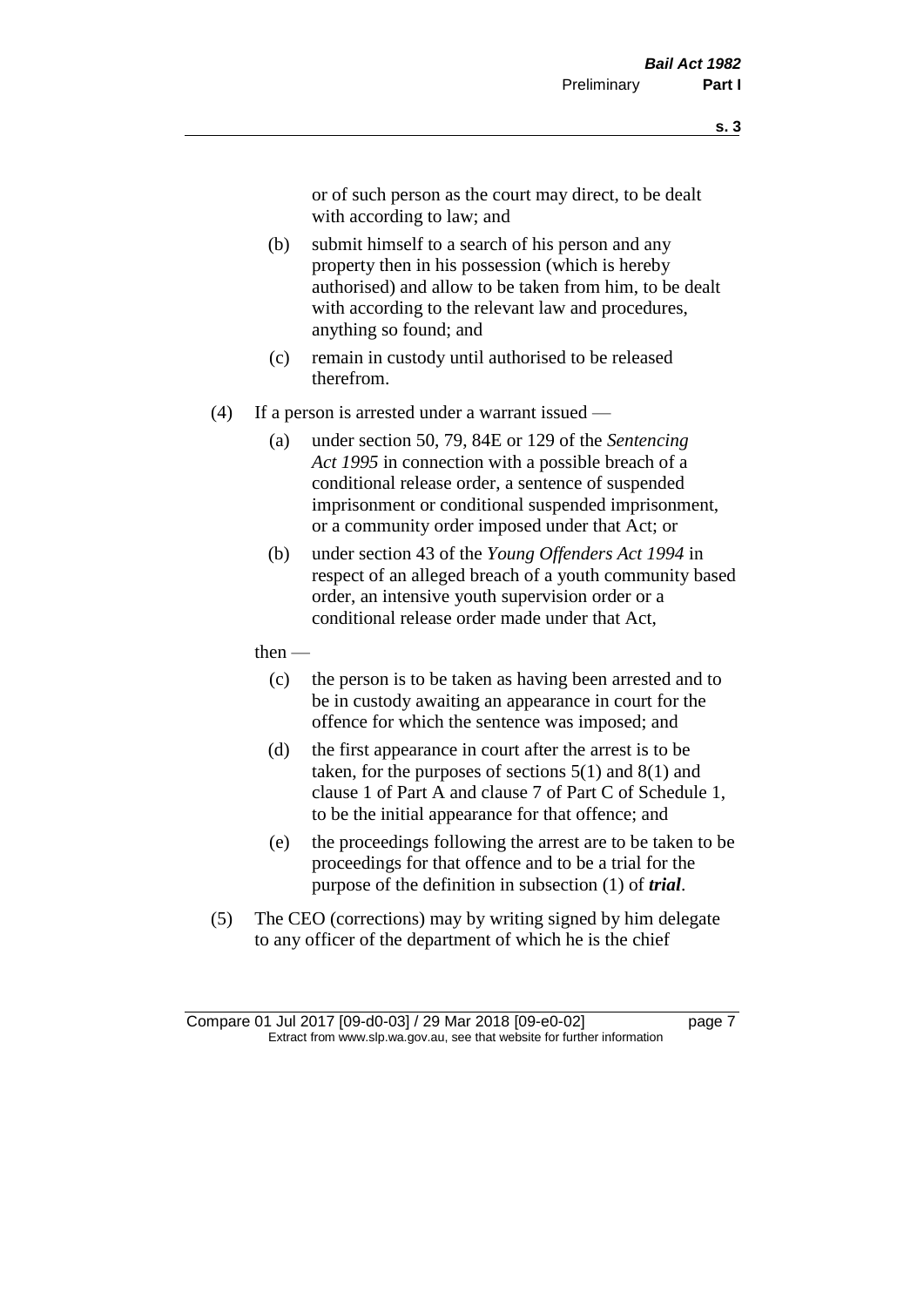or of such person as the court may direct, to be dealt with according to law; and

(b) submit himself to a search of his person and any property then in his possession (which is hereby authorised) and allow to be taken from him, to be dealt with according to the relevant law and procedures, anything so found; and

(c) remain in custody until authorised to be released therefrom.

(4) If a person is arrested under a warrant issued —

(a) under section 50, 79, 84E or 129 of the *Sentencing Act 1995* in connection with a possible breach of a conditional release order, a sentence of suspended imprisonment or conditional suspended imprisonment, or a community order imposed under that Act; or

(b) under section 43 of the *Young Offenders Act 1994* in respect of an alleged breach of a youth community based order, an intensive youth supervision order or a conditional release order made under that Act,

then —

(c) the person is to be taken as having been arrested and to be in custody awaiting an appearance in court for the offence for which the sentence was imposed; and

(d) the first appearance in court after the arrest is to be taken, for the purposes of sections 5(1) and 8(1) and clause 1 of Part A and clause 7 of Part C of Schedule 1, to be the initial appearance for that offence; and

(e) the proceedings following the arrest are to be taken to be proceedings for that offence and to be a trial for the purpose of the definition in subsection (1) of ***trial***.

(5) The CEO (corrections) may by writing signed by him delegate to any officer of the department of which he is the chief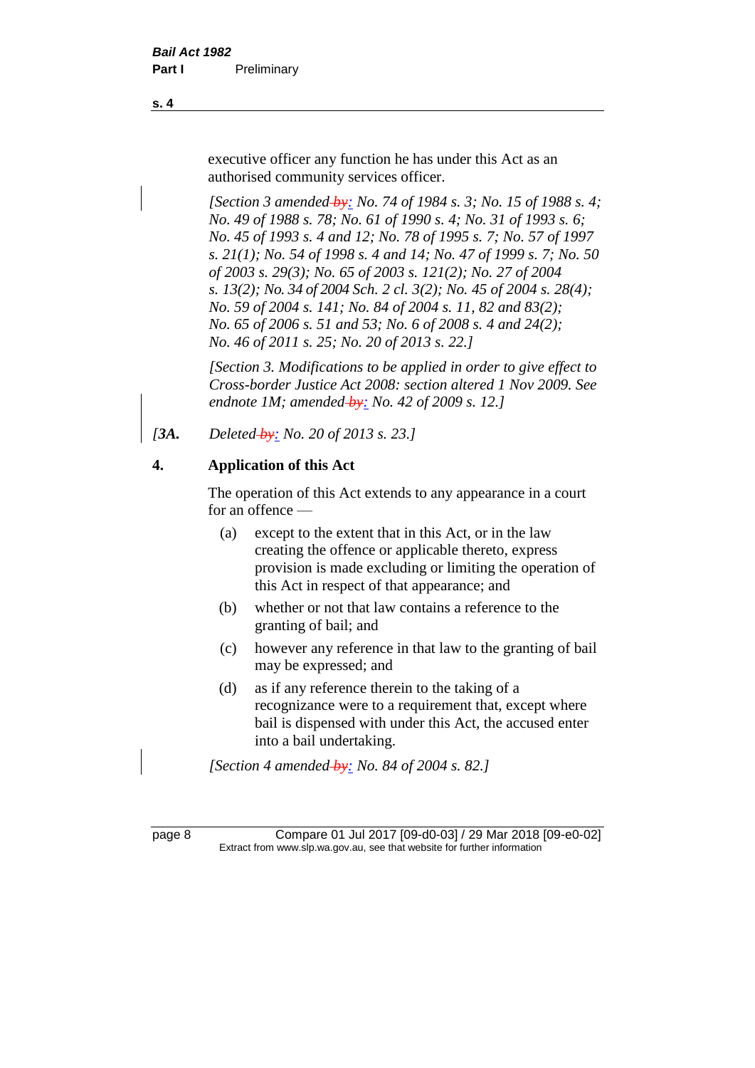executive officer any function he has under this Act as an authorised community services officer.

*[Section 3 amended by: No. 74 of 1984 s. 3; No. 15 of 1988 s. 4; No. 49 of 1988 s. 78; No. 61 of 1990 s. 4; No. 31 of 1993 s. 6; No. 45 of 1993 s. 4 and 12; No. 78 of 1995 s. 7; No. 57 of 1997 s. 21(1); No. 54 of 1998 s. 4 and 14; No. 47 of 1999 s. 7; No. 50 of 2003 s. 29(3); No. 65 of 2003 s. 121(2); No. 27 of 2004 s. 13(2); No. 34 of 2004 Sch. 2 cl. 3(2); No. 45 of 2004 s. 28(4); No. 59 of 2004 s. 141; No. 84 of 2004 s. 11, 82 and 83(2); No. 65 of 2006 s. 51 and 53; No. 6 of 2008 s. 4 and 24(2); No. 46 of 2011 s. 25; No. 20 of 2013 s. 22.]*

*[Section 3. Modifications to be applied in order to give effect to Cross-border Justice Act 2008: section altered 1 Nov 2009. See endnote 1M; amended by: No. 42 of 2009 s. 12.]*

*[3A. Deleted by: No. 20 of 2013 s. 23.]*

## 4. Application of this Act

The operation of this Act extends to any appearance in a court for an offence —

(a) except to the extent that in this Act, or in the law creating the offence or applicable thereto, express provision is made excluding or limiting the operation of this Act in respect of that appearance; and

(b) whether or not that law contains a reference to the granting of bail; and

(c) however any reference in that law to the granting of bail may be expressed; and

(d) as if any reference therein to the taking of a recognizance were to a requirement that, except where bail is dispensed with under this Act, the accused enter into a bail undertaking.

*[Section 4 amended by: No. 84 of 2004 s. 82.]*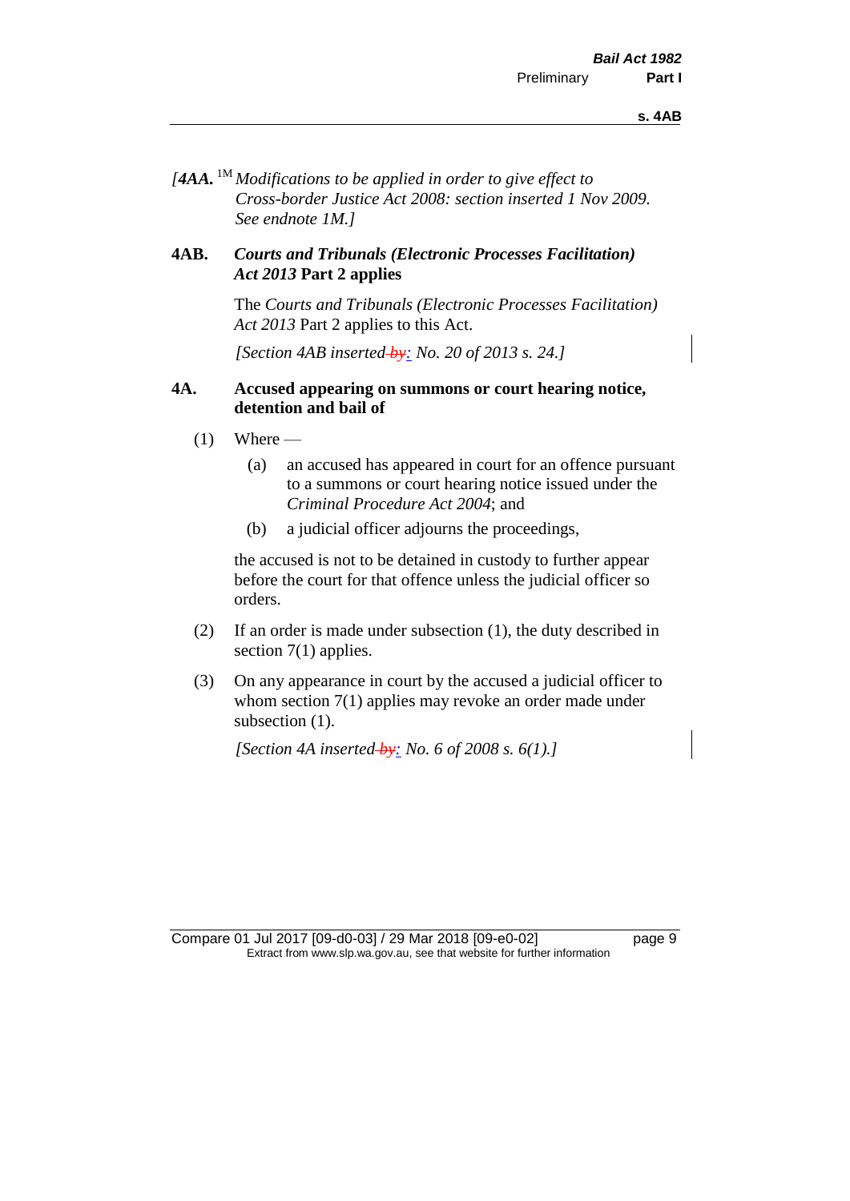*[**4AA.** [1M] Modifications to be applied in order to give effect to Cross-border Justice Act 2008: section inserted 1 Nov 2009. See endnote 1M.]*

### 4AB. *Courts and Tribunals (Electronic Processes Facilitation) Act 2013* Part 2 applies

The *Courts and Tribunals (Electronic Processes Facilitation) Act 2013* Part 2 applies to this Act.

*[Section 4AB inserted by: No. 20 of 2013 s. 24.]*

### 4A. Accused appearing on summons or court hearing notice, detention and bail of

(1) Where —

- (a) an accused has appeared in court for an offence pursuant to a summons or court hearing notice issued under the *Criminal Procedure Act 2004*; and
- (b) a judicial officer adjourns the proceedings,

the accused is not to be detained in custody to further appear before the court for that offence unless the judicial officer so orders.

(2) If an order is made under subsection (1), the duty described in section 7(1) applies.

(3) On any appearance in court by the accused a judicial officer to whom section 7(1) applies may revoke an order made under subsection (1).

*[Section 4A inserted by: No. 6 of 2008 s. 6(1).]*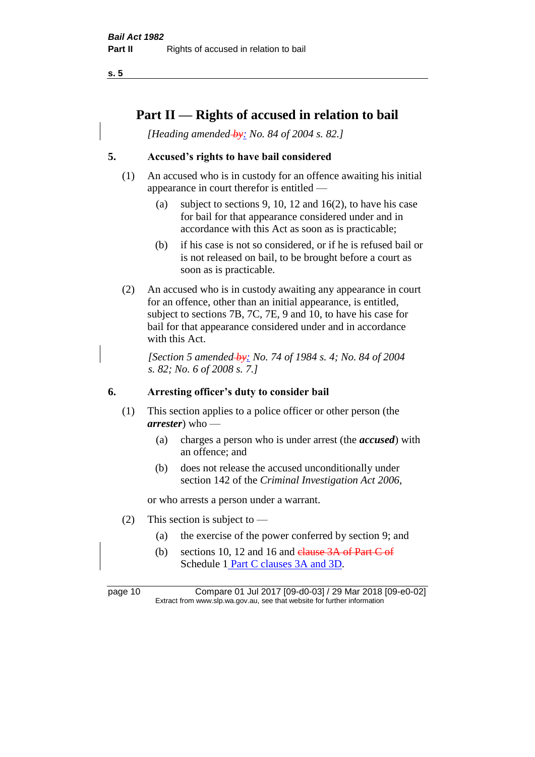# Part II — Rights of accused in relation to bail

*[Heading amended ~~by~~: No. 84 of 2004 s. 82.]*

### 5. Accused's rights to have bail considered

(1) An accused who is in custody for an offence awaiting his initial appearance in court therefor is entitled —

(a) subject to sections 9, 10, 12 and 16(2), to have his case for bail for that appearance considered under and in accordance with this Act as soon as is practicable;

(b) if his case is not so considered, or if he is refused bail or is not released on bail, to be brought before a court as soon as is practicable.

(2) An accused who is in custody awaiting any appearance in court for an offence, other than an initial appearance, is entitled, subject to sections 7B, 7C, 7E, 9 and 10, to have his case for bail for that appearance considered under and in accordance with this Act.

*[Section 5 amended ~~by~~: No. 74 of 1984 s. 4; No. 84 of 2004 s. 82; No. 6 of 2008 s. 7.]*

### 6. Arresting officer's duty to consider bail

(1) This section applies to a police officer or other person (the ***arrester***) who —

(a) charges a person who is under arrest (the ***accused***) with an offence; and

(b) does not release the accused unconditionally under section 142 of the *Criminal Investigation Act 2006*,

or who arrests a person under a warrant.

(2) This section is subject to —

(a) the exercise of the power conferred by section 9; and

(b) sections 10, 12 and 16 and ~~clause 3A of Part C of~~ Schedule 1 Part C clauses 3A and 3D.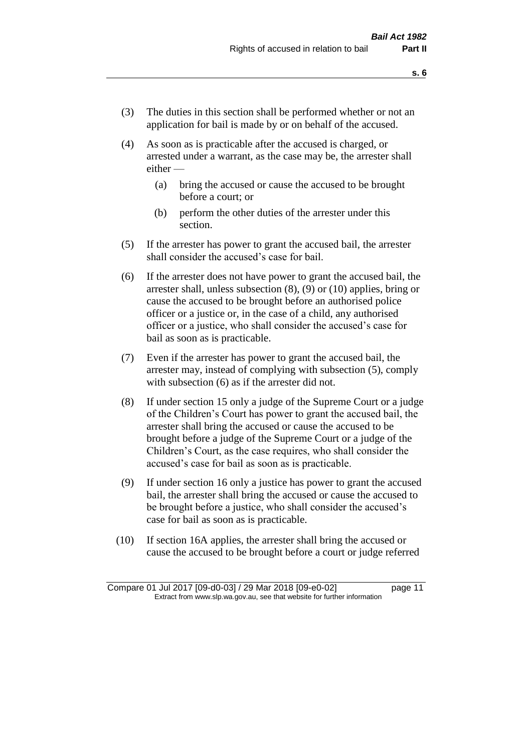(3) The duties in this section shall be performed whether or not an application for bail is made by or on behalf of the accused.

(4) As soon as is practicable after the accused is charged, or arrested under a warrant, as the case may be, the arrester shall either —

  (a) bring the accused or cause the accused to be brought before a court; or

  (b) perform the other duties of the arrester under this section.

(5) If the arrester has power to grant the accused bail, the arrester shall consider the accused's case for bail.

(6) If the arrester does not have power to grant the accused bail, the arrester shall, unless subsection (8), (9) or (10) applies, bring or cause the accused to be brought before an authorised police officer or a justice or, in the case of a child, any authorised officer or a justice, who shall consider the accused's case for bail as soon as is practicable.

(7) Even if the arrester has power to grant the accused bail, the arrester may, instead of complying with subsection (5), comply with subsection (6) as if the arrester did not.

(8) If under section 15 only a judge of the Supreme Court or a judge of the Children's Court has power to grant the accused bail, the arrester shall bring the accused or cause the accused to be brought before a judge of the Supreme Court or a judge of the Children's Court, as the case requires, who shall consider the accused's case for bail as soon as is practicable.

(9) If under section 16 only a justice has power to grant the accused bail, the arrester shall bring the accused or cause the accused to be brought before a justice, who shall consider the accused's case for bail as soon as is practicable.

(10) If section 16A applies, the arrester shall bring the accused or cause the accused to be brought before a court or judge referred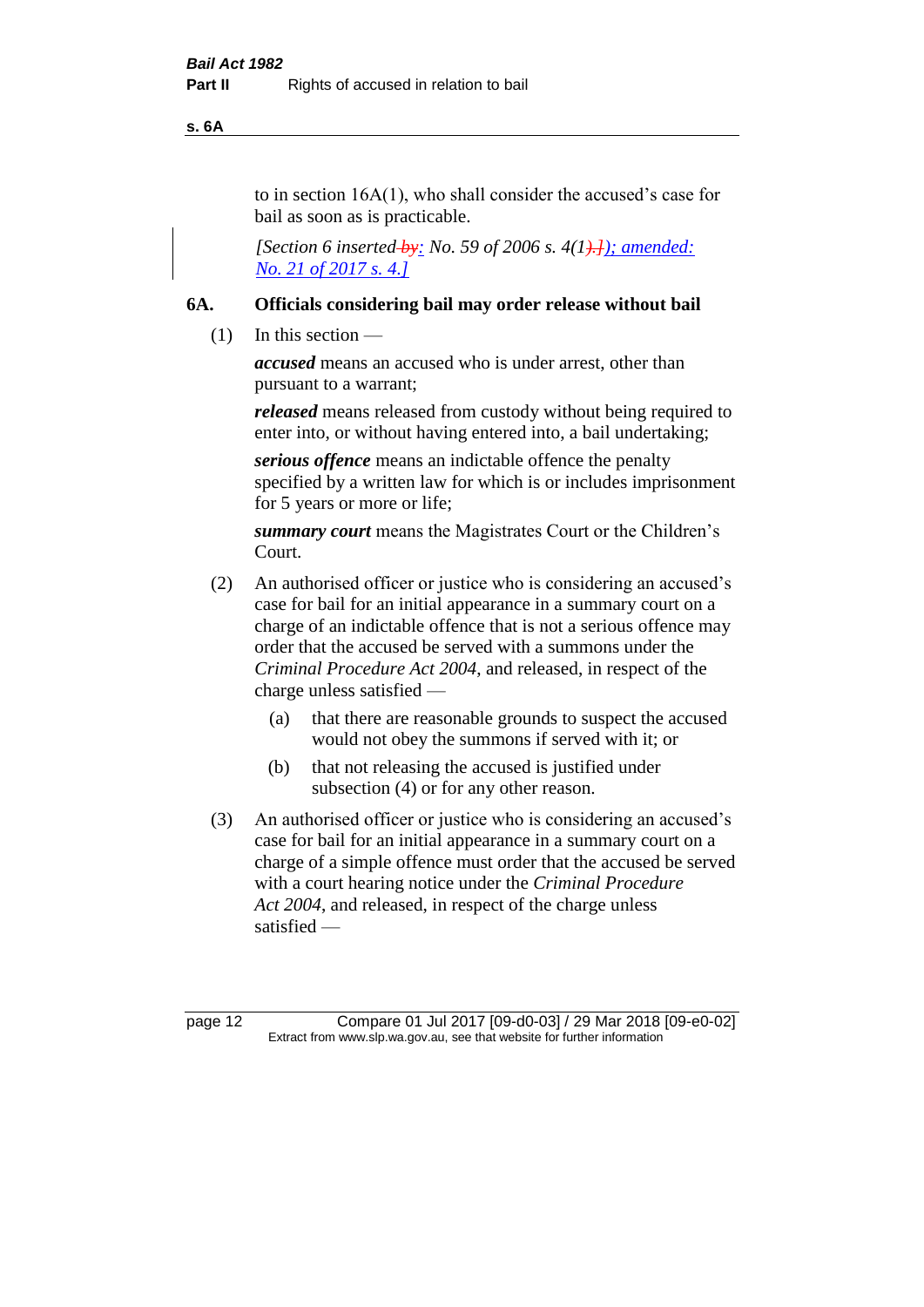to in section 16A(1), who shall consider the accused's case for bail as soon as is practicable.

*[Section 6 inserted by: No. 59 of 2006 s. 4(1).]); amended: No. 21 of 2017 s. 4.]*

## 6A. Officials considering bail may order release without bail

(1) In this section —

***accused*** means an accused who is under arrest, other than pursuant to a warrant;

***released*** means released from custody without being required to enter into, or without having entered into, a bail undertaking;

***serious offence*** means an indictable offence the penalty specified by a written law for which is or includes imprisonment for 5 years or more or life;

***summary court*** means the Magistrates Court or the Children's Court.

(2) An authorised officer or justice who is considering an accused's case for bail for an initial appearance in a summary court on a charge of an indictable offence that is not a serious offence may order that the accused be served with a summons under the *Criminal Procedure Act 2004*, and released, in respect of the charge unless satisfied —

- (a) that there are reasonable grounds to suspect the accused would not obey the summons if served with it; or
- (b) that not releasing the accused is justified under subsection (4) or for any other reason.

(3) An authorised officer or justice who is considering an accused's case for bail for an initial appearance in a summary court on a charge of a simple offence must order that the accused be served with a court hearing notice under the *Criminal Procedure Act 2004*, and released, in respect of the charge unless satisfied —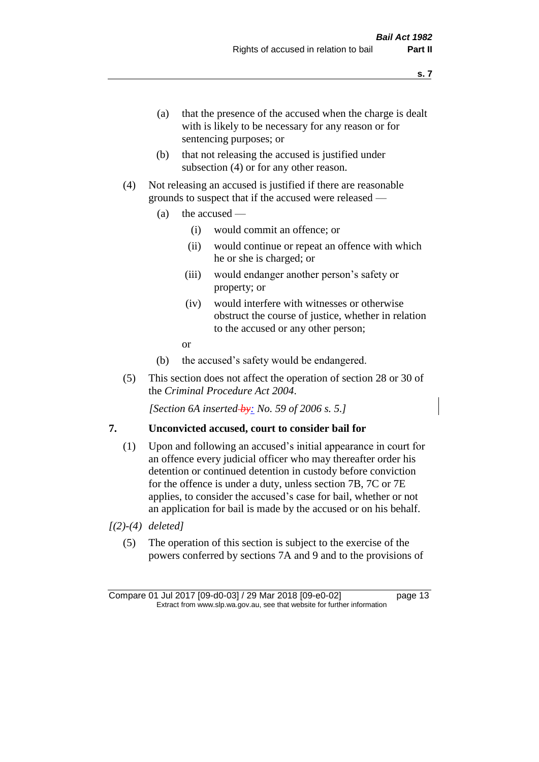(a) that the presence of the accused when the charge is dealt with is likely to be necessary for any reason or for sentencing purposes; or

(b) that not releasing the accused is justified under subsection (4) or for any other reason.

(4) Not releasing an accused is justified if there are reasonable grounds to suspect that if the accused were released —

(a) the accused —

(i) would commit an offence; or

(ii) would continue or repeat an offence with which he or she is charged; or

(iii) would endanger another person's safety or property; or

(iv) would interfere with witnesses or otherwise obstruct the course of justice, whether in relation to the accused or any other person;

or

(b) the accused's safety would be endangered.

(5) This section does not affect the operation of section 28 or 30 of the *Criminal Procedure Act 2004*.

*[Section 6A inserted ~~by~~: No. 59 of 2006 s. 5.]*

## 7. Unconvicted accused, court to consider bail for

(1) Upon and following an accused's initial appearance in court for an offence every judicial officer who may thereafter order his detention or continued detention in custody before conviction for the offence is under a duty, unless section 7B, 7C or 7E applies, to consider the accused's case for bail, whether or not an application for bail is made by the accused or on his behalf.

*[(2)-(4) deleted]*

(5) The operation of this section is subject to the exercise of the powers conferred by sections 7A and 9 and to the provisions of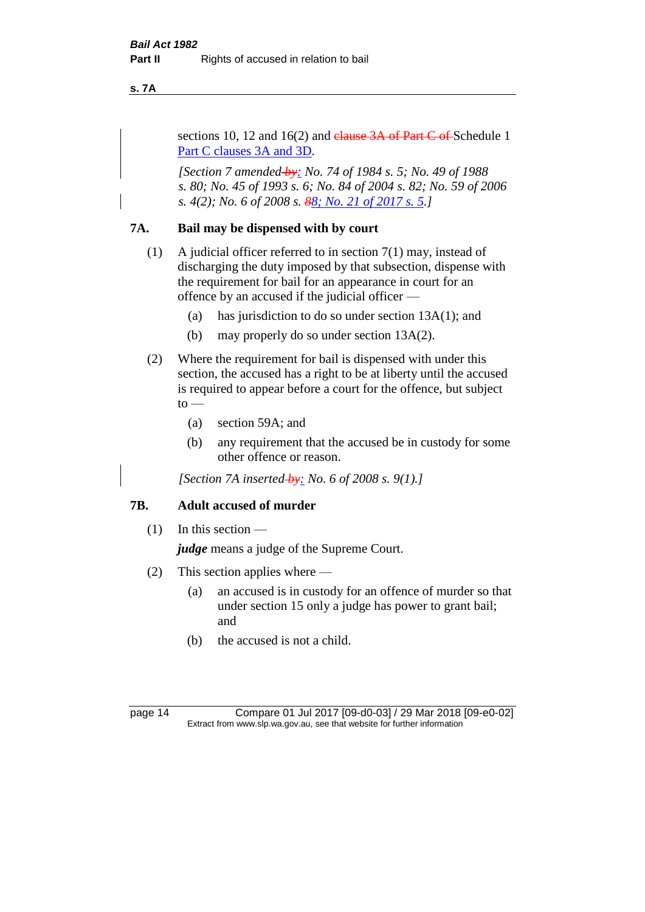sections 10, 12 and 16(2) and ~~clause 3A of Part C of~~ Schedule 1 Part C clauses 3A and 3D.

*[Section 7 amended ~~by~~: No. 74 of 1984 s. 5; No. 49 of 1988 s. 80; No. 45 of 1993 s. 6; No. 84 of 2004 s. 82; No. 59 of 2006 s. 4(2); No. 6 of 2008 s. ~~8~~8; No. 21 of 2017 s. 5.]*

## 7A. Bail may be dispensed with by court

(1) A judicial officer referred to in section 7(1) may, instead of discharging the duty imposed by that subsection, dispense with the requirement for bail for an appearance in court for an offence by an accused if the judicial officer —

(a) has jurisdiction to do so under section 13A(1); and

(b) may properly do so under section 13A(2).

(2) Where the requirement for bail is dispensed with under this section, the accused has a right to be at liberty until the accused is required to appear before a court for the offence, but subject to —

(a) section 59A; and

(b) any requirement that the accused be in custody for some other offence or reason.

*[Section 7A inserted ~~by~~: No. 6 of 2008 s. 9(1).]*

## 7B. Adult accused of murder

(1) In this section —

***judge*** means a judge of the Supreme Court.

(2) This section applies where —

(a) an accused is in custody for an offence of murder so that under section 15 only a judge has power to grant bail; and

(b) the accused is not a child.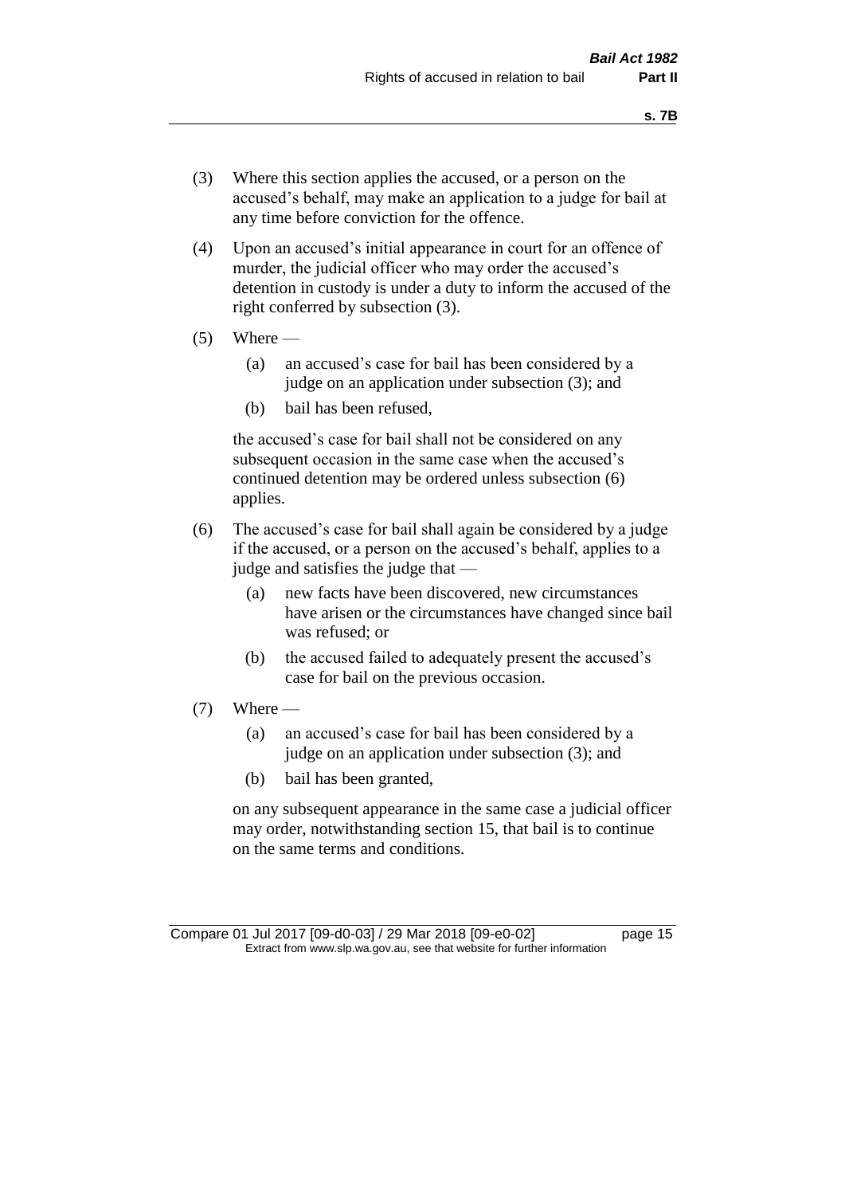(3) Where this section applies the accused, or a person on the accused's behalf, may make an application to a judge for bail at any time before conviction for the offence.

(4) Upon an accused's initial appearance in court for an offence of murder, the judicial officer who may order the accused's detention in custody is under a duty to inform the accused of the right conferred by subsection (3).

(5) Where —

   (a) an accused's case for bail has been considered by a judge on an application under subsection (3); and

   (b) bail has been refused,

   the accused's case for bail shall not be considered on any subsequent occasion in the same case when the accused's continued detention may be ordered unless subsection (6) applies.

(6) The accused's case for bail shall again be considered by a judge if the accused, or a person on the accused's behalf, applies to a judge and satisfies the judge that —

   (a) new facts have been discovered, new circumstances have arisen or the circumstances have changed since bail was refused; or

   (b) the accused failed to adequately present the accused's case for bail on the previous occasion.

(7) Where —

   (a) an accused's case for bail has been considered by a judge on an application under subsection (3); and

   (b) bail has been granted,

   on any subsequent appearance in the same case a judicial officer may order, notwithstanding section 15, that bail is to continue on the same terms and conditions.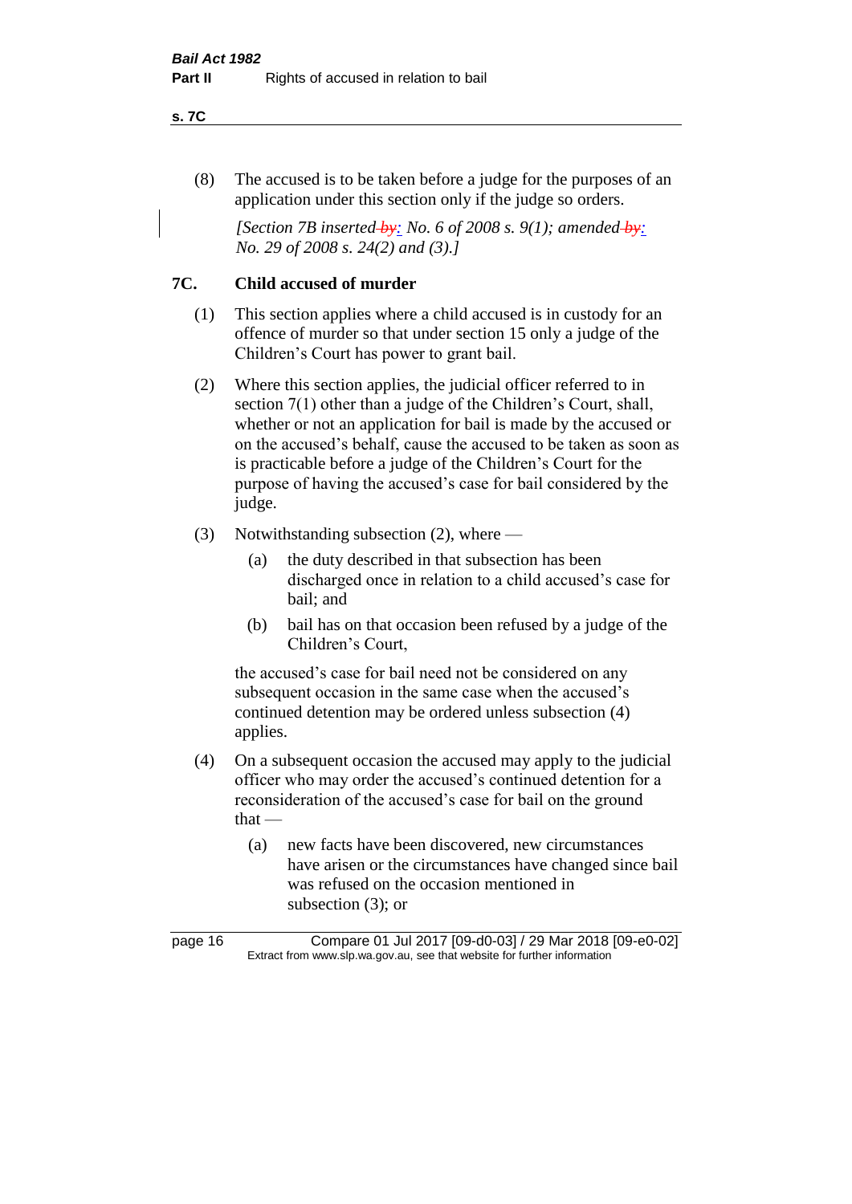(8) The accused is to be taken before a judge for the purposes of an application under this section only if the judge so orders.

*[Section 7B inserted by: No. 6 of 2008 s. 9(1); amended by: No. 29 of 2008 s. 24(2) and (3).]*

## 7C. Child accused of murder

(1) This section applies where a child accused is in custody for an offence of murder so that under section 15 only a judge of the Children's Court has power to grant bail.

(2) Where this section applies, the judicial officer referred to in section 7(1) other than a judge of the Children's Court, shall, whether or not an application for bail is made by the accused or on the accused's behalf, cause the accused to be taken as soon as is practicable before a judge of the Children's Court for the purpose of having the accused's case for bail considered by the judge.

(3) Notwithstanding subsection (2), where —

(a) the duty described in that subsection has been discharged once in relation to a child accused's case for bail; and

(b) bail has on that occasion been refused by a judge of the Children's Court,

the accused's case for bail need not be considered on any subsequent occasion in the same case when the accused's continued detention may be ordered unless subsection (4) applies.

(4) On a subsequent occasion the accused may apply to the judicial officer who may order the accused's continued detention for a reconsideration of the accused's case for bail on the ground that —

(a) new facts have been discovered, new circumstances have arisen or the circumstances have changed since bail was refused on the occasion mentioned in subsection (3); or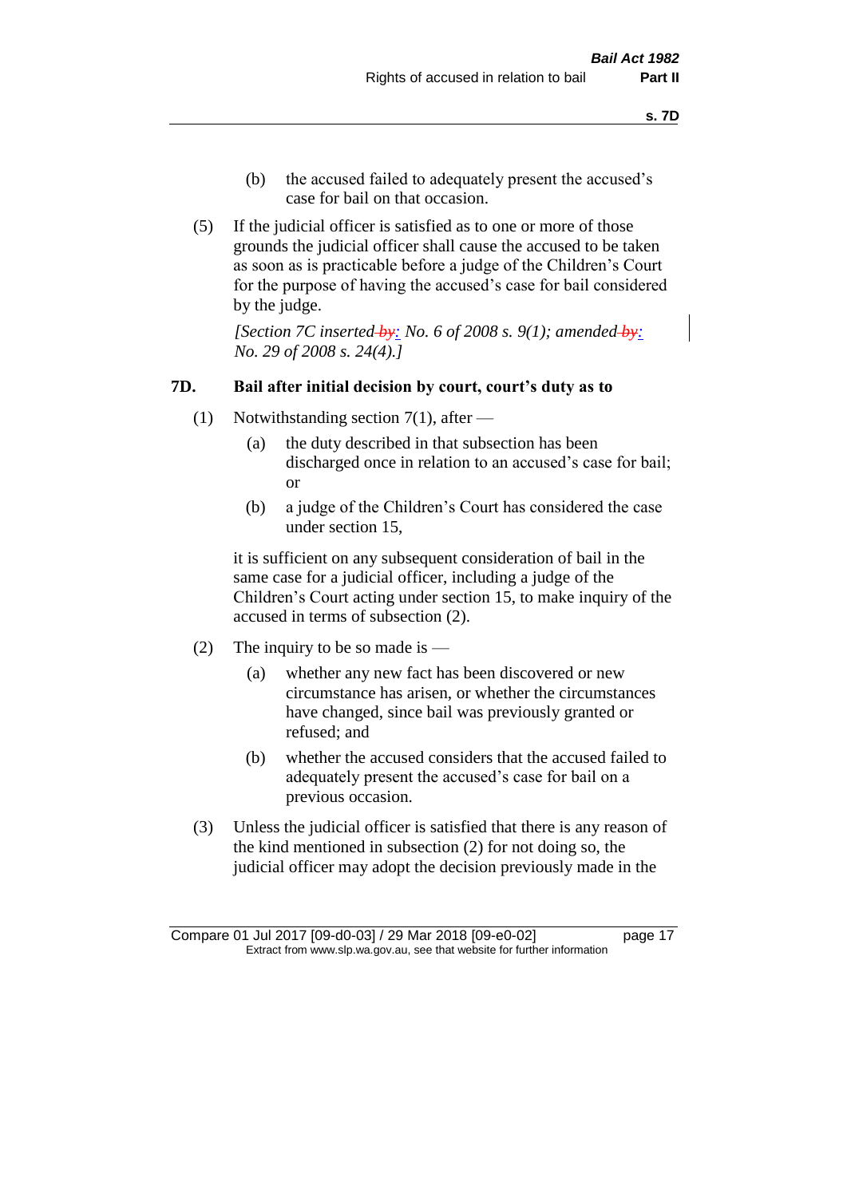(b) the accused failed to adequately present the accused's case for bail on that occasion.

(5) If the judicial officer is satisfied as to one or more of those grounds the judicial officer shall cause the accused to be taken as soon as is practicable before a judge of the Children's Court for the purpose of having the accused's case for bail considered by the judge.

*[Section 7C inserted: No. 6 of 2008 s. 9(1); amended: No. 29 of 2008 s. 24(4).]*

### 7D. Bail after initial decision by court, court's duty as to

(1) Notwithstanding section 7(1), after —

(a) the duty described in that subsection has been discharged once in relation to an accused's case for bail; or

(b) a judge of the Children's Court has considered the case under section 15,

it is sufficient on any subsequent consideration of bail in the same case for a judicial officer, including a judge of the Children's Court acting under section 15, to make inquiry of the accused in terms of subsection (2).

(2) The inquiry to be so made is —

(a) whether any new fact has been discovered or new circumstance has arisen, or whether the circumstances have changed, since bail was previously granted or refused; and

(b) whether the accused considers that the accused failed to adequately present the accused's case for bail on a previous occasion.

(3) Unless the judicial officer is satisfied that there is any reason of the kind mentioned in subsection (2) for not doing so, the judicial officer may adopt the decision previously made in the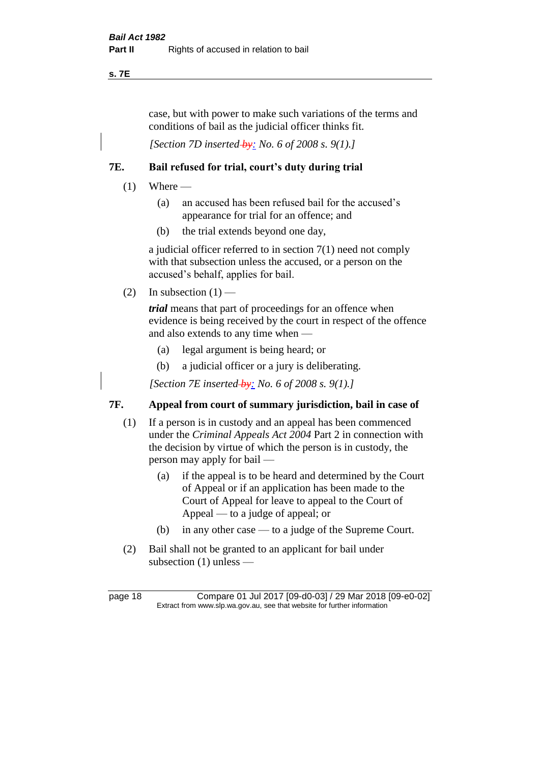case, but with power to make such variations of the terms and conditions of bail as the judicial officer thinks fit.

*[Section 7D inserted by: No. 6 of 2008 s. 9(1).]*

## 7E. Bail refused for trial, court's duty during trial

(1) Where —

(a) an accused has been refused bail for the accused's appearance for trial for an offence; and

(b) the trial extends beyond one day,

a judicial officer referred to in section 7(1) need not comply with that subsection unless the accused, or a person on the accused's behalf, applies for bail.

(2) In subsection (1) —

***trial*** means that part of proceedings for an offence when evidence is being received by the court in respect of the offence and also extends to any time when —

(a) legal argument is being heard; or

(b) a judicial officer or a jury is deliberating.

*[Section 7E inserted by: No. 6 of 2008 s. 9(1).]*

## 7F. Appeal from court of summary jurisdiction, bail in case of

(1) If a person is in custody and an appeal has been commenced under the *Criminal Appeals Act 2004* Part 2 in connection with the decision by virtue of which the person is in custody, the person may apply for bail —

(a) if the appeal is to be heard and determined by the Court of Appeal or if an application has been made to the Court of Appeal for leave to appeal to the Court of Appeal — to a judge of appeal; or

(b) in any other case — to a judge of the Supreme Court.

(2) Bail shall not be granted to an applicant for bail under subsection (1) unless —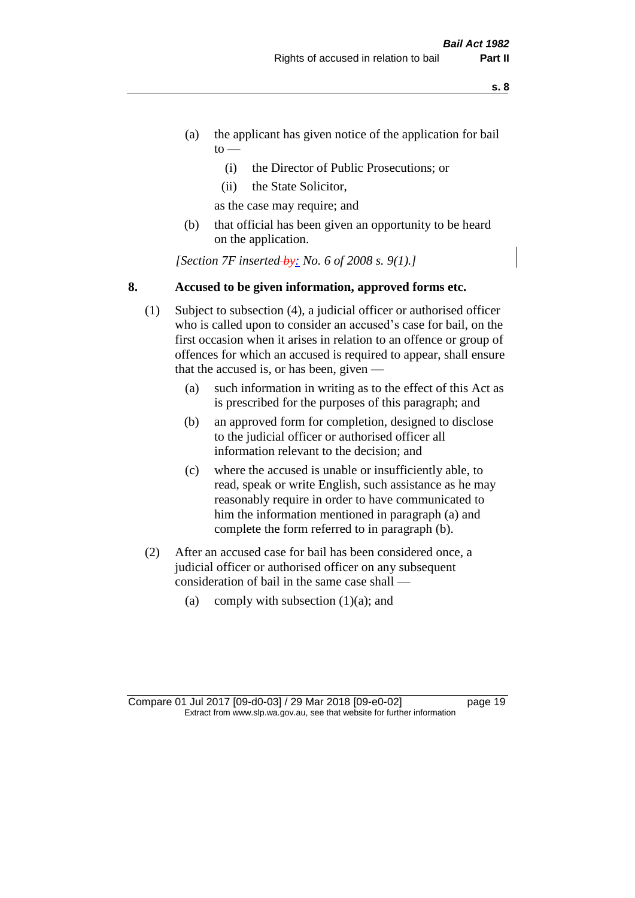(a) the applicant has given notice of the application for bail to —

  (i) the Director of Public Prosecutions; or

  (ii) the State Solicitor,

  as the case may require; and

(b) that official has been given an opportunity to be heard on the application.

*[Section 7F inserted by: No. 6 of 2008 s. 9(1).]*

**8. Accused to be given information, approved forms etc.**

(1) Subject to subsection (4), a judicial officer or authorised officer who is called upon to consider an accused's case for bail, on the first occasion when it arises in relation to an offence or group of offences for which an accused is required to appear, shall ensure that the accused is, or has been, given —

  (a) such information in writing as to the effect of this Act as is prescribed for the purposes of this paragraph; and

  (b) an approved form for completion, designed to disclose to the judicial officer or authorised officer all information relevant to the decision; and

  (c) where the accused is unable or insufficiently able, to read, speak or write English, such assistance as he may reasonably require in order to have communicated to him the information mentioned in paragraph (a) and complete the form referred to in paragraph (b).

(2) After an accused case for bail has been considered once, a judicial officer or authorised officer on any subsequent consideration of bail in the same case shall —

  (a) comply with subsection (1)(a); and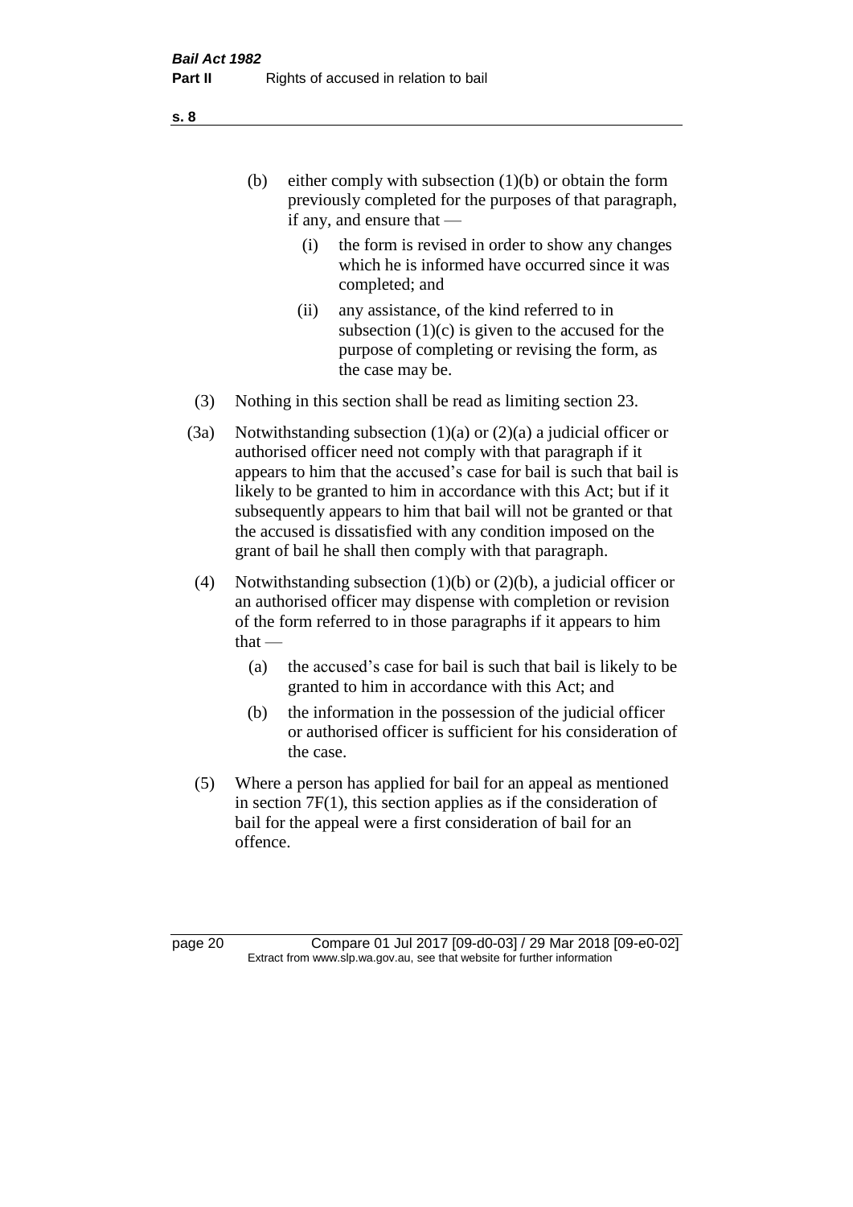(b) either comply with subsection (1)(b) or obtain the form previously completed for the purposes of that paragraph, if any, and ensure that —

  (i) the form is revised in order to show any changes which he is informed have occurred since it was completed; and

  (ii) any assistance, of the kind referred to in subsection (1)(c) is given to the accused for the purpose of completing or revising the form, as the case may be.

(3) Nothing in this section shall be read as limiting section 23.

(3a) Notwithstanding subsection (1)(a) or (2)(a) a judicial officer or authorised officer need not comply with that paragraph if it appears to him that the accused's case for bail is such that bail is likely to be granted to him in accordance with this Act; but if it subsequently appears to him that bail will not be granted or that the accused is dissatisfied with any condition imposed on the grant of bail he shall then comply with that paragraph.

(4) Notwithstanding subsection (1)(b) or (2)(b), a judicial officer or an authorised officer may dispense with completion or revision of the form referred to in those paragraphs if it appears to him that —

  (a) the accused's case for bail is such that bail is likely to be granted to him in accordance with this Act; and

  (b) the information in the possession of the judicial officer or authorised officer is sufficient for his consideration of the case.

(5) Where a person has applied for bail for an appeal as mentioned in section 7F(1), this section applies as if the consideration of bail for the appeal were a first consideration of bail for an offence.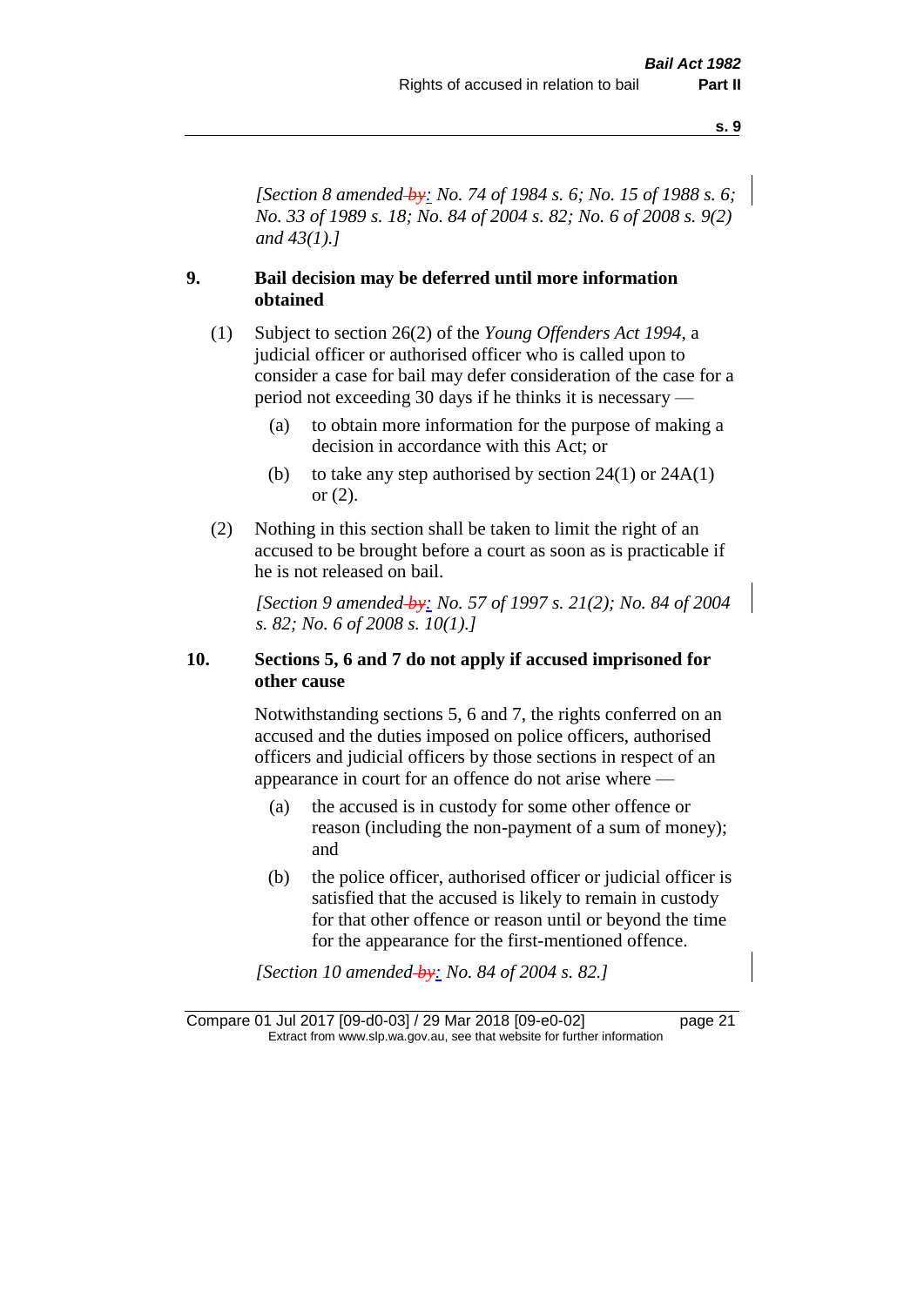*[Section 8 amended by: No. 74 of 1984 s. 6; No. 15 of 1988 s. 6; No. 33 of 1989 s. 18; No. 84 of 2004 s. 82; No. 6 of 2008 s. 9(2) and 43(1).]*

## 9. Bail decision may be deferred until more information obtained

(1) Subject to section 26(2) of the *Young Offenders Act 1994*, a judicial officer or authorised officer who is called upon to consider a case for bail may defer consideration of the case for a period not exceeding 30 days if he thinks it is necessary —

- (a) to obtain more information for the purpose of making a decision in accordance with this Act; or
- (b) to take any step authorised by section 24(1) or 24A(1) or (2).

(2) Nothing in this section shall be taken to limit the right of an accused to be brought before a court as soon as is practicable if he is not released on bail.

*[Section 9 amended by: No. 57 of 1997 s. 21(2); No. 84 of 2004 s. 82; No. 6 of 2008 s. 10(1).]*

## 10. Sections 5, 6 and 7 do not apply if accused imprisoned for other cause

Notwithstanding sections 5, 6 and 7, the rights conferred on an accused and the duties imposed on police officers, authorised officers and judicial officers by those sections in respect of an appearance in court for an offence do not arise where —

- (a) the accused is in custody for some other offence or reason (including the non-payment of a sum of money); and
- (b) the police officer, authorised officer or judicial officer is satisfied that the accused is likely to remain in custody for that other offence or reason until or beyond the time for the appearance for the first-mentioned offence.

*[Section 10 amended by: No. 84 of 2004 s. 82.]*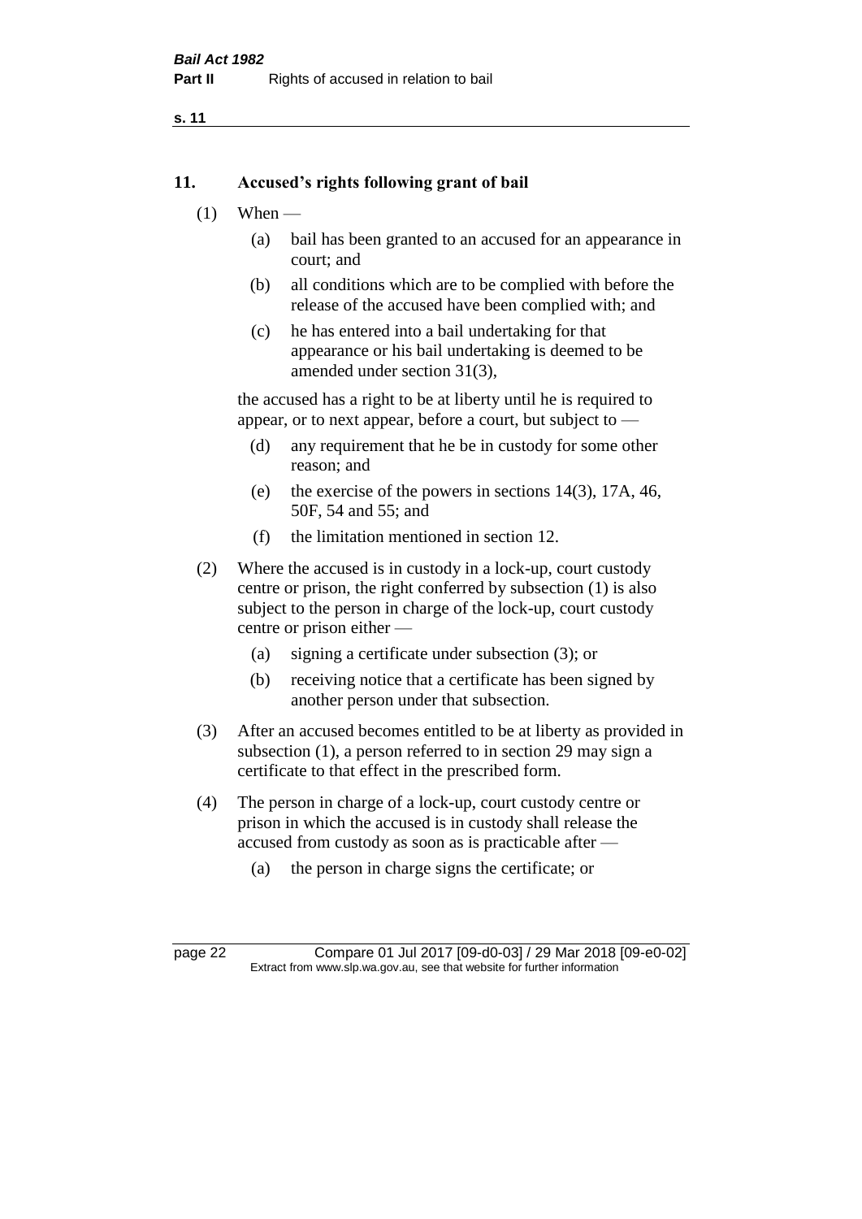## 11. Accused's rights following grant of bail

(1) When —

   (a) bail has been granted to an accused for an appearance in court; and

   (b) all conditions which are to be complied with before the release of the accused have been complied with; and

   (c) he has entered into a bail undertaking for that appearance or his bail undertaking is deemed to be amended under section 31(3),

   the accused has a right to be at liberty until he is required to appear, or to next appear, before a court, but subject to —

   (d) any requirement that he be in custody for some other reason; and

   (e) the exercise of the powers in sections 14(3), 17A, 46, 50F, 54 and 55; and

   (f) the limitation mentioned in section 12.

(2) Where the accused is in custody in a lock-up, court custody centre or prison, the right conferred by subsection (1) is also subject to the person in charge of the lock-up, court custody centre or prison either —

   (a) signing a certificate under subsection (3); or

   (b) receiving notice that a certificate has been signed by another person under that subsection.

(3) After an accused becomes entitled to be at liberty as provided in subsection (1), a person referred to in section 29 may sign a certificate to that effect in the prescribed form.

(4) The person in charge of a lock-up, court custody centre or prison in which the accused is in custody shall release the accused from custody as soon as is practicable after —

   (a) the person in charge signs the certificate; or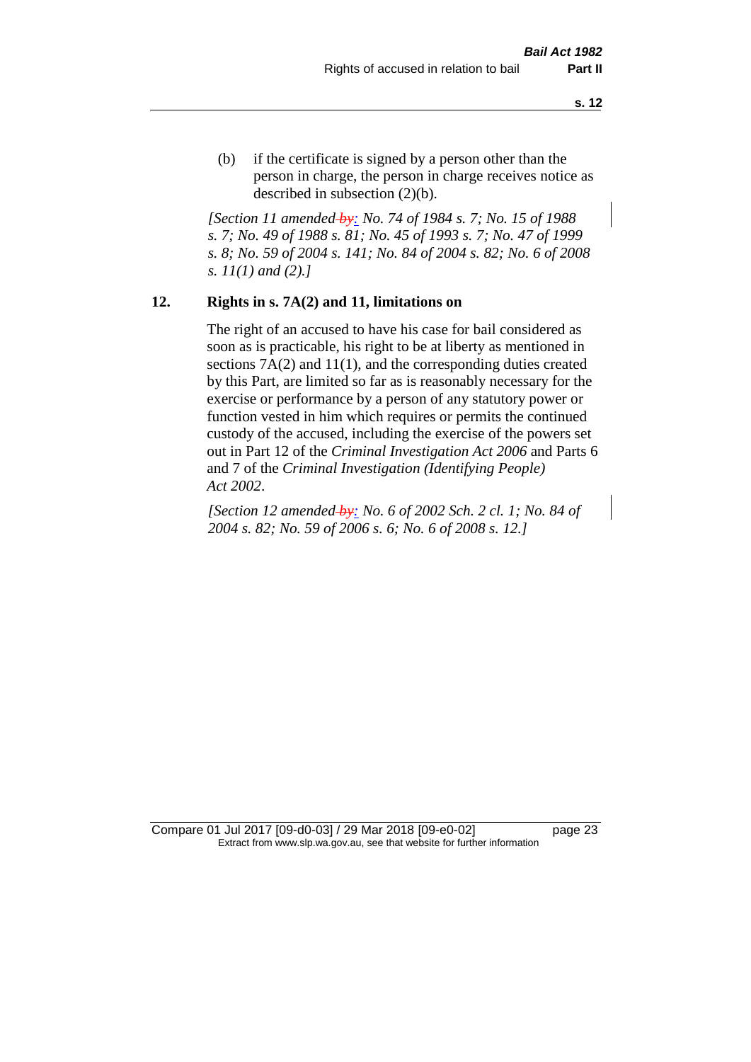(b) if the certificate is signed by a person other than the person in charge, the person in charge receives notice as described in subsection (2)(b).

*[Section 11 amended by: No. 74 of 1984 s. 7; No. 15 of 1988 s. 7; No. 49 of 1988 s. 81; No. 45 of 1993 s. 7; No. 47 of 1999 s. 8; No. 59 of 2004 s. 141; No. 84 of 2004 s. 82; No. 6 of 2008 s. 11(1) and (2).]*

## 12. Rights in s. 7A(2) and 11, limitations on

The right of an accused to have his case for bail considered as soon as is practicable, his right to be at liberty as mentioned in sections 7A(2) and 11(1), and the corresponding duties created by this Part, are limited so far as is reasonably necessary for the exercise or performance by a person of any statutory power or function vested in him which requires or permits the continued custody of the accused, including the exercise of the powers set out in Part 12 of the *Criminal Investigation Act 2006* and Parts 6 and 7 of the *Criminal Investigation (Identifying People) Act 2002*.

*[Section 12 amended by: No. 6 of 2002 Sch. 2 cl. 1; No. 84 of 2004 s. 82; No. 59 of 2006 s. 6; No. 6 of 2008 s. 12.]*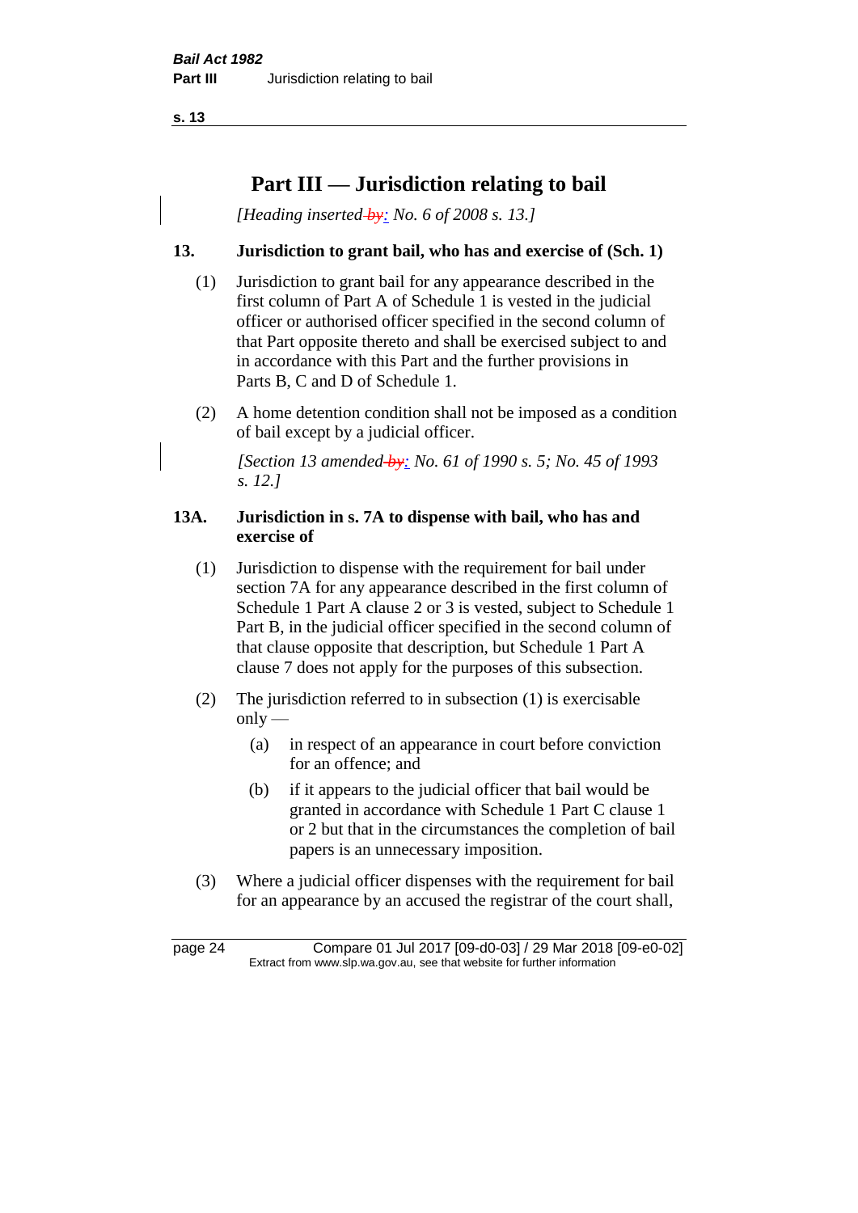# Part III — Jurisdiction relating to bail

*[Heading inserted ~~by~~: No. 6 of 2008 s. 13.]*

### 13. Jurisdiction to grant bail, who has and exercise of (Sch. 1)

(1) Jurisdiction to grant bail for any appearance described in the first column of Part A of Schedule 1 is vested in the judicial officer or authorised officer specified in the second column of that Part opposite thereto and shall be exercised subject to and in accordance with this Part and the further provisions in Parts B, C and D of Schedule 1.

(2) A home detention condition shall not be imposed as a condition of bail except by a judicial officer.

*[Section 13 amended ~~by~~: No. 61 of 1990 s. 5; No. 45 of 1993 s. 12.]*

### 13A. Jurisdiction in s. 7A to dispense with bail, who has and exercise of

(1) Jurisdiction to dispense with the requirement for bail under section 7A for any appearance described in the first column of Schedule 1 Part A clause 2 or 3 is vested, subject to Schedule 1 Part B, in the judicial officer specified in the second column of that clause opposite that description, but Schedule 1 Part A clause 7 does not apply for the purposes of this subsection.

(2) The jurisdiction referred to in subsection (1) is exercisable only —

(a) in respect of an appearance in court before conviction for an offence; and

(b) if it appears to the judicial officer that bail would be granted in accordance with Schedule 1 Part C clause 1 or 2 but that in the circumstances the completion of bail papers is an unnecessary imposition.

(3) Where a judicial officer dispenses with the requirement for bail for an appearance by an accused the registrar of the court shall,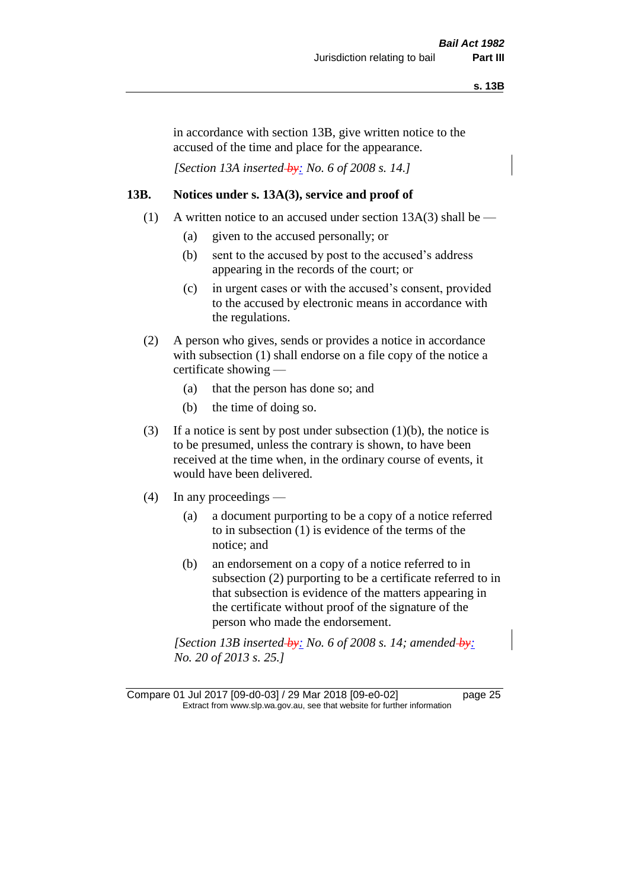in accordance with section 13B, give written notice to the accused of the time and place for the appearance.

*[Section 13A inserted ~~by~~: No. 6 of 2008 s. 14.]*

## 13B. Notices under s. 13A(3), service and proof of

(1) A written notice to an accused under section 13A(3) shall be —

  (a) given to the accused personally; or

  (b) sent to the accused by post to the accused's address appearing in the records of the court; or

  (c) in urgent cases or with the accused's consent, provided to the accused by electronic means in accordance with the regulations.

(2) A person who gives, sends or provides a notice in accordance with subsection (1) shall endorse on a file copy of the notice a certificate showing —

  (a) that the person has done so; and

  (b) the time of doing so.

(3) If a notice is sent by post under subsection (1)(b), the notice is to be presumed, unless the contrary is shown, to have been received at the time when, in the ordinary course of events, it would have been delivered.

(4) In any proceedings —

  (a) a document purporting to be a copy of a notice referred to in subsection (1) is evidence of the terms of the notice; and

  (b) an endorsement on a copy of a notice referred to in subsection (2) purporting to be a certificate referred to in that subsection is evidence of the matters appearing in the certificate without proof of the signature of the person who made the endorsement.

*[Section 13B inserted ~~by~~: No. 6 of 2008 s. 14; amended ~~by~~: No. 20 of 2013 s. 25.]*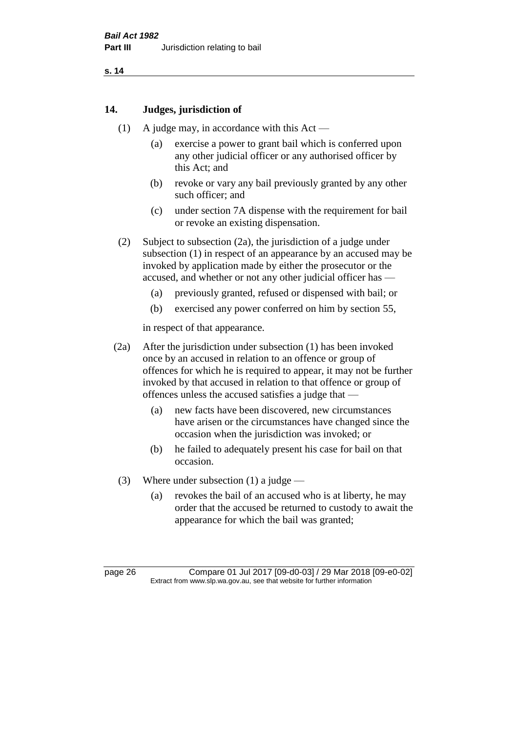## 14. Judges, jurisdiction of

(1) A judge may, in accordance with this Act —

(a) exercise a power to grant bail which is conferred upon any other judicial officer or any authorised officer by this Act; and

(b) revoke or vary any bail previously granted by any other such officer; and

(c) under section 7A dispense with the requirement for bail or revoke an existing dispensation.

(2) Subject to subsection (2a), the jurisdiction of a judge under subsection (1) in respect of an appearance by an accused may be invoked by application made by either the prosecutor or the accused, and whether or not any other judicial officer has —

(a) previously granted, refused or dispensed with bail; or

(b) exercised any power conferred on him by section 55,

in respect of that appearance.

(2a) After the jurisdiction under subsection (1) has been invoked once by an accused in relation to an offence or group of offences for which he is required to appear, it may not be further invoked by that accused in relation to that offence or group of offences unless the accused satisfies a judge that —

(a) new facts have been discovered, new circumstances have arisen or the circumstances have changed since the occasion when the jurisdiction was invoked; or

(b) he failed to adequately present his case for bail on that occasion.

(3) Where under subsection (1) a judge —

(a) revokes the bail of an accused who is at liberty, he may order that the accused be returned to custody to await the appearance for which the bail was granted;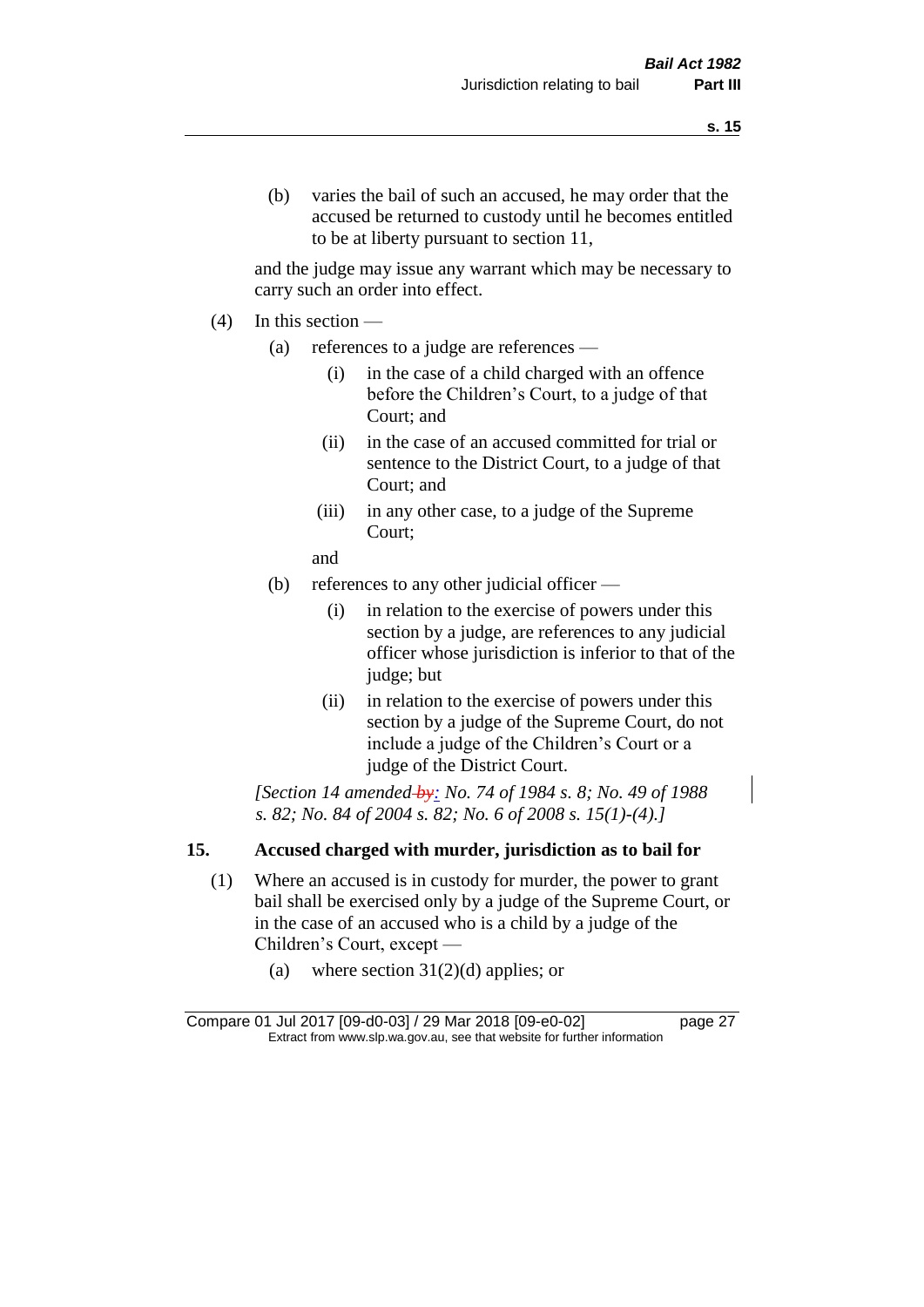(b) varies the bail of such an accused, he may order that the accused be returned to custody until he becomes entitled to be at liberty pursuant to section 11,

and the judge may issue any warrant which may be necessary to carry such an order into effect.

(4) In this section —

(a) references to a judge are references —

(i) in the case of a child charged with an offence before the Children's Court, to a judge of that Court; and

(ii) in the case of an accused committed for trial or sentence to the District Court, to a judge of that Court; and

(iii) in any other case, to a judge of the Supreme Court;

and

(b) references to any other judicial officer —

(i) in relation to the exercise of powers under this section by a judge, are references to any judicial officer whose jurisdiction is inferior to that of the judge; but

(ii) in relation to the exercise of powers under this section by a judge of the Supreme Court, do not include a judge of the Children's Court or a judge of the District Court.

*[Section 14 amended by: No. 74 of 1984 s. 8; No. 49 of 1988 s. 82; No. 84 of 2004 s. 82; No. 6 of 2008 s. 15(1)-(4).]*

## 15. Accused charged with murder, jurisdiction as to bail for

(1) Where an accused is in custody for murder, the power to grant bail shall be exercised only by a judge of the Supreme Court, or in the case of an accused who is a child by a judge of the Children's Court, except —

(a) where section 31(2)(d) applies; or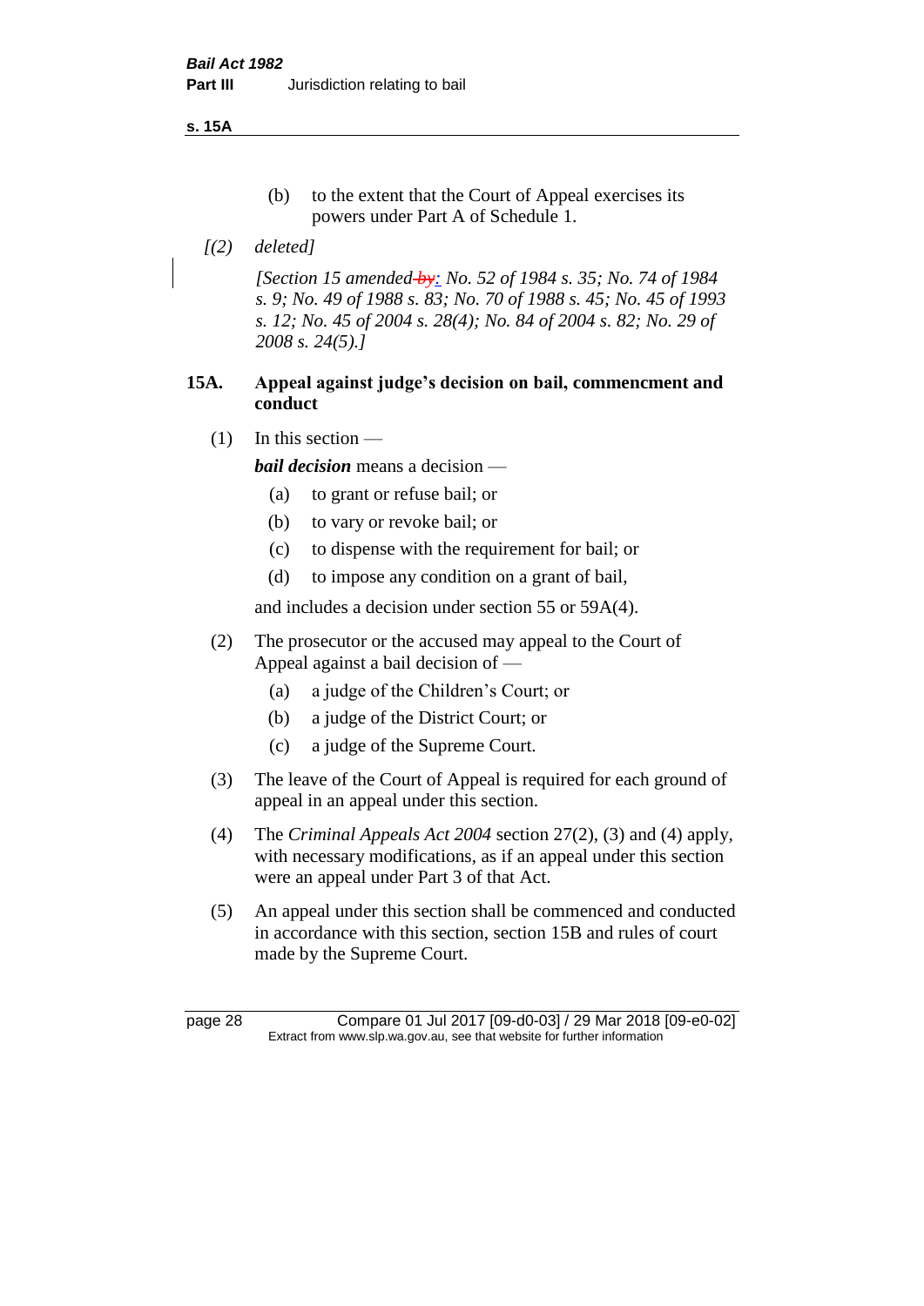(b) to the extent that the Court of Appeal exercises its powers under Part A of Schedule 1.

*[(2) deleted]*

*[Section 15 amended by: No. 52 of 1984 s. 35; No. 74 of 1984 s. 9; No. 49 of 1988 s. 83; No. 70 of 1988 s. 45; No. 45 of 1993 s. 12; No. 45 of 2004 s. 28(4); No. 84 of 2004 s. 82; No. 29 of 2008 s. 24(5).]*

### 15A. Appeal against judge's decision on bail, commencment and conduct

(1) In this section —

***bail decision*** means a decision —

(a) to grant or refuse bail; or

(b) to vary or revoke bail; or

(c) to dispense with the requirement for bail; or

(d) to impose any condition on a grant of bail,

and includes a decision under section 55 or 59A(4).

(2) The prosecutor or the accused may appeal to the Court of Appeal against a bail decision of —

(a) a judge of the Children's Court; or

(b) a judge of the District Court; or

(c) a judge of the Supreme Court.

(3) The leave of the Court of Appeal is required for each ground of appeal in an appeal under this section.

(4) The *Criminal Appeals Act 2004* section 27(2), (3) and (4) apply, with necessary modifications, as if an appeal under this section were an appeal under Part 3 of that Act.

(5) An appeal under this section shall be commenced and conducted in accordance with this section, section 15B and rules of court made by the Supreme Court.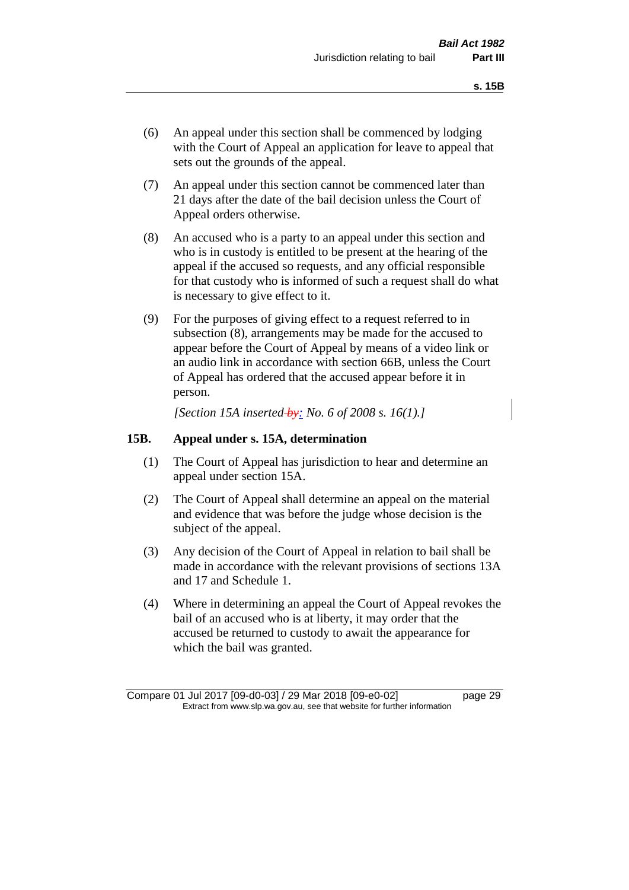(6) An appeal under this section shall be commenced by lodging with the Court of Appeal an application for leave to appeal that sets out the grounds of the appeal.

(7) An appeal under this section cannot be commenced later than 21 days after the date of the bail decision unless the Court of Appeal orders otherwise.

(8) An accused who is a party to an appeal under this section and who is in custody is entitled to be present at the hearing of the appeal if the accused so requests, and any official responsible for that custody who is informed of such a request shall do what is necessary to give effect to it.

(9) For the purposes of giving effect to a request referred to in subsection (8), arrangements may be made for the accused to appear before the Court of Appeal by means of a video link or an audio link in accordance with section 66B, unless the Court of Appeal has ordered that the accused appear before it in person.

*[Section 15A inserted by: No. 6 of 2008 s. 16(1).]*

## 15B. Appeal under s. 15A, determination

(1) The Court of Appeal has jurisdiction to hear and determine an appeal under section 15A.

(2) The Court of Appeal shall determine an appeal on the material and evidence that was before the judge whose decision is the subject of the appeal.

(3) Any decision of the Court of Appeal in relation to bail shall be made in accordance with the relevant provisions of sections 13A and 17 and Schedule 1.

(4) Where in determining an appeal the Court of Appeal revokes the bail of an accused who is at liberty, it may order that the accused be returned to custody to await the appearance for which the bail was granted.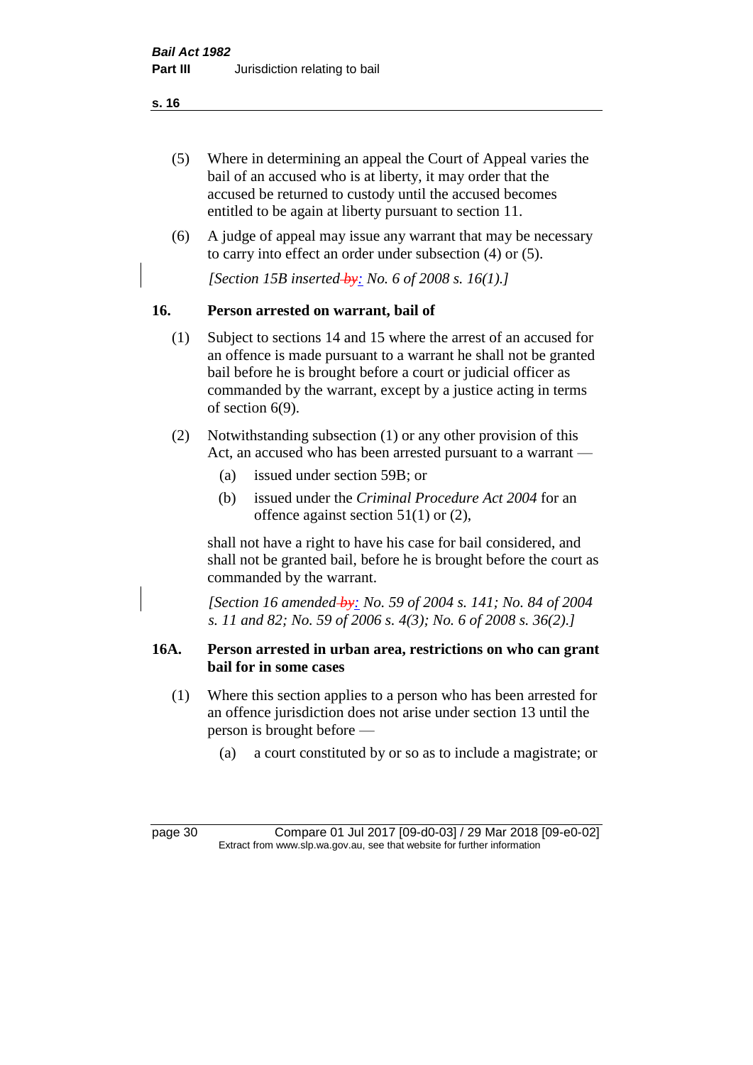(5) Where in determining an appeal the Court of Appeal varies the bail of an accused who is at liberty, it may order that the accused be returned to custody until the accused becomes entitled to be again at liberty pursuant to section 11.

(6) A judge of appeal may issue any warrant that may be necessary to carry into effect an order under subsection (4) or (5).

*[Section 15B inserted ~~by~~: No. 6 of 2008 s. 16(1).]*

## 16. Person arrested on warrant, bail of

(1) Subject to sections 14 and 15 where the arrest of an accused for an offence is made pursuant to a warrant he shall not be granted bail before he is brought before a court or judicial officer as commanded by the warrant, except by a justice acting in terms of section 6(9).

(2) Notwithstanding subsection (1) or any other provision of this Act, an accused who has been arrested pursuant to a warrant —

(a) issued under section 59B; or

(b) issued under the *Criminal Procedure Act 2004* for an offence against section 51(1) or (2),

shall not have a right to have his case for bail considered, and shall not be granted bail, before he is brought before the court as commanded by the warrant.

*[Section 16 amended ~~by~~: No. 59 of 2004 s. 141; No. 84 of 2004 s. 11 and 82; No. 59 of 2006 s. 4(3); No. 6 of 2008 s. 36(2).]*

## 16A. Person arrested in urban area, restrictions on who can grant bail for in some cases

(1) Where this section applies to a person who has been arrested for an offence jurisdiction does not arise under section 13 until the person is brought before —

(a) a court constituted by or so as to include a magistrate; or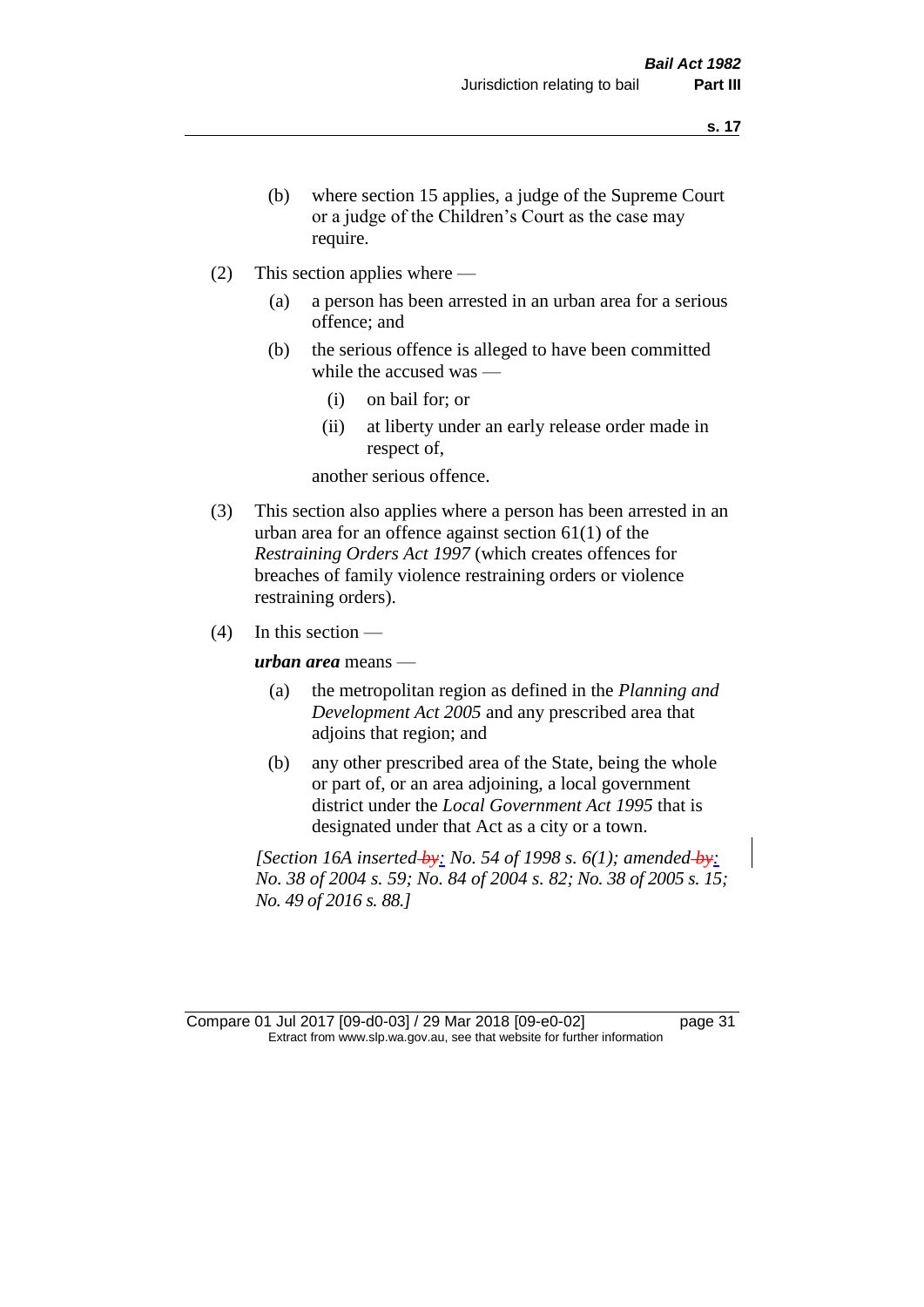(b) where section 15 applies, a judge of the Supreme Court or a judge of the Children's Court as the case may require.

(2) This section applies where —

(a) a person has been arrested in an urban area for a serious offence; and

(b) the serious offence is alleged to have been committed while the accused was —

(i) on bail for; or

(ii) at liberty under an early release order made in respect of,

another serious offence.

(3) This section also applies where a person has been arrested in an urban area for an offence against section 61(1) of the *Restraining Orders Act 1997* (which creates offences for breaches of family violence restraining orders or violence restraining orders).

(4) In this section —

***urban area*** means —

(a) the metropolitan region as defined in the *Planning and Development Act 2005* and any prescribed area that adjoins that region; and

(b) any other prescribed area of the State, being the whole or part of, or an area adjoining, a local government district under the *Local Government Act 1995* that is designated under that Act as a city or a town.

*[Section 16A inserted by: No. 54 of 1998 s. 6(1); amended by: No. 38 of 2004 s. 59; No. 84 of 2004 s. 82; No. 38 of 2005 s. 15; No. 49 of 2016 s. 88.]*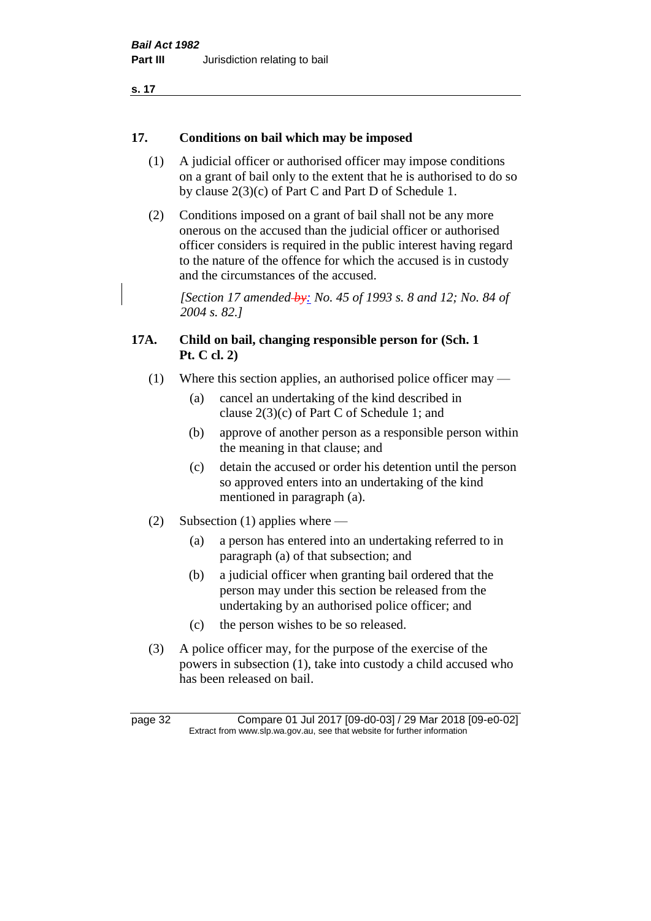## 17. Conditions on bail which may be imposed

(1) A judicial officer or authorised officer may impose conditions on a grant of bail only to the extent that he is authorised to do so by clause 2(3)(c) of Part C and Part D of Schedule 1.

(2) Conditions imposed on a grant of bail shall not be any more onerous on the accused than the judicial officer or authorised officer considers is required in the public interest having regard to the nature of the offence for which the accused is in custody and the circumstances of the accused.

*[Section 17 amended ~~by~~: No. 45 of 1993 s. 8 and 12; No. 84 of 2004 s. 82.]*

## 17A. Child on bail, changing responsible person for (Sch. 1 Pt. C cl. 2)

(1) Where this section applies, an authorised police officer may —

(a) cancel an undertaking of the kind described in clause 2(3)(c) of Part C of Schedule 1; and

(b) approve of another person as a responsible person within the meaning in that clause; and

(c) detain the accused or order his detention until the person so approved enters into an undertaking of the kind mentioned in paragraph (a).

(2) Subsection (1) applies where —

(a) a person has entered into an undertaking referred to in paragraph (a) of that subsection; and

(b) a judicial officer when granting bail ordered that the person may under this section be released from the undertaking by an authorised police officer; and

(c) the person wishes to be so released.

(3) A police officer may, for the purpose of the exercise of the powers in subsection (1), take into custody a child accused who has been released on bail.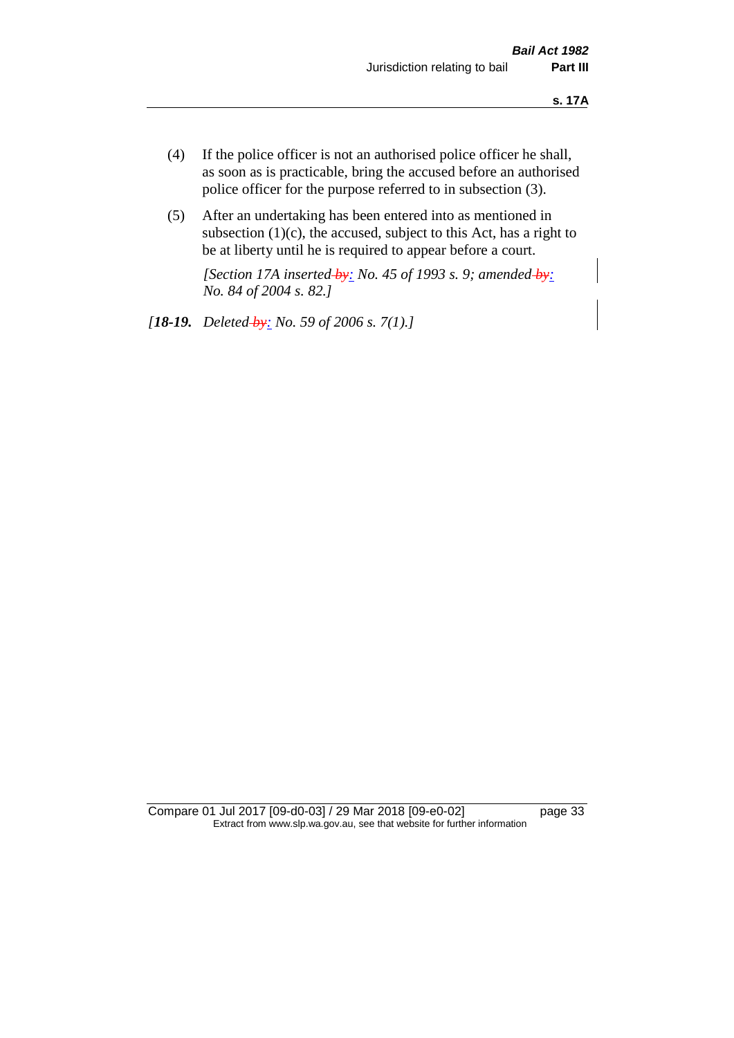(4) If the police officer is not an authorised police officer he shall, as soon as is practicable, bring the accused before an authorised police officer for the purpose referred to in subsection (3).

(5) After an undertaking has been entered into as mentioned in subsection (1)(c), the accused, subject to this Act, has a right to be at liberty until he is required to appear before a court.

*[Section 17A inserted by: No. 45 of 1993 s. 9; amended by: No. 84 of 2004 s. 82.]*

*[**18-19.** Deleted by: No. 59 of 2006 s. 7(1).]*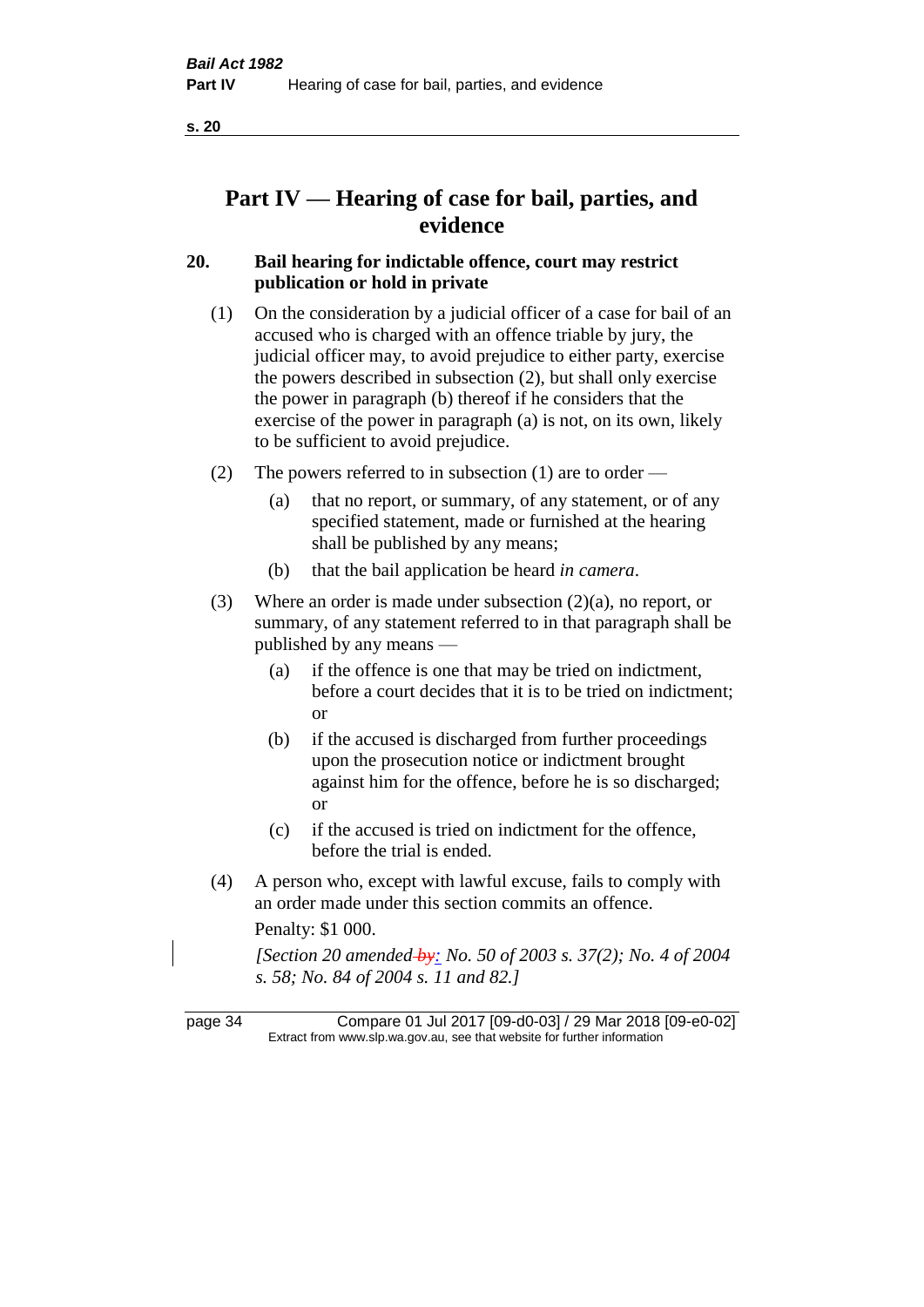# Part IV — Hearing of case for bail, parties, and evidence

## 20. Bail hearing for indictable offence, court may restrict publication or hold in private

(1) On the consideration by a judicial officer of a case for bail of an accused who is charged with an offence triable by jury, the judicial officer may, to avoid prejudice to either party, exercise the powers described in subsection (2), but shall only exercise the power in paragraph (b) thereof if he considers that the exercise of the power in paragraph (a) is not, on its own, likely to be sufficient to avoid prejudice.

(2) The powers referred to in subsection (1) are to order —

- (a) that no report, or summary, of any statement, or of any specified statement, made or furnished at the hearing shall be published by any means;
- (b) that the bail application be heard *in camera*.

(3) Where an order is made under subsection (2)(a), no report, or summary, of any statement referred to in that paragraph shall be published by any means —

- (a) if the offence is one that may be tried on indictment, before a court decides that it is to be tried on indictment; or
- (b) if the accused is discharged from further proceedings upon the prosecution notice or indictment brought against him for the offence, before he is so discharged; or
- (c) if the accused is tried on indictment for the offence, before the trial is ended.

(4) A person who, except with lawful excuse, fails to comply with an order made under this section commits an offence.

Penalty: $1 000.

*[Section 20 amended by: No. 50 of 2003 s. 37(2); No. 4 of 2004 s. 58; No. 84 of 2004 s. 11 and 82.]*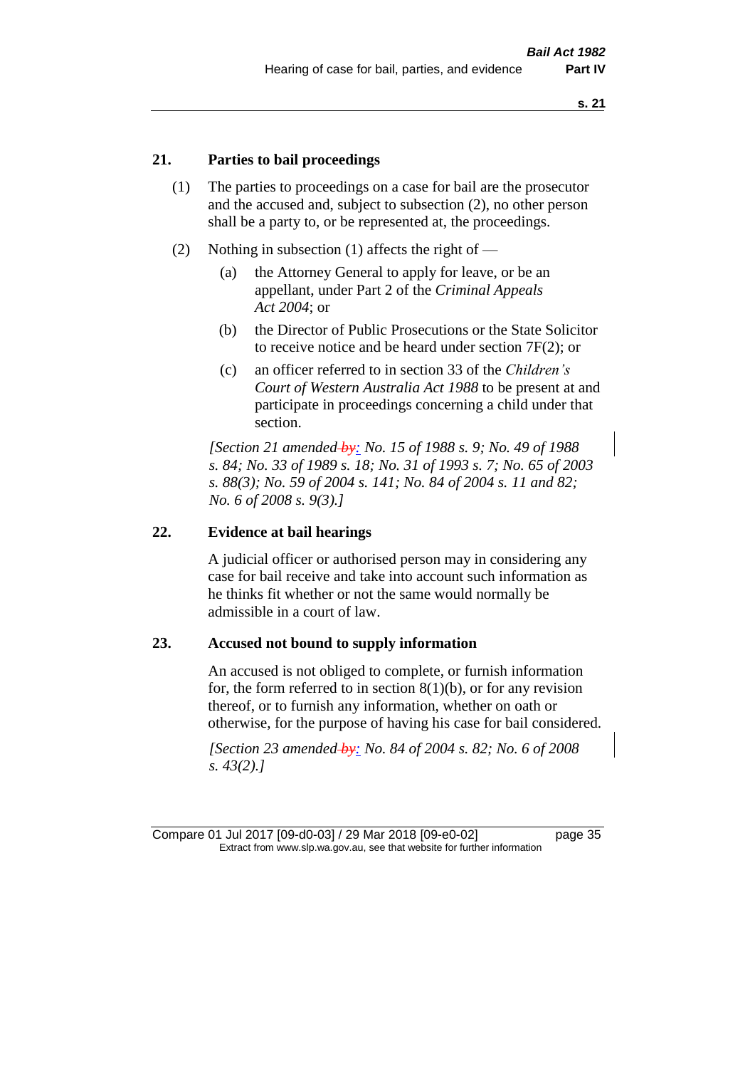## 21. Parties to bail proceedings

(1) The parties to proceedings on a case for bail are the prosecutor and the accused and, subject to subsection (2), no other person shall be a party to, or be represented at, the proceedings.

(2) Nothing in subsection (1) affects the right of —

(a) the Attorney General to apply for leave, or be an appellant, under Part 2 of the *Criminal Appeals Act 2004*; or

(b) the Director of Public Prosecutions or the State Solicitor to receive notice and be heard under section 7F(2); or

(c) an officer referred to in section 33 of the *Children's Court of Western Australia Act 1988* to be present at and participate in proceedings concerning a child under that section.

*[Section 21 amended by: No. 15 of 1988 s. 9; No. 49 of 1988 s. 84; No. 33 of 1989 s. 18; No. 31 of 1993 s. 7; No. 65 of 2003 s. 88(3); No. 59 of 2004 s. 141; No. 84 of 2004 s. 11 and 82; No. 6 of 2008 s. 9(3).]*

## 22. Evidence at bail hearings

A judicial officer or authorised person may in considering any case for bail receive and take into account such information as he thinks fit whether or not the same would normally be admissible in a court of law.

## 23. Accused not bound to supply information

An accused is not obliged to complete, or furnish information for, the form referred to in section 8(1)(b), or for any revision thereof, or to furnish any information, whether on oath or otherwise, for the purpose of having his case for bail considered.

*[Section 23 amended by: No. 84 of 2004 s. 82; No. 6 of 2008 s. 43(2).]*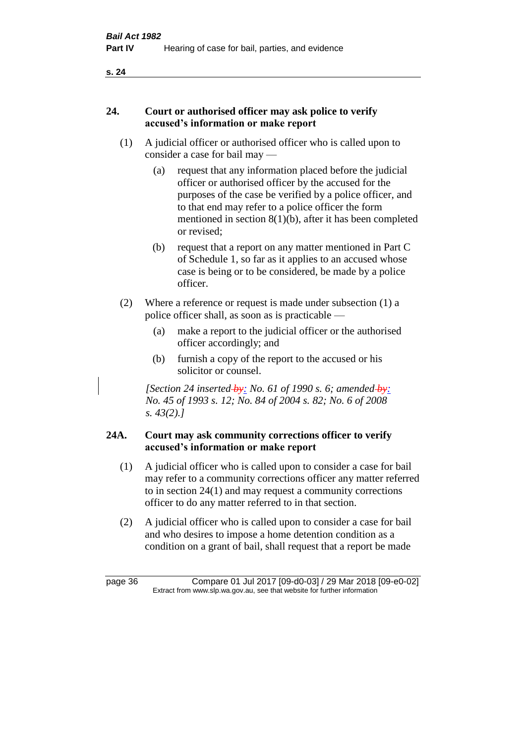## 24. Court or authorised officer may ask police to verify accused's information or make report

(1) A judicial officer or authorised officer who is called upon to consider a case for bail may —

(a) request that any information placed before the judicial officer or authorised officer by the accused for the purposes of the case be verified by a police officer, and to that end may refer to a police officer the form mentioned in section 8(1)(b), after it has been completed or revised;

(b) request that a report on any matter mentioned in Part C of Schedule 1, so far as it applies to an accused whose case is being or to be considered, be made by a police officer.

(2) Where a reference or request is made under subsection (1) a police officer shall, as soon as is practicable —

(a) make a report to the judicial officer or the authorised officer accordingly; and

(b) furnish a copy of the report to the accused or his solicitor or counsel.

*[Section 24 inserted by: No. 61 of 1990 s. 6; amended by: No. 45 of 1993 s. 12; No. 84 of 2004 s. 82; No. 6 of 2008 s. 43(2).]*

## 24A. Court may ask community corrections officer to verify accused's information or make report

(1) A judicial officer who is called upon to consider a case for bail may refer to a community corrections officer any matter referred to in section 24(1) and may request a community corrections officer to do any matter referred to in that section.

(2) A judicial officer who is called upon to consider a case for bail and who desires to impose a home detention condition as a condition on a grant of bail, shall request that a report be made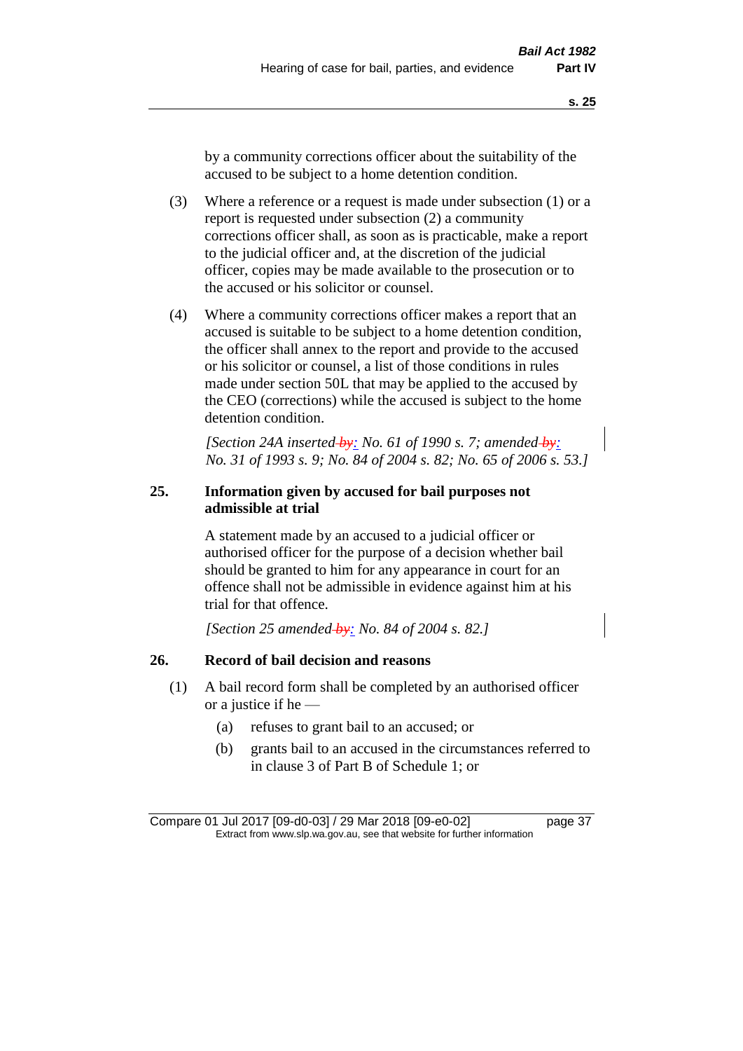by a community corrections officer about the suitability of the accused to be subject to a home detention condition.

(3) Where a reference or a request is made under subsection (1) or a report is requested under subsection (2) a community corrections officer shall, as soon as is practicable, make a report to the judicial officer and, at the discretion of the judicial officer, copies may be made available to the prosecution or to the accused or his solicitor or counsel.

(4) Where a community corrections officer makes a report that an accused is suitable to be subject to a home detention condition, the officer shall annex to the report and provide to the accused or his solicitor or counsel, a list of those conditions in rules made under section 50L that may be applied to the accused by the CEO (corrections) while the accused is subject to the home detention condition.

*[Section 24A inserted by: No. 61 of 1990 s. 7; amended by: No. 31 of 1993 s. 9; No. 84 of 2004 s. 82; No. 65 of 2006 s. 53.]*

## 25. Information given by accused for bail purposes not admissible at trial

A statement made by an accused to a judicial officer or authorised officer for the purpose of a decision whether bail should be granted to him for any appearance in court for an offence shall not be admissible in evidence against him at his trial for that offence.

*[Section 25 amended by: No. 84 of 2004 s. 82.]*

## 26. Record of bail decision and reasons

(1) A bail record form shall be completed by an authorised officer or a justice if he —

(a) refuses to grant bail to an accused; or

(b) grants bail to an accused in the circumstances referred to in clause 3 of Part B of Schedule 1; or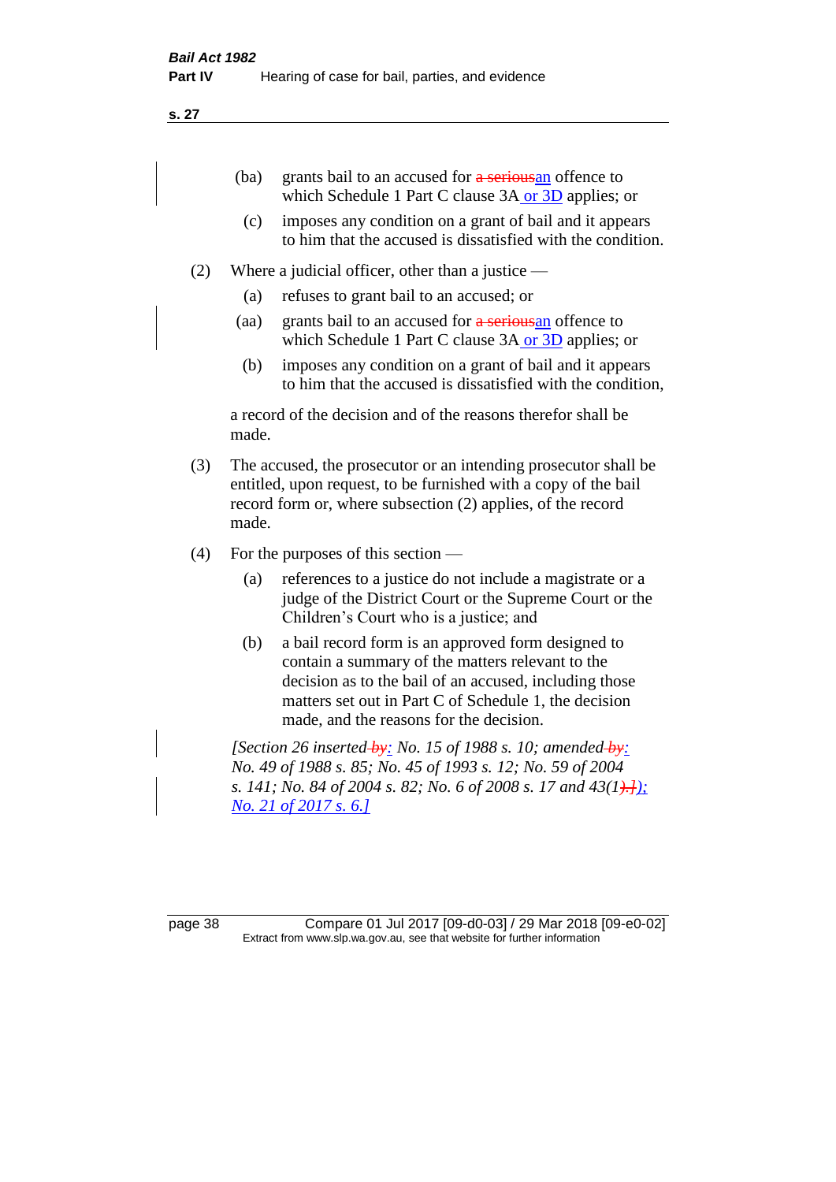(ba) grants bail to an accused for ~~a serious~~an offence to which Schedule 1 Part C clause 3A or 3D applies; or

(c) imposes any condition on a grant of bail and it appears to him that the accused is dissatisfied with the condition.

(2) Where a judicial officer, other than a justice —

(a) refuses to grant bail to an accused; or

(aa) grants bail to an accused for ~~a serious~~an offence to which Schedule 1 Part C clause 3A or 3D applies; or

(b) imposes any condition on a grant of bail and it appears to him that the accused is dissatisfied with the condition,

a record of the decision and of the reasons therefor shall be made.

(3) The accused, the prosecutor or an intending prosecutor shall be entitled, upon request, to be furnished with a copy of the bail record form or, where subsection (2) applies, of the record made.

(4) For the purposes of this section —

(a) references to a justice do not include a magistrate or a judge of the District Court or the Supreme Court or the Children's Court who is a justice; and

(b) a bail record form is an approved form designed to contain a summary of the matters relevant to the decision as to the bail of an accused, including those matters set out in Part C of Schedule 1, the decision made, and the reasons for the decision.

*[Section 26 inserted ~~by~~: No. 15 of 1988 s. 10; amended ~~by~~: No. 49 of 1988 s. 85; No. 45 of 1993 s. 12; No. 59 of 2004 s. 141; No. 84 of 2004 s. 82; No. 6 of 2008 s. 17 and 43(1~~).]~~); No. 21 of 2017 s. 6.]*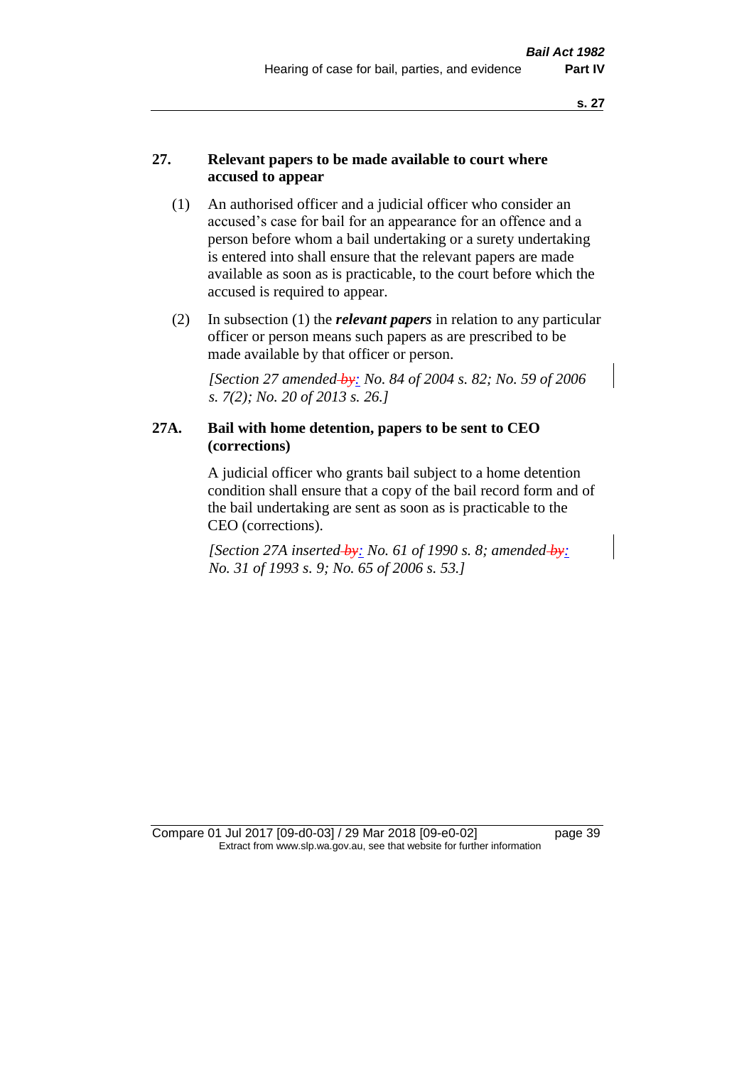## 27. Relevant papers to be made available to court where accused to appear

(1) An authorised officer and a judicial officer who consider an accused's case for bail for an appearance for an offence and a person before whom a bail undertaking or a surety undertaking is entered into shall ensure that the relevant papers are made available as soon as is practicable, to the court before which the accused is required to appear.

(2) In subsection (1) the ***relevant papers*** in relation to any particular officer or person means such papers as are prescribed to be made available by that officer or person.

*[Section 27 amended by: No. 84 of 2004 s. 82; No. 59 of 2006 s. 7(2); No. 20 of 2013 s. 26.]*

## 27A. Bail with home detention, papers to be sent to CEO (corrections)

A judicial officer who grants bail subject to a home detention condition shall ensure that a copy of the bail record form and of the bail undertaking are sent as soon as is practicable to the CEO (corrections).

*[Section 27A inserted by: No. 61 of 1990 s. 8; amended by: No. 31 of 1993 s. 9; No. 65 of 2006 s. 53.]*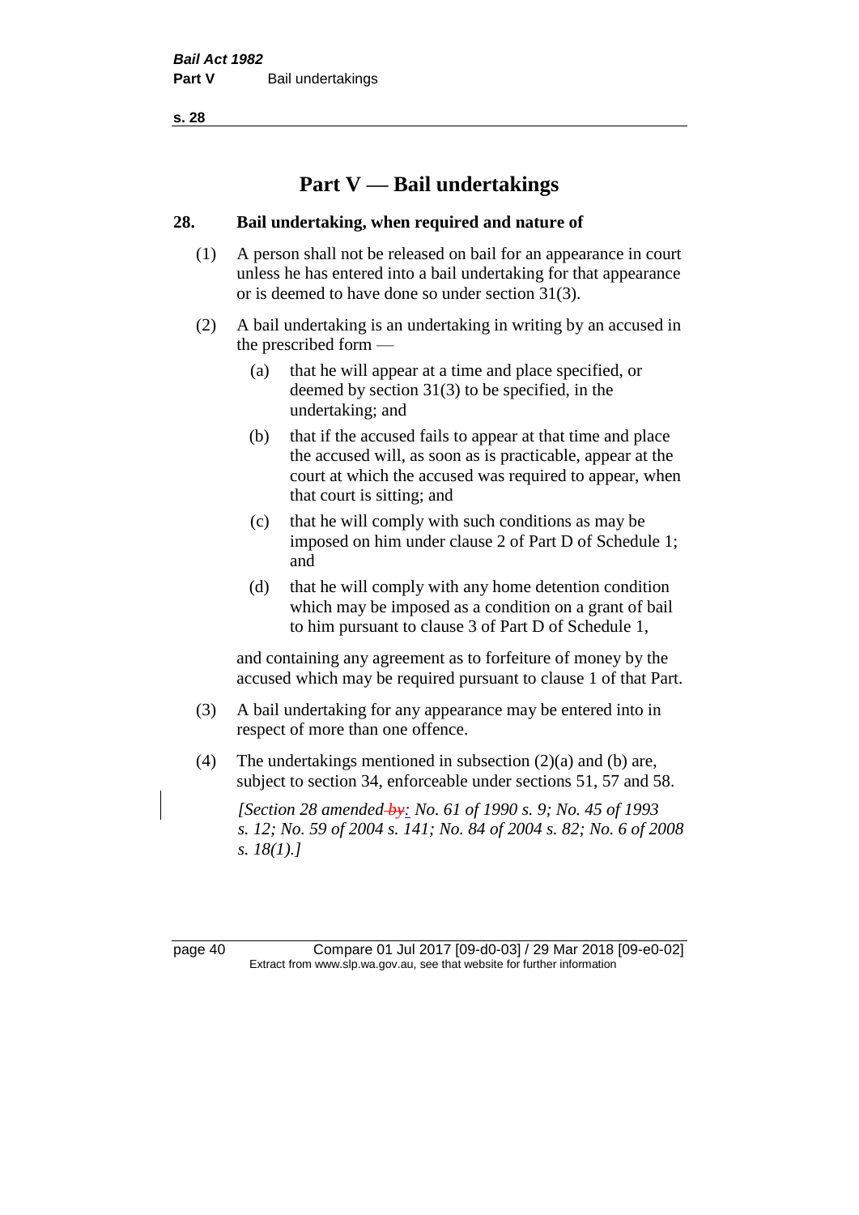# Part V — Bail undertakings

## 28. Bail undertaking, when required and nature of

(1) A person shall not be released on bail for an appearance in court unless he has entered into a bail undertaking for that appearance or is deemed to have done so under section 31(3).

(2) A bail undertaking is an undertaking in writing by an accused in the prescribed form —

- (a) that he will appear at a time and place specified, or deemed by section 31(3) to be specified, in the undertaking; and
- (b) that if the accused fails to appear at that time and place the accused will, as soon as is practicable, appear at the court at which the accused was required to appear, when that court is sitting; and
- (c) that he will comply with such conditions as may be imposed on him under clause 2 of Part D of Schedule 1; and
- (d) that he will comply with any home detention condition which may be imposed as a condition on a grant of bail to him pursuant to clause 3 of Part D of Schedule 1,

and containing any agreement as to forfeiture of money by the accused which may be required pursuant to clause 1 of that Part.

(3) A bail undertaking for any appearance may be entered into in respect of more than one offence.

(4) The undertakings mentioned in subsection (2)(a) and (b) are, subject to section 34, enforceable under sections 51, 57 and 58.

*[Section 28 amended: No. 61 of 1990 s. 9; No. 45 of 1993 s. 12; No. 59 of 2004 s. 141; No. 84 of 2004 s. 82; No. 6 of 2008 s. 18(1).]*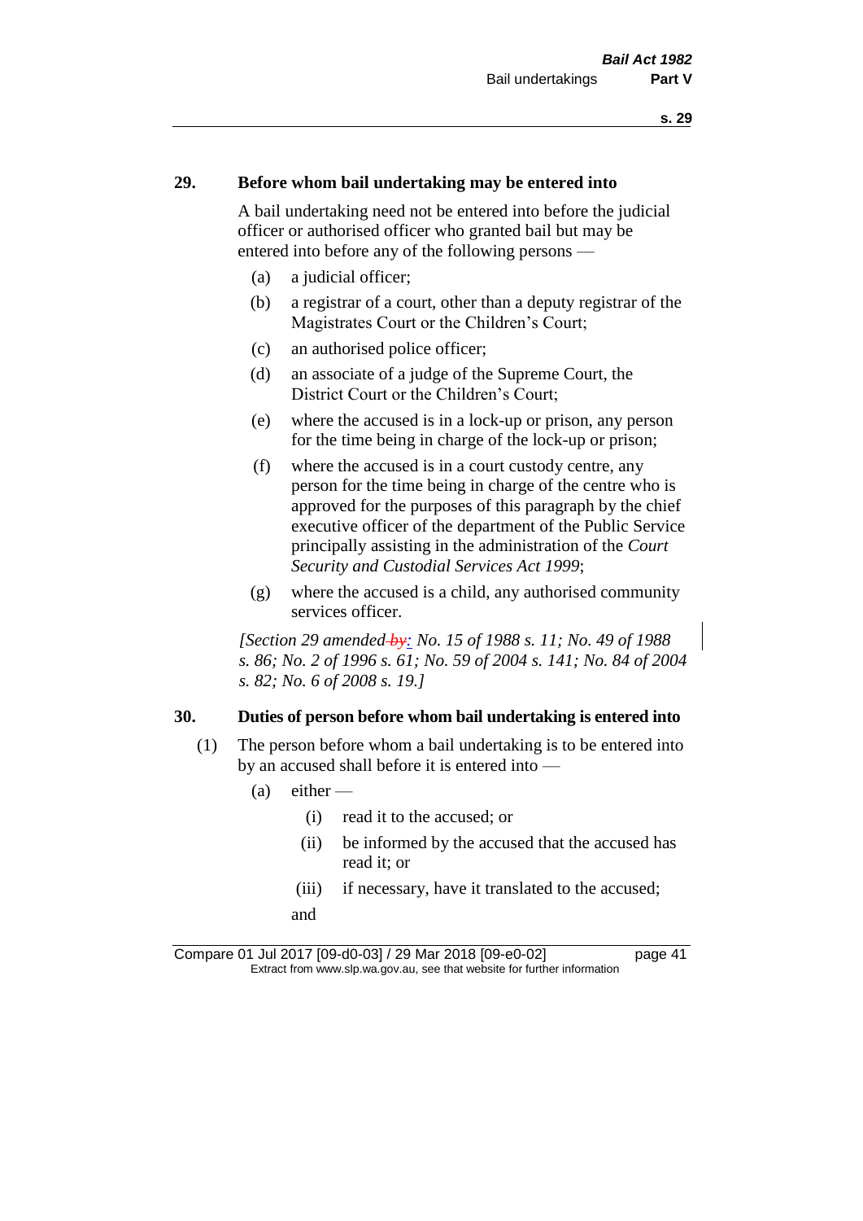## 29. Before whom bail undertaking may be entered into

A bail undertaking need not be entered into before the judicial officer or authorised officer who granted bail but may be entered into before any of the following persons —

(a) a judicial officer;

(b) a registrar of a court, other than a deputy registrar of the Magistrates Court or the Children's Court;

(c) an authorised police officer;

(d) an associate of a judge of the Supreme Court, the District Court or the Children's Court;

(e) where the accused is in a lock-up or prison, any person for the time being in charge of the lock-up or prison;

(f) where the accused is in a court custody centre, any person for the time being in charge of the centre who is approved for the purposes of this paragraph by the chief executive officer of the department of the Public Service principally assisting in the administration of the *Court Security and Custodial Services Act 1999*;

(g) where the accused is a child, any authorised community services officer.

*[Section 29 amended by: No. 15 of 1988 s. 11; No. 49 of 1988 s. 86; No. 2 of 1996 s. 61; No. 59 of 2004 s. 141; No. 84 of 2004 s. 82; No. 6 of 2008 s. 19.]*

## 30. Duties of person before whom bail undertaking is entered into

(1) The person before whom a bail undertaking is to be entered into by an accused shall before it is entered into —

(a) either —

(i) read it to the accused; or

(ii) be informed by the accused that the accused has read it; or

(iii) if necessary, have it translated to the accused;

and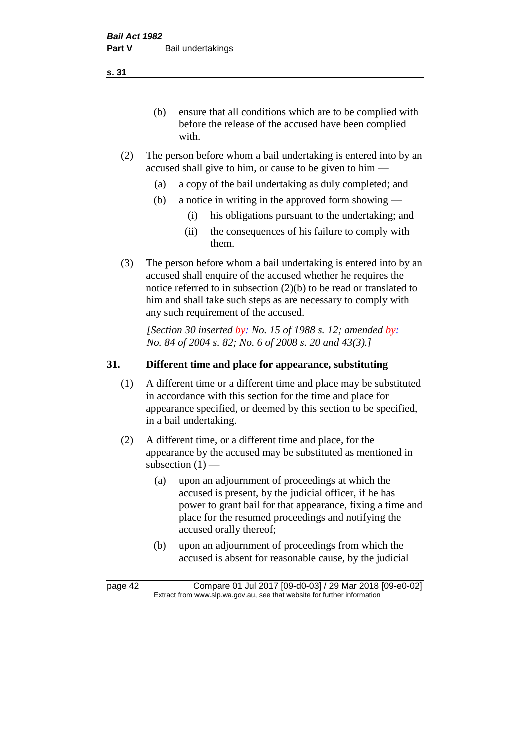(b) ensure that all conditions which are to be complied with before the release of the accused have been complied with.

(2) The person before whom a bail undertaking is entered into by an accused shall give to him, or cause to be given to him —

(a) a copy of the bail undertaking as duly completed; and

(b) a notice in writing in the approved form showing —

(i) his obligations pursuant to the undertaking; and

(ii) the consequences of his failure to comply with them.

(3) The person before whom a bail undertaking is entered into by an accused shall enquire of the accused whether he requires the notice referred to in subsection (2)(b) to be read or translated to him and shall take such steps as are necessary to comply with any such requirement of the accused.

*[Section 30 inserted by: No. 15 of 1988 s. 12; amended by: No. 84 of 2004 s. 82; No. 6 of 2008 s. 20 and 43(3).]*

## 31. Different time and place for appearance, substituting

(1) A different time or a different time and place may be substituted in accordance with this section for the time and place for appearance specified, or deemed by this section to be specified, in a bail undertaking.

(2) A different time, or a different time and place, for the appearance by the accused may be substituted as mentioned in subsection (1) —

(a) upon an adjournment of proceedings at which the accused is present, by the judicial officer, if he has power to grant bail for that appearance, fixing a time and place for the resumed proceedings and notifying the accused orally thereof;

(b) upon an adjournment of proceedings from which the accused is absent for reasonable cause, by the judicial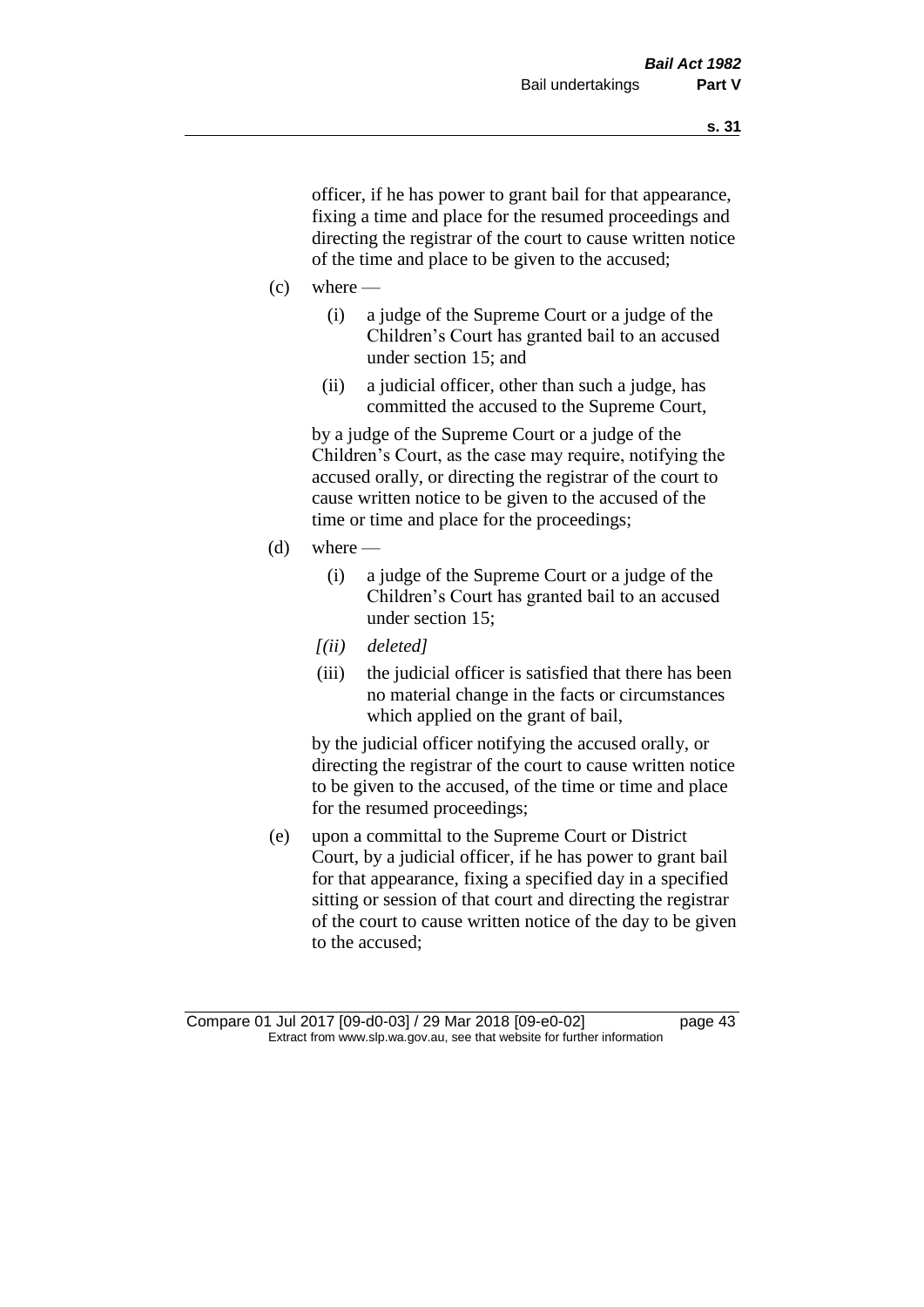officer, if he has power to grant bail for that appearance, fixing a time and place for the resumed proceedings and directing the registrar of the court to cause written notice of the time and place to be given to the accused;

(c) where —

  (i) a judge of the Supreme Court or a judge of the Children's Court has granted bail to an accused under section 15; and

  (ii) a judicial officer, other than such a judge, has committed the accused to the Supreme Court,

  by a judge of the Supreme Court or a judge of the Children's Court, as the case may require, notifying the accused orally, or directing the registrar of the court to cause written notice to be given to the accused of the time or time and place for the proceedings;

(d) where —

  (i) a judge of the Supreme Court or a judge of the Children's Court has granted bail to an accused under section 15;

  *[(ii) deleted]*

  (iii) the judicial officer is satisfied that there has been no material change in the facts or circumstances which applied on the grant of bail,

  by the judicial officer notifying the accused orally, or directing the registrar of the court to cause written notice to be given to the accused, of the time or time and place for the resumed proceedings;

(e) upon a committal to the Supreme Court or District Court, by a judicial officer, if he has power to grant bail for that appearance, fixing a specified day in a specified sitting or session of that court and directing the registrar of the court to cause written notice of the day to be given to the accused;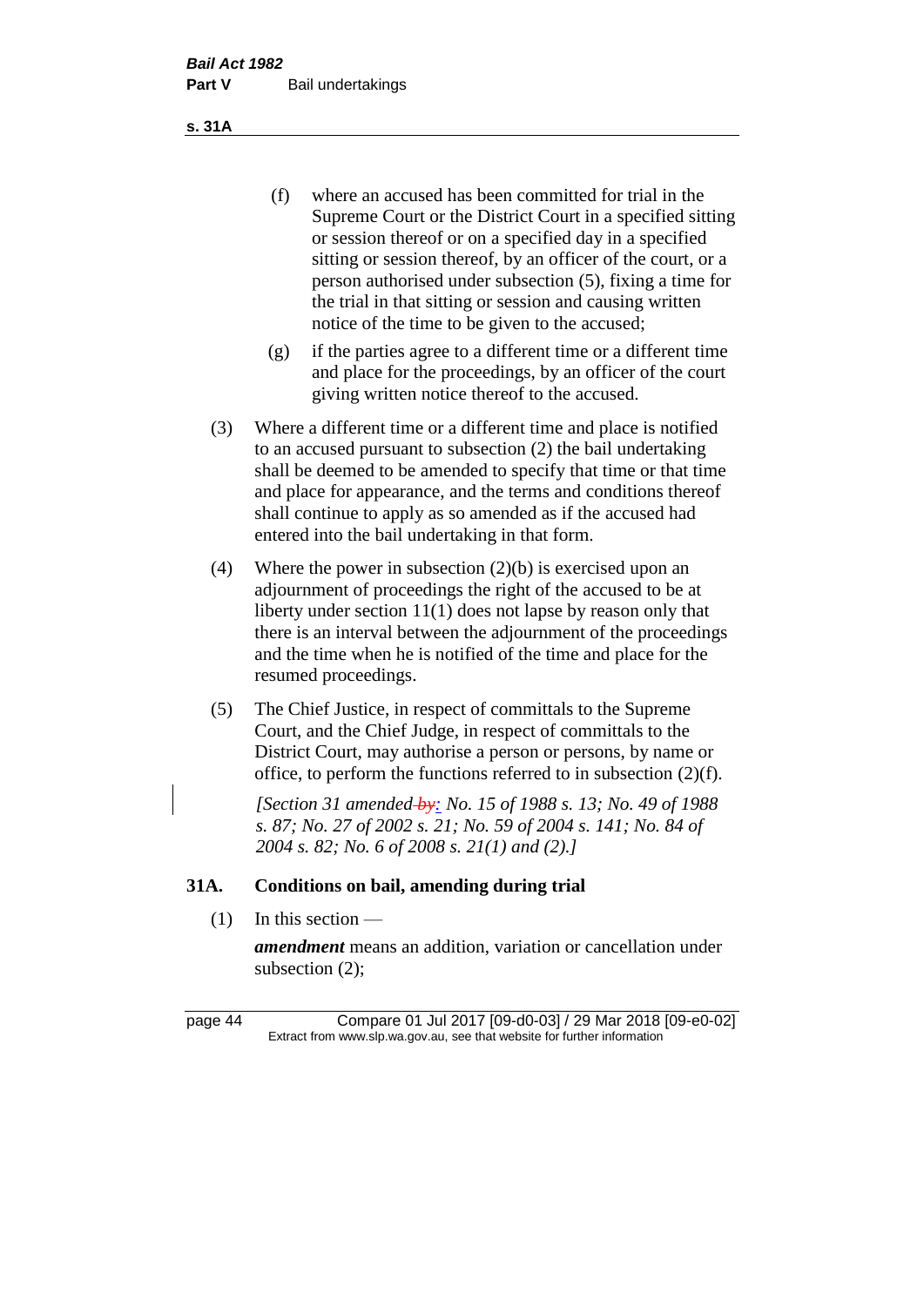(f) where an accused has been committed for trial in the Supreme Court or the District Court in a specified sitting or session thereof or on a specified day in a specified sitting or session thereof, by an officer of the court, or a person authorised under subsection (5), fixing a time for the trial in that sitting or session and causing written notice of the time to be given to the accused;

(g) if the parties agree to a different time or a different time and place for the proceedings, by an officer of the court giving written notice thereof to the accused.

(3) Where a different time or a different time and place is notified to an accused pursuant to subsection (2) the bail undertaking shall be deemed to be amended to specify that time or that time and place for appearance, and the terms and conditions thereof shall continue to apply as so amended as if the accused had entered into the bail undertaking in that form.

(4) Where the power in subsection (2)(b) is exercised upon an adjournment of proceedings the right of the accused to be at liberty under section 11(1) does not lapse by reason only that there is an interval between the adjournment of the proceedings and the time when he is notified of the time and place for the resumed proceedings.

(5) The Chief Justice, in respect of committals to the Supreme Court, and the Chief Judge, in respect of committals to the District Court, may authorise a person or persons, by name or office, to perform the functions referred to in subsection (2)(f).

*[Section 31 amended ~~by~~: No. 15 of 1988 s. 13; No. 49 of 1988 s. 87; No. 27 of 2002 s. 21; No. 59 of 2004 s. 141; No. 84 of 2004 s. 82; No. 6 of 2008 s. 21(1) and (2).]*

## 31A. Conditions on bail, amending during trial

(1) In this section —

***amendment*** means an addition, variation or cancellation under subsection (2);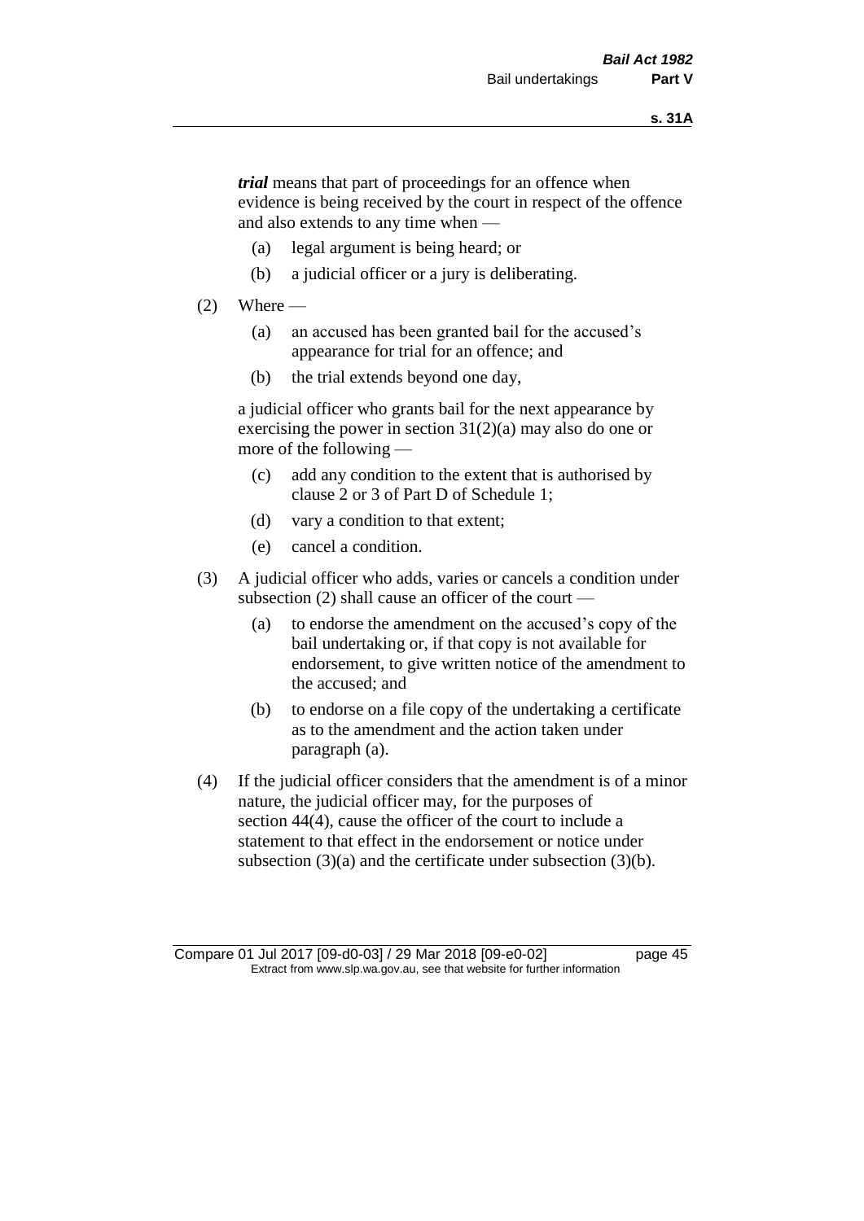***trial*** means that part of proceedings for an offence when evidence is being received by the court in respect of the offence and also extends to any time when —

(a) legal argument is being heard; or

(b) a judicial officer or a jury is deliberating.

(2) Where —

(a) an accused has been granted bail for the accused's appearance for trial for an offence; and

(b) the trial extends beyond one day,

a judicial officer who grants bail for the next appearance by exercising the power in section 31(2)(a) may also do one or more of the following —

(c) add any condition to the extent that is authorised by clause 2 or 3 of Part D of Schedule 1;

(d) vary a condition to that extent;

(e) cancel a condition.

(3) A judicial officer who adds, varies or cancels a condition under subsection (2) shall cause an officer of the court —

(a) to endorse the amendment on the accused's copy of the bail undertaking or, if that copy is not available for endorsement, to give written notice of the amendment to the accused; and

(b) to endorse on a file copy of the undertaking a certificate as to the amendment and the action taken under paragraph (a).

(4) If the judicial officer considers that the amendment is of a minor nature, the judicial officer may, for the purposes of section 44(4), cause the officer of the court to include a statement to that effect in the endorsement or notice under subsection (3)(a) and the certificate under subsection (3)(b).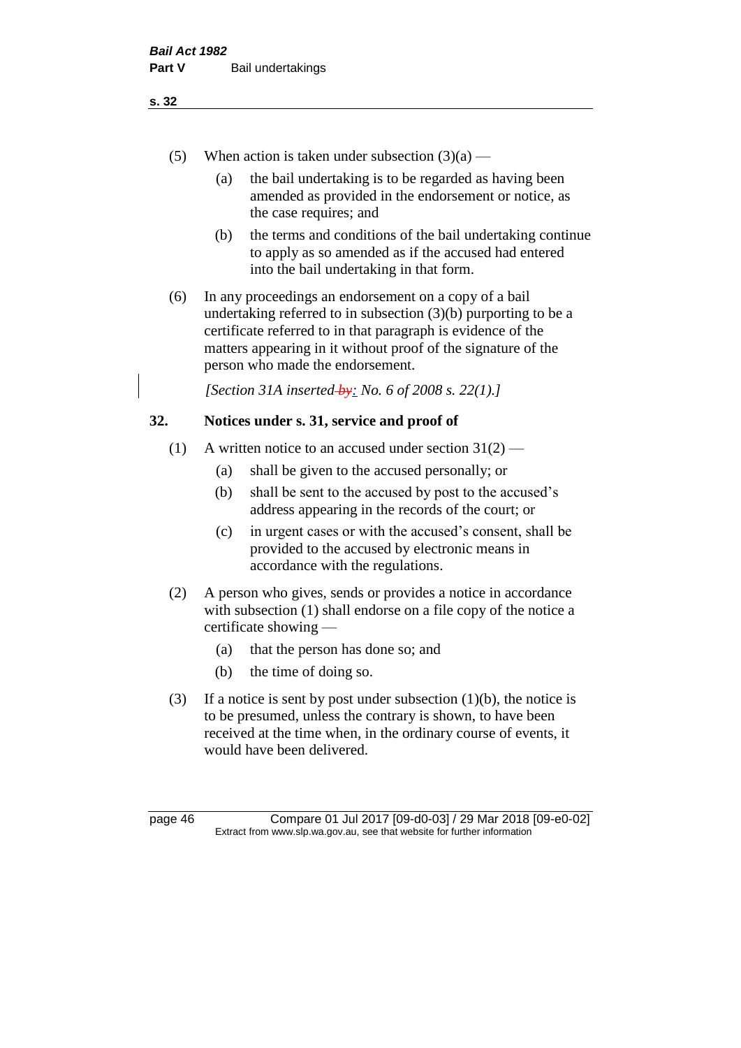(5) When action is taken under subsection (3)(a) —

(a) the bail undertaking is to be regarded as having been amended as provided in the endorsement or notice, as the case requires; and

(b) the terms and conditions of the bail undertaking continue to apply as so amended as if the accused had entered into the bail undertaking in that form.

(6) In any proceedings an endorsement on a copy of a bail undertaking referred to in subsection (3)(b) purporting to be a certificate referred to in that paragraph is evidence of the matters appearing in it without proof of the signature of the person who made the endorsement.

*[Section 31A inserted ~~by~~: No. 6 of 2008 s. 22(1).]*

## 32. Notices under s. 31, service and proof of

(1) A written notice to an accused under section 31(2) —

(a) shall be given to the accused personally; or

(b) shall be sent to the accused by post to the accused's address appearing in the records of the court; or

(c) in urgent cases or with the accused's consent, shall be provided to the accused by electronic means in accordance with the regulations.

(2) A person who gives, sends or provides a notice in accordance with subsection (1) shall endorse on a file copy of the notice a certificate showing —

(a) that the person has done so; and

(b) the time of doing so.

(3) If a notice is sent by post under subsection (1)(b), the notice is to be presumed, unless the contrary is shown, to have been received at the time when, in the ordinary course of events, it would have been delivered.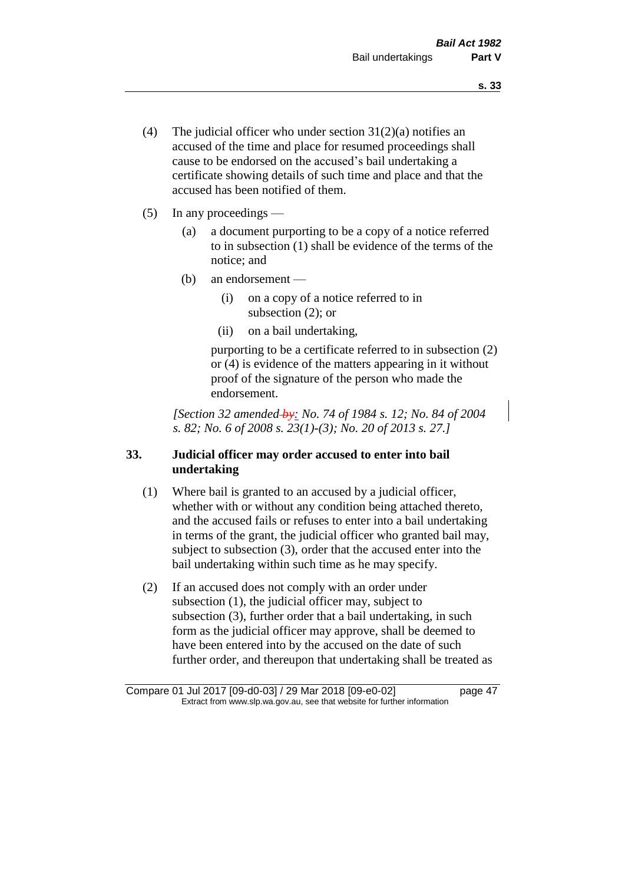(4) The judicial officer who under section 31(2)(a) notifies an accused of the time and place for resumed proceedings shall cause to be endorsed on the accused's bail undertaking a certificate showing details of such time and place and that the accused has been notified of them.

(5) In any proceedings —

  (a) a document purporting to be a copy of a notice referred to in subsection (1) shall be evidence of the terms of the notice; and

  (b) an endorsement —

    (i) on a copy of a notice referred to in subsection (2); or

    (ii) on a bail undertaking,

  purporting to be a certificate referred to in subsection (2) or (4) is evidence of the matters appearing in it without proof of the signature of the person who made the endorsement.

*[Section 32 amended by: No. 74 of 1984 s. 12; No. 84 of 2004 s. 82; No. 6 of 2008 s. 23(1)-(3); No. 20 of 2013 s. 27.]*

### 33. Judicial officer may order accused to enter into bail undertaking

(1) Where bail is granted to an accused by a judicial officer, whether with or without any condition being attached thereto, and the accused fails or refuses to enter into a bail undertaking in terms of the grant, the judicial officer who granted bail may, subject to subsection (3), order that the accused enter into the bail undertaking within such time as he may specify.

(2) If an accused does not comply with an order under subsection (1), the judicial officer may, subject to subsection (3), further order that a bail undertaking, in such form as the judicial officer may approve, shall be deemed to have been entered into by the accused on the date of such further order, and thereupon that undertaking shall be treated as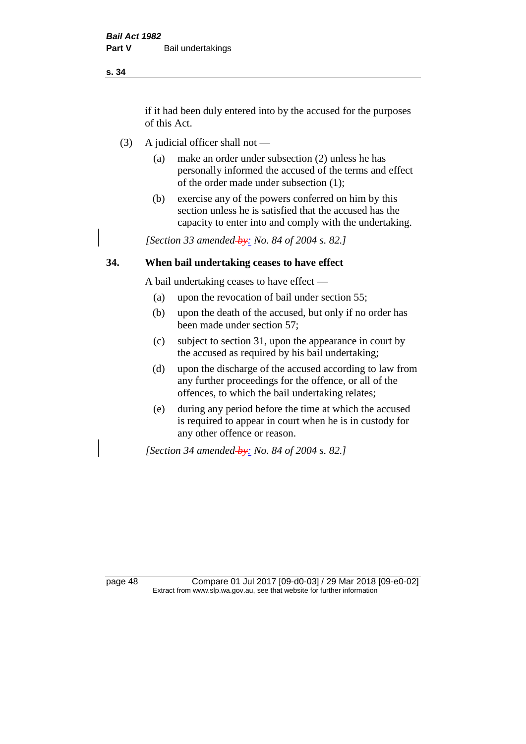if it had been duly entered into by the accused for the purposes of this Act.

(3) A judicial officer shall not —

- (a) make an order under subsection (2) unless he has personally informed the accused of the terms and effect of the order made under subsection (1);
- (b) exercise any of the powers conferred on him by this section unless he is satisfied that the accused has the capacity to enter into and comply with the undertaking.

*[Section 33 amended by: No. 84 of 2004 s. 82.]*

## 34. When bail undertaking ceases to have effect

A bail undertaking ceases to have effect —

- (a) upon the revocation of bail under section 55;
- (b) upon the death of the accused, but only if no order has been made under section 57;
- (c) subject to section 31, upon the appearance in court by the accused as required by his bail undertaking;
- (d) upon the discharge of the accused according to law from any further proceedings for the offence, or all of the offences, to which the bail undertaking relates;
- (e) during any period before the time at which the accused is required to appear in court when he is in custody for any other offence or reason.

*[Section 34 amended by: No. 84 of 2004 s. 82.]*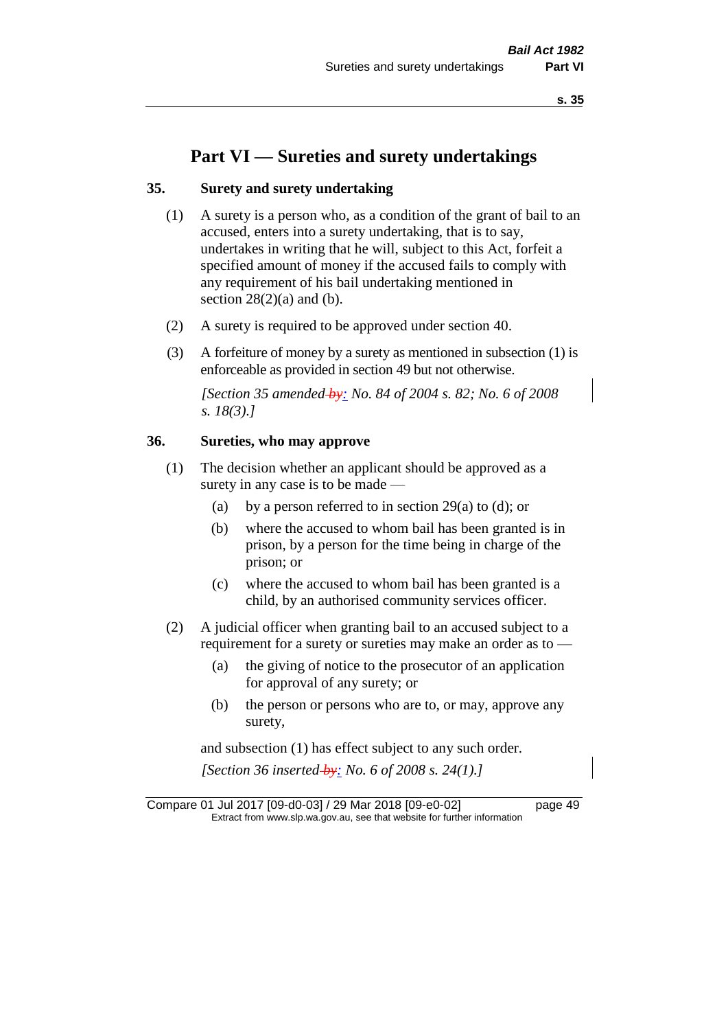# Part VI — Sureties and surety undertakings

## 35. Surety and surety undertaking

(1) A surety is a person who, as a condition of the grant of bail to an accused, enters into a surety undertaking, that is to say, undertakes in writing that he will, subject to this Act, forfeit a specified amount of money if the accused fails to comply with any requirement of his bail undertaking mentioned in section 28(2)(a) and (b).

(2) A surety is required to be approved under section 40.

(3) A forfeiture of money by a surety as mentioned in subsection (1) is enforceable as provided in section 49 but not otherwise.

*[Section 35 amended ~~by~~: No. 84 of 2004 s. 82; No. 6 of 2008 s. 18(3).]*

## 36. Sureties, who may approve

(1) The decision whether an applicant should be approved as a surety in any case is to be made —

- (a) by a person referred to in section 29(a) to (d); or
- (b) where the accused to whom bail has been granted is in prison, by a person for the time being in charge of the prison; or
- (c) where the accused to whom bail has been granted is a child, by an authorised community services officer.

(2) A judicial officer when granting bail to an accused subject to a requirement for a surety or sureties may make an order as to —

- (a) the giving of notice to the prosecutor of an application for approval of any surety; or
- (b) the person or persons who are to, or may, approve any surety,

and subsection (1) has effect subject to any such order.

*[Section 36 inserted ~~by~~: No. 6 of 2008 s. 24(1).]*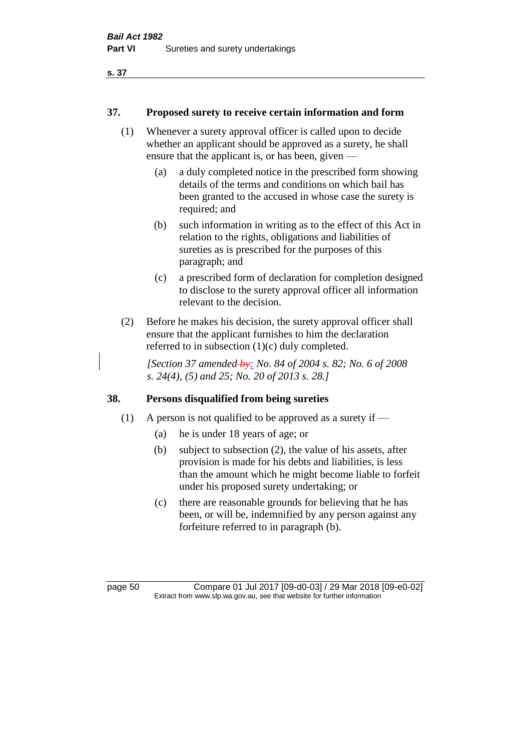## 37. Proposed surety to receive certain information and form

(1) Whenever a surety approval officer is called upon to decide whether an applicant should be approved as a surety, he shall ensure that the applicant is, or has been, given —

(a) a duly completed notice in the prescribed form showing details of the terms and conditions on which bail has been granted to the accused in whose case the surety is required; and

(b) such information in writing as to the effect of this Act in relation to the rights, obligations and liabilities of sureties as is prescribed for the purposes of this paragraph; and

(c) a prescribed form of declaration for completion designed to disclose to the surety approval officer all information relevant to the decision.

(2) Before he makes his decision, the surety approval officer shall ensure that the applicant furnishes to him the declaration referred to in subsection (1)(c) duly completed.

*[Section 37 amended by: No. 84 of 2004 s. 82; No. 6 of 2008 s. 24(4), (5) and 25; No. 20 of 2013 s. 28.]*

## 38. Persons disqualified from being sureties

(1) A person is not qualified to be approved as a surety if —

(a) he is under 18 years of age; or

(b) subject to subsection (2), the value of his assets, after provision is made for his debts and liabilities, is less than the amount which he might become liable to forfeit under his proposed surety undertaking; or

(c) there are reasonable grounds for believing that he has been, or will be, indemnified by any person against any forfeiture referred to in paragraph (b).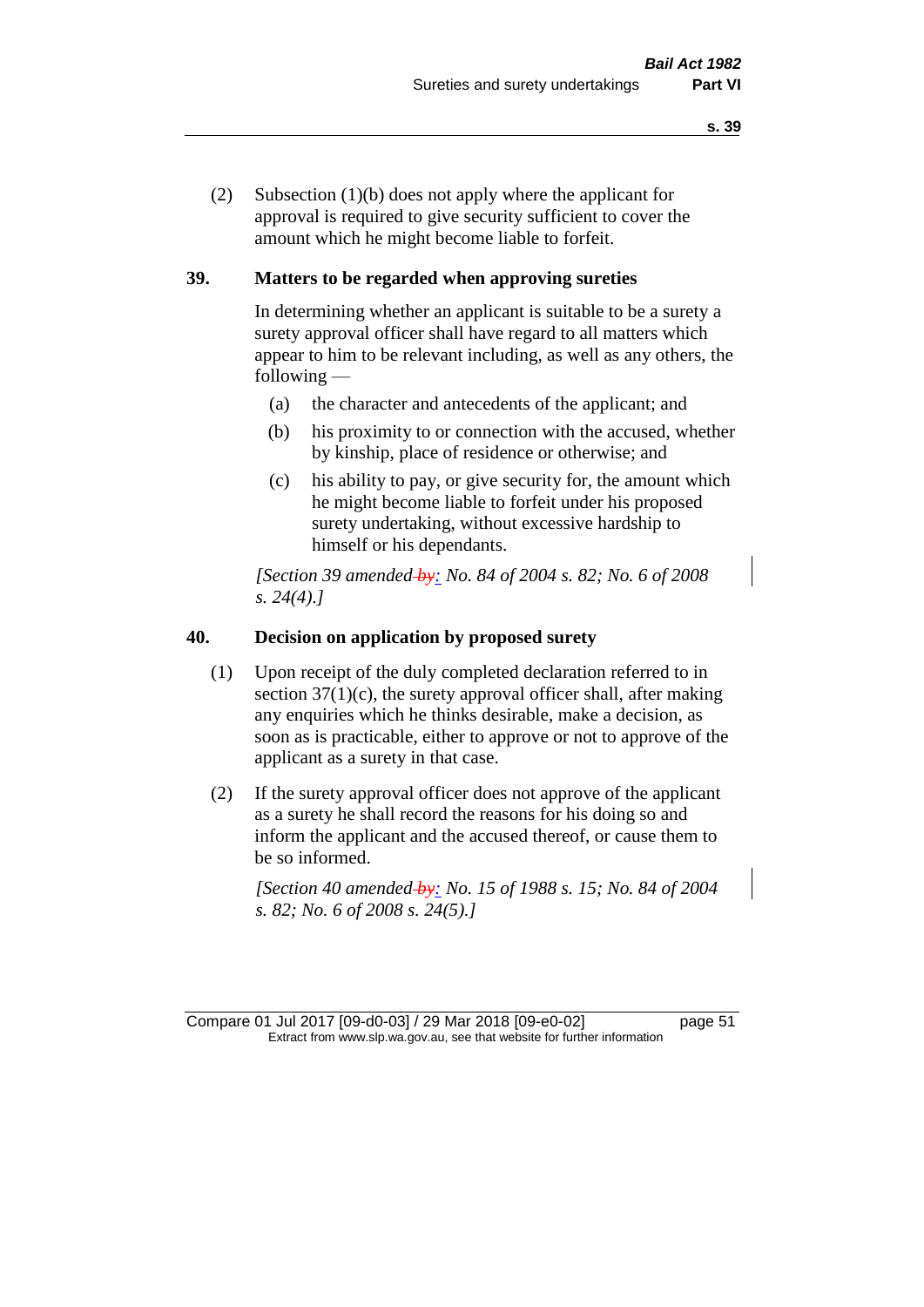(2) Subsection (1)(b) does not apply where the applicant for approval is required to give security sufficient to cover the amount which he might become liable to forfeit.

## 39. Matters to be regarded when approving sureties

In determining whether an applicant is suitable to be a surety a surety approval officer shall have regard to all matters which appear to him to be relevant including, as well as any others, the following —

(a) the character and antecedents of the applicant; and

(b) his proximity to or connection with the accused, whether by kinship, place of residence or otherwise; and

(c) his ability to pay, or give security for, the amount which he might become liable to forfeit under his proposed surety undertaking, without excessive hardship to himself or his dependants.

*[Section 39 amended ~~by~~: No. 84 of 2004 s. 82; No. 6 of 2008 s. 24(4).]*

## 40. Decision on application by proposed surety

(1) Upon receipt of the duly completed declaration referred to in section 37(1)(c), the surety approval officer shall, after making any enquiries which he thinks desirable, make a decision, as soon as is practicable, either to approve or not to approve of the applicant as a surety in that case.

(2) If the surety approval officer does not approve of the applicant as a surety he shall record the reasons for his doing so and inform the applicant and the accused thereof, or cause them to be so informed.

*[Section 40 amended ~~by~~: No. 15 of 1988 s. 15; No. 84 of 2004 s. 82; No. 6 of 2008 s. 24(5).]*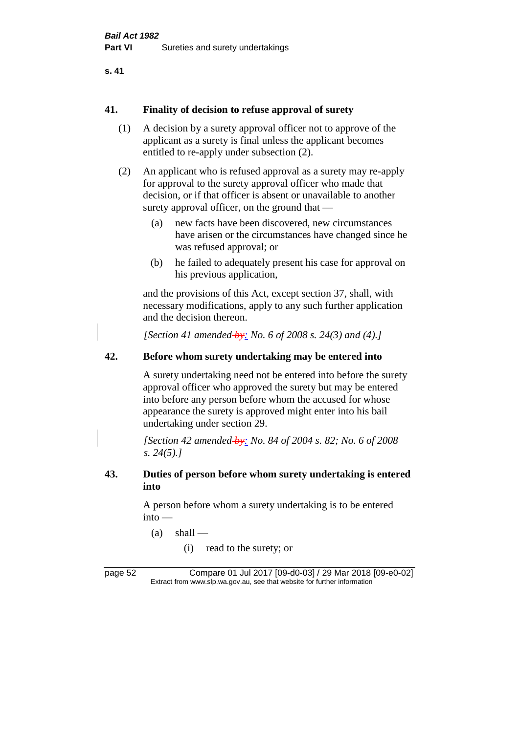## 41. Finality of decision to refuse approval of surety

(1) A decision by a surety approval officer not to approve of the applicant as a surety is final unless the applicant becomes entitled to re-apply under subsection (2).

(2) An applicant who is refused approval as a surety may re-apply for approval to the surety approval officer who made that decision, or if that officer is absent or unavailable to another surety approval officer, on the ground that —

- (a) new facts have been discovered, new circumstances have arisen or the circumstances have changed since he was refused approval; or
- (b) he failed to adequately present his case for approval on his previous application,

and the provisions of this Act, except section 37, shall, with necessary modifications, apply to any such further application and the decision thereon.

*[Section 41 amended by: No. 6 of 2008 s. 24(3) and (4).]*

## 42. Before whom surety undertaking may be entered into

A surety undertaking need not be entered into before the surety approval officer who approved the surety but may be entered into before any person before whom the accused for whose appearance the surety is approved might enter into his bail undertaking under section 29.

*[Section 42 amended by: No. 84 of 2004 s. 82; No. 6 of 2008 s. 24(5).]*

## 43. Duties of person before whom surety undertaking is entered into

A person before whom a surety undertaking is to be entered into —

- (a) shall —
  - (i) read to the surety; or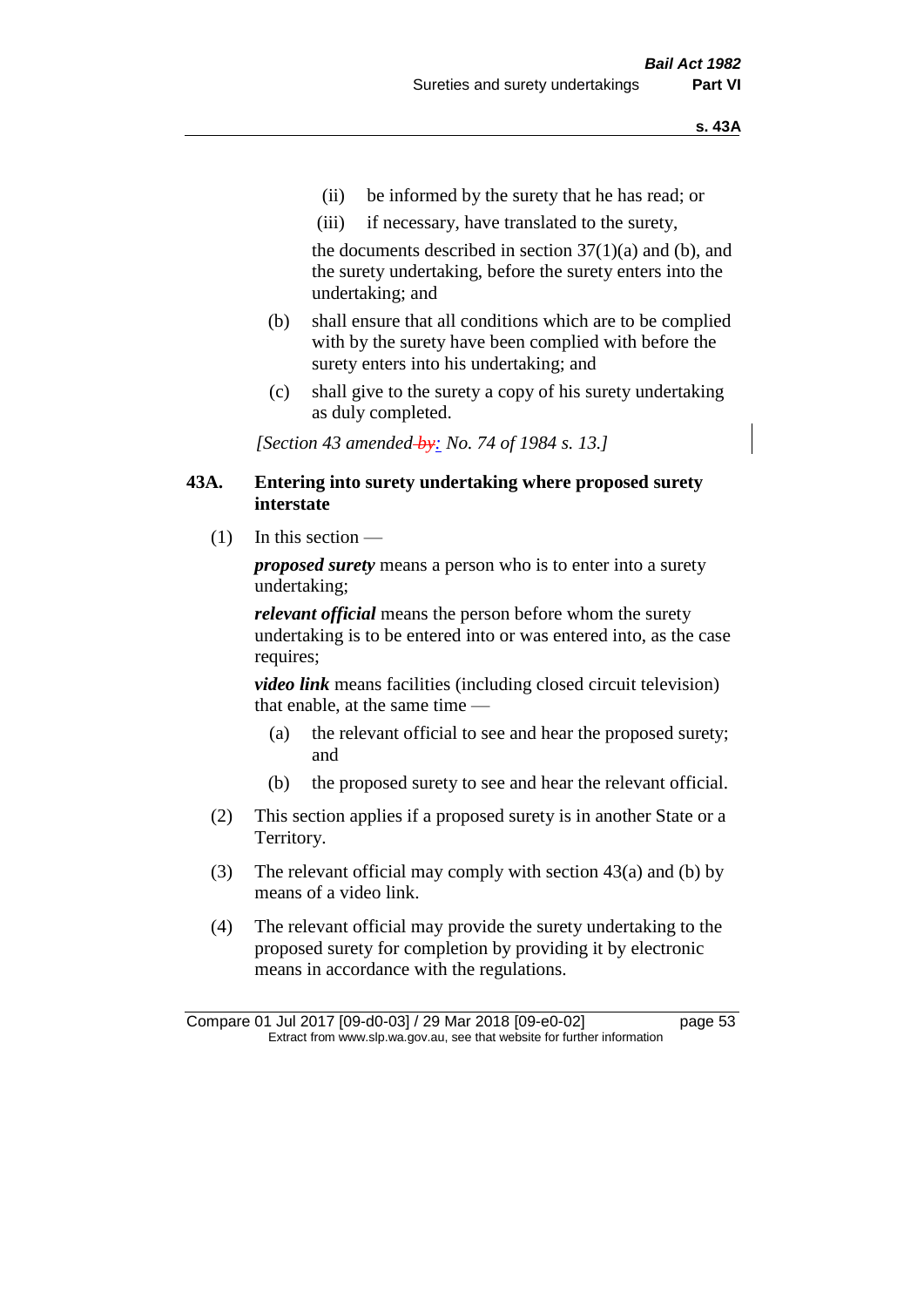(ii) be informed by the surety that he has read; or

(iii) if necessary, have translated to the surety,

the documents described in section 37(1)(a) and (b), and the surety undertaking, before the surety enters into the undertaking; and

(b) shall ensure that all conditions which are to be complied with by the surety have been complied with before the surety enters into his undertaking; and

(c) shall give to the surety a copy of his surety undertaking as duly completed.

*[Section 43 amended by: No. 74 of 1984 s. 13.]*

## 43A. Entering into surety undertaking where proposed surety interstate

(1) In this section —

***proposed surety*** means a person who is to enter into a surety undertaking;

***relevant official*** means the person before whom the surety undertaking is to be entered into or was entered into, as the case requires;

***video link*** means facilities (including closed circuit television) that enable, at the same time —

(a) the relevant official to see and hear the proposed surety; and

(b) the proposed surety to see and hear the relevant official.

(2) This section applies if a proposed surety is in another State or a Territory.

(3) The relevant official may comply with section 43(a) and (b) by means of a video link.

(4) The relevant official may provide the surety undertaking to the proposed surety for completion by providing it by electronic means in accordance with the regulations.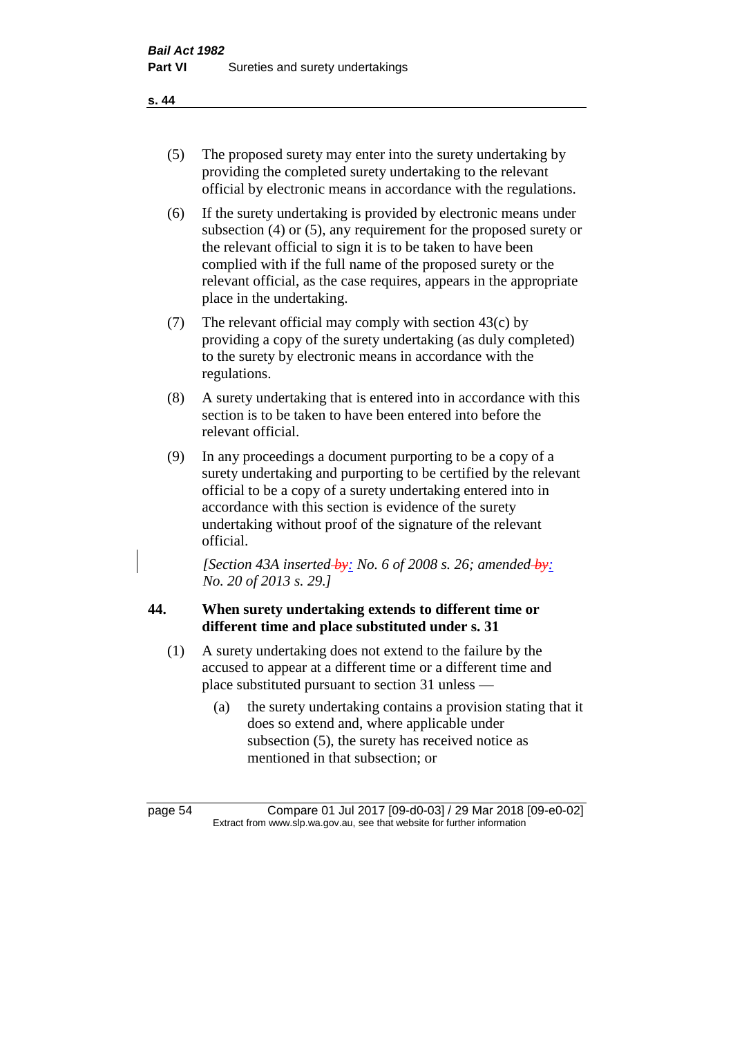(5) The proposed surety may enter into the surety undertaking by providing the completed surety undertaking to the relevant official by electronic means in accordance with the regulations.

(6) If the surety undertaking is provided by electronic means under subsection (4) or (5), any requirement for the proposed surety or the relevant official to sign it is to be taken to have been complied with if the full name of the proposed surety or the relevant official, as the case requires, appears in the appropriate place in the undertaking.

(7) The relevant official may comply with section 43(c) by providing a copy of the surety undertaking (as duly completed) to the surety by electronic means in accordance with the regulations.

(8) A surety undertaking that is entered into in accordance with this section is to be taken to have been entered into before the relevant official.

(9) In any proceedings a document purporting to be a copy of a surety undertaking and purporting to be certified by the relevant official to be a copy of a surety undertaking entered into in accordance with this section is evidence of the surety undertaking without proof of the signature of the relevant official.

*[Section 43A inserted ~~by~~: No. 6 of 2008 s. 26; amended ~~by~~: No. 20 of 2013 s. 29.]*

## 44. When surety undertaking extends to different time or different time and place substituted under s. 31

(1) A surety undertaking does not extend to the failure by the accused to appear at a different time or a different time and place substituted pursuant to section 31 unless —

(a) the surety undertaking contains a provision stating that it does so extend and, where applicable under subsection (5), the surety has received notice as mentioned in that subsection; or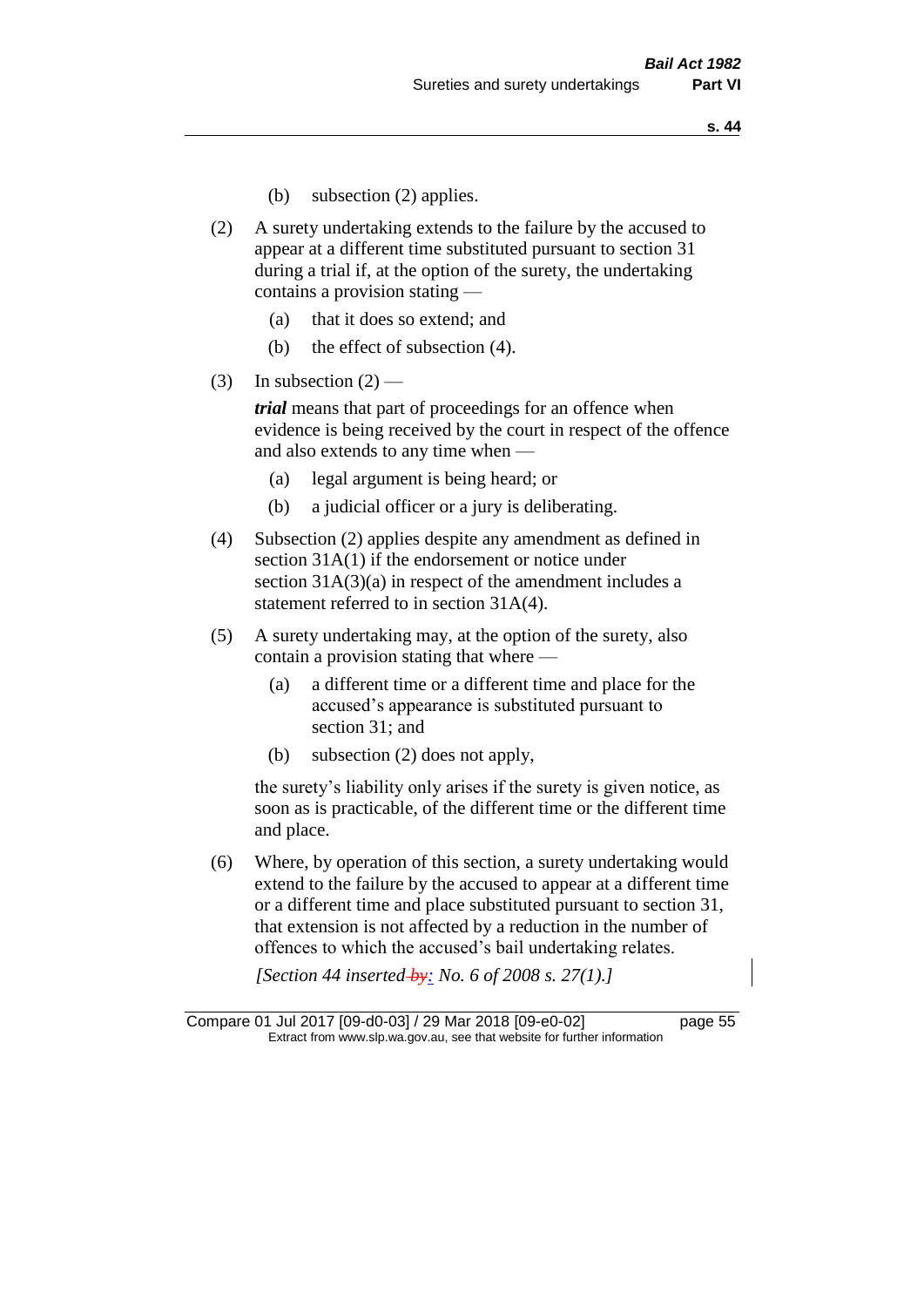(b) subsection (2) applies.

(2) A surety undertaking extends to the failure by the accused to appear at a different time substituted pursuant to section 31 during a trial if, at the option of the surety, the undertaking contains a provision stating —

(a) that it does so extend; and

(b) the effect of subsection (4).

(3) In subsection (2) —

***trial*** means that part of proceedings for an offence when evidence is being received by the court in respect of the offence and also extends to any time when —

(a) legal argument is being heard; or

(b) a judicial officer or a jury is deliberating.

(4) Subsection (2) applies despite any amendment as defined in section 31A(1) if the endorsement or notice under section 31A(3)(a) in respect of the amendment includes a statement referred to in section 31A(4).

(5) A surety undertaking may, at the option of the surety, also contain a provision stating that where —

(a) a different time or a different time and place for the accused's appearance is substituted pursuant to section 31; and

(b) subsection (2) does not apply,

the surety's liability only arises if the surety is given notice, as soon as is practicable, of the different time or the different time and place.

(6) Where, by operation of this section, a surety undertaking would extend to the failure by the accused to appear at a different time or a different time and place substituted pursuant to section 31, that extension is not affected by a reduction in the number of offences to which the accused's bail undertaking relates.

*[Section 44 inserted ~~by~~: No. 6 of 2008 s. 27(1).]*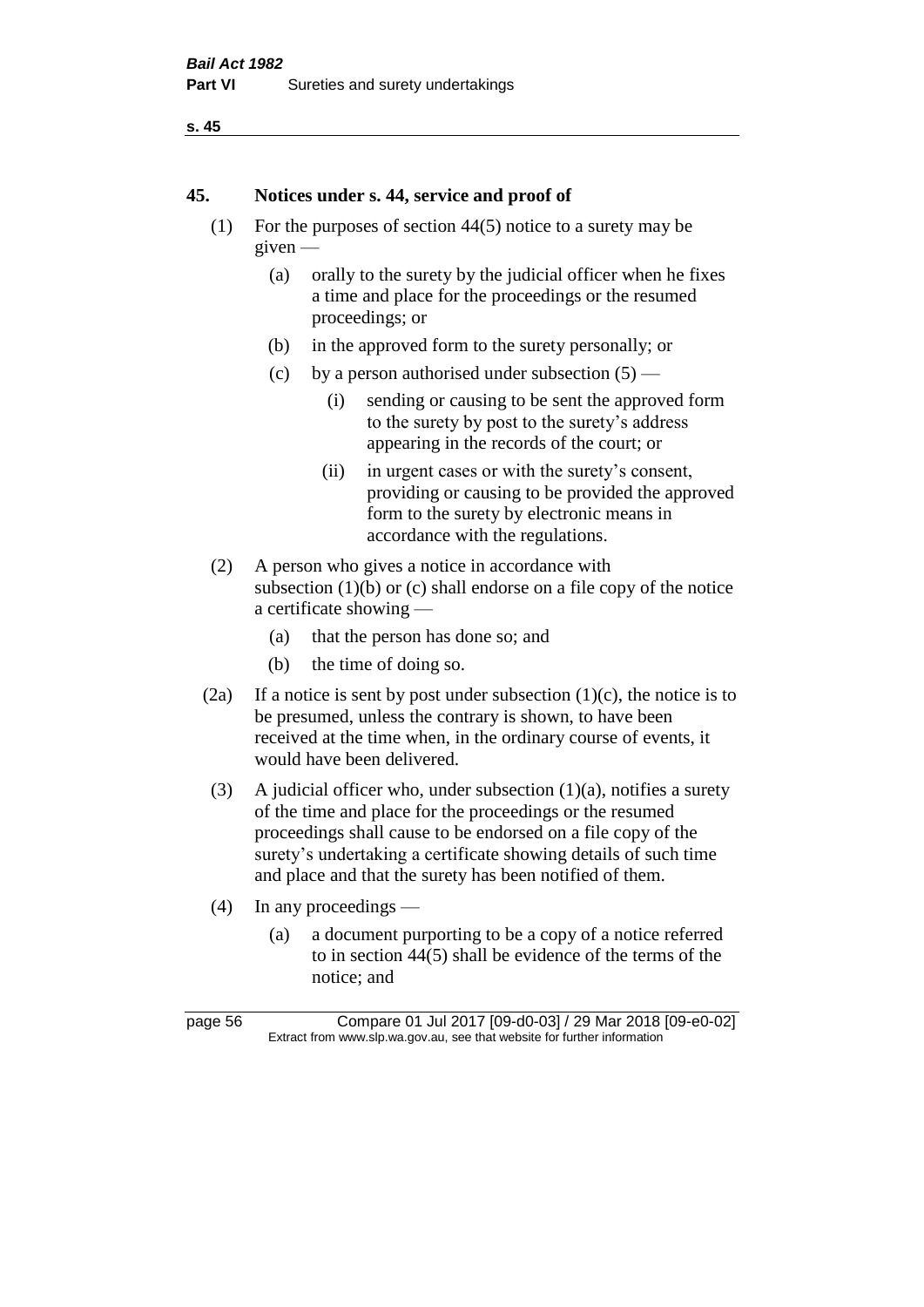## 45. Notices under s. 44, service and proof of

(1) For the purposes of section 44(5) notice to a surety may be given —

- (a) orally to the surety by the judicial officer when he fixes a time and place for the proceedings or the resumed proceedings; or
- (b) in the approved form to the surety personally; or
- (c) by a person authorised under subsection (5) —
  - (i) sending or causing to be sent the approved form to the surety by post to the surety's address appearing in the records of the court; or
  - (ii) in urgent cases or with the surety's consent, providing or causing to be provided the approved form to the surety by electronic means in accordance with the regulations.

(2) A person who gives a notice in accordance with subsection (1)(b) or (c) shall endorse on a file copy of the notice a certificate showing —

- (a) that the person has done so; and
- (b) the time of doing so.

(2a) If a notice is sent by post under subsection (1)(c), the notice is to be presumed, unless the contrary is shown, to have been received at the time when, in the ordinary course of events, it would have been delivered.

(3) A judicial officer who, under subsection (1)(a), notifies a surety of the time and place for the proceedings or the resumed proceedings shall cause to be endorsed on a file copy of the surety's undertaking a certificate showing details of such time and place and that the surety has been notified of them.

(4) In any proceedings —

- (a) a document purporting to be a copy of a notice referred to in section 44(5) shall be evidence of the terms of the notice; and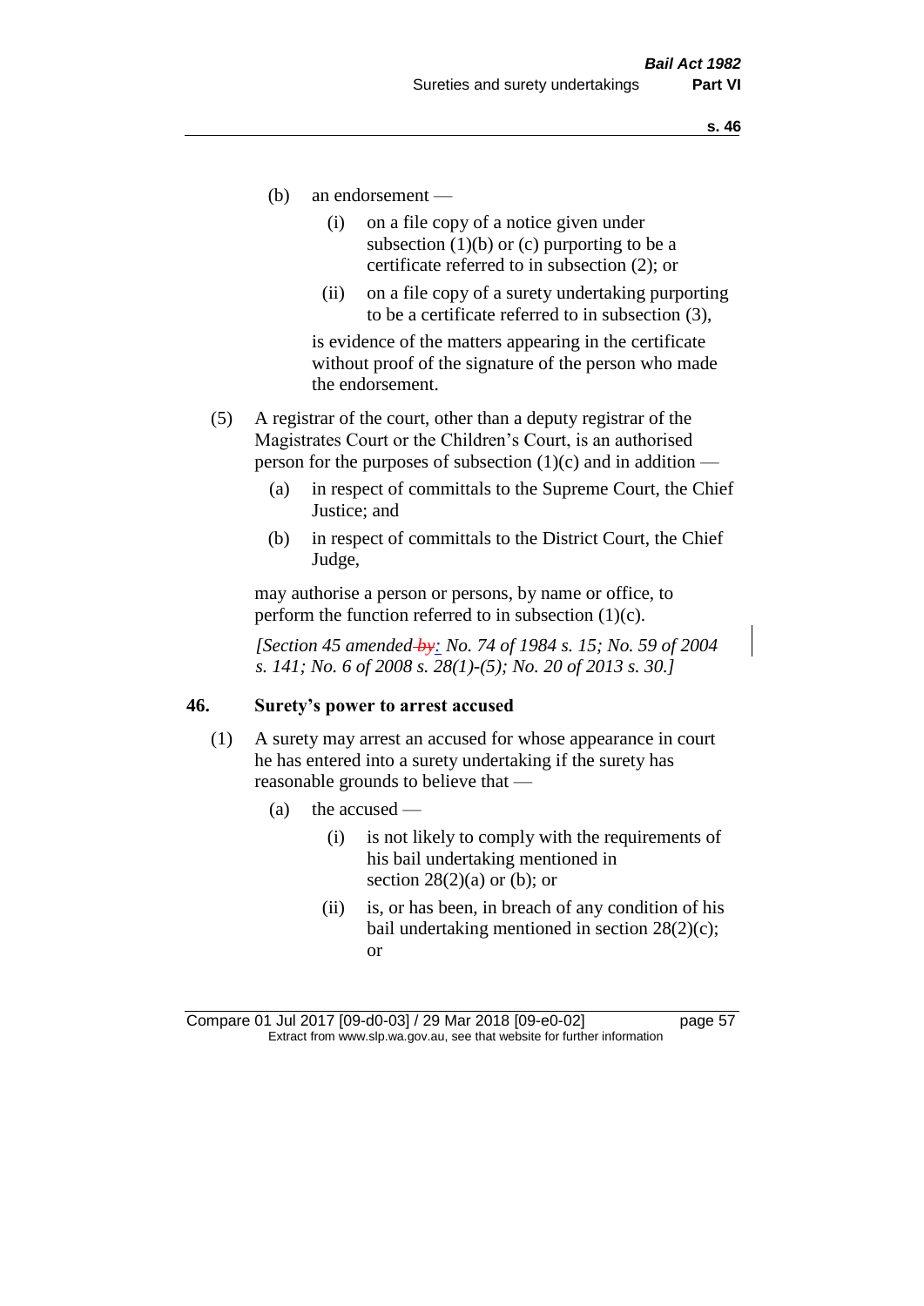(b) an endorsement —

  (i) on a file copy of a notice given under subsection (1)(b) or (c) purporting to be a certificate referred to in subsection (2); or

  (ii) on a file copy of a surety undertaking purporting to be a certificate referred to in subsection (3),

is evidence of the matters appearing in the certificate without proof of the signature of the person who made the endorsement.

(5) A registrar of the court, other than a deputy registrar of the Magistrates Court or the Children's Court, is an authorised person for the purposes of subsection (1)(c) and in addition —

  (a) in respect of committals to the Supreme Court, the Chief Justice; and

  (b) in respect of committals to the District Court, the Chief Judge,

may authorise a person or persons, by name or office, to perform the function referred to in subsection (1)(c).

*[Section 45 amended by: No. 74 of 1984 s. 15; No. 59 of 2004 s. 141; No. 6 of 2008 s. 28(1)-(5); No. 20 of 2013 s. 30.]*

## 46. Surety's power to arrest accused

(1) A surety may arrest an accused for whose appearance in court he has entered into a surety undertaking if the surety has reasonable grounds to believe that —

  (a) the accused —

    (i) is not likely to comply with the requirements of his bail undertaking mentioned in section 28(2)(a) or (b); or

    (ii) is, or has been, in breach of any condition of his bail undertaking mentioned in section 28(2)(c); or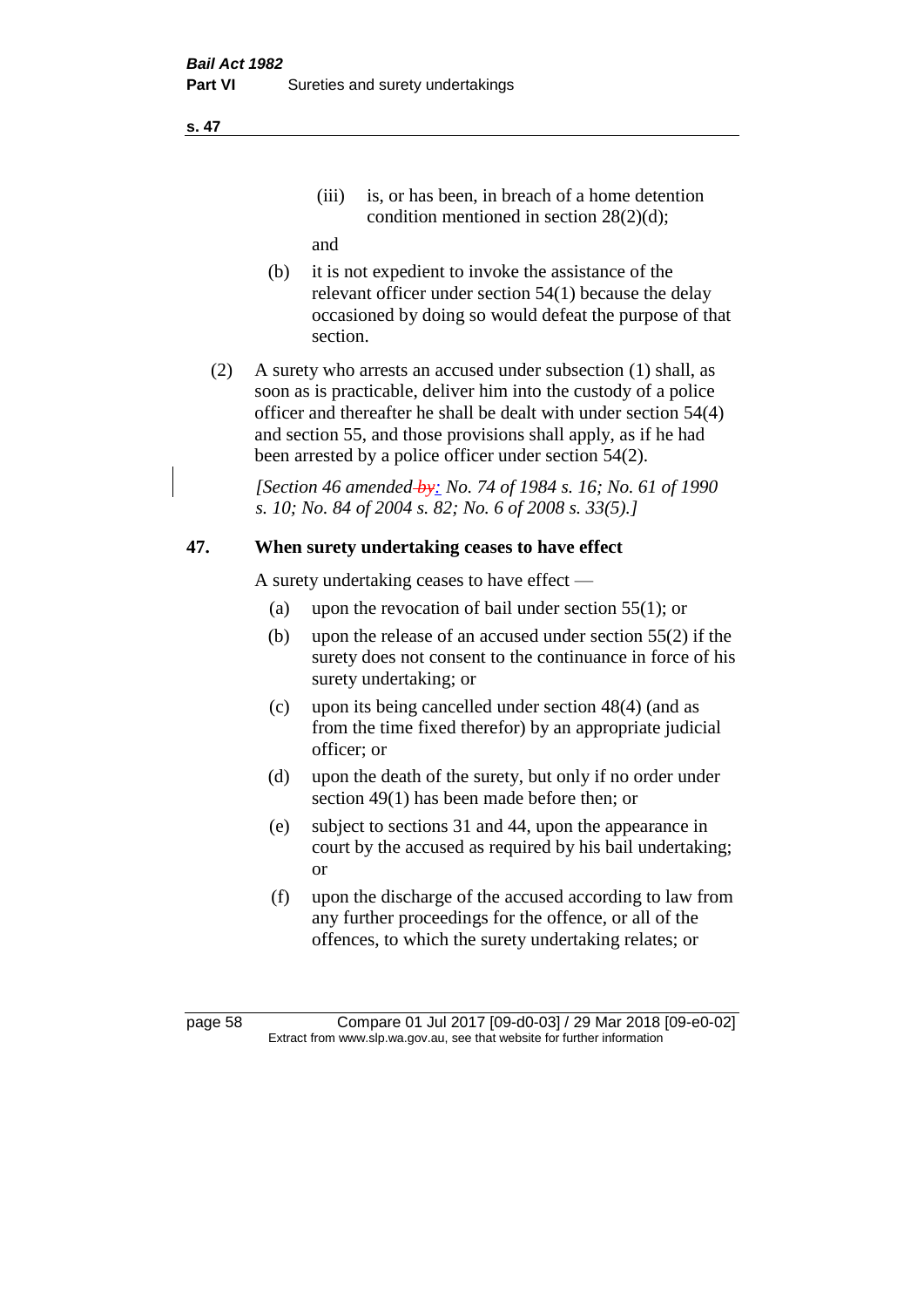(iii) is, or has been, in breach of a home detention condition mentioned in section 28(2)(d);

and

(b) it is not expedient to invoke the assistance of the relevant officer under section 54(1) because the delay occasioned by doing so would defeat the purpose of that section.

(2) A surety who arrests an accused under subsection (1) shall, as soon as is practicable, deliver him into the custody of a police officer and thereafter he shall be dealt with under section 54(4) and section 55, and those provisions shall apply, as if he had been arrested by a police officer under section 54(2).

*[Section 46 amended by: No. 74 of 1984 s. 16; No. 61 of 1990 s. 10; No. 84 of 2004 s. 82; No. 6 of 2008 s. 33(5).]*

## 47. When surety undertaking ceases to have effect

A surety undertaking ceases to have effect —

(a) upon the revocation of bail under section 55(1); or

(b) upon the release of an accused under section 55(2) if the surety does not consent to the continuance in force of his surety undertaking; or

(c) upon its being cancelled under section 48(4) (and as from the time fixed therefor) by an appropriate judicial officer; or

(d) upon the death of the surety, but only if no order under section 49(1) has been made before then; or

(e) subject to sections 31 and 44, upon the appearance in court by the accused as required by his bail undertaking; or

(f) upon the discharge of the accused according to law from any further proceedings for the offence, or all of the offences, to which the surety undertaking relates; or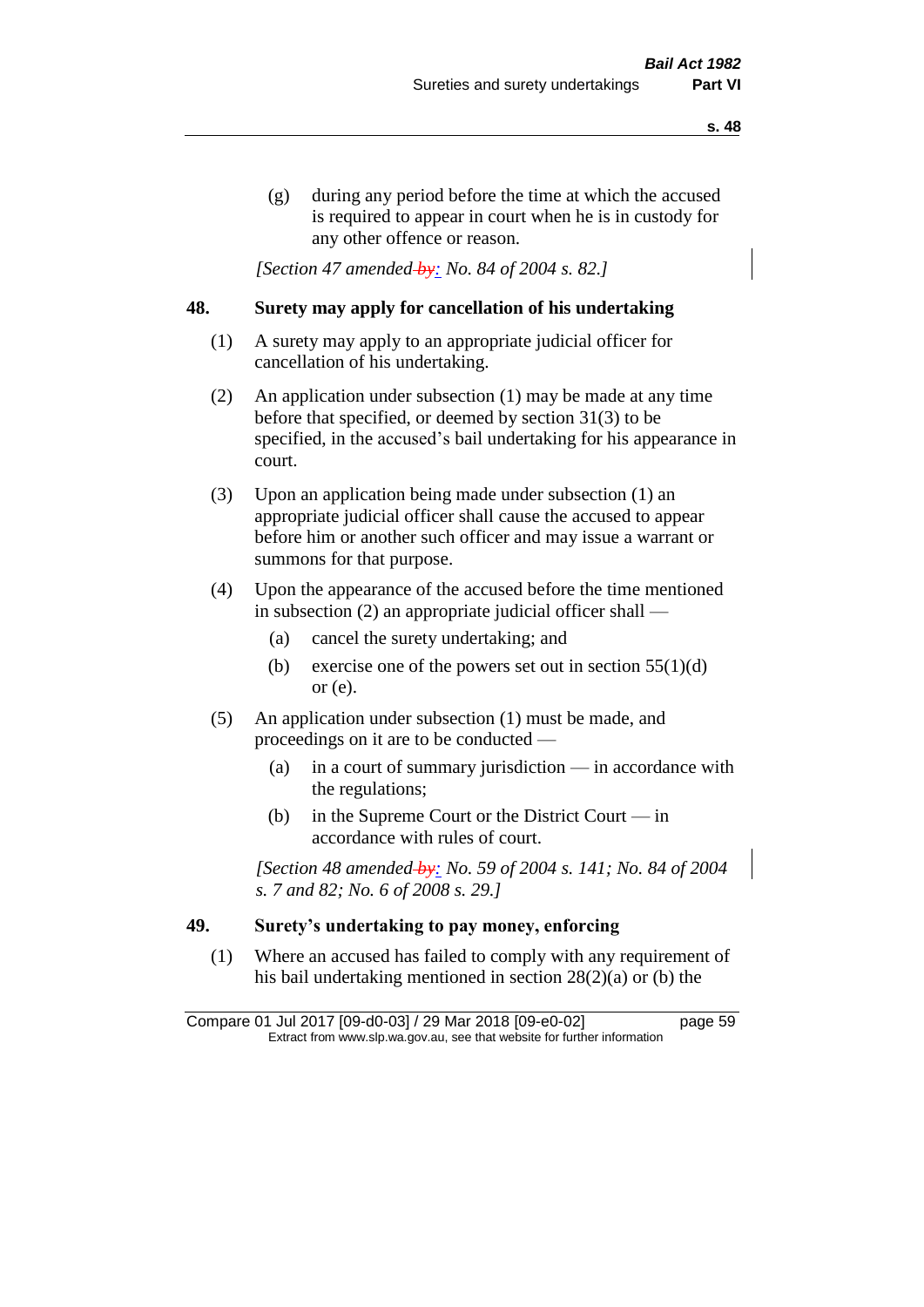(g) during any period before the time at which the accused is required to appear in court when he is in custody for any other offence or reason.

*[Section 47 amended ~~by~~: No. 84 of 2004 s. 82.]*

## 48. Surety may apply for cancellation of his undertaking

(1) A surety may apply to an appropriate judicial officer for cancellation of his undertaking.

(2) An application under subsection (1) may be made at any time before that specified, or deemed by section 31(3) to be specified, in the accused's bail undertaking for his appearance in court.

(3) Upon an application being made under subsection (1) an appropriate judicial officer shall cause the accused to appear before him or another such officer and may issue a warrant or summons for that purpose.

(4) Upon the appearance of the accused before the time mentioned in subsection (2) an appropriate judicial officer shall —

(a) cancel the surety undertaking; and

(b) exercise one of the powers set out in section 55(1)(d) or (e).

(5) An application under subsection (1) must be made, and proceedings on it are to be conducted —

(a) in a court of summary jurisdiction — in accordance with the regulations;

(b) in the Supreme Court or the District Court — in accordance with rules of court.

*[Section 48 amended ~~by~~: No. 59 of 2004 s. 141; No. 84 of 2004 s. 7 and 82; No. 6 of 2008 s. 29.]*

## 49. Surety's undertaking to pay money, enforcing

(1) Where an accused has failed to comply with any requirement of his bail undertaking mentioned in section 28(2)(a) or (b) the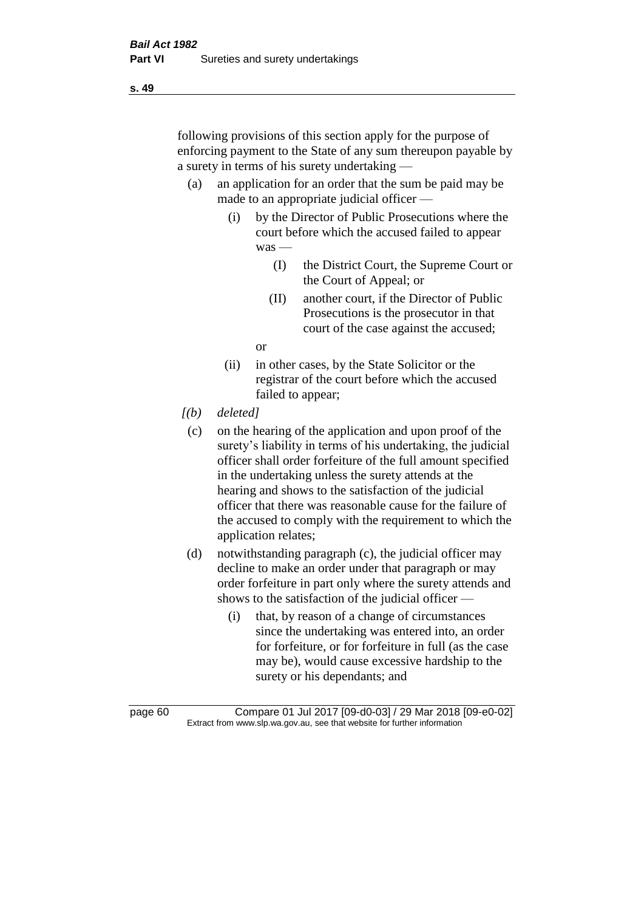following provisions of this section apply for the purpose of enforcing payment to the State of any sum thereupon payable by a surety in terms of his surety undertaking —

- (a) an application for an order that the sum be paid may be made to an appropriate judicial officer —
  - (i) by the Director of Public Prosecutions where the court before which the accused failed to appear was —
    - (I) the District Court, the Supreme Court or the Court of Appeal; or
    - (II) another court, if the Director of Public Prosecutions is the prosecutor in that court of the case against the accused;

    or
  - (ii) in other cases, by the State Solicitor or the registrar of the court before which the accused failed to appear;
- *[(b) deleted]*
- (c) on the hearing of the application and upon proof of the surety's liability in terms of his undertaking, the judicial officer shall order forfeiture of the full amount specified in the undertaking unless the surety attends at the hearing and shows to the satisfaction of the judicial officer that there was reasonable cause for the failure of the accused to comply with the requirement to which the application relates;
- (d) notwithstanding paragraph (c), the judicial officer may decline to make an order under that paragraph or may order forfeiture in part only where the surety attends and shows to the satisfaction of the judicial officer —
  - (i) that, by reason of a change of circumstances since the undertaking was entered into, an order for forfeiture, or for forfeiture in full (as the case may be), would cause excessive hardship to the surety or his dependants; and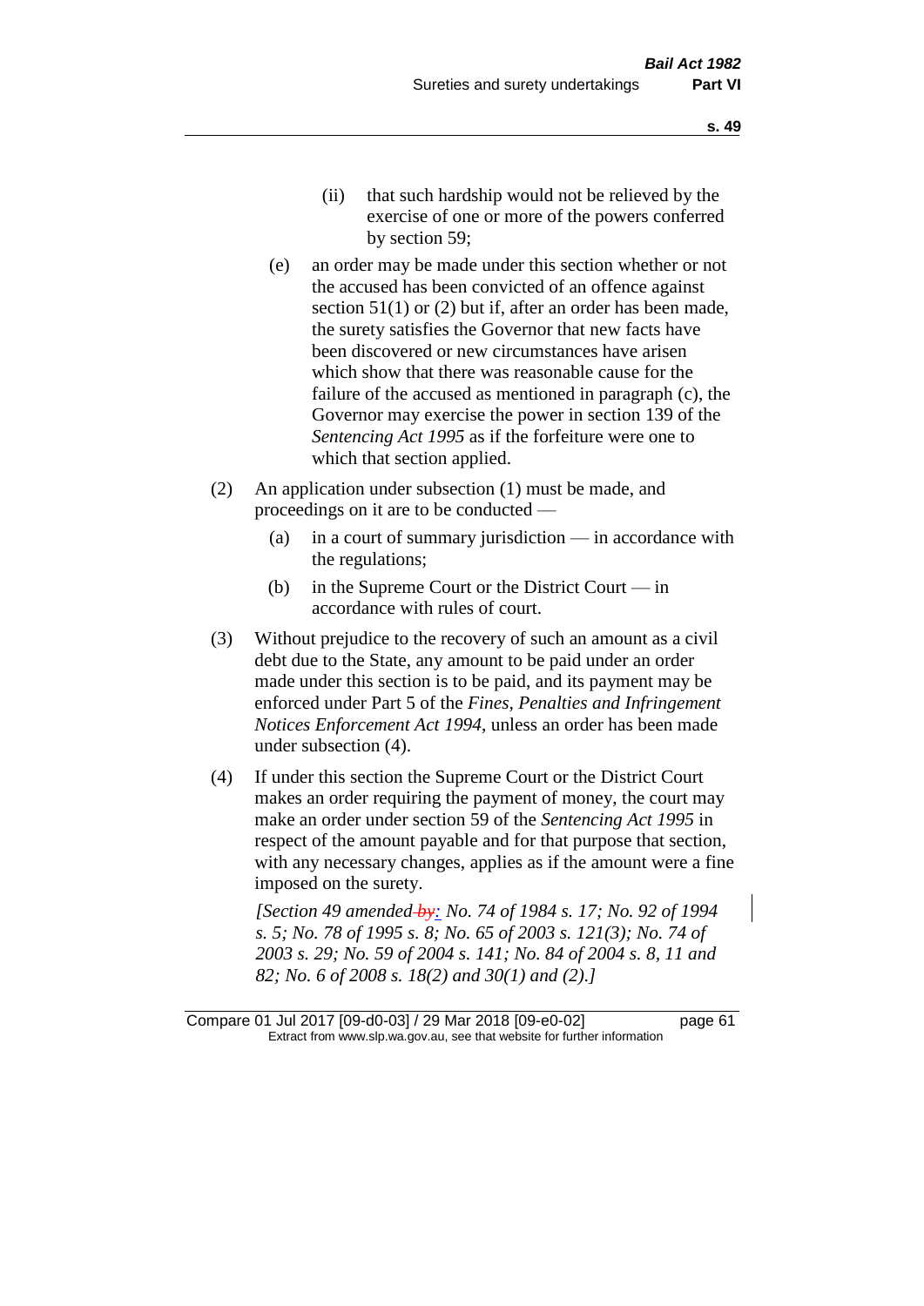(ii) that such hardship would not be relieved by the exercise of one or more of the powers conferred by section 59;

(e) an order may be made under this section whether or not the accused has been convicted of an offence against section 51(1) or (2) but if, after an order has been made, the surety satisfies the Governor that new facts have been discovered or new circumstances have arisen which show that there was reasonable cause for the failure of the accused as mentioned in paragraph (c), the Governor may exercise the power in section 139 of the *Sentencing Act 1995* as if the forfeiture were one to which that section applied.

(2) An application under subsection (1) must be made, and proceedings on it are to be conducted —

(a) in a court of summary jurisdiction — in accordance with the regulations;

(b) in the Supreme Court or the District Court — in accordance with rules of court.

(3) Without prejudice to the recovery of such an amount as a civil debt due to the State, any amount to be paid under an order made under this section is to be paid, and its payment may be enforced under Part 5 of the *Fines, Penalties and Infringement Notices Enforcement Act 1994*, unless an order has been made under subsection (4).

(4) If under this section the Supreme Court or the District Court makes an order requiring the payment of money, the court may make an order under section 59 of the *Sentencing Act 1995* in respect of the amount payable and for that purpose that section, with any necessary changes, applies as if the amount were a fine imposed on the surety.

*[Section 49 amended by: No. 74 of 1984 s. 17; No. 92 of 1994 s. 5; No. 78 of 1995 s. 8; No. 65 of 2003 s. 121(3); No. 74 of 2003 s. 29; No. 59 of 2004 s. 141; No. 84 of 2004 s. 8, 11 and 82; No. 6 of 2008 s. 18(2) and 30(1) and (2).]*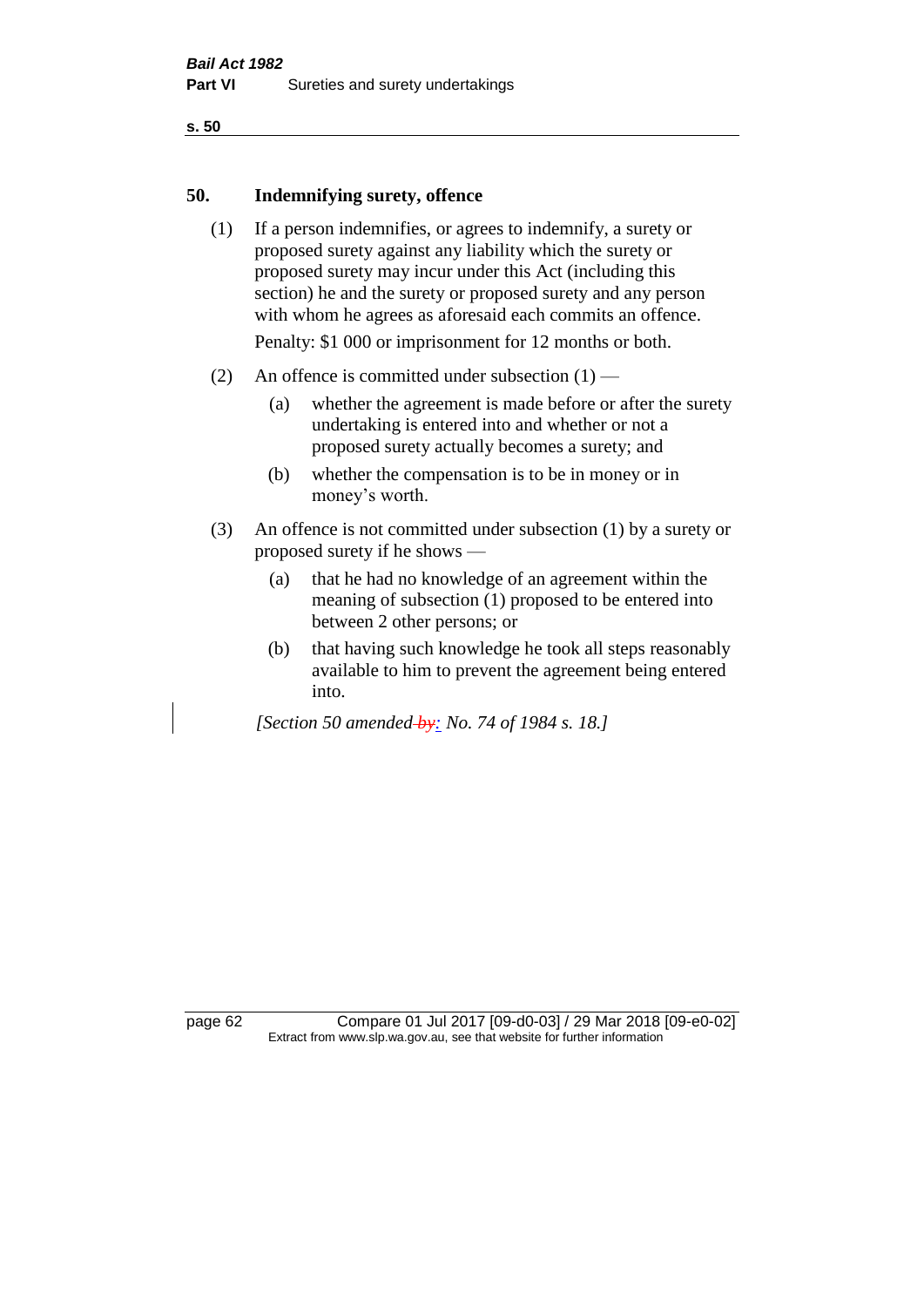## 50. Indemnifying surety, offence

(1) If a person indemnifies, or agrees to indemnify, a surety or proposed surety against any liability which the surety or proposed surety may incur under this Act (including this section) he and the surety or proposed surety and any person with whom he agrees as aforesaid each commits an offence.

Penalty: $1 000 or imprisonment for 12 months or both.

(2) An offence is committed under subsection (1) —

(a) whether the agreement is made before or after the surety undertaking is entered into and whether or not a proposed surety actually becomes a surety; and

(b) whether the compensation is to be in money or in money's worth.

(3) An offence is not committed under subsection (1) by a surety or proposed surety if he shows —

(a) that he had no knowledge of an agreement within the meaning of subsection (1) proposed to be entered into between 2 other persons; or

(b) that having such knowledge he took all steps reasonably available to him to prevent the agreement being entered into.

*[Section 50 amended ~~by~~: No. 74 of 1984 s. 18.]*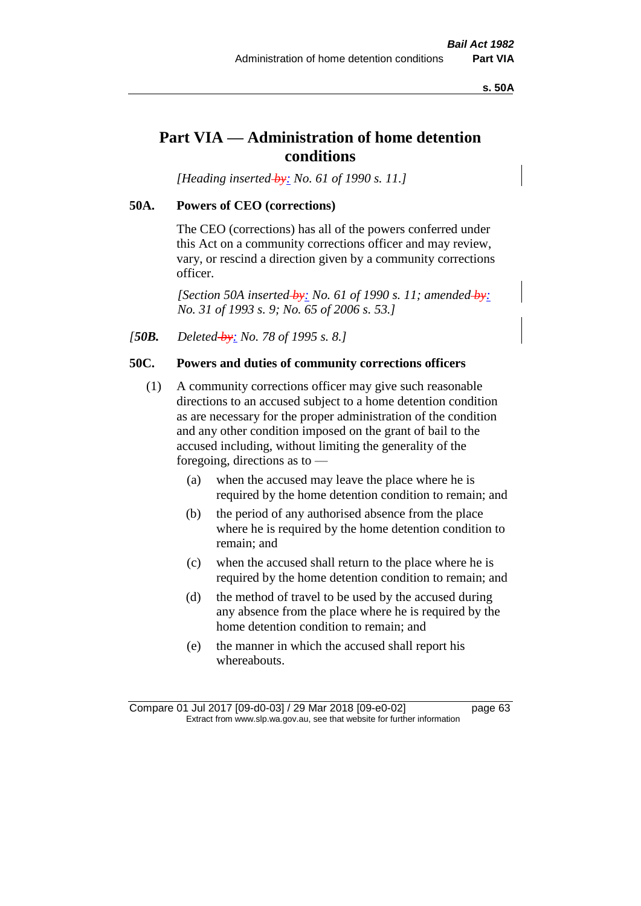# Part VIA — Administration of home detention conditions

*[Heading inserted by: No. 61 of 1990 s. 11.]*

**50A. Powers of CEO (corrections)**

The CEO (corrections) has all of the powers conferred under this Act on a community corrections officer and may review, vary, or rescind a direction given by a community corrections officer.

*[Section 50A inserted by: No. 61 of 1990 s. 11; amended by: No. 31 of 1993 s. 9; No. 65 of 2006 s. 53.]*

*[**50B.** Deleted by: No. 78 of 1995 s. 8.]*

**50C. Powers and duties of community corrections officers**

(1) A community corrections officer may give such reasonable directions to an accused subject to a home detention condition as are necessary for the proper administration of the condition and any other condition imposed on the grant of bail to the accused including, without limiting the generality of the foregoing, directions as to —

(a) when the accused may leave the place where he is required by the home detention condition to remain; and

(b) the period of any authorised absence from the place where he is required by the home detention condition to remain; and

(c) when the accused shall return to the place where he is required by the home detention condition to remain; and

(d) the method of travel to be used by the accused during any absence from the place where he is required by the home detention condition to remain; and

(e) the manner in which the accused shall report his whereabouts.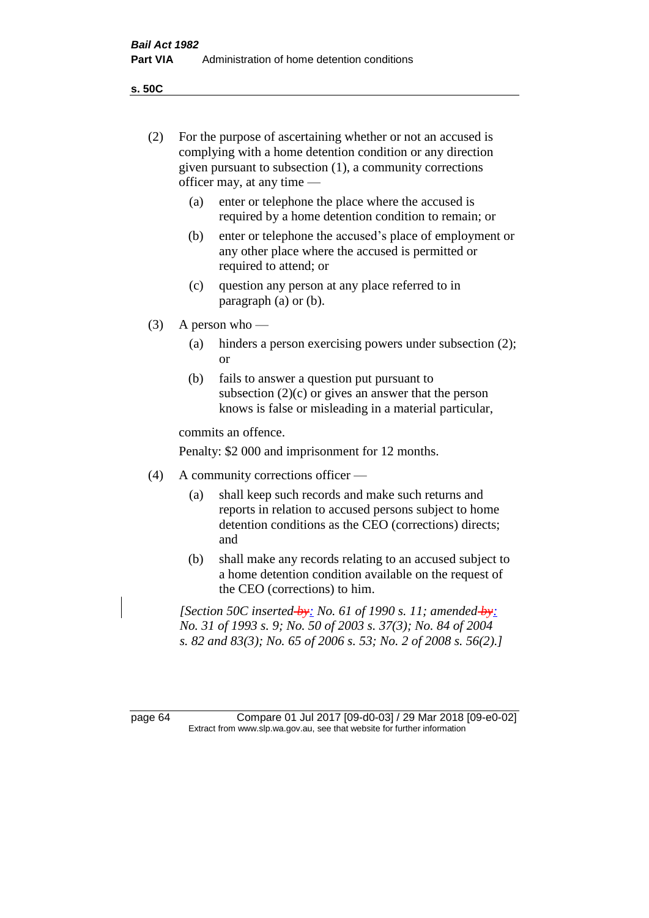(2) For the purpose of ascertaining whether or not an accused is complying with a home detention condition or any direction given pursuant to subsection (1), a community corrections officer may, at any time —

  (a) enter or telephone the place where the accused is required by a home detention condition to remain; or

  (b) enter or telephone the accused's place of employment or any other place where the accused is permitted or required to attend; or

  (c) question any person at any place referred to in paragraph (a) or (b).

(3) A person who —

  (a) hinders a person exercising powers under subsection (2); or

  (b) fails to answer a question put pursuant to subsection (2)(c) or gives an answer that the person knows is false or misleading in a material particular,

commits an offence.

Penalty: $2 000 and imprisonment for 12 months.

(4) A community corrections officer —

  (a) shall keep such records and make such returns and reports in relation to accused persons subject to home detention conditions as the CEO (corrections) directs; and

  (b) shall make any records relating to an accused subject to a home detention condition available on the request of the CEO (corrections) to him.

*[Section 50C inserted ~~by~~: No. 61 of 1990 s. 11; amended ~~by~~: No. 31 of 1993 s. 9; No. 50 of 2003 s. 37(3); No. 84 of 2004 s. 82 and 83(3); No. 65 of 2006 s. 53; No. 2 of 2008 s. 56(2).]*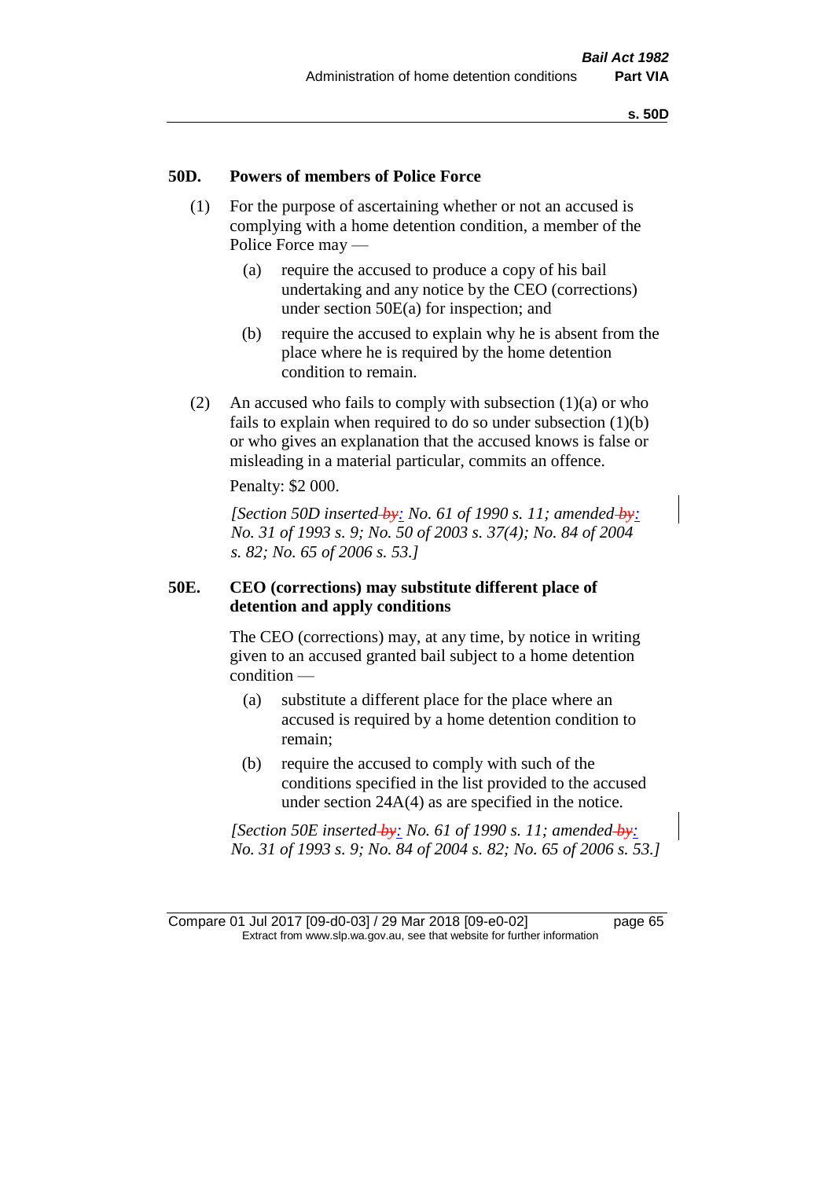## 50D. Powers of members of Police Force

(1) For the purpose of ascertaining whether or not an accused is complying with a home detention condition, a member of the Police Force may —

- (a) require the accused to produce a copy of his bail undertaking and any notice by the CEO (corrections) under section 50E(a) for inspection; and
- (b) require the accused to explain why he is absent from the place where he is required by the home detention condition to remain.

(2) An accused who fails to comply with subsection (1)(a) or who fails to explain when required to do so under subsection (1)(b) or who gives an explanation that the accused knows is false or misleading in a material particular, commits an offence.

Penalty: $2 000.

*[Section 50D inserted by: No. 61 of 1990 s. 11; amended by: No. 31 of 1993 s. 9; No. 50 of 2003 s. 37(4); No. 84 of 2004 s. 82; No. 65 of 2006 s. 53.]*

## 50E. CEO (corrections) may substitute different place of detention and apply conditions

The CEO (corrections) may, at any time, by notice in writing given to an accused granted bail subject to a home detention condition —

- (a) substitute a different place for the place where an accused is required by a home detention condition to remain;
- (b) require the accused to comply with such of the conditions specified in the list provided to the accused under section 24A(4) as are specified in the notice.

*[Section 50E inserted by: No. 61 of 1990 s. 11; amended by: No. 31 of 1993 s. 9; No. 84 of 2004 s. 82; No. 65 of 2006 s. 53.]*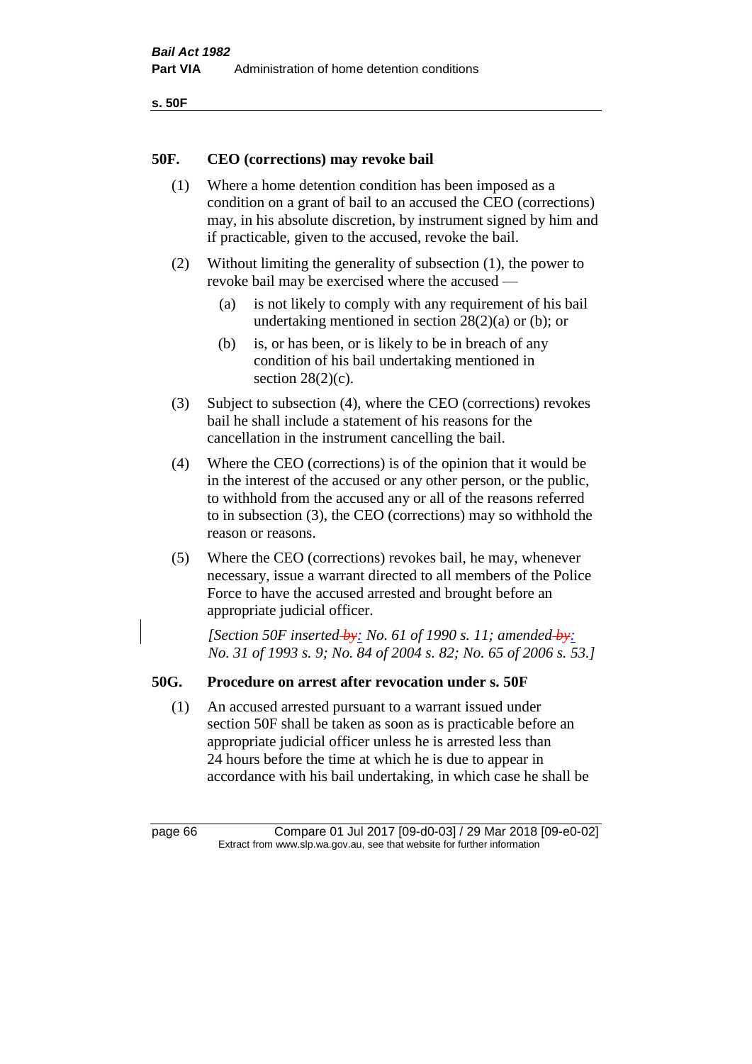## 50F. CEO (corrections) may revoke bail

(1) Where a home detention condition has been imposed as a condition on a grant of bail to an accused the CEO (corrections) may, in his absolute discretion, by instrument signed by him and if practicable, given to the accused, revoke the bail.

(2) Without limiting the generality of subsection (1), the power to revoke bail may be exercised where the accused —

- (a) is not likely to comply with any requirement of his bail undertaking mentioned in section 28(2)(a) or (b); or
- (b) is, or has been, or is likely to be in breach of any condition of his bail undertaking mentioned in section 28(2)(c).

(3) Subject to subsection (4), where the CEO (corrections) revokes bail he shall include a statement of his reasons for the cancellation in the instrument cancelling the bail.

(4) Where the CEO (corrections) is of the opinion that it would be in the interest of the accused or any other person, or the public, to withhold from the accused any or all of the reasons referred to in subsection (3), the CEO (corrections) may so withhold the reason or reasons.

(5) Where the CEO (corrections) revokes bail, he may, whenever necessary, issue a warrant directed to all members of the Police Force to have the accused arrested and brought before an appropriate judicial officer.

*[Section 50F inserted: No. 61 of 1990 s. 11; amended: No. 31 of 1993 s. 9; No. 84 of 2004 s. 82; No. 65 of 2006 s. 53.]*

## 50G. Procedure on arrest after revocation under s. 50F

(1) An accused arrested pursuant to a warrant issued under section 50F shall be taken as soon as is practicable before an appropriate judicial officer unless he is arrested less than 24 hours before the time at which he is due to appear in accordance with his bail undertaking, in which case he shall be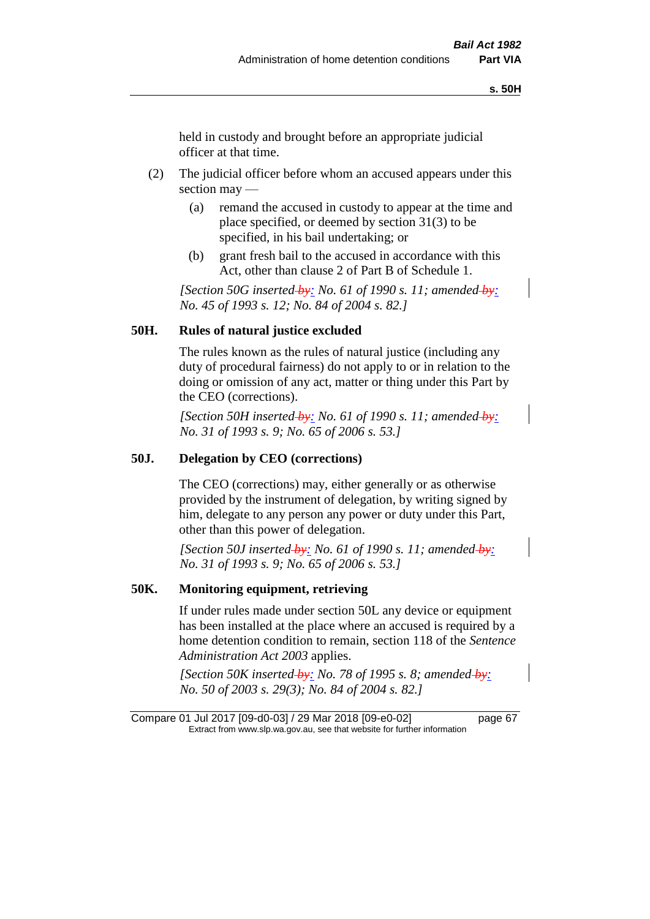held in custody and brought before an appropriate judicial officer at that time.

(2) The judicial officer before whom an accused appears under this section may —

(a) remand the accused in custody to appear at the time and place specified, or deemed by section 31(3) to be specified, in his bail undertaking; or

(b) grant fresh bail to the accused in accordance with this Act, other than clause 2 of Part B of Schedule 1.

*[Section 50G inserted: No. 61 of 1990 s. 11; amended: No. 45 of 1993 s. 12; No. 84 of 2004 s. 82.]*

## 50H. Rules of natural justice excluded

The rules known as the rules of natural justice (including any duty of procedural fairness) do not apply to or in relation to the doing or omission of any act, matter or thing under this Part by the CEO (corrections).

*[Section 50H inserted: No. 61 of 1990 s. 11; amended: No. 31 of 1993 s. 9; No. 65 of 2006 s. 53.]*

## 50J. Delegation by CEO (corrections)

The CEO (corrections) may, either generally or as otherwise provided by the instrument of delegation, by writing signed by him, delegate to any person any power or duty under this Part, other than this power of delegation.

*[Section 50J inserted: No. 61 of 1990 s. 11; amended: No. 31 of 1993 s. 9; No. 65 of 2006 s. 53.]*

## 50K. Monitoring equipment, retrieving

If under rules made under section 50L any device or equipment has been installed at the place where an accused is required by a home detention condition to remain, section 118 of the *Sentence Administration Act 2003* applies.

*[Section 50K inserted: No. 78 of 1995 s. 8; amended: No. 50 of 2003 s. 29(3); No. 84 of 2004 s. 82.]*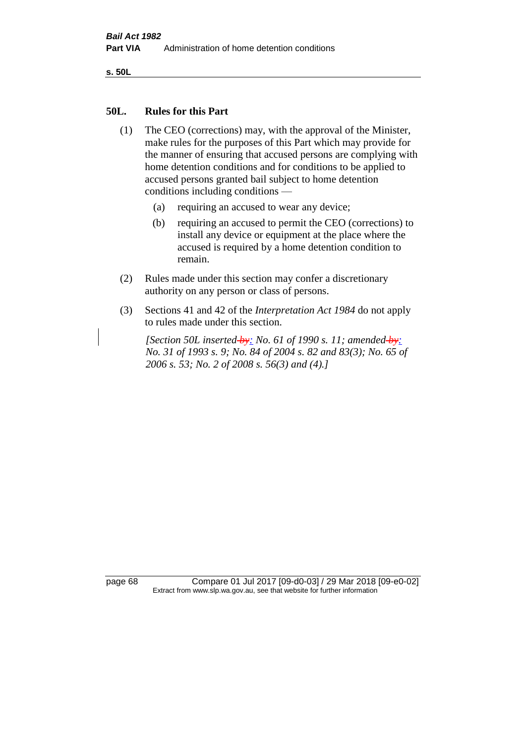## 50L. Rules for this Part

(1) The CEO (corrections) may, with the approval of the Minister, make rules for the purposes of this Part which may provide for the manner of ensuring that accused persons are complying with home detention conditions and for conditions to be applied to accused persons granted bail subject to home detention conditions including conditions —

  (a) requiring an accused to wear any device;

  (b) requiring an accused to permit the CEO (corrections) to install any device or equipment at the place where the accused is required by a home detention condition to remain.

(2) Rules made under this section may confer a discretionary authority on any person or class of persons.

(3) Sections 41 and 42 of the *Interpretation Act 1984* do not apply to rules made under this section.

*[Section 50L inserted by: No. 61 of 1990 s. 11; amended by: No. 31 of 1993 s. 9; No. 84 of 2004 s. 82 and 83(3); No. 65 of 2006 s. 53; No. 2 of 2008 s. 56(3) and (4).]*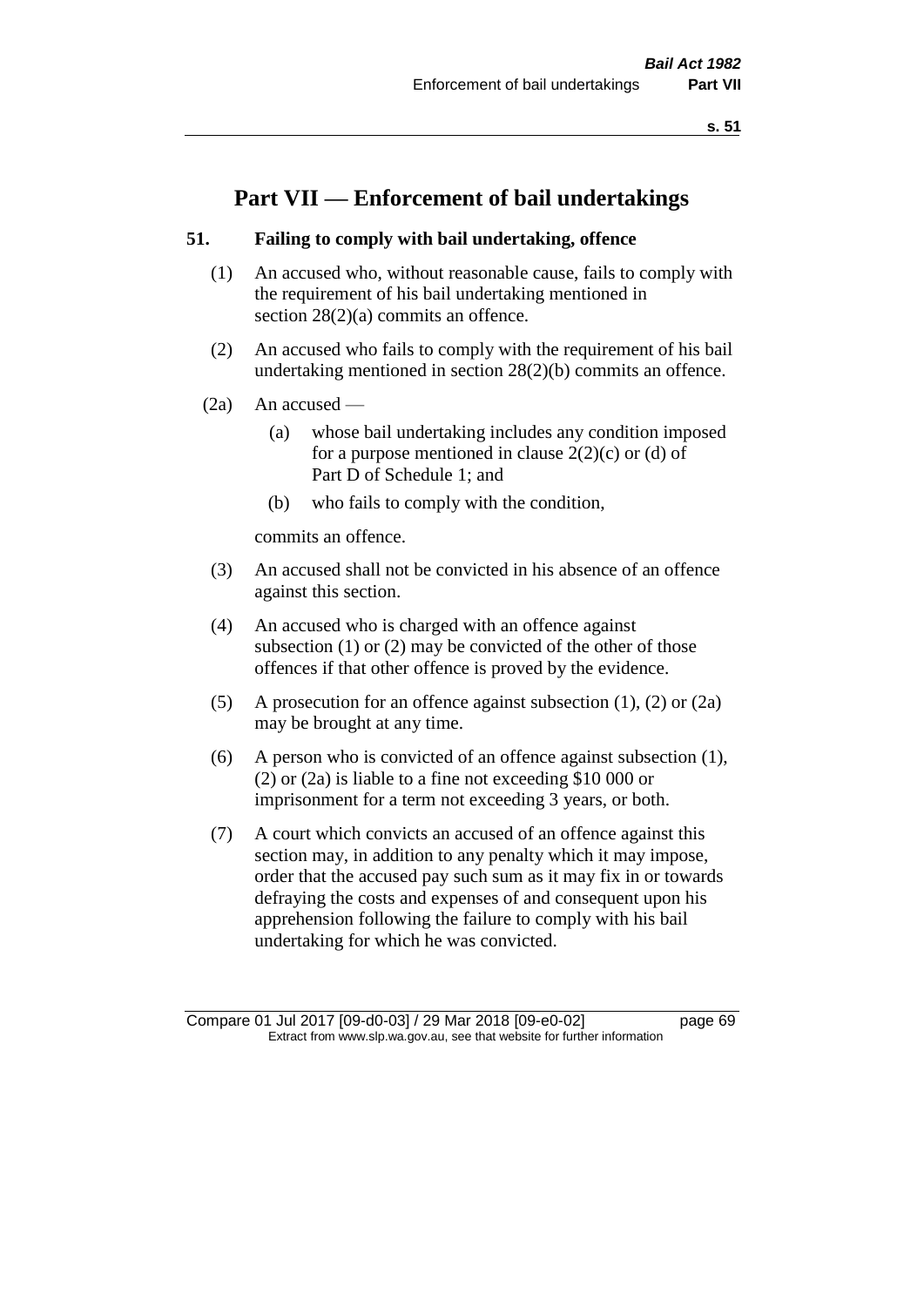# Part VII — Enforcement of bail undertakings

## 51. Failing to comply with bail undertaking, offence

(1) An accused who, without reasonable cause, fails to comply with the requirement of his bail undertaking mentioned in section 28(2)(a) commits an offence.

(2) An accused who fails to comply with the requirement of his bail undertaking mentioned in section 28(2)(b) commits an offence.

(2a) An accused —

- (a) whose bail undertaking includes any condition imposed for a purpose mentioned in clause 2(2)(c) or (d) of Part D of Schedule 1; and
- (b) who fails to comply with the condition,

commits an offence.

(3) An accused shall not be convicted in his absence of an offence against this section.

(4) An accused who is charged with an offence against subsection (1) or (2) may be convicted of the other of those offences if that other offence is proved by the evidence.

(5) A prosecution for an offence against subsection (1), (2) or (2a) may be brought at any time.

(6) A person who is convicted of an offence against subsection (1), (2) or (2a) is liable to a fine not exceeding $10 000 or imprisonment for a term not exceeding 3 years, or both.

(7) A court which convicts an accused of an offence against this section may, in addition to any penalty which it may impose, order that the accused pay such sum as it may fix in or towards defraying the costs and expenses of and consequent upon his apprehension following the failure to comply with his bail undertaking for which he was convicted.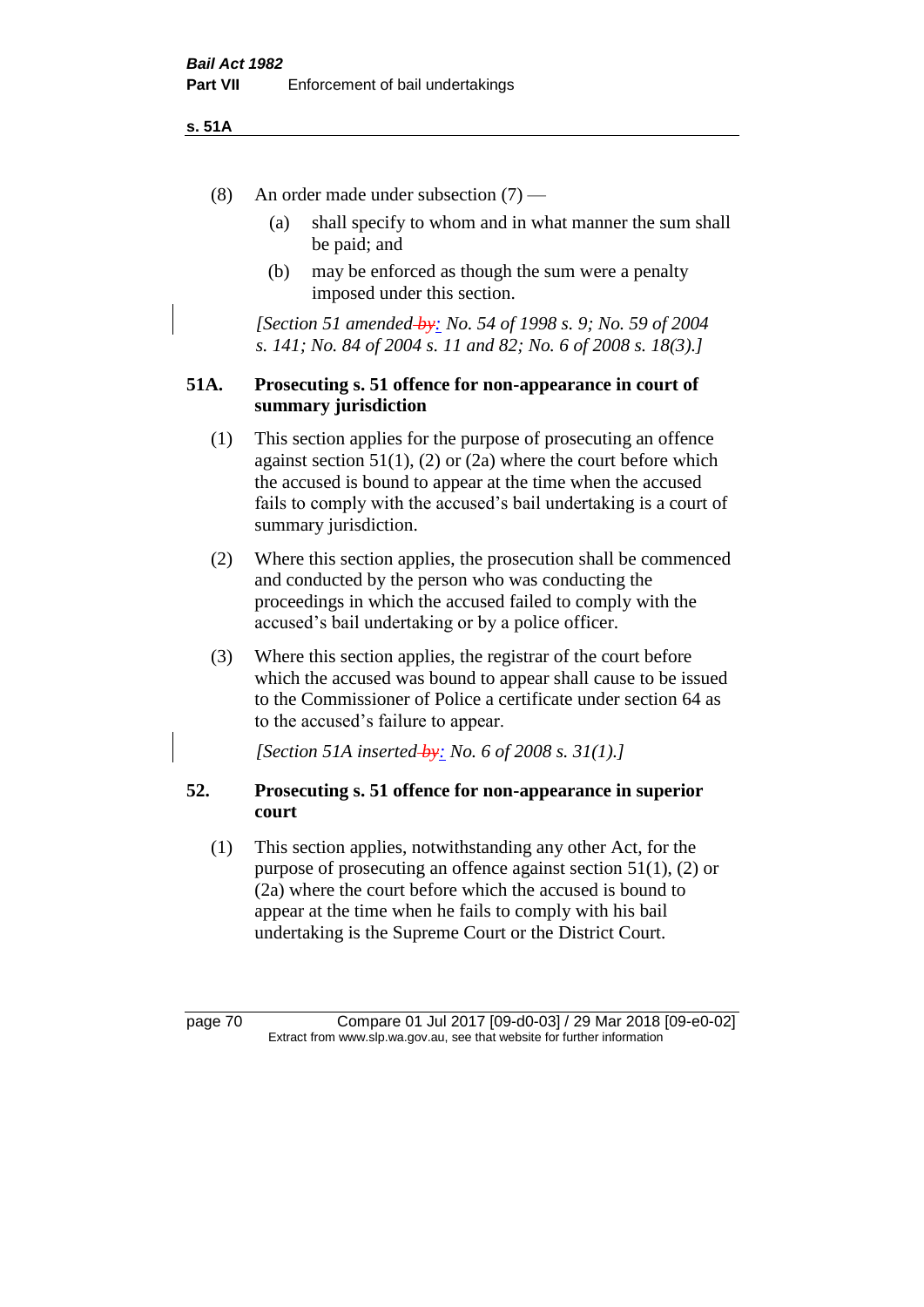(8) An order made under subsection (7) —

(a) shall specify to whom and in what manner the sum shall be paid; and

(b) may be enforced as though the sum were a penalty imposed under this section.

*[Section 51 amended ~~by~~: No. 54 of 1998 s. 9; No. 59 of 2004 s. 141; No. 84 of 2004 s. 11 and 82; No. 6 of 2008 s. 18(3).]*

### 51A. Prosecuting s. 51 offence for non-appearance in court of summary jurisdiction

(1) This section applies for the purpose of prosecuting an offence against section 51(1), (2) or (2a) where the court before which the accused is bound to appear at the time when the accused fails to comply with the accused's bail undertaking is a court of summary jurisdiction.

(2) Where this section applies, the prosecution shall be commenced and conducted by the person who was conducting the proceedings in which the accused failed to comply with the accused's bail undertaking or by a police officer.

(3) Where this section applies, the registrar of the court before which the accused was bound to appear shall cause to be issued to the Commissioner of Police a certificate under section 64 as to the accused's failure to appear.

*[Section 51A inserted ~~by~~: No. 6 of 2008 s. 31(1).]*

### 52. Prosecuting s. 51 offence for non-appearance in superior court

(1) This section applies, notwithstanding any other Act, for the purpose of prosecuting an offence against section 51(1), (2) or (2a) where the court before which the accused is bound to appear at the time when he fails to comply with his bail undertaking is the Supreme Court or the District Court.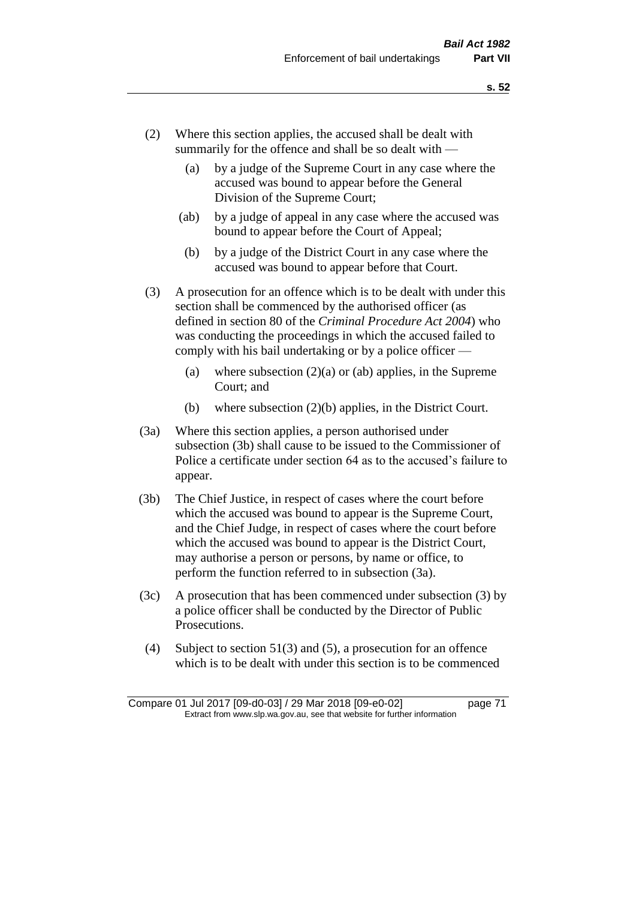(2) Where this section applies, the accused shall be dealt with summarily for the offence and shall be so dealt with —

- (a) by a judge of the Supreme Court in any case where the accused was bound to appear before the General Division of the Supreme Court;
- (ab) by a judge of appeal in any case where the accused was bound to appear before the Court of Appeal;
- (b) by a judge of the District Court in any case where the accused was bound to appear before that Court.

(3) A prosecution for an offence which is to be dealt with under this section shall be commenced by the authorised officer (as defined in section 80 of the *Criminal Procedure Act 2004*) who was conducting the proceedings in which the accused failed to comply with his bail undertaking or by a police officer —

- (a) where subsection (2)(a) or (ab) applies, in the Supreme Court; and
- (b) where subsection (2)(b) applies, in the District Court.

(3a) Where this section applies, a person authorised under subsection (3b) shall cause to be issued to the Commissioner of Police a certificate under section 64 as to the accused's failure to appear.

(3b) The Chief Justice, in respect of cases where the court before which the accused was bound to appear is the Supreme Court, and the Chief Judge, in respect of cases where the court before which the accused was bound to appear is the District Court, may authorise a person or persons, by name or office, to perform the function referred to in subsection (3a).

(3c) A prosecution that has been commenced under subsection (3) by a police officer shall be conducted by the Director of Public Prosecutions.

(4) Subject to section 51(3) and (5), a prosecution for an offence which is to be dealt with under this section is to be commenced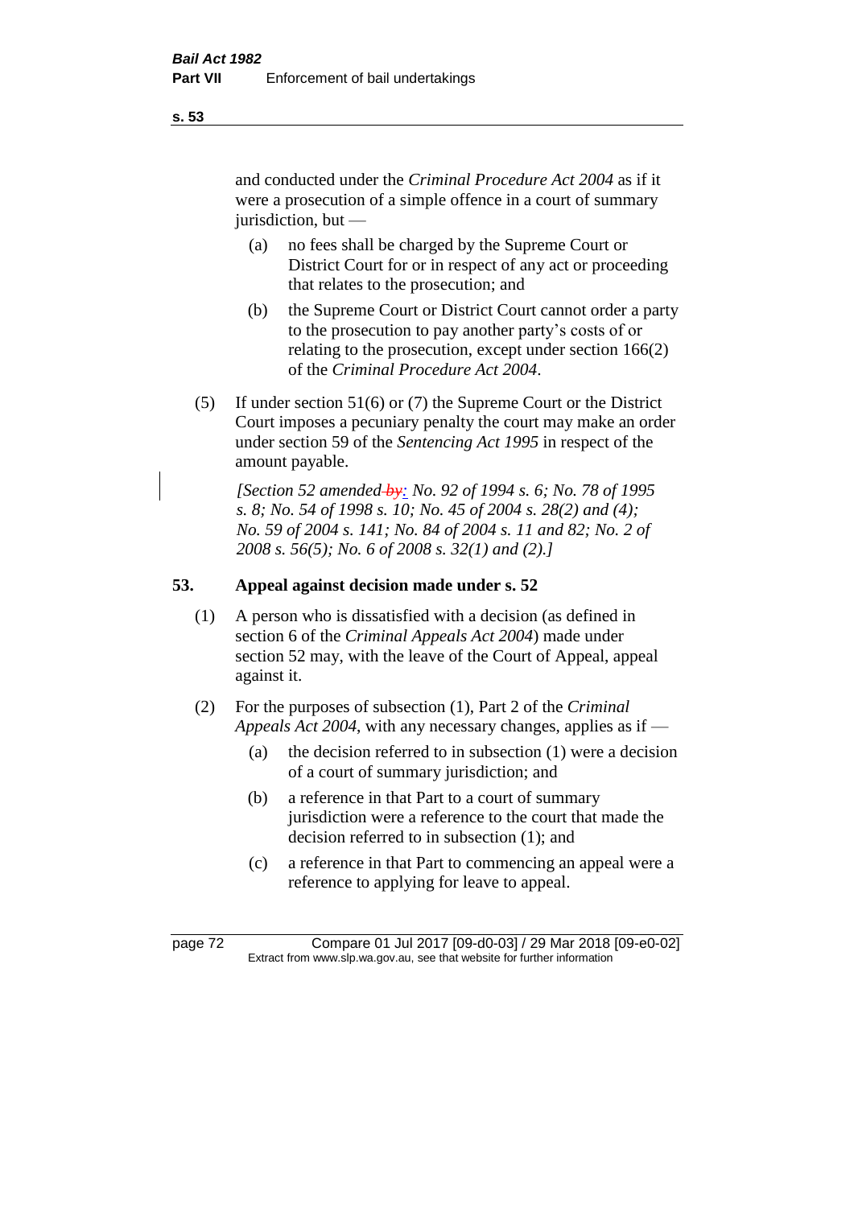and conducted under the *Criminal Procedure Act 2004* as if it were a prosecution of a simple offence in a court of summary jurisdiction, but —

(a) no fees shall be charged by the Supreme Court or District Court for or in respect of any act or proceeding that relates to the prosecution; and

(b) the Supreme Court or District Court cannot order a party to the prosecution to pay another party's costs of or relating to the prosecution, except under section 166(2) of the *Criminal Procedure Act 2004*.

(5) If under section 51(6) or (7) the Supreme Court or the District Court imposes a pecuniary penalty the court may make an order under section 59 of the *Sentencing Act 1995* in respect of the amount payable.

*[Section 52 amended by: No. 92 of 1994 s. 6; No. 78 of 1995 s. 8; No. 54 of 1998 s. 10; No. 45 of 2004 s. 28(2) and (4); No. 59 of 2004 s. 141; No. 84 of 2004 s. 11 and 82; No. 2 of 2008 s. 56(5); No. 6 of 2008 s. 32(1) and (2).]*

### 53. Appeal against decision made under s. 52

(1) A person who is dissatisfied with a decision (as defined in section 6 of the *Criminal Appeals Act 2004*) made under section 52 may, with the leave of the Court of Appeal, appeal against it.

(2) For the purposes of subsection (1), Part 2 of the *Criminal Appeals Act 2004*, with any necessary changes, applies as if —

(a) the decision referred to in subsection (1) were a decision of a court of summary jurisdiction; and

(b) a reference in that Part to a court of summary jurisdiction were a reference to the court that made the decision referred to in subsection (1); and

(c) a reference in that Part to commencing an appeal were a reference to applying for leave to appeal.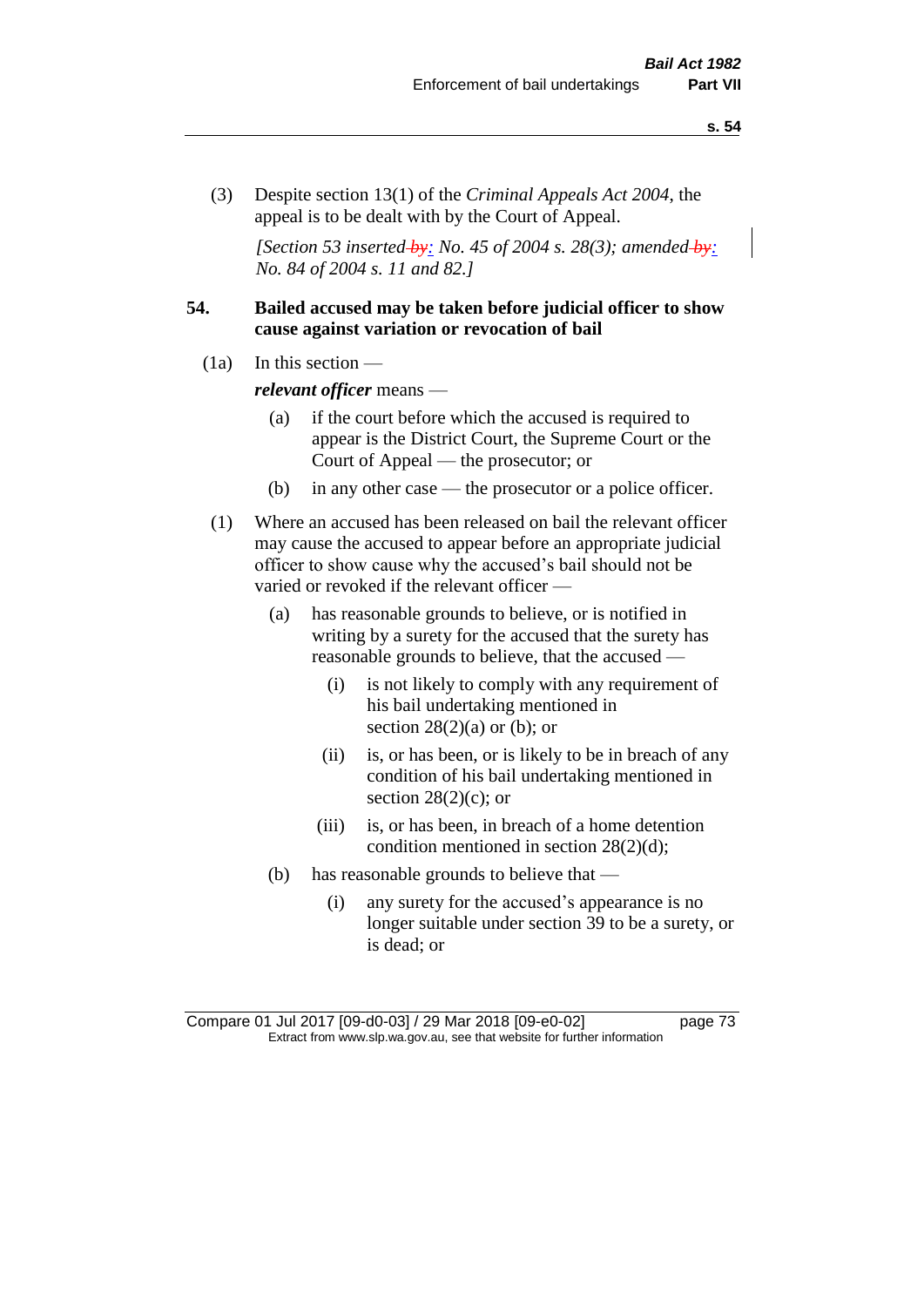(3) Despite section 13(1) of the *Criminal Appeals Act 2004*, the appeal is to be dealt with by the Court of Appeal.

*[Section 53 inserted by: No. 45 of 2004 s. 28(3); amended by: No. 84 of 2004 s. 11 and 82.]*

## 54. Bailed accused may be taken before judicial officer to show cause against variation or revocation of bail

(1a) In this section —

***relevant officer*** means —

- (a) if the court before which the accused is required to appear is the District Court, the Supreme Court or the Court of Appeal — the prosecutor; or
- (b) in any other case — the prosecutor or a police officer.

(1) Where an accused has been released on bail the relevant officer may cause the accused to appear before an appropriate judicial officer to show cause why the accused's bail should not be varied or revoked if the relevant officer —

- (a) has reasonable grounds to believe, or is notified in writing by a surety for the accused that the surety has reasonable grounds to believe, that the accused —
  - (i) is not likely to comply with any requirement of his bail undertaking mentioned in section 28(2)(a) or (b); or
  - (ii) is, or has been, or is likely to be in breach of any condition of his bail undertaking mentioned in section 28(2)(c); or
  - (iii) is, or has been, in breach of a home detention condition mentioned in section 28(2)(d);
- (b) has reasonable grounds to believe that —
  - (i) any surety for the accused's appearance is no longer suitable under section 39 to be a surety, or is dead; or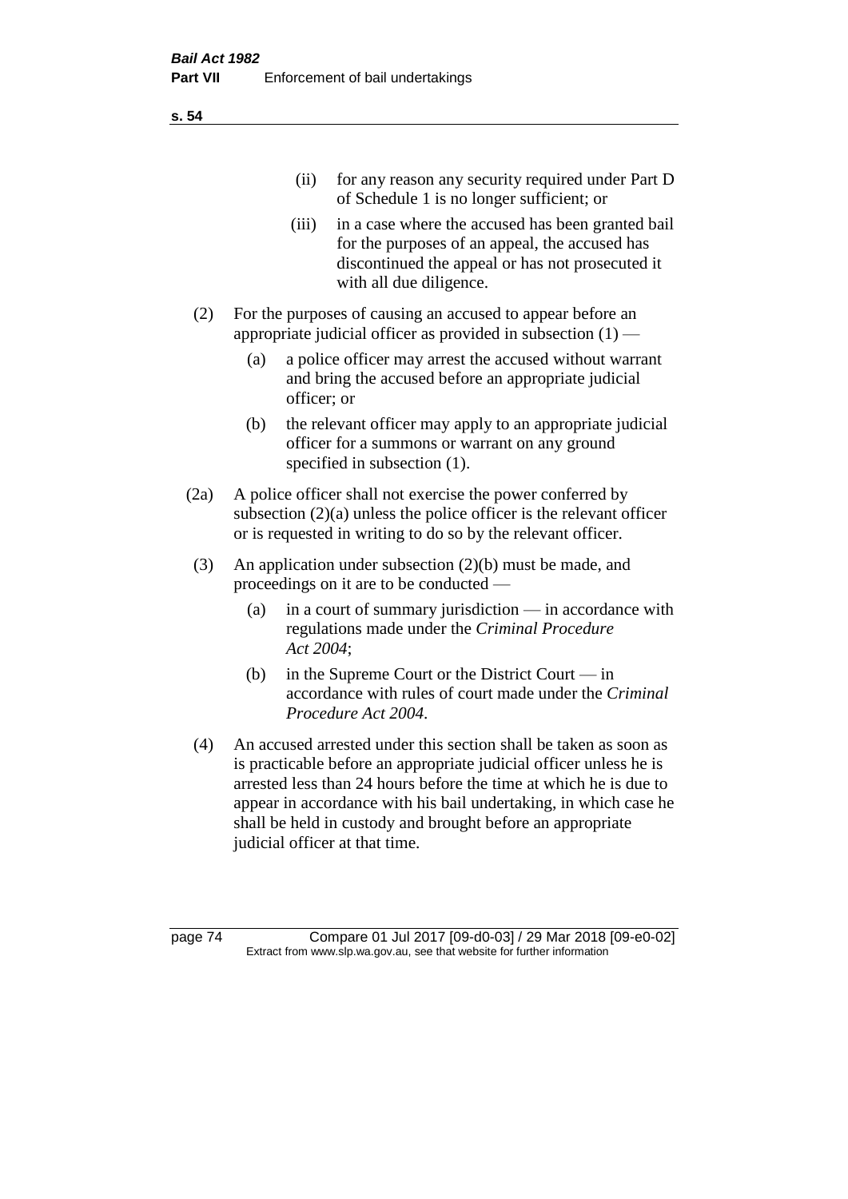(ii) for any reason any security required under Part D of Schedule 1 is no longer sufficient; or

(iii) in a case where the accused has been granted bail for the purposes of an appeal, the accused has discontinued the appeal or has not prosecuted it with all due diligence.

(2) For the purposes of causing an accused to appear before an appropriate judicial officer as provided in subsection (1) —

(a) a police officer may arrest the accused without warrant and bring the accused before an appropriate judicial officer; or

(b) the relevant officer may apply to an appropriate judicial officer for a summons or warrant on any ground specified in subsection (1).

(2a) A police officer shall not exercise the power conferred by subsection (2)(a) unless the police officer is the relevant officer or is requested in writing to do so by the relevant officer.

(3) An application under subsection (2)(b) must be made, and proceedings on it are to be conducted —

(a) in a court of summary jurisdiction — in accordance with regulations made under the *Criminal Procedure Act 2004*;

(b) in the Supreme Court or the District Court — in accordance with rules of court made under the *Criminal Procedure Act 2004*.

(4) An accused arrested under this section shall be taken as soon as is practicable before an appropriate judicial officer unless he is arrested less than 24 hours before the time at which he is due to appear in accordance with his bail undertaking, in which case he shall be held in custody and brought before an appropriate judicial officer at that time.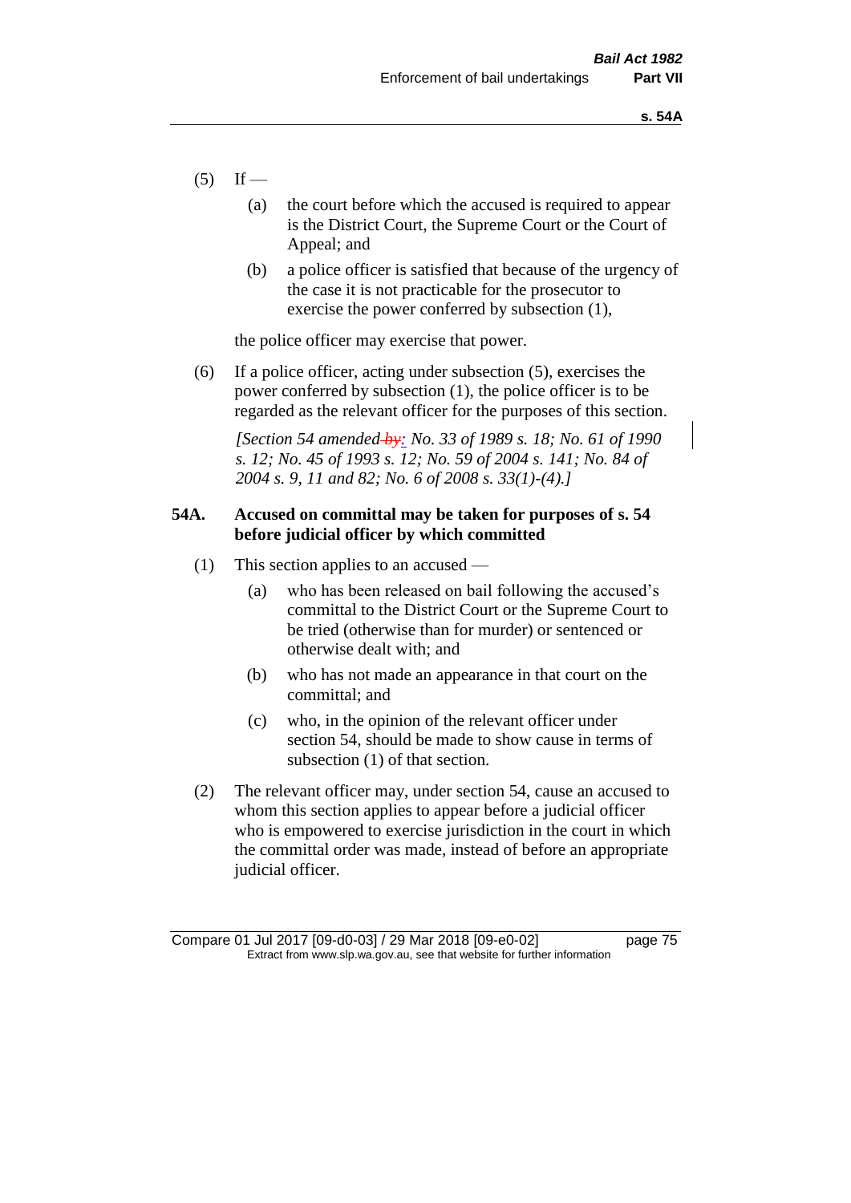(5) If —

  (a) the court before which the accused is required to appear is the District Court, the Supreme Court or the Court of Appeal; and

  (b) a police officer is satisfied that because of the urgency of the case it is not practicable for the prosecutor to exercise the power conferred by subsection (1),

the police officer may exercise that power.

(6) If a police officer, acting under subsection (5), exercises the power conferred by subsection (1), the police officer is to be regarded as the relevant officer for the purposes of this section.

*[Section 54 amended by: No. 33 of 1989 s. 18; No. 61 of 1990 s. 12; No. 45 of 1993 s. 12; No. 59 of 2004 s. 141; No. 84 of 2004 s. 9, 11 and 82; No. 6 of 2008 s. 33(1)-(4).]*

### 54A. Accused on committal may be taken for purposes of s. 54 before judicial officer by which committed

(1) This section applies to an accused —

  (a) who has been released on bail following the accused's committal to the District Court or the Supreme Court to be tried (otherwise than for murder) or sentenced or otherwise dealt with; and

  (b) who has not made an appearance in that court on the committal; and

  (c) who, in the opinion of the relevant officer under section 54, should be made to show cause in terms of subsection (1) of that section.

(2) The relevant officer may, under section 54, cause an accused to whom this section applies to appear before a judicial officer who is empowered to exercise jurisdiction in the court in which the committal order was made, instead of before an appropriate judicial officer.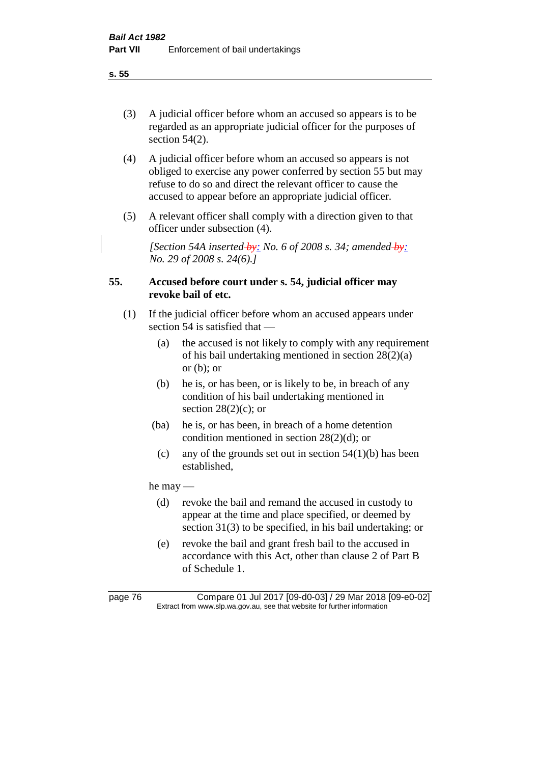(3) A judicial officer before whom an accused so appears is to be regarded as an appropriate judicial officer for the purposes of section 54(2).

(4) A judicial officer before whom an accused so appears is not obliged to exercise any power conferred by section 55 but may refuse to do so and direct the relevant officer to cause the accused to appear before an appropriate judicial officer.

(5) A relevant officer shall comply with a direction given to that officer under subsection (4).

*[Section 54A inserted by: No. 6 of 2008 s. 34; amended by: No. 29 of 2008 s. 24(6).]*

## 55. Accused before court under s. 54, judicial officer may revoke bail of etc.

(1) If the judicial officer before whom an accused appears under section 54 is satisfied that —

(a) the accused is not likely to comply with any requirement of his bail undertaking mentioned in section 28(2)(a) or (b); or

(b) he is, or has been, or is likely to be, in breach of any condition of his bail undertaking mentioned in section 28(2)(c); or

(ba) he is, or has been, in breach of a home detention condition mentioned in section 28(2)(d); or

(c) any of the grounds set out in section 54(1)(b) has been established,

he may —

(d) revoke the bail and remand the accused in custody to appear at the time and place specified, or deemed by section 31(3) to be specified, in his bail undertaking; or

(e) revoke the bail and grant fresh bail to the accused in accordance with this Act, other than clause 2 of Part B of Schedule 1.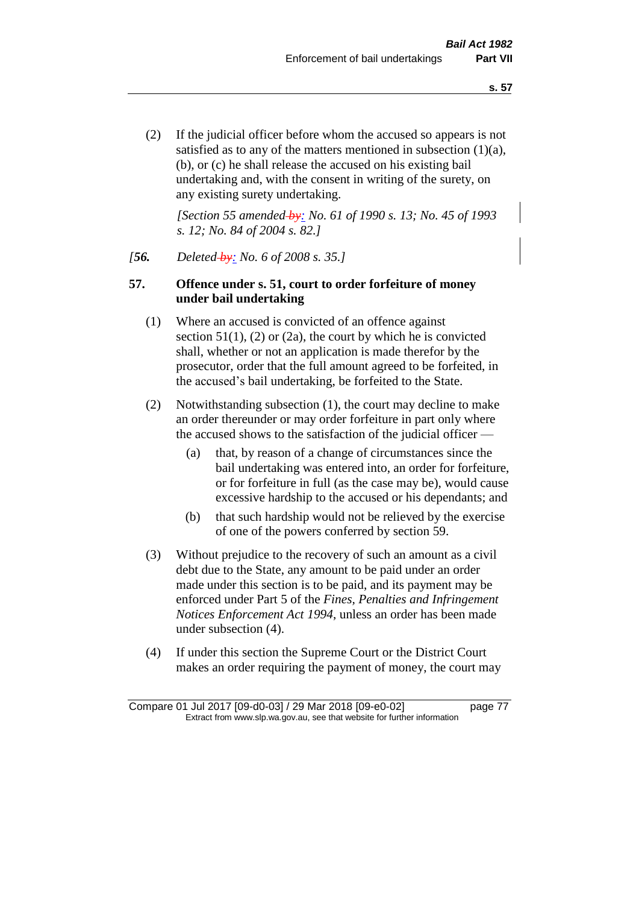(2) If the judicial officer before whom the accused so appears is not satisfied as to any of the matters mentioned in subsection (1)(a), (b), or (c) he shall release the accused on his existing bail undertaking and, with the consent in writing of the surety, on any existing surety undertaking.

*[Section 55 amended by: No. 61 of 1990 s. 13; No. 45 of 1993 s. 12; No. 84 of 2004 s. 82.]*

*[**56.** Deleted by: No. 6 of 2008 s. 35.]*

**57. Offence under s. 51, court to order forfeiture of money under bail undertaking**

(1) Where an accused is convicted of an offence against section 51(1), (2) or (2a), the court by which he is convicted shall, whether or not an application is made therefor by the prosecutor, order that the full amount agreed to be forfeited, in the accused's bail undertaking, be forfeited to the State.

(2) Notwithstanding subsection (1), the court may decline to make an order thereunder or may order forfeiture in part only where the accused shows to the satisfaction of the judicial officer —

(a) that, by reason of a change of circumstances since the bail undertaking was entered into, an order for forfeiture, or for forfeiture in full (as the case may be), would cause excessive hardship to the accused or his dependants; and

(b) that such hardship would not be relieved by the exercise of one of the powers conferred by section 59.

(3) Without prejudice to the recovery of such an amount as a civil debt due to the State, any amount to be paid under an order made under this section is to be paid, and its payment may be enforced under Part 5 of the *Fines, Penalties and Infringement Notices Enforcement Act 1994*, unless an order has been made under subsection (4).

(4) If under this section the Supreme Court or the District Court makes an order requiring the payment of money, the court may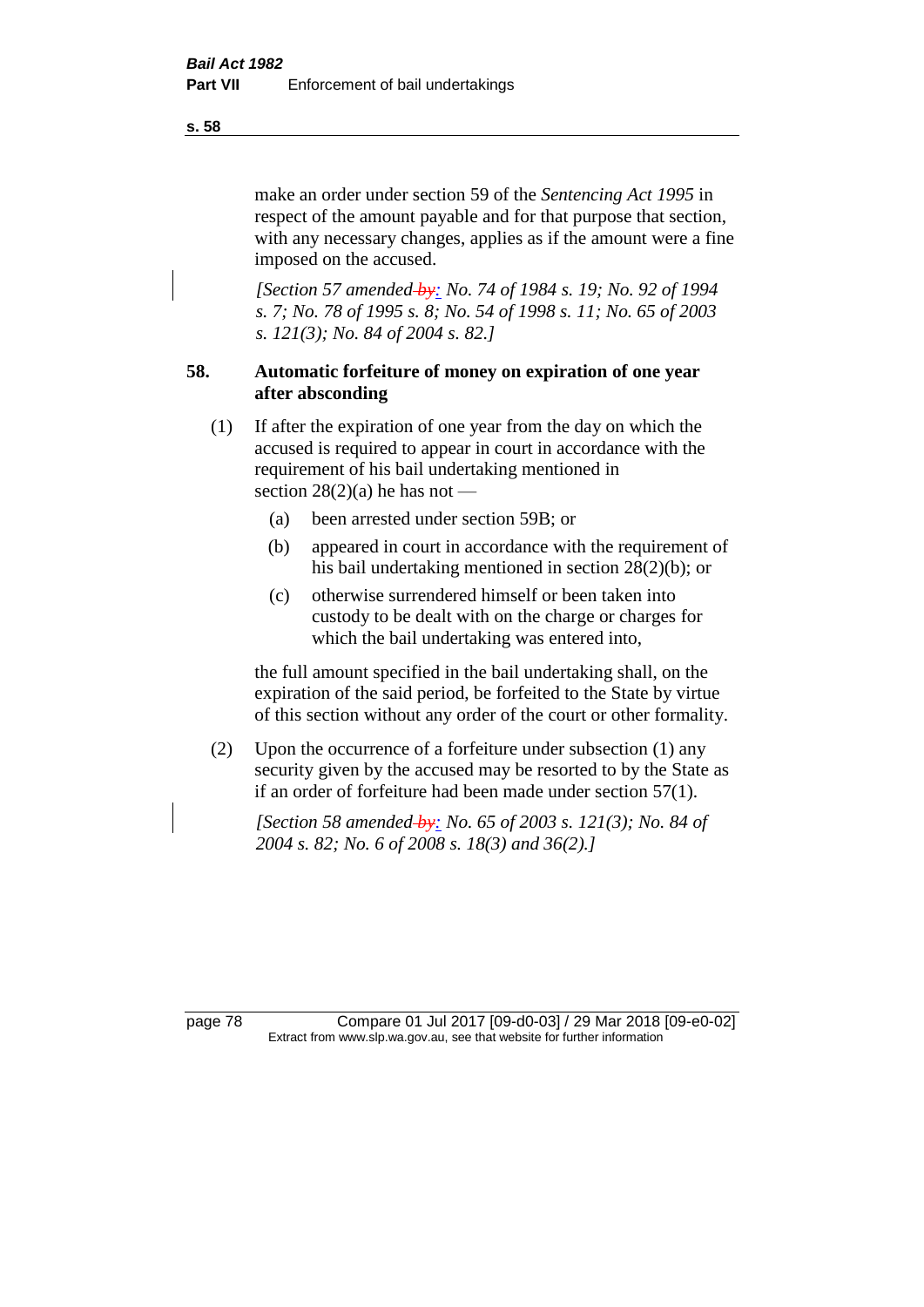make an order under section 59 of the *Sentencing Act 1995* in respect of the amount payable and for that purpose that section, with any necessary changes, applies as if the amount were a fine imposed on the accused.

*[Section 57 amended by: No. 74 of 1984 s. 19; No. 92 of 1994 s. 7; No. 78 of 1995 s. 8; No. 54 of 1998 s. 11; No. 65 of 2003 s. 121(3); No. 84 of 2004 s. 82.]*

### 58. Automatic forfeiture of money on expiration of one year after absconding

(1) If after the expiration of one year from the day on which the accused is required to appear in court in accordance with the requirement of his bail undertaking mentioned in section 28(2)(a) he has not —

(a) been arrested under section 59B; or

(b) appeared in court in accordance with the requirement of his bail undertaking mentioned in section 28(2)(b); or

(c) otherwise surrendered himself or been taken into custody to be dealt with on the charge or charges for which the bail undertaking was entered into,

the full amount specified in the bail undertaking shall, on the expiration of the said period, be forfeited to the State by virtue of this section without any order of the court or other formality.

(2) Upon the occurrence of a forfeiture under subsection (1) any security given by the accused may be resorted to by the State as if an order of forfeiture had been made under section 57(1).

*[Section 58 amended by: No. 65 of 2003 s. 121(3); No. 84 of 2004 s. 82; No. 6 of 2008 s. 18(3) and 36(2).]*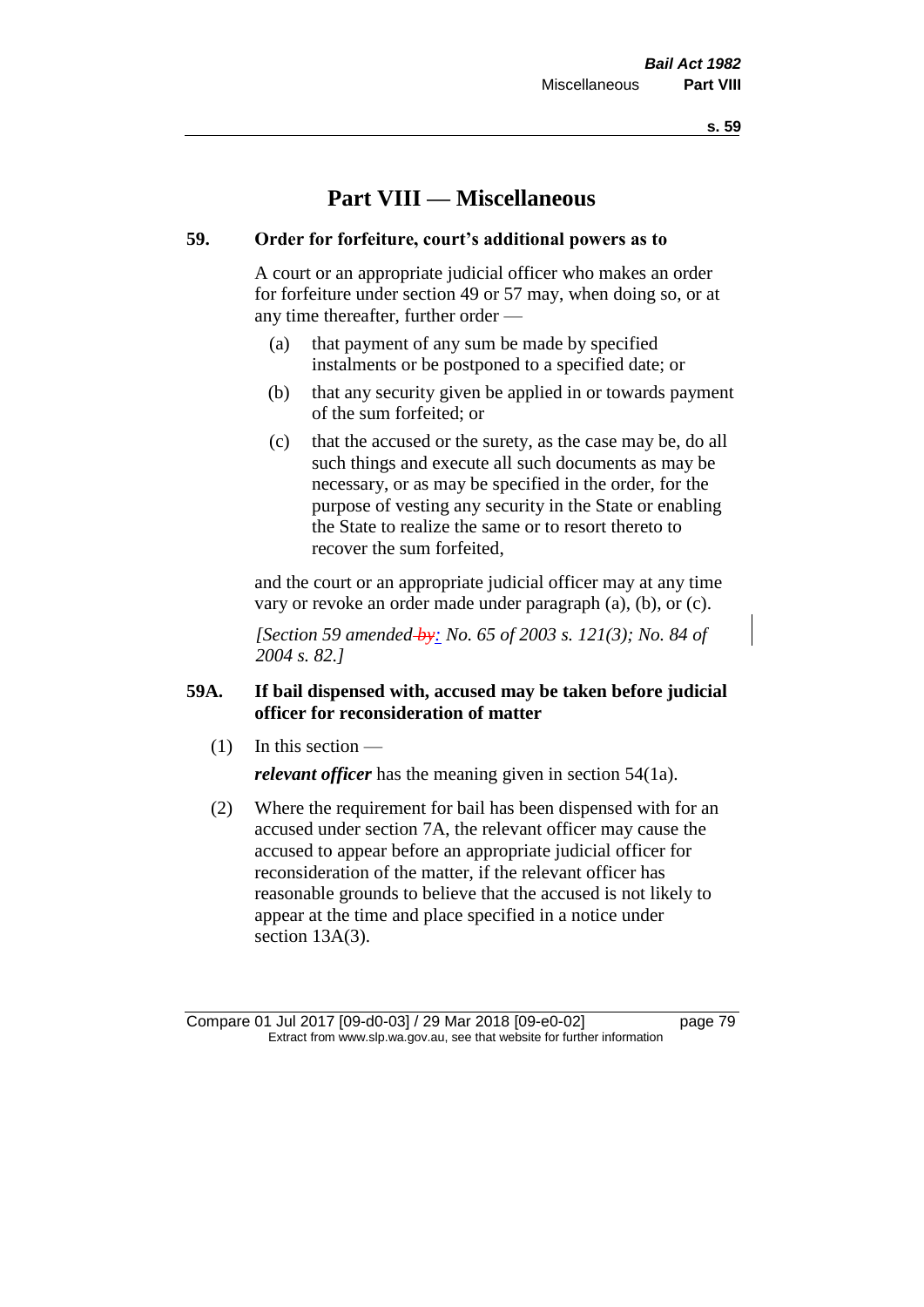# Part VIII — Miscellaneous

**59. Order for forfeiture, court's additional powers as to**

A court or an appropriate judicial officer who makes an order for forfeiture under section 49 or 57 may, when doing so, or at any time thereafter, further order —

(a) that payment of any sum be made by specified instalments or be postponed to a specified date; or

(b) that any security given be applied in or towards payment of the sum forfeited; or

(c) that the accused or the surety, as the case may be, do all such things and execute all such documents as may be necessary, or as may be specified in the order, for the purpose of vesting any security in the State or enabling the State to realize the same or to resort thereto to recover the sum forfeited,

and the court or an appropriate judicial officer may at any time vary or revoke an order made under paragraph (a), (b), or (c).

*[Section 59 amended by: No. 65 of 2003 s. 121(3); No. 84 of 2004 s. 82.]*

**59A. If bail dispensed with, accused may be taken before judicial officer for reconsideration of matter**

(1) In this section —

***relevant officer*** has the meaning given in section 54(1a).

(2) Where the requirement for bail has been dispensed with for an accused under section 7A, the relevant officer may cause the accused to appear before an appropriate judicial officer for reconsideration of the matter, if the relevant officer has reasonable grounds to believe that the accused is not likely to appear at the time and place specified in a notice under section 13A(3).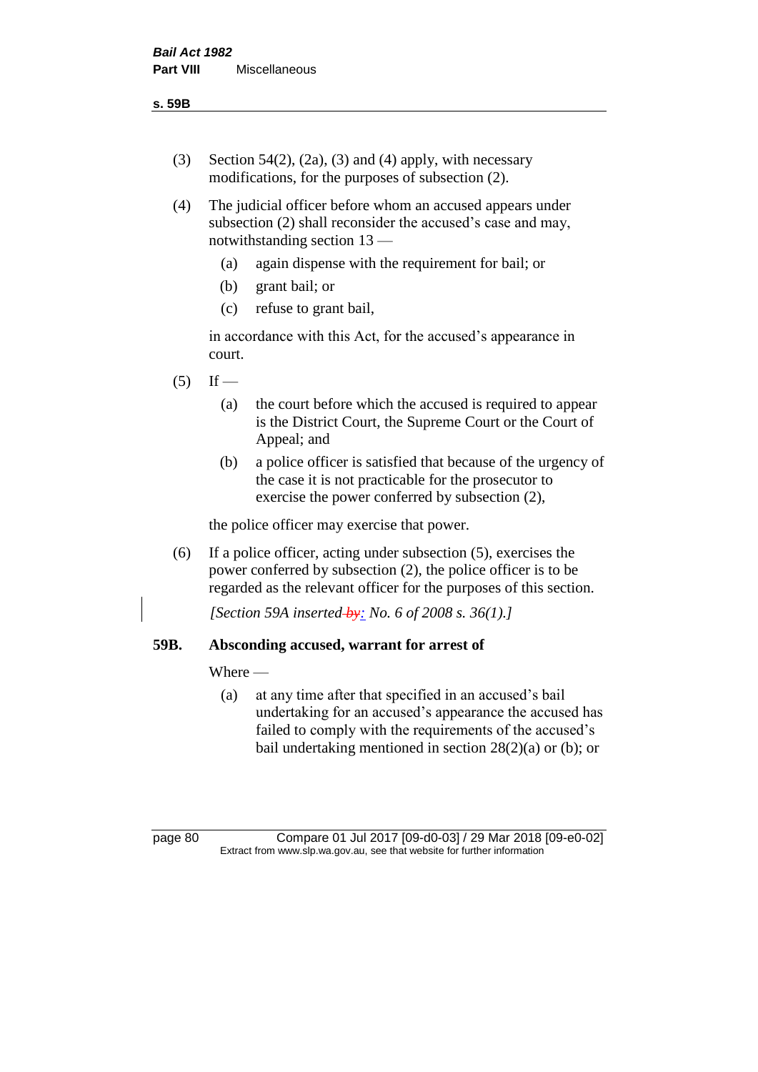(3) Section 54(2), (2a), (3) and (4) apply, with necessary modifications, for the purposes of subsection (2).

(4) The judicial officer before whom an accused appears under subsection (2) shall reconsider the accused's case and may, notwithstanding section 13 —

- (a) again dispense with the requirement for bail; or
- (b) grant bail; or
- (c) refuse to grant bail,

in accordance with this Act, for the accused's appearance in court.

(5) If —

- (a) the court before which the accused is required to appear is the District Court, the Supreme Court or the Court of Appeal; and
- (b) a police officer is satisfied that because of the urgency of the case it is not practicable for the prosecutor to exercise the power conferred by subsection (2),

the police officer may exercise that power.

(6) If a police officer, acting under subsection (5), exercises the power conferred by subsection (2), the police officer is to be regarded as the relevant officer for the purposes of this section.

*[Section 59A inserted ~~by~~: No. 6 of 2008 s. 36(1).]*

**59B. Absconding accused, warrant for arrest of**

Where —

- (a) at any time after that specified in an accused's bail undertaking for an accused's appearance the accused has failed to comply with the requirements of the accused's bail undertaking mentioned in section 28(2)(a) or (b); or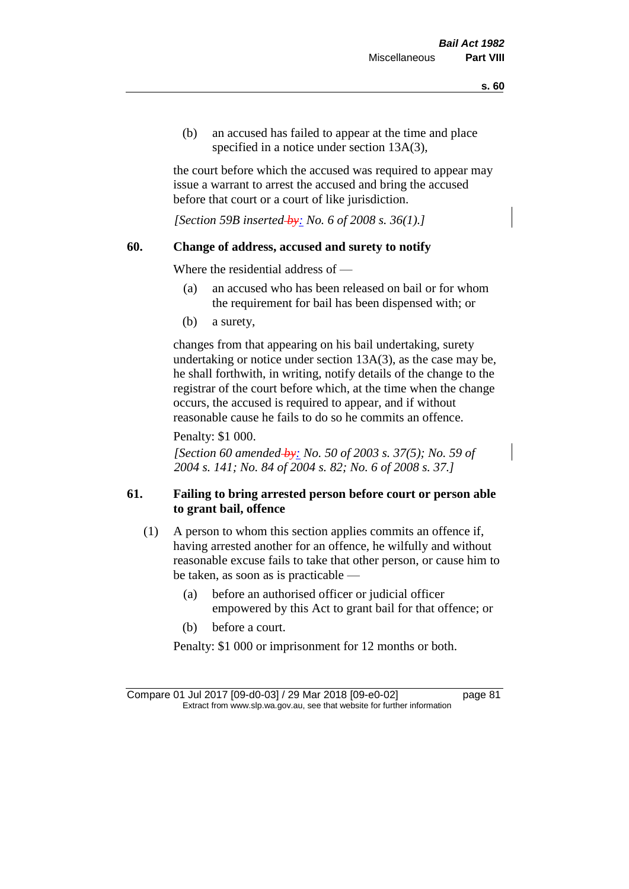(b) an accused has failed to appear at the time and place specified in a notice under section 13A(3),

the court before which the accused was required to appear may issue a warrant to arrest the accused and bring the accused before that court or a court of like jurisdiction.

*[Section 59B inserted by: No. 6 of 2008 s. 36(1).]*

## 60. Change of address, accused and surety to notify

Where the residential address of —

(a) an accused who has been released on bail or for whom the requirement for bail has been dispensed with; or

(b) a surety,

changes from that appearing on his bail undertaking, surety undertaking or notice under section 13A(3), as the case may be, he shall forthwith, in writing, notify details of the change to the registrar of the court before which, at the time when the change occurs, the accused is required to appear, and if without reasonable cause he fails to do so he commits an offence.

Penalty: $1 000.

*[Section 60 amended by: No. 50 of 2003 s. 37(5); No. 59 of 2004 s. 141; No. 84 of 2004 s. 82; No. 6 of 2008 s. 37.]*

## 61. Failing to bring arrested person before court or person able to grant bail, offence

(1) A person to whom this section applies commits an offence if, having arrested another for an offence, he wilfully and without reasonable excuse fails to take that other person, or cause him to be taken, as soon as is practicable —

(a) before an authorised officer or judicial officer empowered by this Act to grant bail for that offence; or

(b) before a court.

Penalty: $1 000 or imprisonment for 12 months or both.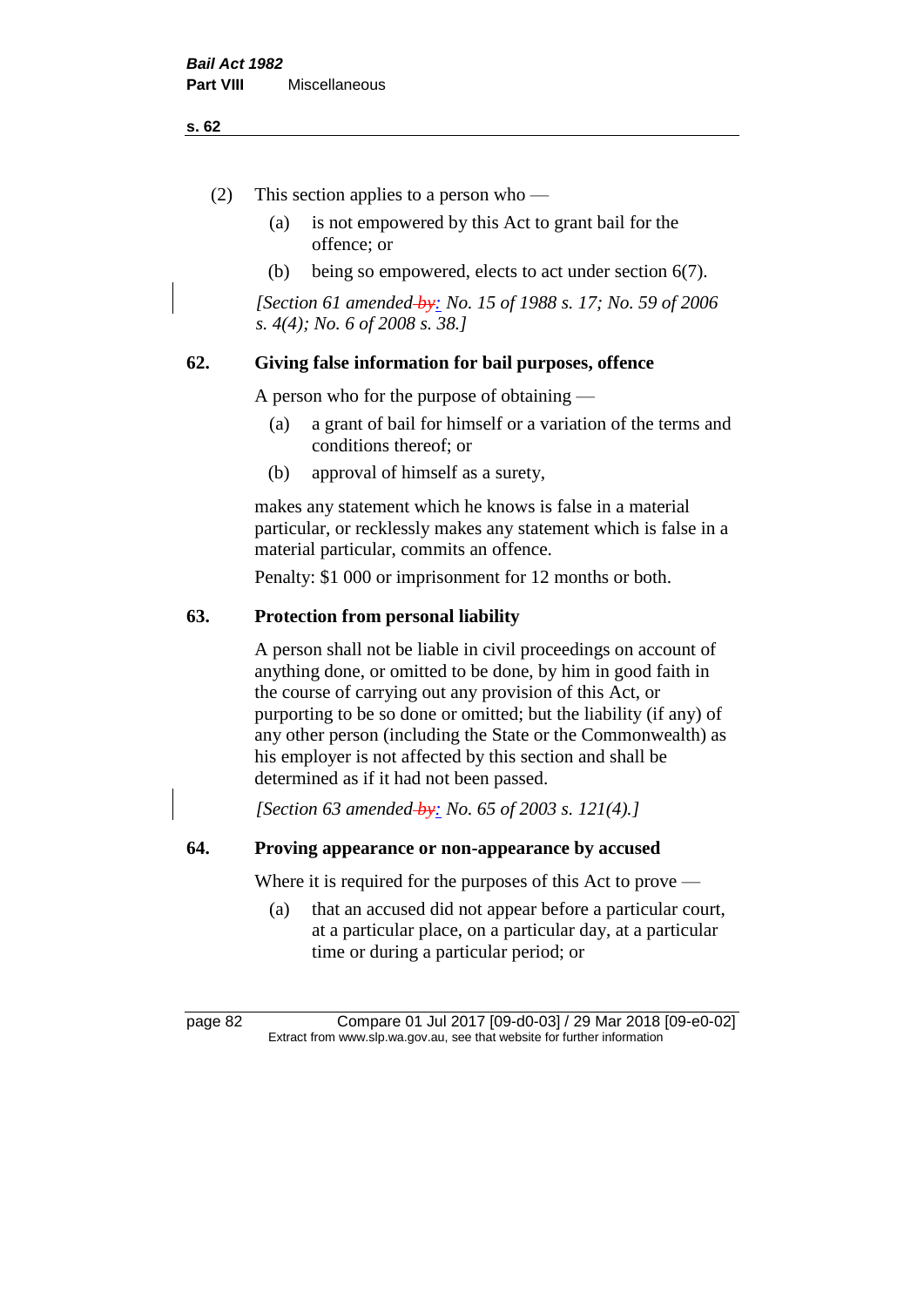(2) This section applies to a person who —

(a) is not empowered by this Act to grant bail for the offence; or

(b) being so empowered, elects to act under section 6(7).

*[Section 61 amended by: No. 15 of 1988 s. 17; No. 59 of 2006 s. 4(4); No. 6 of 2008 s. 38.]*

## 62. Giving false information for bail purposes, offence

A person who for the purpose of obtaining —

(a) a grant of bail for himself or a variation of the terms and conditions thereof; or

(b) approval of himself as a surety,

makes any statement which he knows is false in a material particular, or recklessly makes any statement which is false in a material particular, commits an offence.

Penalty: $1 000 or imprisonment for 12 months or both.

## 63. Protection from personal liability

A person shall not be liable in civil proceedings on account of anything done, or omitted to be done, by him in good faith in the course of carrying out any provision of this Act, or purporting to be so done or omitted; but the liability (if any) of any other person (including the State or the Commonwealth) as his employer is not affected by this section and shall be determined as if it had not been passed.

*[Section 63 amended by: No. 65 of 2003 s. 121(4).]*

## 64. Proving appearance or non-appearance by accused

Where it is required for the purposes of this Act to prove —

(a) that an accused did not appear before a particular court, at a particular place, on a particular day, at a particular time or during a particular period; or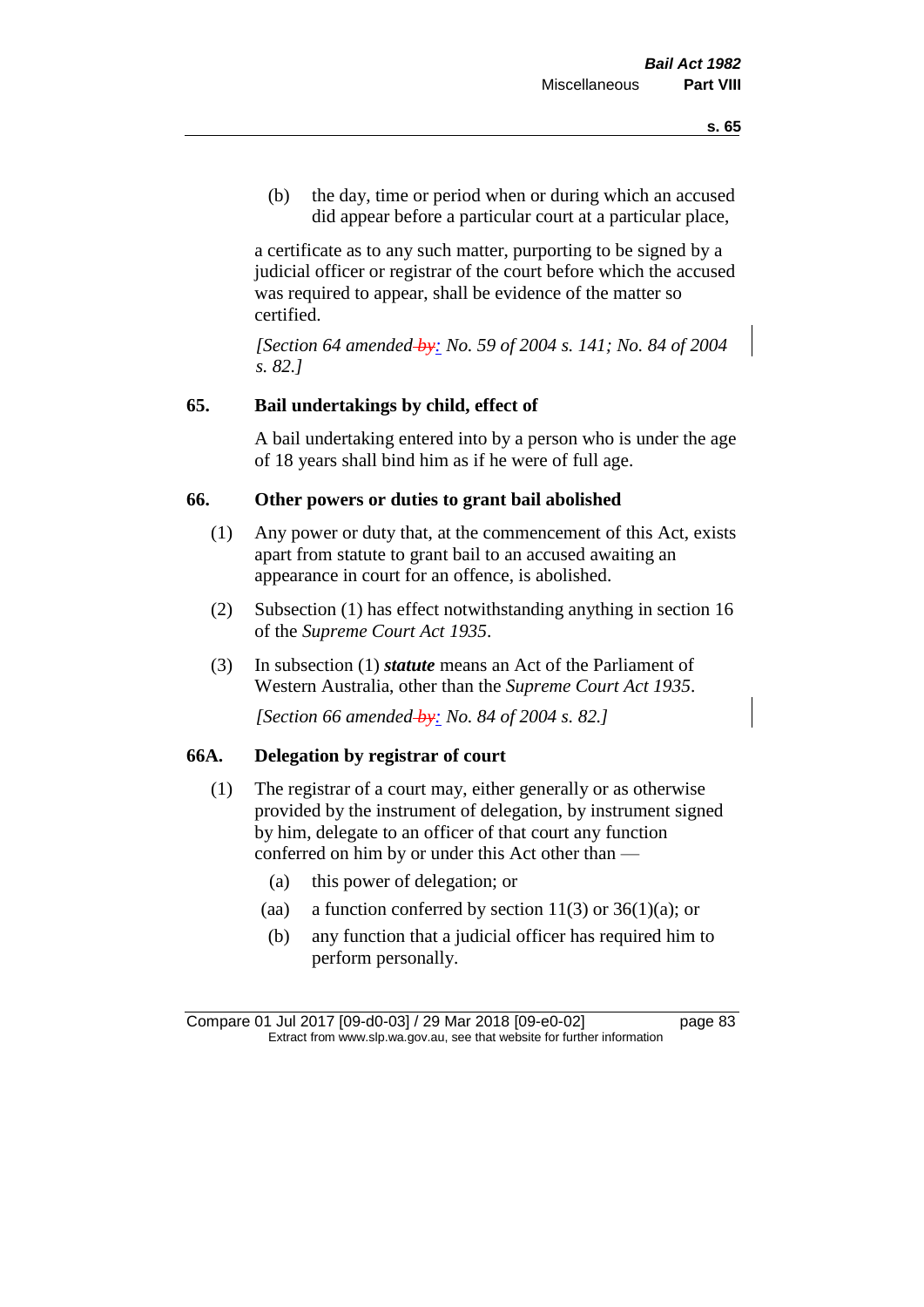(b) the day, time or period when or during which an accused did appear before a particular court at a particular place,

a certificate as to any such matter, purporting to be signed by a judicial officer or registrar of the court before which the accused was required to appear, shall be evidence of the matter so certified.

*[Section 64 amended by: No. 59 of 2004 s. 141; No. 84 of 2004 s. 82.]*

## 65. Bail undertakings by child, effect of

A bail undertaking entered into by a person who is under the age of 18 years shall bind him as if he were of full age.

## 66. Other powers or duties to grant bail abolished

(1) Any power or duty that, at the commencement of this Act, exists apart from statute to grant bail to an accused awaiting an appearance in court for an offence, is abolished.

(2) Subsection (1) has effect notwithstanding anything in section 16 of the *Supreme Court Act 1935*.

(3) In subsection (1) ***statute*** means an Act of the Parliament of Western Australia, other than the *Supreme Court Act 1935*.

*[Section 66 amended by: No. 84 of 2004 s. 82.]*

## 66A. Delegation by registrar of court

(1) The registrar of a court may, either generally or as otherwise provided by the instrument of delegation, by instrument signed by him, delegate to an officer of that court any function conferred on him by or under this Act other than —

(a) this power of delegation; or

(aa) a function conferred by section 11(3) or 36(1)(a); or

(b) any function that a judicial officer has required him to perform personally.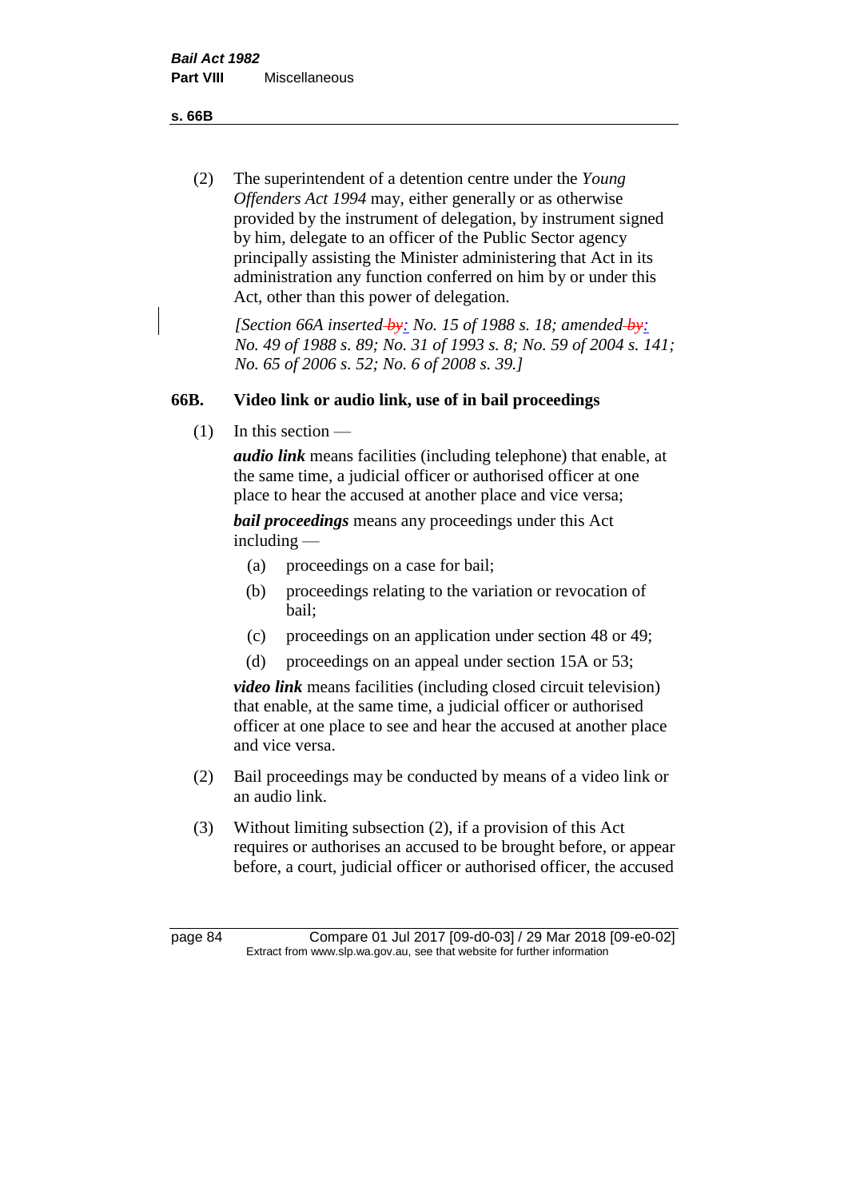(2) The superintendent of a detention centre under the *Young Offenders Act 1994* may, either generally or as otherwise provided by the instrument of delegation, by instrument signed by him, delegate to an officer of the Public Sector agency principally assisting the Minister administering that Act in its administration any function conferred on him by or under this Act, other than this power of delegation.

*[Section 66A inserted by: No. 15 of 1988 s. 18; amended by: No. 49 of 1988 s. 89; No. 31 of 1993 s. 8; No. 59 of 2004 s. 141; No. 65 of 2006 s. 52; No. 6 of 2008 s. 39.]*

## 66B. Video link or audio link, use of in bail proceedings

(1) In this section —

***audio link*** means facilities (including telephone) that enable, at the same time, a judicial officer or authorised officer at one place to hear the accused at another place and vice versa;

***bail proceedings*** means any proceedings under this Act including —

(a) proceedings on a case for bail;

(b) proceedings relating to the variation or revocation of bail;

(c) proceedings on an application under section 48 or 49;

(d) proceedings on an appeal under section 15A or 53;

***video link*** means facilities (including closed circuit television) that enable, at the same time, a judicial officer or authorised officer at one place to see and hear the accused at another place and vice versa.

(2) Bail proceedings may be conducted by means of a video link or an audio link.

(3) Without limiting subsection (2), if a provision of this Act requires or authorises an accused to be brought before, or appear before, a court, judicial officer or authorised officer, the accused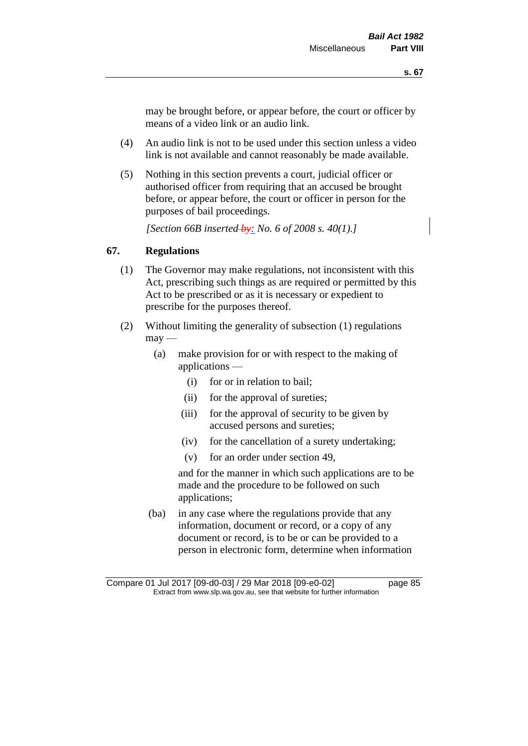may be brought before, or appear before, the court or officer by means of a video link or an audio link.

(4) An audio link is not to be used under this section unless a video link is not available and cannot reasonably be made available.

(5) Nothing in this section prevents a court, judicial officer or authorised officer from requiring that an accused be brought before, or appear before, the court or officer in person for the purposes of bail proceedings.

*[Section 66B inserted by: No. 6 of 2008 s. 40(1).]*

## 67. Regulations

(1) The Governor may make regulations, not inconsistent with this Act, prescribing such things as are required or permitted by this Act to be prescribed or as it is necessary or expedient to prescribe for the purposes thereof.

(2) Without limiting the generality of subsection (1) regulations may —

(a) make provision for or with respect to the making of applications —

(i) for or in relation to bail;

(ii) for the approval of sureties;

(iii) for the approval of security to be given by accused persons and sureties;

(iv) for the cancellation of a surety undertaking;

(v) for an order under section 49,

and for the manner in which such applications are to be made and the procedure to be followed on such applications;

(ba) in any case where the regulations provide that any information, document or record, or a copy of any document or record, is to be or can be provided to a person in electronic form, determine when information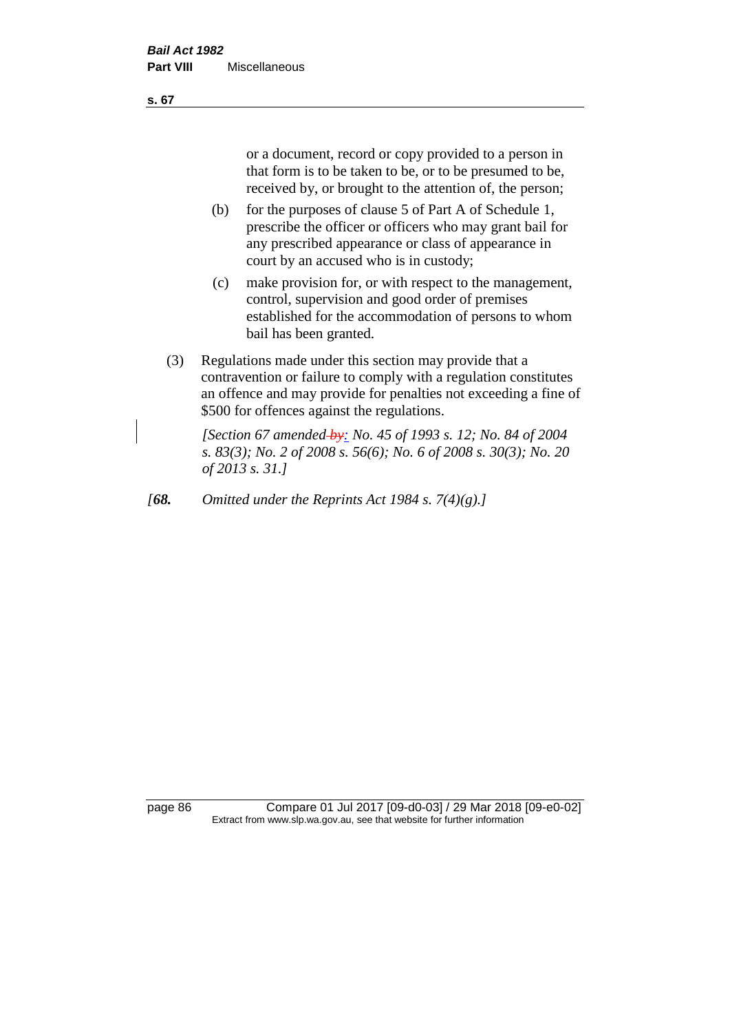or a document, record or copy provided to a person in that form is to be taken to be, or to be presumed to be, received by, or brought to the attention of, the person;

(b) for the purposes of clause 5 of Part A of Schedule 1, prescribe the officer or officers who may grant bail for any prescribed appearance or class of appearance in court by an accused who is in custody;

(c) make provision for, or with respect to the management, control, supervision and good order of premises established for the accommodation of persons to whom bail has been granted.

(3) Regulations made under this section may provide that a contravention or failure to comply with a regulation constitutes an offence and may provide for penalties not exceeding a fine of $500 for offences against the regulations.

*[Section 67 amended ~~by~~: No. 45 of 1993 s. 12; No. 84 of 2004 s. 83(3); No. 2 of 2008 s. 56(6); No. 6 of 2008 s. 30(3); No. 20 of 2013 s. 31.]*

*[**68.** Omitted under the Reprints Act 1984 s. 7(4)(g).]*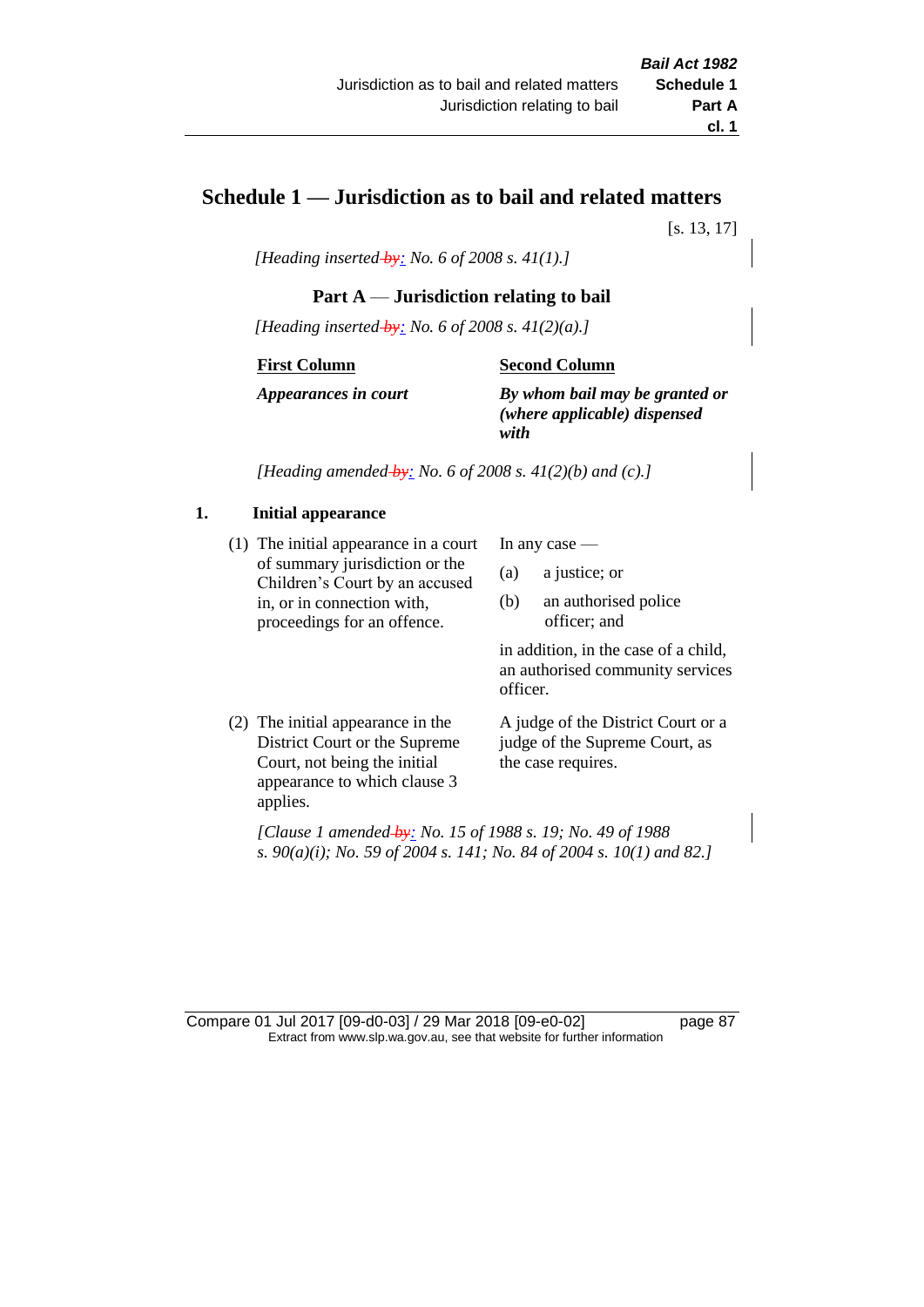# Schedule 1 — Jurisdiction as to bail and related matters

[s. 13, 17]

*[Heading inserted by: No. 6 of 2008 s. 41(1).]*

## Part A — Jurisdiction relating to bail

*[Heading inserted by: No. 6 of 2008 s. 41(2)(a).]*

| First Column | Second Column |
|---|---|
| ***Appearances in court*** | ***By whom bail may be granted or (where applicable) dispensed with*** |

*[Heading amended by: No. 6 of 2008 s. 41(2)(b) and (c).]*

### 1. Initial appearance

| | |
|---|---|
| (1) The initial appearance in a court of summary jurisdiction or the Children's Court by an accused in, or in connection with, proceedings for an offence. | In any case — (a) a justice; or (b) an authorised police officer; and in addition, in the case of a child, an authorised community services officer. |
| (2) The initial appearance in the District Court or the Supreme Court, not being the initial appearance to which clause 3 applies. | A judge of the District Court or a judge of the Supreme Court, as the case requires. |

*[Clause 1 amended by: No. 15 of 1988 s. 19; No. 49 of 1988 s. 90(a)(i); No. 59 of 2004 s. 141; No. 84 of 2004 s. 10(1) and 82.]*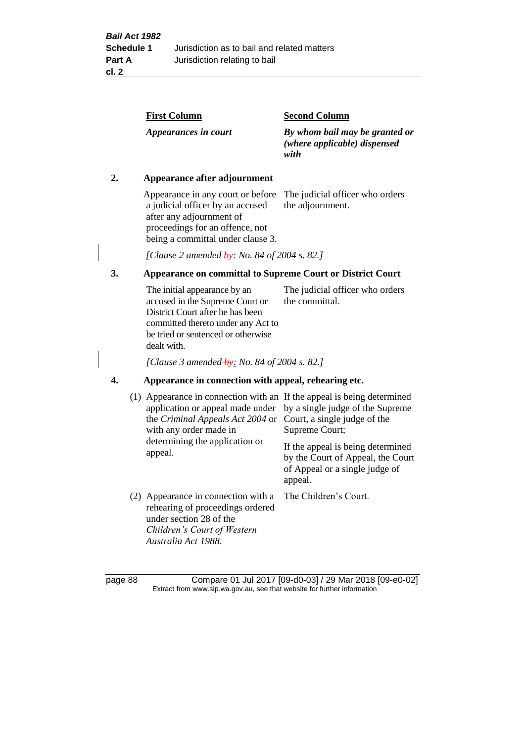| First Column | Second Column |
|---|---|
| *Appearances in court* | ***By whom bail may be granted or (where applicable) dispensed with*** |

**2. Appearance after adjournment**

| | |
|---|---|
| Appearance in any court or before a judicial officer by an accused after any adjournment of proceedings for an offence, not being a committal under clause 3. | The judicial officer who orders the adjournment. |

*[Clause 2 amended ~~by~~: No. 84 of 2004 s. 82.]*

**3. Appearance on committal to Supreme Court or District Court**

| | |
|---|---|
| The initial appearance by an accused in the Supreme Court or District Court after he has been committed thereto under any Act to be tried or sentenced or otherwise dealt with. | The judicial officer who orders the committal. |

*[Clause 3 amended ~~by~~: No. 84 of 2004 s. 82.]*

**4. Appearance in connection with appeal, rehearing etc.**

| | |
|---|---|
| (1) Appearance in connection with an application or appeal made under the *Criminal Appeals Act 2004* or with any order made in determining the application or appeal. | If the appeal is being determined by a single judge of the Supreme Court, a single judge of the Supreme Court; If the appeal is being determined by the Court of Appeal, the Court of Appeal or a single judge of appeal. |
| (2) Appearance in connection with a rehearing of proceedings ordered under section 28 of the *Children's Court of Western Australia Act 1988*. | The Children's Court. |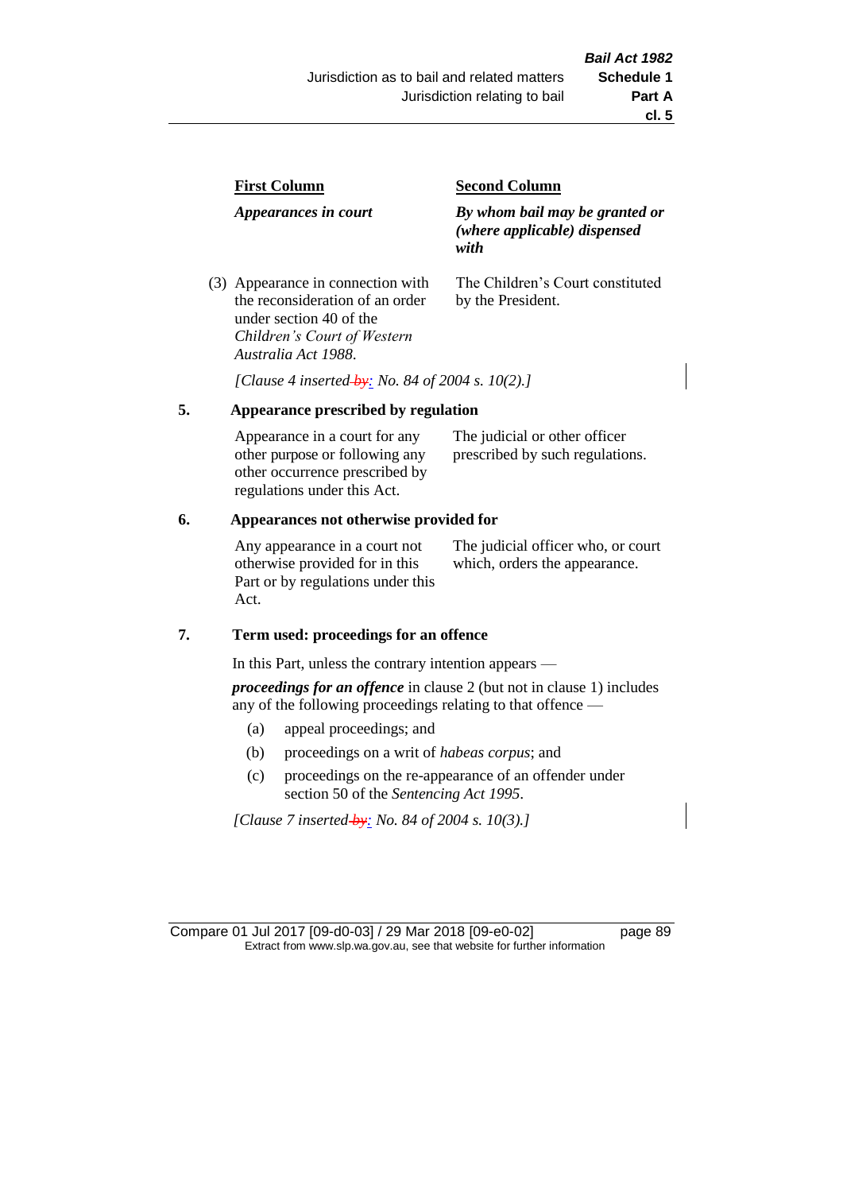| First Column | Second Column |
|---|---|
| *Appearances in court* | *By whom bail may be granted or (where applicable) dispensed with* |
| (3) Appearance in connection with the reconsideration of an order under section 40 of the *Children's Court of Western Australia Act 1988*. | The Children's Court constituted by the President. |

*[Clause 4 inserted by: No. 84 of 2004 s. 10(2).]*

## 5. Appearance prescribed by regulation

| | |
|---|---|
| Appearance in a court for any other purpose or following any other occurrence prescribed by regulations under this Act. | The judicial or other officer prescribed by such regulations. |

## 6. Appearances not otherwise provided for

| | |
|---|---|
| Any appearance in a court not otherwise provided for in this Part or by regulations under this Act. | The judicial officer who, or court which, orders the appearance. |

## 7. Term used: proceedings for an offence

In this Part, unless the contrary intention appears —

***proceedings for an offence*** in clause 2 (but not in clause 1) includes any of the following proceedings relating to that offence —

(a) appeal proceedings; and

(b) proceedings on a writ of *habeas corpus*; and

(c) proceedings on the re-appearance of an offender under section 50 of the *Sentencing Act 1995*.

*[Clause 7 inserted by: No. 84 of 2004 s. 10(3).]*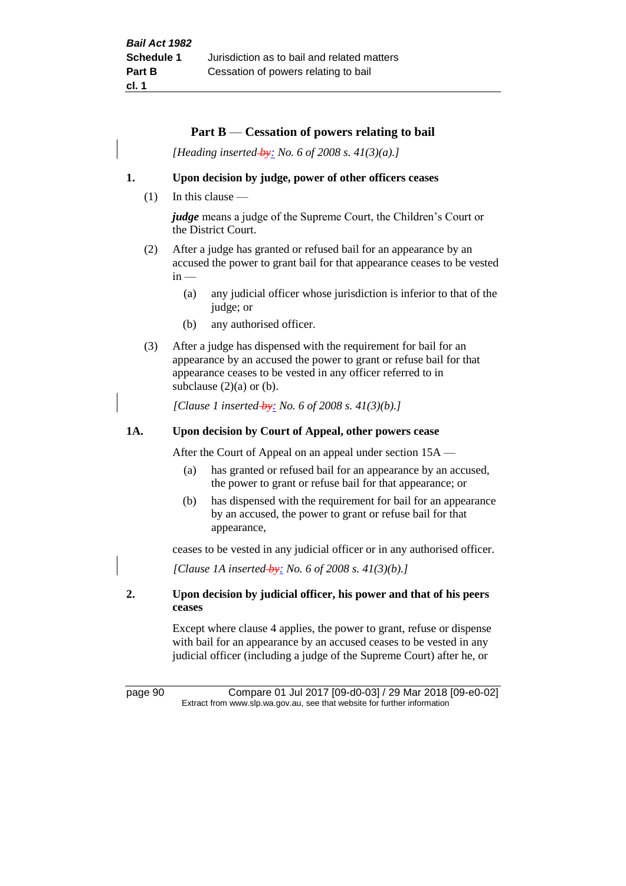## Part B — Cessation of powers relating to bail

*[Heading inserted: No. 6 of 2008 s. 41(3)(a).]*

**1. Upon decision by judge, power of other officers ceases**

(1) In this clause —

***judge*** means a judge of the Supreme Court, the Children's Court or the District Court.

(2) After a judge has granted or refused bail for an appearance by an accused the power to grant bail for that appearance ceases to be vested in —

(a) any judicial officer whose jurisdiction is inferior to that of the judge; or

(b) any authorised officer.

(3) After a judge has dispensed with the requirement for bail for an appearance by an accused the power to grant or refuse bail for that appearance ceases to be vested in any officer referred to in subclause (2)(a) or (b).

*[Clause 1 inserted: No. 6 of 2008 s. 41(3)(b).]*

**1A. Upon decision by Court of Appeal, other powers cease**

After the Court of Appeal on an appeal under section 15A —

(a) has granted or refused bail for an appearance by an accused, the power to grant or refuse bail for that appearance; or

(b) has dispensed with the requirement for bail for an appearance by an accused, the power to grant or refuse bail for that appearance,

ceases to be vested in any judicial officer or in any authorised officer.

*[Clause 1A inserted: No. 6 of 2008 s. 41(3)(b).]*

**2. Upon decision by judicial officer, his power and that of his peers ceases**

Except where clause 4 applies, the power to grant, refuse or dispense with bail for an appearance by an accused ceases to be vested in any judicial officer (including a judge of the Supreme Court) after he, or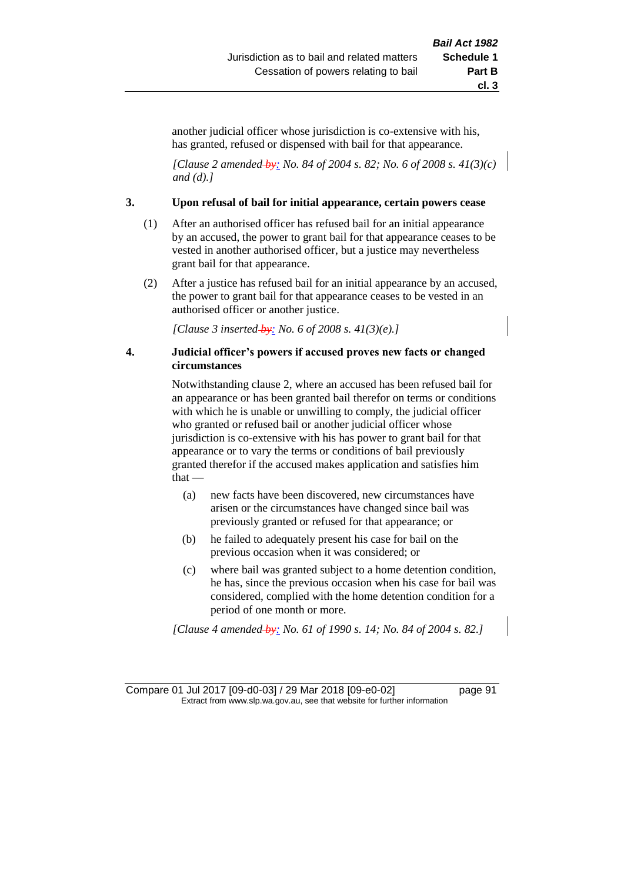another judicial officer whose jurisdiction is co-extensive with his, has granted, refused or dispensed with bail for that appearance.

*[Clause 2 amended by: No. 84 of 2004 s. 82; No. 6 of 2008 s. 41(3)(c) and (d).]*

### 3. Upon refusal of bail for initial appearance, certain powers cease

(1) After an authorised officer has refused bail for an initial appearance by an accused, the power to grant bail for that appearance ceases to be vested in another authorised officer, but a justice may nevertheless grant bail for that appearance.

(2) After a justice has refused bail for an initial appearance by an accused, the power to grant bail for that appearance ceases to be vested in an authorised officer or another justice.

*[Clause 3 inserted by: No. 6 of 2008 s. 41(3)(e).]*

### 4. Judicial officer's powers if accused proves new facts or changed circumstances

Notwithstanding clause 2, where an accused has been refused bail for an appearance or has been granted bail therefor on terms or conditions with which he is unable or unwilling to comply, the judicial officer who granted or refused bail or another judicial officer whose jurisdiction is co-extensive with his has power to grant bail for that appearance or to vary the terms or conditions of bail previously granted therefor if the accused makes application and satisfies him that —

(a) new facts have been discovered, new circumstances have arisen or the circumstances have changed since bail was previously granted or refused for that appearance; or

(b) he failed to adequately present his case for bail on the previous occasion when it was considered; or

(c) where bail was granted subject to a home detention condition, he has, since the previous occasion when his case for bail was considered, complied with the home detention condition for a period of one month or more.

*[Clause 4 amended by: No. 61 of 1990 s. 14; No. 84 of 2004 s. 82.]*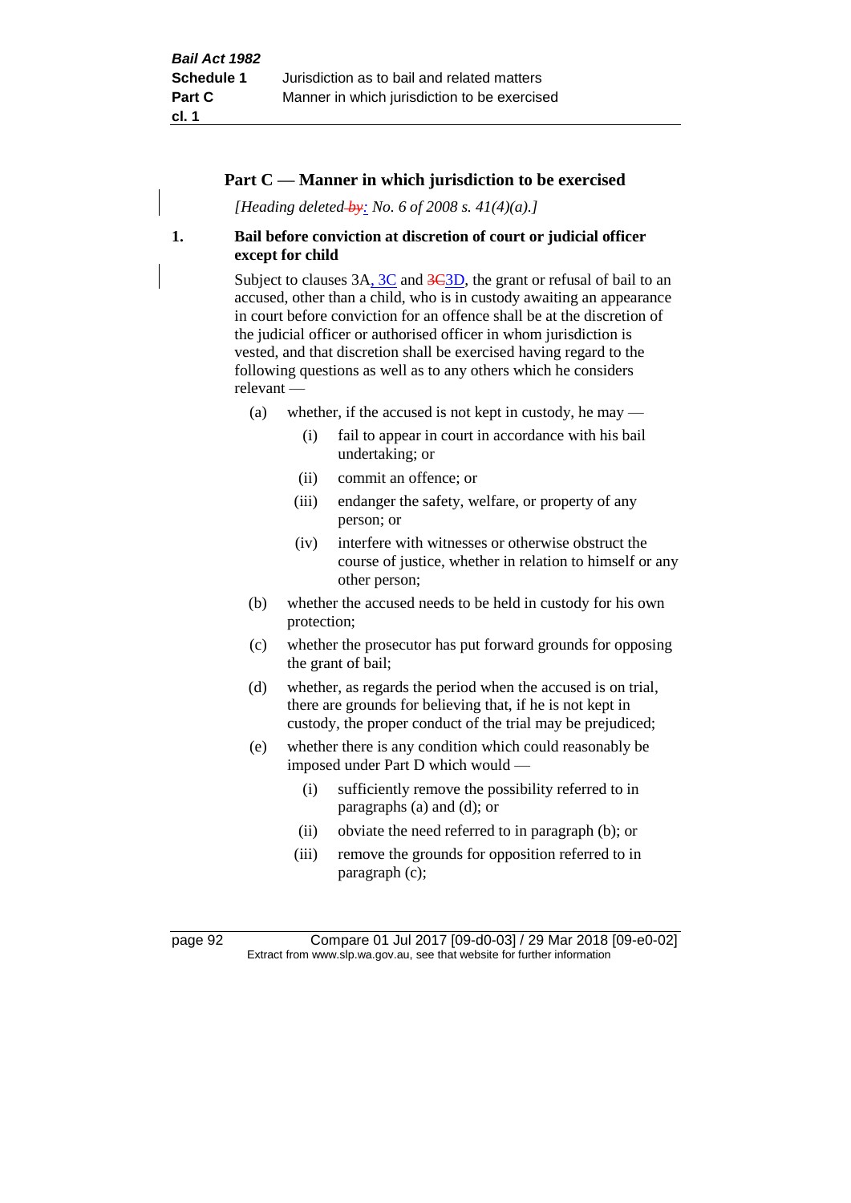## Part C — Manner in which jurisdiction to be exercised

*[Heading deleted by: No. 6 of 2008 s. 41(4)(a).]*

**1. Bail before conviction at discretion of court or judicial officer except for child**

Subject to clauses 3A, 3C and 3C3D, the grant or refusal of bail to an accused, other than a child, who is in custody awaiting an appearance in court before conviction for an offence shall be at the discretion of the judicial officer or authorised officer in whom jurisdiction is vested, and that discretion shall be exercised having regard to the following questions as well as to any others which he considers relevant —

(a) whether, if the accused is not kept in custody, he may —

(i) fail to appear in court in accordance with his bail undertaking; or

(ii) commit an offence; or

(iii) endanger the safety, welfare, or property of any person; or

(iv) interfere with witnesses or otherwise obstruct the course of justice, whether in relation to himself or any other person;

(b) whether the accused needs to be held in custody for his own protection;

(c) whether the prosecutor has put forward grounds for opposing the grant of bail;

(d) whether, as regards the period when the accused is on trial, there are grounds for believing that, if he is not kept in custody, the proper conduct of the trial may be prejudiced;

(e) whether there is any condition which could reasonably be imposed under Part D which would —

(i) sufficiently remove the possibility referred to in paragraphs (a) and (d); or

(ii) obviate the need referred to in paragraph (b); or

(iii) remove the grounds for opposition referred to in paragraph (c);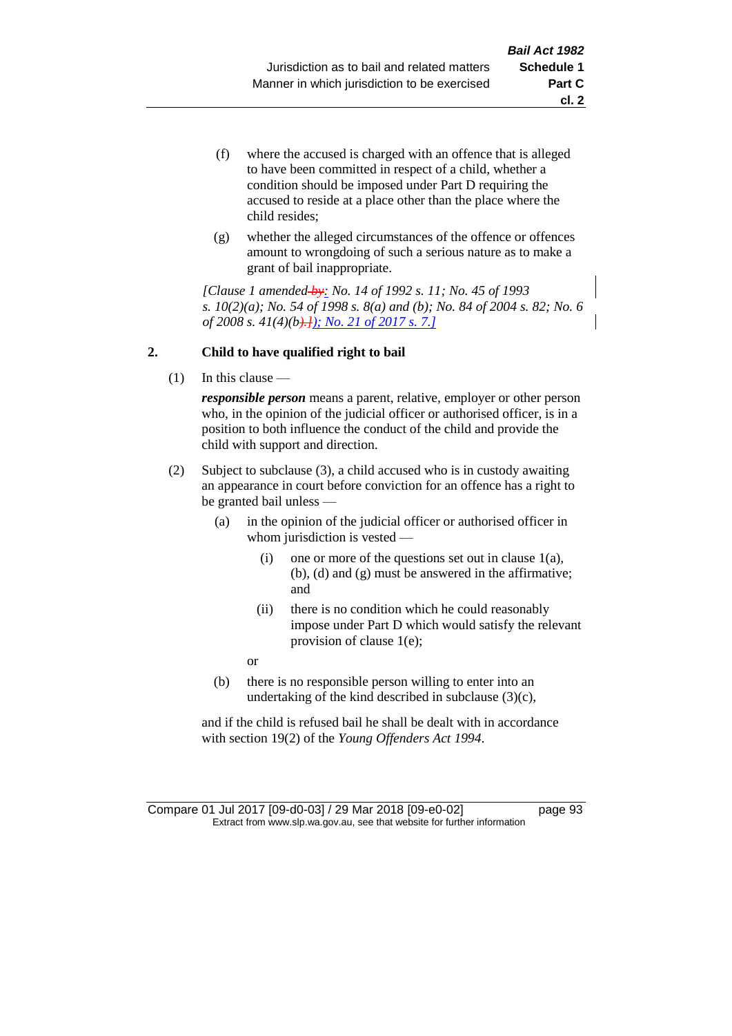(f) where the accused is charged with an offence that is alleged to have been committed in respect of a child, whether a condition should be imposed under Part D requiring the accused to reside at a place other than the place where the child resides;

(g) whether the alleged circumstances of the offence or offences amount to wrongdoing of such a serious nature as to make a grant of bail inappropriate.

*[Clause 1 amended by: No. 14 of 1992 s. 11; No. 45 of 1993 s. 10(2)(a); No. 54 of 1998 s. 8(a) and (b); No. 84 of 2004 s. 82; No. 6 of 2008 s. 41(4)(b); No. 21 of 2017 s. 7.]*

**2. Child to have qualified right to bail**

(1) In this clause —

***responsible person*** means a parent, relative, employer or other person who, in the opinion of the judicial officer or authorised officer, is in a position to both influence the conduct of the child and provide the child with support and direction.

(2) Subject to subclause (3), a child accused who is in custody awaiting an appearance in court before conviction for an offence has a right to be granted bail unless —

(a) in the opinion of the judicial officer or authorised officer in whom jurisdiction is vested —

(i) one or more of the questions set out in clause 1(a), (b), (d) and (g) must be answered in the affirmative; and

(ii) there is no condition which he could reasonably impose under Part D which would satisfy the relevant provision of clause 1(e);

or

(b) there is no responsible person willing to enter into an undertaking of the kind described in subclause (3)(c),

and if the child is refused bail he shall be dealt with in accordance with section 19(2) of the *Young Offenders Act 1994*.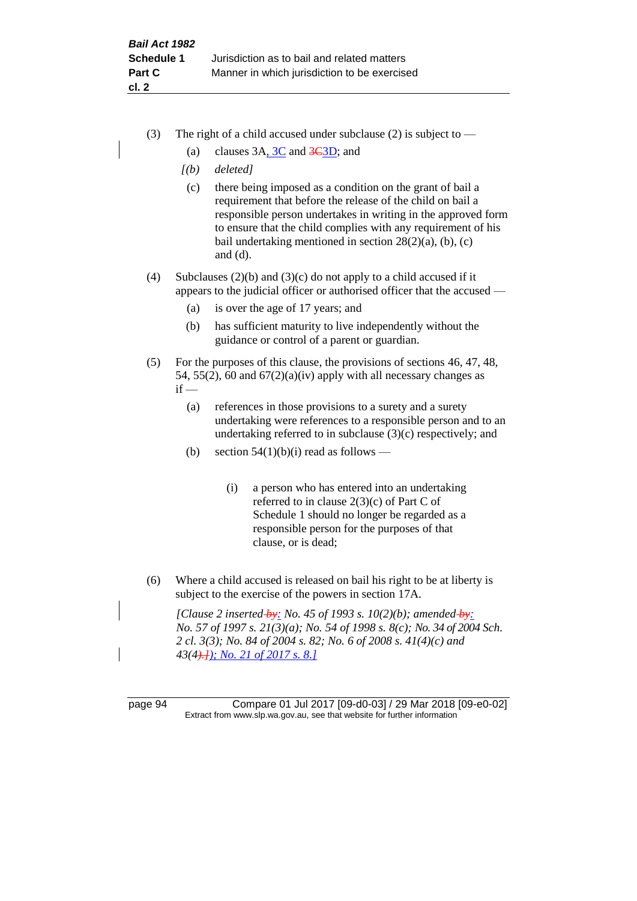(3) The right of a child accused under subclause (2) is subject to —

(a) clauses 3A, 3C and 3C3D; and

*[(b) deleted]*

(c) there being imposed as a condition on the grant of bail a requirement that before the release of the child on bail a responsible person undertakes in writing in the approved form to ensure that the child complies with any requirement of his bail undertaking mentioned in section 28(2)(a), (b), (c) and (d).

(4) Subclauses (2)(b) and (3)(c) do not apply to a child accused if it appears to the judicial officer or authorised officer that the accused —

(a) is over the age of 17 years; and

(b) has sufficient maturity to live independently without the guidance or control of a parent or guardian.

(5) For the purposes of this clause, the provisions of sections 46, 47, 48, 54, 55(2), 60 and 67(2)(a)(iv) apply with all necessary changes as if —

(a) references in those provisions to a surety and a surety undertaking were references to a responsible person and to an undertaking referred to in subclause (3)(c) respectively; and

(b) section 54(1)(b)(i) read as follows —

> (i) a person who has entered into an undertaking referred to in clause 2(3)(c) of Part C of Schedule 1 should no longer be regarded as a responsible person for the purposes of that clause, or is dead;

(6) Where a child accused is released on bail his right to be at liberty is subject to the exercise of the powers in section 17A.

*[Clause 2 inserted by: No. 45 of 1993 s. 10(2)(b); amended by: No. 57 of 1997 s. 21(3)(a); No. 54 of 1998 s. 8(c); No. 34 of 2004 Sch. 2 cl. 3(3); No. 84 of 2004 s. 82; No. 6 of 2008 s. 41(4)(c) and 43(4).]); No. 21 of 2017 s. 8.]*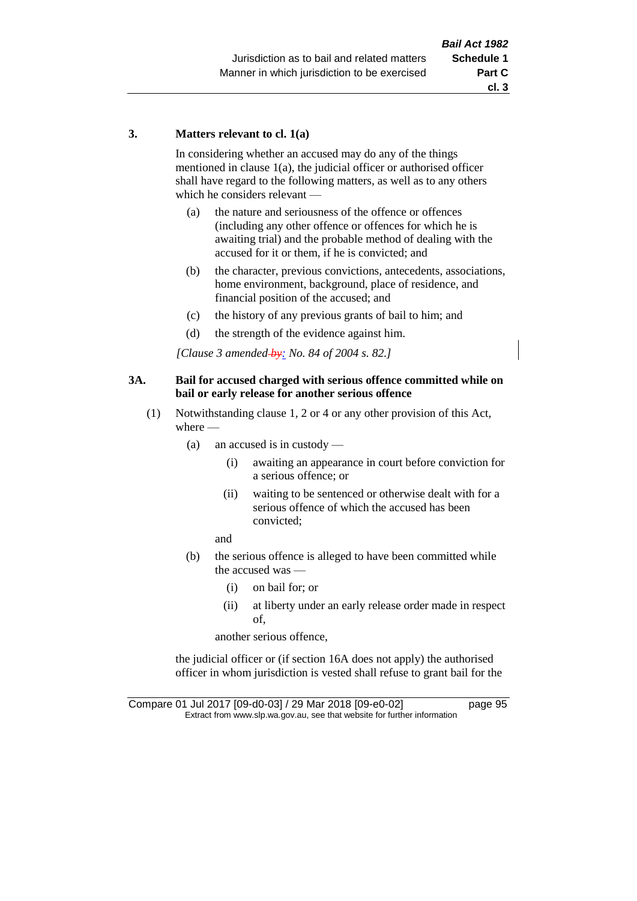**3. Matters relevant to cl. 1(a)**

In considering whether an accused may do any of the things mentioned in clause 1(a), the judicial officer or authorised officer shall have regard to the following matters, as well as to any others which he considers relevant —

(a) the nature and seriousness of the offence or offences (including any other offence or offences for which he is awaiting trial) and the probable method of dealing with the accused for it or them, if he is convicted; and

(b) the character, previous convictions, antecedents, associations, home environment, background, place of residence, and financial position of the accused; and

(c) the history of any previous grants of bail to him; and

(d) the strength of the evidence against him.

*[Clause 3 amended ~~by~~: No. 84 of 2004 s. 82.]*

**3A. Bail for accused charged with serious offence committed while on bail or early release for another serious offence**

(1) Notwithstanding clause 1, 2 or 4 or any other provision of this Act, where —

(a) an accused is in custody —

(i) awaiting an appearance in court before conviction for a serious offence; or

(ii) waiting to be sentenced or otherwise dealt with for a serious offence of which the accused has been convicted;

and

(b) the serious offence is alleged to have been committed while the accused was —

(i) on bail for; or

(ii) at liberty under an early release order made in respect of,

another serious offence,

the judicial officer or (if section 16A does not apply) the authorised officer in whom jurisdiction is vested shall refuse to grant bail for the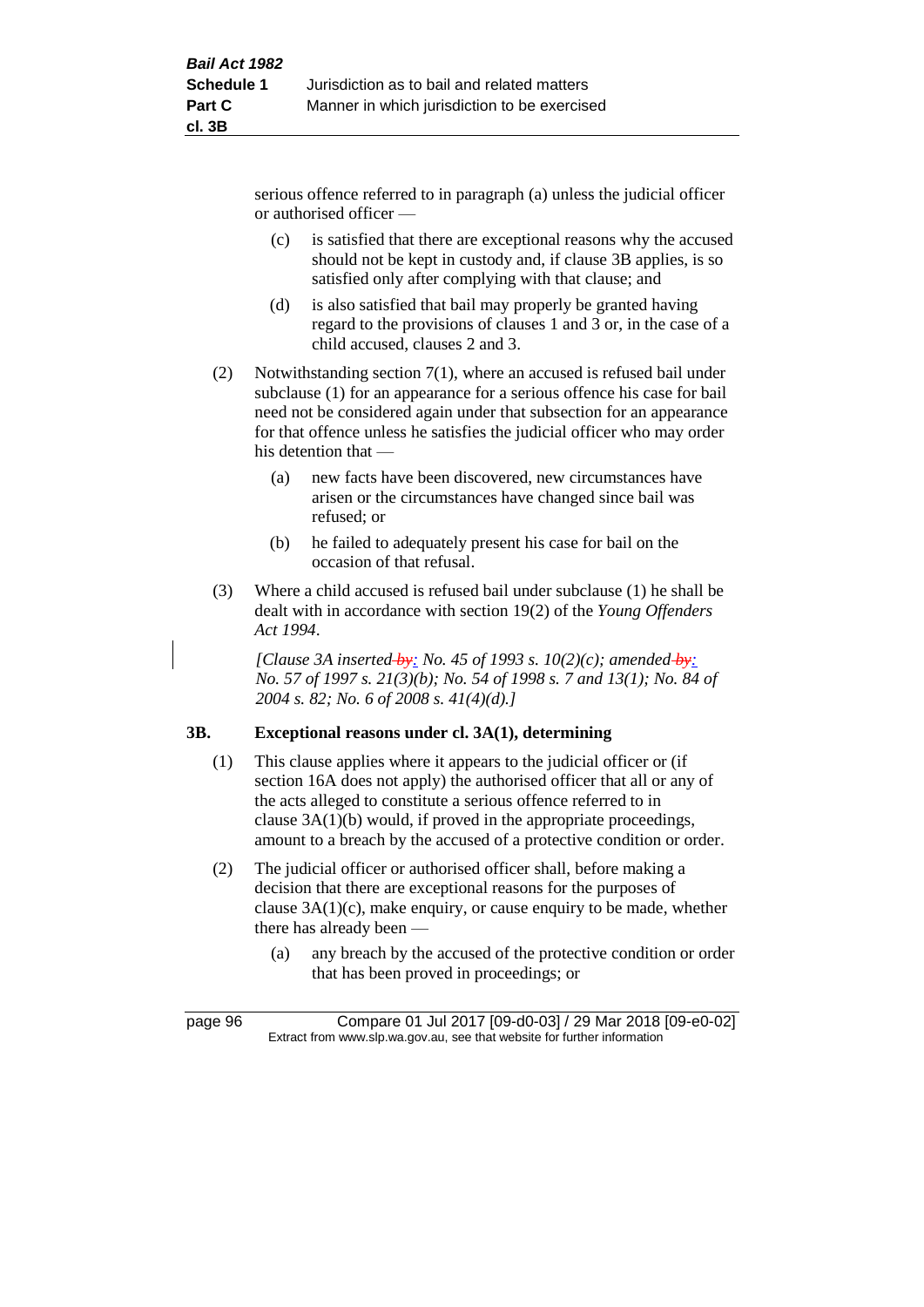serious offence referred to in paragraph (a) unless the judicial officer or authorised officer —

(c) is satisfied that there are exceptional reasons why the accused should not be kept in custody and, if clause 3B applies, is so satisfied only after complying with that clause; and

(d) is also satisfied that bail may properly be granted having regard to the provisions of clauses 1 and 3 or, in the case of a child accused, clauses 2 and 3.

(2) Notwithstanding section 7(1), where an accused is refused bail under subclause (1) for an appearance for a serious offence his case for bail need not be considered again under that subsection for an appearance for that offence unless he satisfies the judicial officer who may order his detention that —

(a) new facts have been discovered, new circumstances have arisen or the circumstances have changed since bail was refused; or

(b) he failed to adequately present his case for bail on the occasion of that refusal.

(3) Where a child accused is refused bail under subclause (1) he shall be dealt with in accordance with section 19(2) of the *Young Offenders Act 1994*.

*[Clause 3A inserted: No. 45 of 1993 s. 10(2)(c); amended: No. 57 of 1997 s. 21(3)(b); No. 54 of 1998 s. 7 and 13(1); No. 84 of 2004 s. 82; No. 6 of 2008 s. 41(4)(d).]*

### 3B. Exceptional reasons under cl. 3A(1), determining

(1) This clause applies where it appears to the judicial officer or (if section 16A does not apply) the authorised officer that all or any of the acts alleged to constitute a serious offence referred to in clause 3A(1)(b) would, if proved in the appropriate proceedings, amount to a breach by the accused of a protective condition or order.

(2) The judicial officer or authorised officer shall, before making a decision that there are exceptional reasons for the purposes of clause 3A(1)(c), make enquiry, or cause enquiry to be made, whether there has already been —

(a) any breach by the accused of the protective condition or order that has been proved in proceedings; or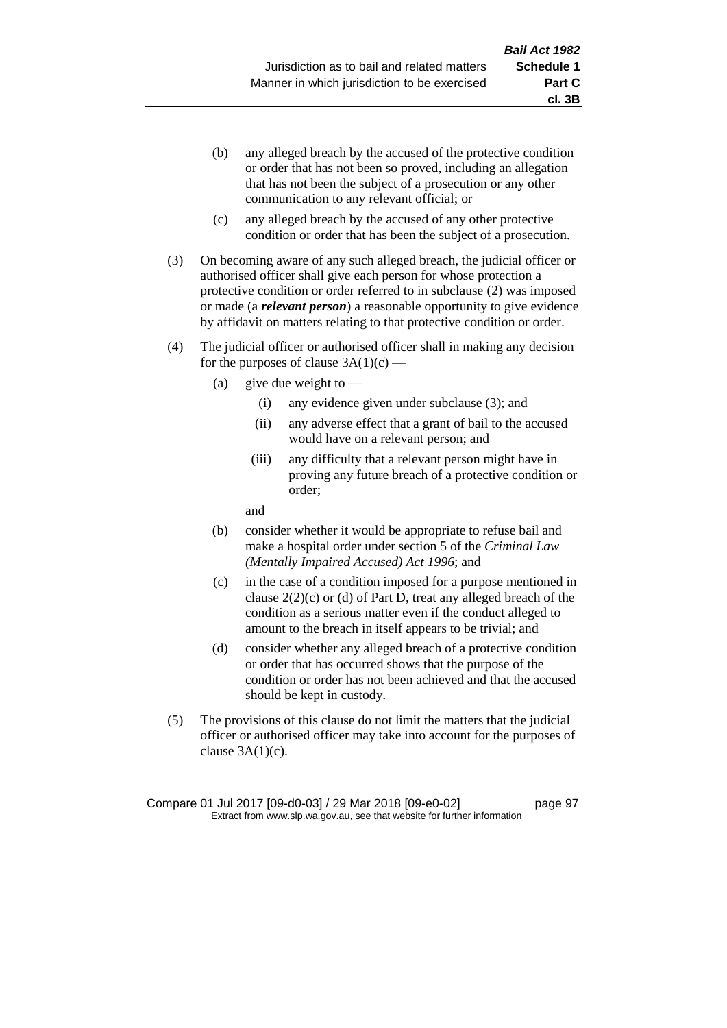(b) any alleged breach by the accused of the protective condition or order that has not been so proved, including an allegation that has not been the subject of a prosecution or any other communication to any relevant official; or

(c) any alleged breach by the accused of any other protective condition or order that has been the subject of a prosecution.

(3) On becoming aware of any such alleged breach, the judicial officer or authorised officer shall give each person for whose protection a protective condition or order referred to in subclause (2) was imposed or made (a ***relevant person***) a reasonable opportunity to give evidence by affidavit on matters relating to that protective condition or order.

(4) The judicial officer or authorised officer shall in making any decision for the purposes of clause 3A(1)(c) —

(a) give due weight to —

(i) any evidence given under subclause (3); and

(ii) any adverse effect that a grant of bail to the accused would have on a relevant person; and

(iii) any difficulty that a relevant person might have in proving any future breach of a protective condition or order;

and

(b) consider whether it would be appropriate to refuse bail and make a hospital order under section 5 of the *Criminal Law (Mentally Impaired Accused) Act 1996*; and

(c) in the case of a condition imposed for a purpose mentioned in clause 2(2)(c) or (d) of Part D, treat any alleged breach of the condition as a serious matter even if the conduct alleged to amount to the breach in itself appears to be trivial; and

(d) consider whether any alleged breach of a protective condition or order that has occurred shows that the purpose of the condition or order has not been achieved and that the accused should be kept in custody.

(5) The provisions of this clause do not limit the matters that the judicial officer or authorised officer may take into account for the purposes of clause 3A(1)(c).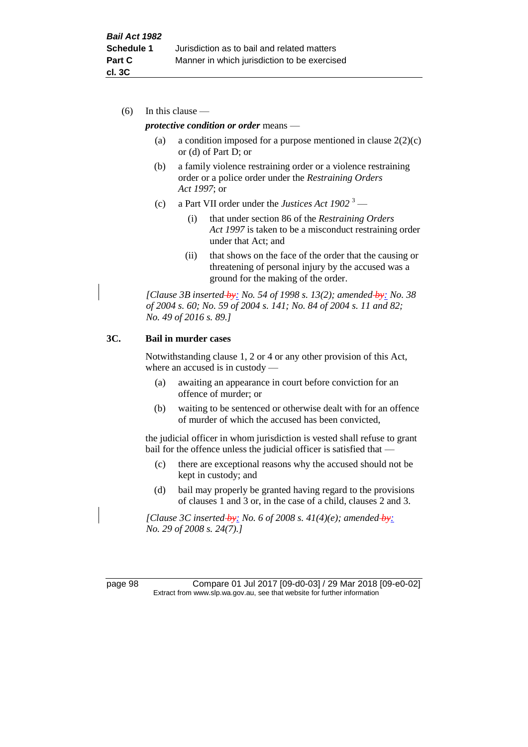(6) In this clause —

***protective condition or order*** means —

(a) a condition imposed for a purpose mentioned in clause 2(2)(c) or (d) of Part D; or

(b) a family violence restraining order or a violence restraining order or a police order under the *Restraining Orders Act 1997*; or

(c) a Part VII order under the *Justices Act 1902* [3] —

(i) that under section 86 of the *Restraining Orders Act 1997* is taken to be a misconduct restraining order under that Act; and

(ii) that shows on the face of the order that the causing or threatening of personal injury by the accused was a ground for the making of the order.

*[Clause 3B inserted by: No. 54 of 1998 s. 13(2); amended by: No. 38 of 2004 s. 60; No. 59 of 2004 s. 141; No. 84 of 2004 s. 11 and 82; No. 49 of 2016 s. 89.]*

## 3C. Bail in murder cases

Notwithstanding clause 1, 2 or 4 or any other provision of this Act, where an accused is in custody —

(a) awaiting an appearance in court before conviction for an offence of murder; or

(b) waiting to be sentenced or otherwise dealt with for an offence of murder of which the accused has been convicted,

the judicial officer in whom jurisdiction is vested shall refuse to grant bail for the offence unless the judicial officer is satisfied that —

(c) there are exceptional reasons why the accused should not be kept in custody; and

(d) bail may properly be granted having regard to the provisions of clauses 1 and 3 or, in the case of a child, clauses 2 and 3.

*[Clause 3C inserted by: No. 6 of 2008 s. 41(4)(e); amended by: No. 29 of 2008 s. 24(7).]*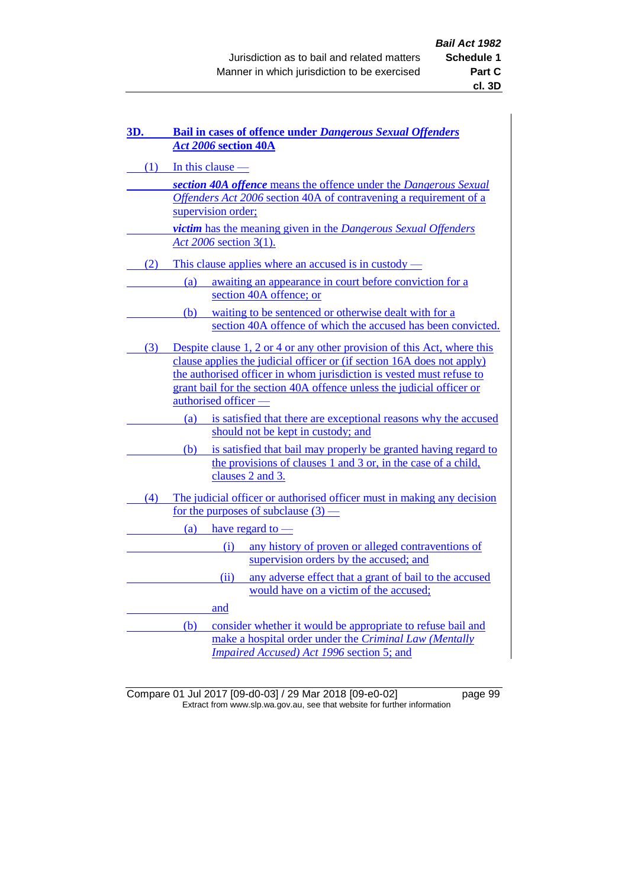## 3D. Bail in cases of offence under *Dangerous Sexual Offenders Act 2006* section 40A

(1) In this clause —

***section 40A offence*** means the offence under the *Dangerous Sexual Offenders Act 2006* section 40A of contravening a requirement of a supervision order;

***victim*** has the meaning given in the *Dangerous Sexual Offenders Act 2006* section 3(1).

(2) This clause applies where an accused is in custody —

(a) awaiting an appearance in court before conviction for a section 40A offence; or

(b) waiting to be sentenced or otherwise dealt with for a section 40A offence of which the accused has been convicted.

(3) Despite clause 1, 2 or 4 or any other provision of this Act, where this clause applies the judicial officer or (if section 16A does not apply) the authorised officer in whom jurisdiction is vested must refuse to grant bail for the section 40A offence unless the judicial officer or authorised officer —

(a) is satisfied that there are exceptional reasons why the accused should not be kept in custody; and

(b) is satisfied that bail may properly be granted having regard to the provisions of clauses 1 and 3 or, in the case of a child, clauses 2 and 3.

(4) The judicial officer or authorised officer must in making any decision for the purposes of subclause (3) —

(a) have regard to —

(i) any history of proven or alleged contraventions of supervision orders by the accused; and

(ii) any adverse effect that a grant of bail to the accused would have on a victim of the accused;

and

(b) consider whether it would be appropriate to refuse bail and make a hospital order under the *Criminal Law (Mentally Impaired Accused) Act 1996* section 5; and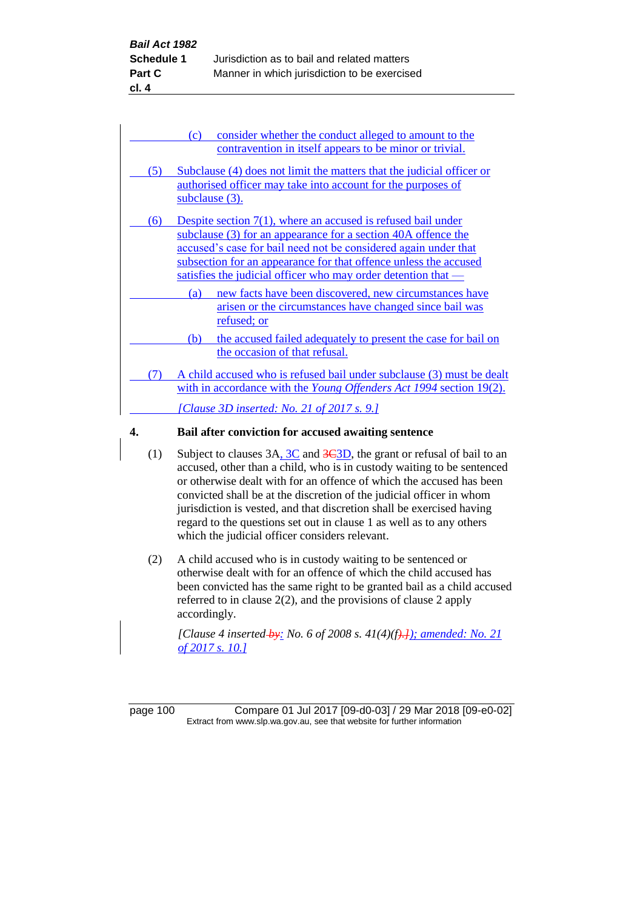(c) consider whether the conduct alleged to amount to the contravention in itself appears to be minor or trivial.

(5) Subclause (4) does not limit the matters that the judicial officer or authorised officer may take into account for the purposes of subclause (3).

(6) Despite section 7(1), where an accused is refused bail under subclause (3) for an appearance for a section 40A offence the accused's case for bail need not be considered again under that subsection for an appearance for that offence unless the accused satisfies the judicial officer who may order detention that —

(a) new facts have been discovered, new circumstances have arisen or the circumstances have changed since bail was refused; or

(b) the accused failed adequately to present the case for bail on the occasion of that refusal.

(7) A child accused who is refused bail under subclause (3) must be dealt with in accordance with the *Young Offenders Act 1994* section 19(2).

*[Clause 3D inserted: No. 21 of 2017 s. 9.]*

## 4. Bail after conviction for accused awaiting sentence

(1) Subject to clauses 3A, 3C and ~~3C~~3D, the grant or refusal of bail to an accused, other than a child, who is in custody waiting to be sentenced or otherwise dealt with for an offence of which the accused has been convicted shall be at the discretion of the judicial officer in whom jurisdiction is vested, and that discretion shall be exercised having regard to the questions set out in clause 1 as well as to any others which the judicial officer considers relevant.

(2) A child accused who is in custody waiting to be sentenced or otherwise dealt with for an offence of which the child accused has been convicted has the same right to be granted bail as a child accused referred to in clause 2(2), and the provisions of clause 2 apply accordingly.

*[Clause 4 inserted ~~by~~: No. 6 of 2008 s. 41(4)(f~~).]~~); amended: No. 21 of 2017 s. 10.]*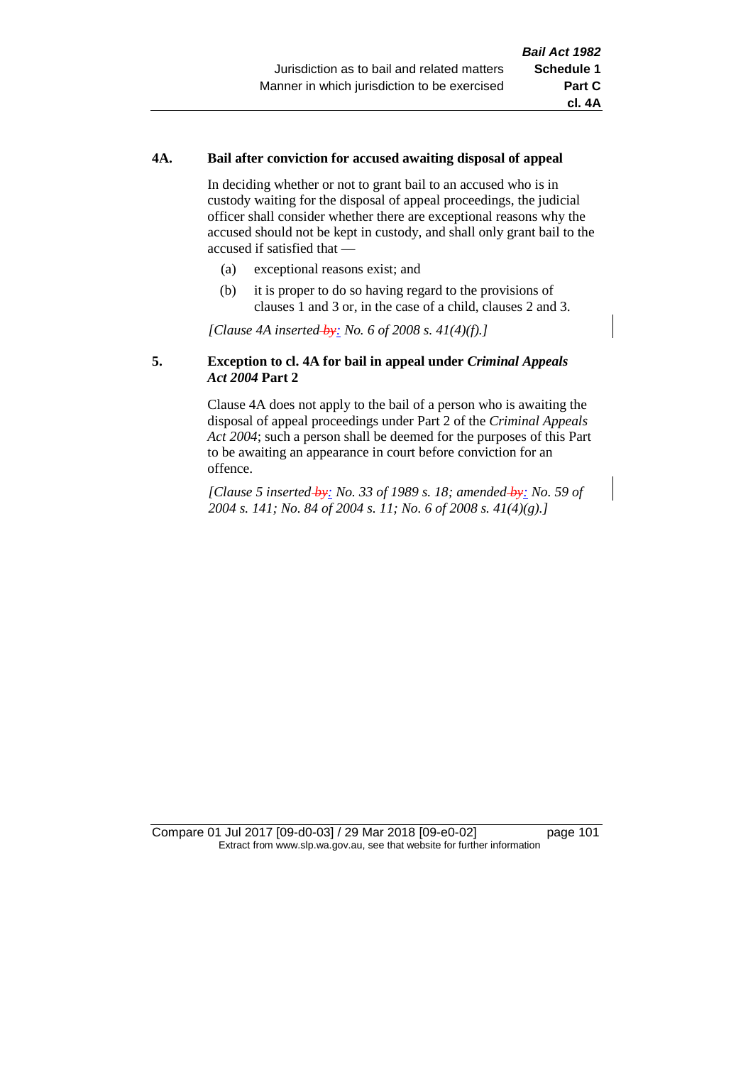### 4A. Bail after conviction for accused awaiting disposal of appeal

In deciding whether or not to grant bail to an accused who is in custody waiting for the disposal of appeal proceedings, the judicial officer shall consider whether there are exceptional reasons why the accused should not be kept in custody, and shall only grant bail to the accused if satisfied that —

(a) exceptional reasons exist; and

(b) it is proper to do so having regard to the provisions of clauses 1 and 3 or, in the case of a child, clauses 2 and 3.

*[Clause 4A inserted ~~by~~: No. 6 of 2008 s. 41(4)(f).]*

### 5. Exception to cl. 4A for bail in appeal under *Criminal Appeals Act 2004* Part 2

Clause 4A does not apply to the bail of a person who is awaiting the disposal of appeal proceedings under Part 2 of the *Criminal Appeals Act 2004*; such a person shall be deemed for the purposes of this Part to be awaiting an appearance in court before conviction for an offence.

*[Clause 5 inserted ~~by~~: No. 33 of 1989 s. 18; amended ~~by~~: No. 59 of 2004 s. 141; No. 84 of 2004 s. 11; No. 6 of 2008 s. 41(4)(g).]*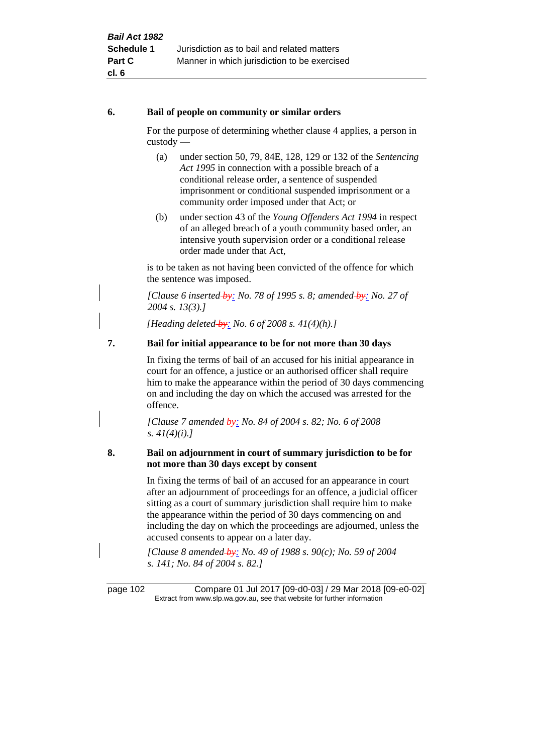## 6. Bail of people on community or similar orders

For the purpose of determining whether clause 4 applies, a person in custody —

(a) under section 50, 79, 84E, 128, 129 or 132 of the *Sentencing Act 1995* in connection with a possible breach of a conditional release order, a sentence of suspended imprisonment or conditional suspended imprisonment or a community order imposed under that Act; or

(b) under section 43 of the *Young Offenders Act 1994* in respect of an alleged breach of a youth community based order, an intensive youth supervision order or a conditional release order made under that Act,

is to be taken as not having been convicted of the offence for which the sentence was imposed.

*[Clause 6 inserted: No. 78 of 1995 s. 8; amended: No. 27 of 2004 s. 13(3).]*

*[Heading deleted: No. 6 of 2008 s. 41(4)(h).]*

## 7. Bail for initial appearance to be for not more than 30 days

In fixing the terms of bail of an accused for his initial appearance in court for an offence, a justice or an authorised officer shall require him to make the appearance within the period of 30 days commencing on and including the day on which the accused was arrested for the offence.

*[Clause 7 amended: No. 84 of 2004 s. 82; No. 6 of 2008 s. 41(4)(i).]*

## 8. Bail on adjournment in court of summary jurisdiction to be for not more than 30 days except by consent

In fixing the terms of bail of an accused for an appearance in court after an adjournment of proceedings for an offence, a judicial officer sitting as a court of summary jurisdiction shall require him to make the appearance within the period of 30 days commencing on and including the day on which the proceedings are adjourned, unless the accused consents to appear on a later day.

*[Clause 8 amended: No. 49 of 1988 s. 90(c); No. 59 of 2004 s. 141; No. 84 of 2004 s. 82.]*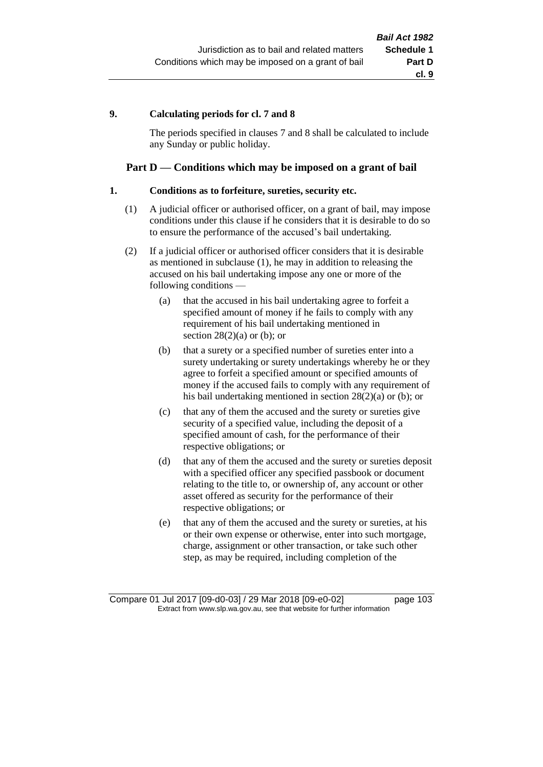**9. Calculating periods for cl. 7 and 8**

The periods specified in clauses 7 and 8 shall be calculated to include any Sunday or public holiday.

## Part D — Conditions which may be imposed on a grant of bail

**1. Conditions as to forfeiture, sureties, security etc.**

(1) A judicial officer or authorised officer, on a grant of bail, may impose conditions under this clause if he considers that it is desirable to do so to ensure the performance of the accused's bail undertaking.

(2) If a judicial officer or authorised officer considers that it is desirable as mentioned in subclause (1), he may in addition to releasing the accused on his bail undertaking impose any one or more of the following conditions —

(a) that the accused in his bail undertaking agree to forfeit a specified amount of money if he fails to comply with any requirement of his bail undertaking mentioned in section 28(2)(a) or (b); or

(b) that a surety or a specified number of sureties enter into a surety undertaking or surety undertakings whereby he or they agree to forfeit a specified amount or specified amounts of money if the accused fails to comply with any requirement of his bail undertaking mentioned in section 28(2)(a) or (b); or

(c) that any of them the accused and the surety or sureties give security of a specified value, including the deposit of a specified amount of cash, for the performance of their respective obligations; or

(d) that any of them the accused and the surety or sureties deposit with a specified officer any specified passbook or document relating to the title to, or ownership of, any account or other asset offered as security for the performance of their respective obligations; or

(e) that any of them the accused and the surety or sureties, at his or their own expense or otherwise, enter into such mortgage, charge, assignment or other transaction, or take such other step, as may be required, including completion of the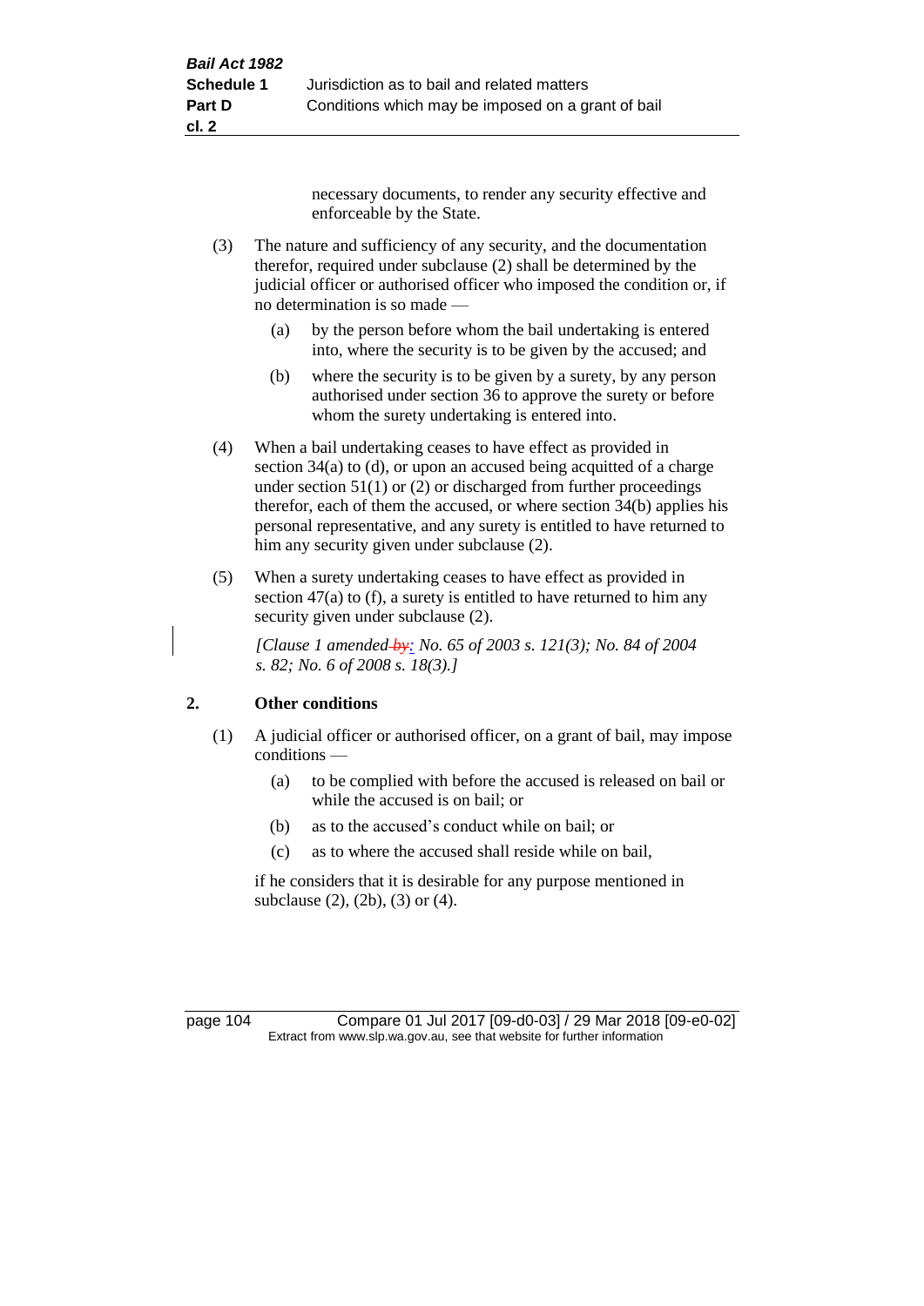necessary documents, to render any security effective and enforceable by the State.

(3) The nature and sufficiency of any security, and the documentation therefor, required under subclause (2) shall be determined by the judicial officer or authorised officer who imposed the condition or, if no determination is so made —

(a) by the person before whom the bail undertaking is entered into, where the security is to be given by the accused; and

(b) where the security is to be given by a surety, by any person authorised under section 36 to approve the surety or before whom the surety undertaking is entered into.

(4) When a bail undertaking ceases to have effect as provided in section 34(a) to (d), or upon an accused being acquitted of a charge under section 51(1) or (2) or discharged from further proceedings therefor, each of them the accused, or where section 34(b) applies his personal representative, and any surety is entitled to have returned to him any security given under subclause (2).

(5) When a surety undertaking ceases to have effect as provided in section 47(a) to (f), a surety is entitled to have returned to him any security given under subclause (2).

*[Clause 1 amended by: No. 65 of 2003 s. 121(3); No. 84 of 2004 s. 82; No. 6 of 2008 s. 18(3).]*

## 2. Other conditions

(1) A judicial officer or authorised officer, on a grant of bail, may impose conditions —

(a) to be complied with before the accused is released on bail or while the accused is on bail; or

(b) as to the accused's conduct while on bail; or

(c) as to where the accused shall reside while on bail,

if he considers that it is desirable for any purpose mentioned in subclause (2), (2b), (3) or (4).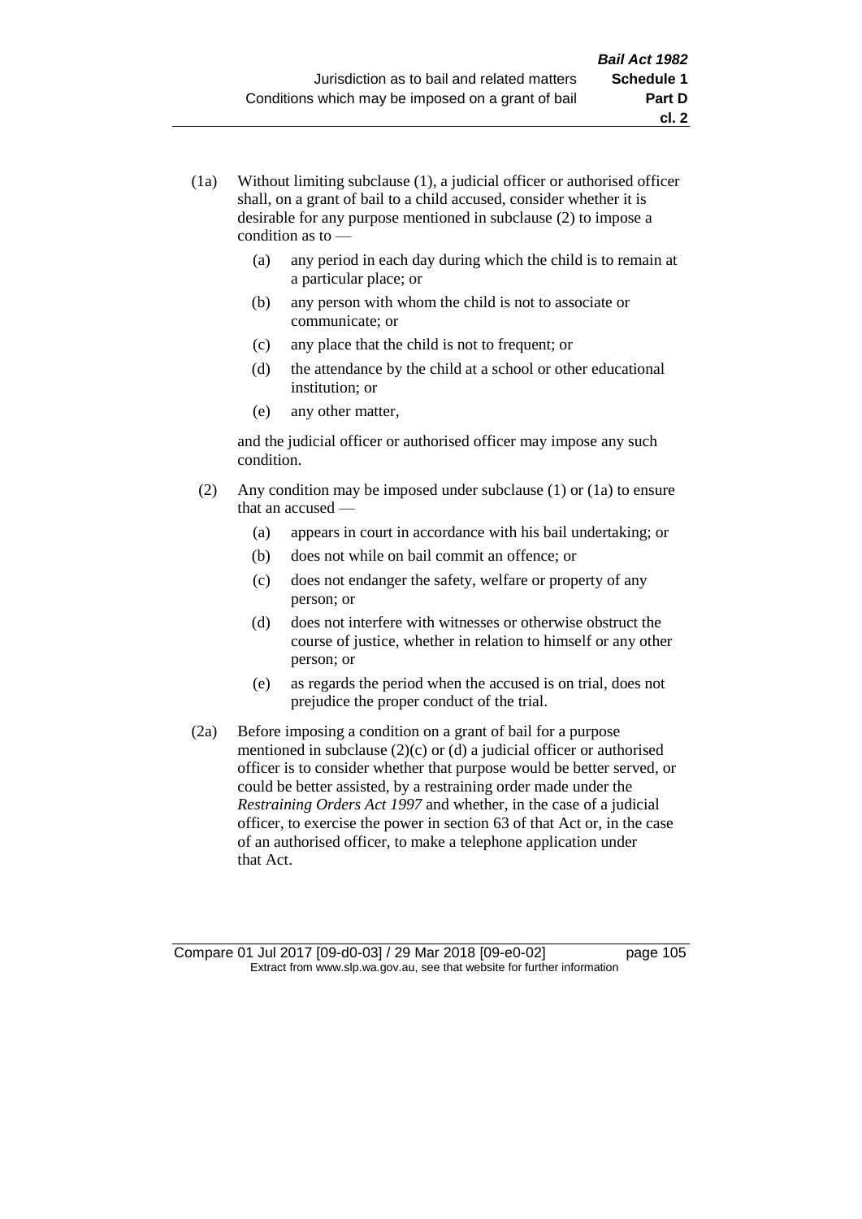(1a) Without limiting subclause (1), a judicial officer or authorised officer shall, on a grant of bail to a child accused, consider whether it is desirable for any purpose mentioned in subclause (2) to impose a condition as to —

(a) any period in each day during which the child is to remain at a particular place; or

(b) any person with whom the child is not to associate or communicate; or

(c) any place that the child is not to frequent; or

(d) the attendance by the child at a school or other educational institution; or

(e) any other matter,

and the judicial officer or authorised officer may impose any such condition.

(2) Any condition may be imposed under subclause (1) or (1a) to ensure that an accused —

(a) appears in court in accordance with his bail undertaking; or

(b) does not while on bail commit an offence; or

(c) does not endanger the safety, welfare or property of any person; or

(d) does not interfere with witnesses or otherwise obstruct the course of justice, whether in relation to himself or any other person; or

(e) as regards the period when the accused is on trial, does not prejudice the proper conduct of the trial.

(2a) Before imposing a condition on a grant of bail for a purpose mentioned in subclause (2)(c) or (d) a judicial officer or authorised officer is to consider whether that purpose would be better served, or could be better assisted, by a restraining order made under the *Restraining Orders Act 1997* and whether, in the case of a judicial officer, to exercise the power in section 63 of that Act or, in the case of an authorised officer, to make a telephone application under that Act.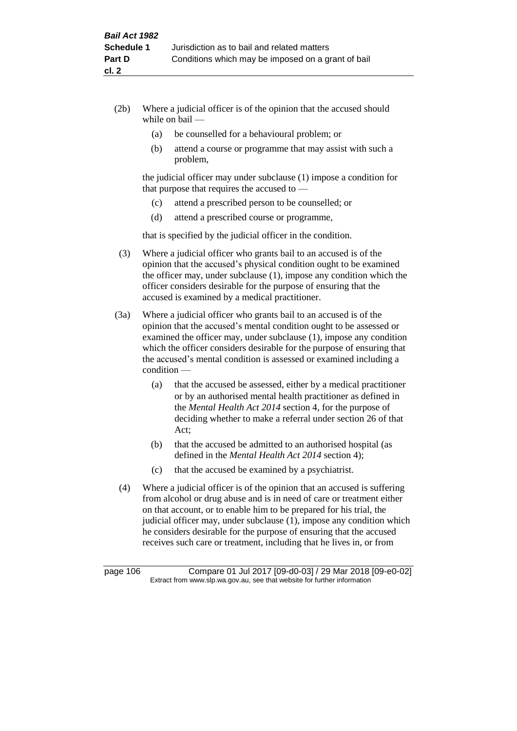(2b) Where a judicial officer is of the opinion that the accused should while on bail —

(a) be counselled for a behavioural problem; or

(b) attend a course or programme that may assist with such a problem,

the judicial officer may under subclause (1) impose a condition for that purpose that requires the accused to —

(c) attend a prescribed person to be counselled; or

(d) attend a prescribed course or programme,

that is specified by the judicial officer in the condition.

(3) Where a judicial officer who grants bail to an accused is of the opinion that the accused's physical condition ought to be examined the officer may, under subclause (1), impose any condition which the officer considers desirable for the purpose of ensuring that the accused is examined by a medical practitioner.

(3a) Where a judicial officer who grants bail to an accused is of the opinion that the accused's mental condition ought to be assessed or examined the officer may, under subclause (1), impose any condition which the officer considers desirable for the purpose of ensuring that the accused's mental condition is assessed or examined including a condition —

(a) that the accused be assessed, either by a medical practitioner or by an authorised mental health practitioner as defined in the *Mental Health Act 2014* section 4, for the purpose of deciding whether to make a referral under section 26 of that Act;

(b) that the accused be admitted to an authorised hospital (as defined in the *Mental Health Act 2014* section 4);

(c) that the accused be examined by a psychiatrist.

(4) Where a judicial officer is of the opinion that an accused is suffering from alcohol or drug abuse and is in need of care or treatment either on that account, or to enable him to be prepared for his trial, the judicial officer may, under subclause (1), impose any condition which he considers desirable for the purpose of ensuring that the accused receives such care or treatment, including that he lives in, or from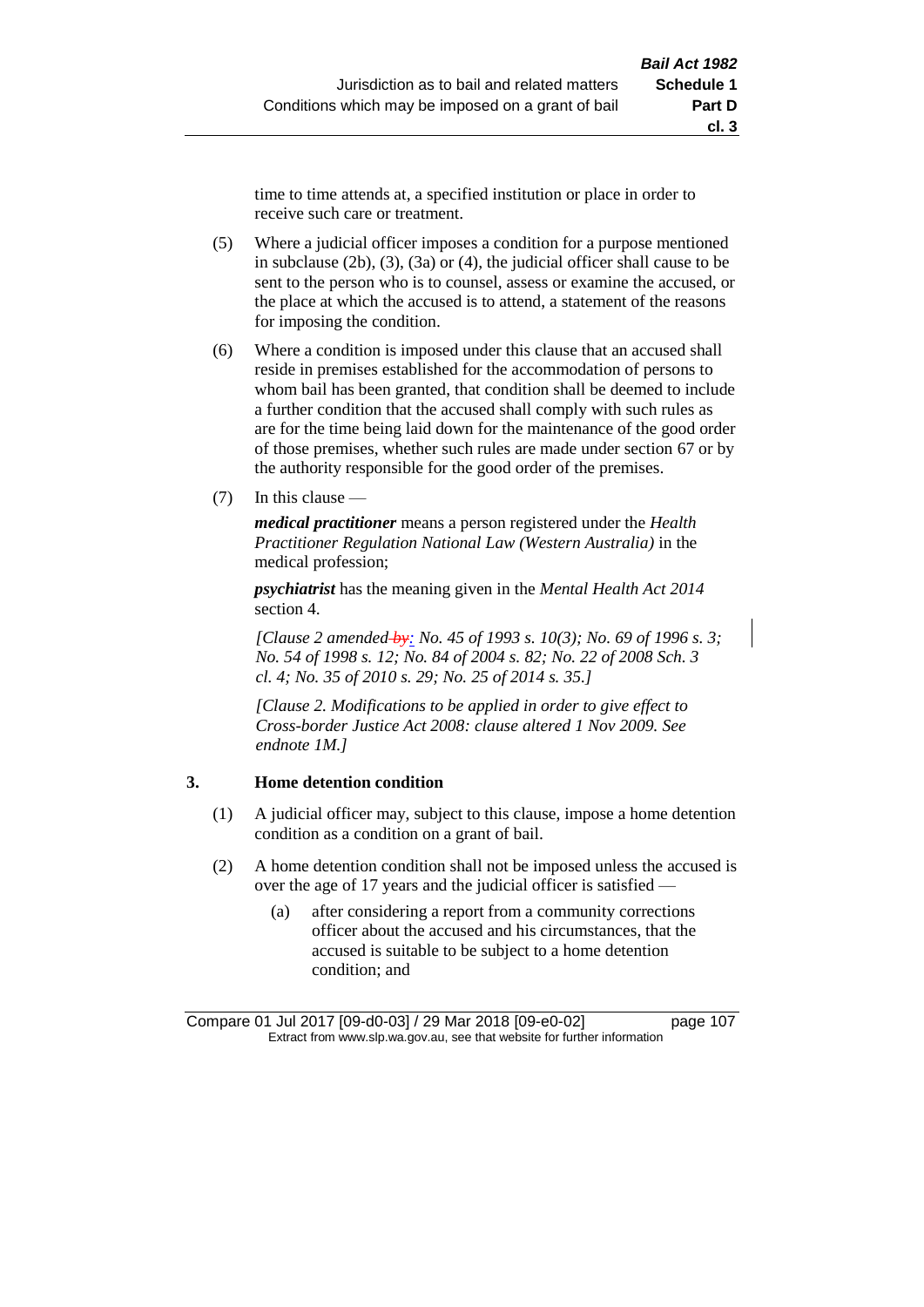time to time attends at, a specified institution or place in order to receive such care or treatment.

(5) Where a judicial officer imposes a condition for a purpose mentioned in subclause (2b), (3), (3a) or (4), the judicial officer shall cause to be sent to the person who is to counsel, assess or examine the accused, or the place at which the accused is to attend, a statement of the reasons for imposing the condition.

(6) Where a condition is imposed under this clause that an accused shall reside in premises established for the accommodation of persons to whom bail has been granted, that condition shall be deemed to include a further condition that the accused shall comply with such rules as are for the time being laid down for the maintenance of the good order of those premises, whether such rules are made under section 67 or by the authority responsible for the good order of the premises.

(7) In this clause —

***medical practitioner*** means a person registered under the *Health Practitioner Regulation National Law (Western Australia)* in the medical profession;

***psychiatrist*** has the meaning given in the *Mental Health Act 2014* section 4.

*[Clause 2 amended by: No. 45 of 1993 s. 10(3); No. 69 of 1996 s. 3; No. 54 of 1998 s. 12; No. 84 of 2004 s. 82; No. 22 of 2008 Sch. 3 cl. 4; No. 35 of 2010 s. 29; No. 25 of 2014 s. 35.]*

*[Clause 2. Modifications to be applied in order to give effect to Cross-border Justice Act 2008: clause altered 1 Nov 2009. See endnote 1M.]*

## 3. Home detention condition

(1) A judicial officer may, subject to this clause, impose a home detention condition as a condition on a grant of bail.

(2) A home detention condition shall not be imposed unless the accused is over the age of 17 years and the judicial officer is satisfied —

(a) after considering a report from a community corrections officer about the accused and his circumstances, that the accused is suitable to be subject to a home detention condition; and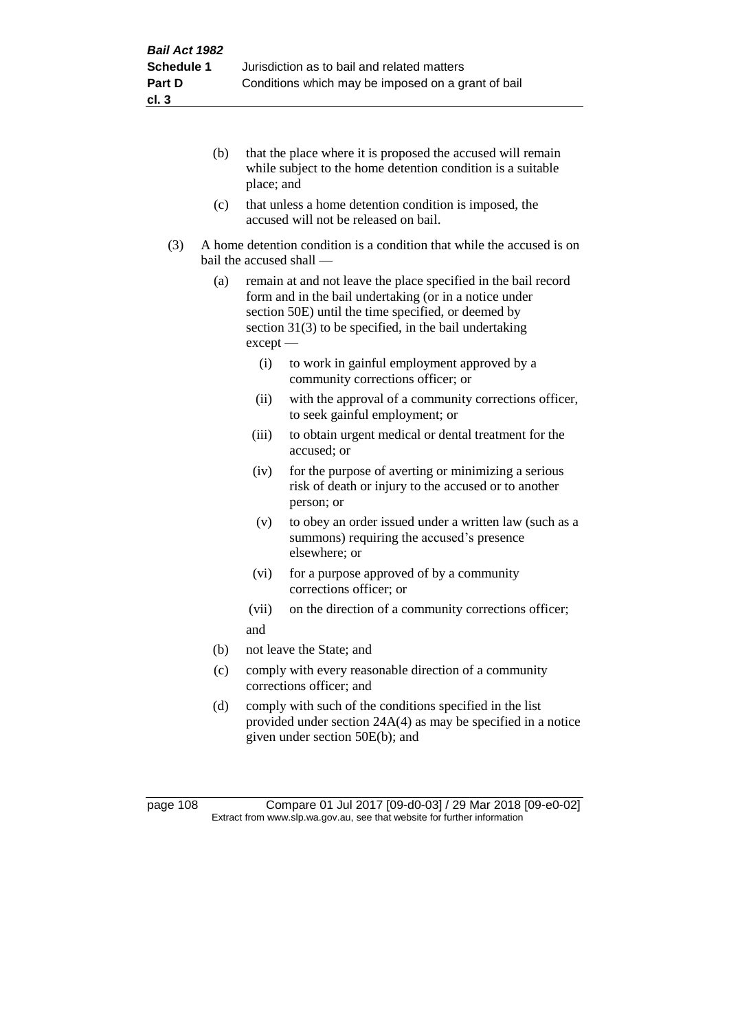(b) that the place where it is proposed the accused will remain while subject to the home detention condition is a suitable place; and

(c) that unless a home detention condition is imposed, the accused will not be released on bail.

(3) A home detention condition is a condition that while the accused is on bail the accused shall —

(a) remain at and not leave the place specified in the bail record form and in the bail undertaking (or in a notice under section 50E) until the time specified, or deemed by section 31(3) to be specified, in the bail undertaking except —

(i) to work in gainful employment approved by a community corrections officer; or

(ii) with the approval of a community corrections officer, to seek gainful employment; or

(iii) to obtain urgent medical or dental treatment for the accused; or

(iv) for the purpose of averting or minimizing a serious risk of death or injury to the accused or to another person; or

(v) to obey an order issued under a written law (such as a summons) requiring the accused's presence elsewhere; or

(vi) for a purpose approved of by a community corrections officer; or

(vii) on the direction of a community corrections officer;

and

(b) not leave the State; and

(c) comply with every reasonable direction of a community corrections officer; and

(d) comply with such of the conditions specified in the list provided under section 24A(4) as may be specified in a notice given under section 50E(b); and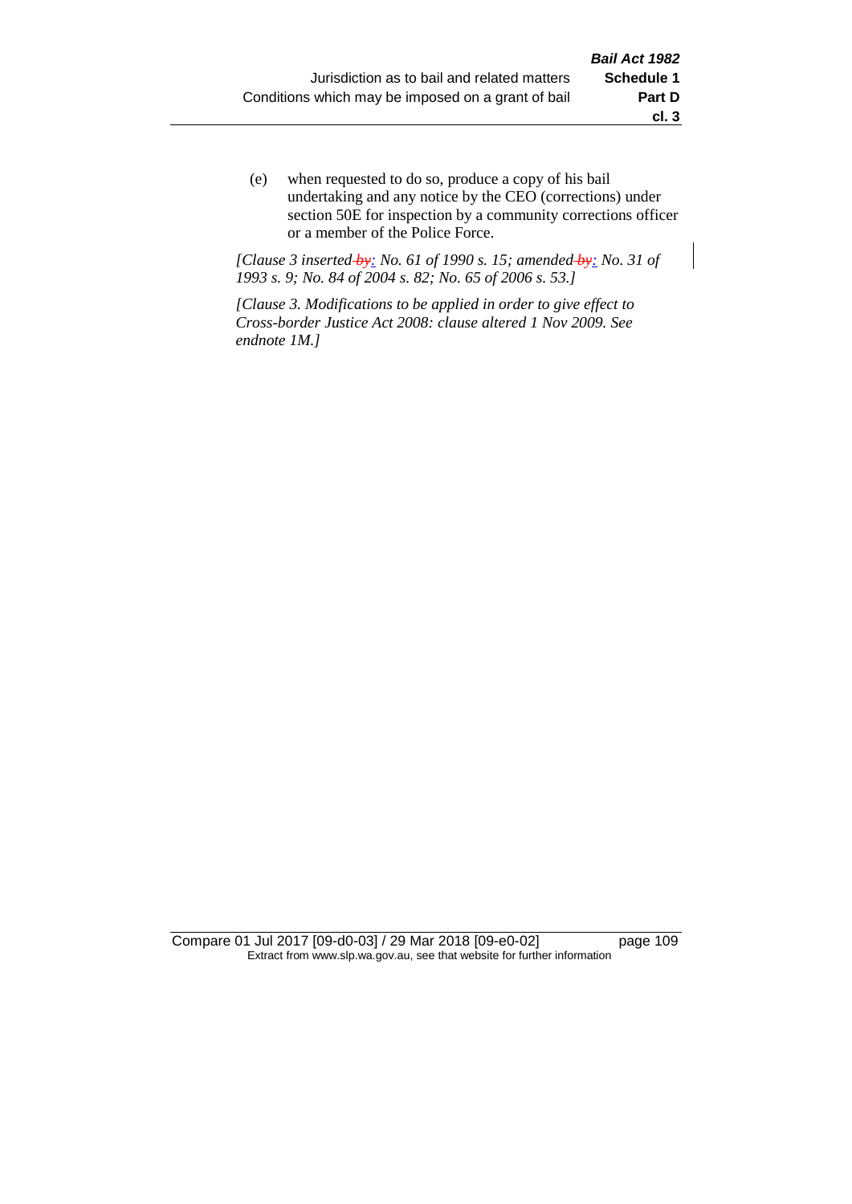(e) when requested to do so, produce a copy of his bail undertaking and any notice by the CEO (corrections) under section 50E for inspection by a community corrections officer or a member of the Police Force.

*[Clause 3 inserted by: No. 61 of 1990 s. 15; amended by: No. 31 of 1993 s. 9; No. 84 of 2004 s. 82; No. 65 of 2006 s. 53.]*

*[Clause 3. Modifications to be applied in order to give effect to Cross-border Justice Act 2008: clause altered 1 Nov 2009. See endnote 1M.]*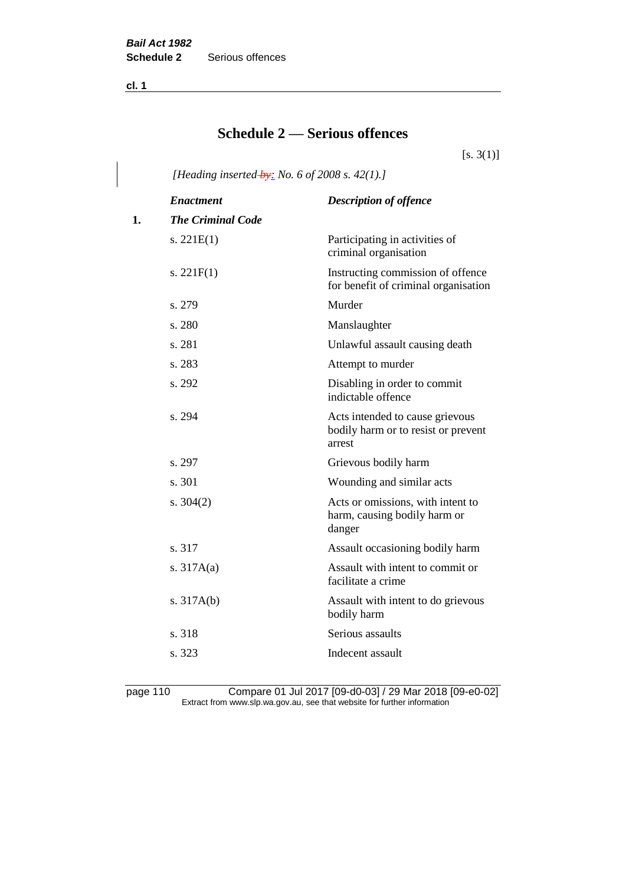cl. 1

# Schedule 2 — Serious offences

[s. 3(1)]

*[Heading inserted ~~by~~: No. 6 of 2008 s. 42(1).]*

| | *Enactment* | *Description of offence* |
|---|---|---|
| **1.** | ***The Criminal Code*** | |
| | s. 221E(1) | Participating in activities of criminal organisation |
| | s. 221F(1) | Instructing commission of offence for benefit of criminal organisation |
| | s. 279 | Murder |
| | s. 280 | Manslaughter |
| | s. 281 | Unlawful assault causing death |
| | s. 283 | Attempt to murder |
| | s. 292 | Disabling in order to commit indictable offence |
| | s. 294 | Acts intended to cause grievous bodily harm or to resist or prevent arrest |
| | s. 297 | Grievous bodily harm |
| | s. 301 | Wounding and similar acts |
| | s. 304(2) | Acts or omissions, with intent to harm, causing bodily harm or danger |
| | s. 317 | Assault occasioning bodily harm |
| | s. 317A(a) | Assault with intent to commit or facilitate a crime |
| | s. 317A(b) | Assault with intent to do grievous bodily harm |
| | s. 318 | Serious assaults |
| | s. 323 | Indecent assault |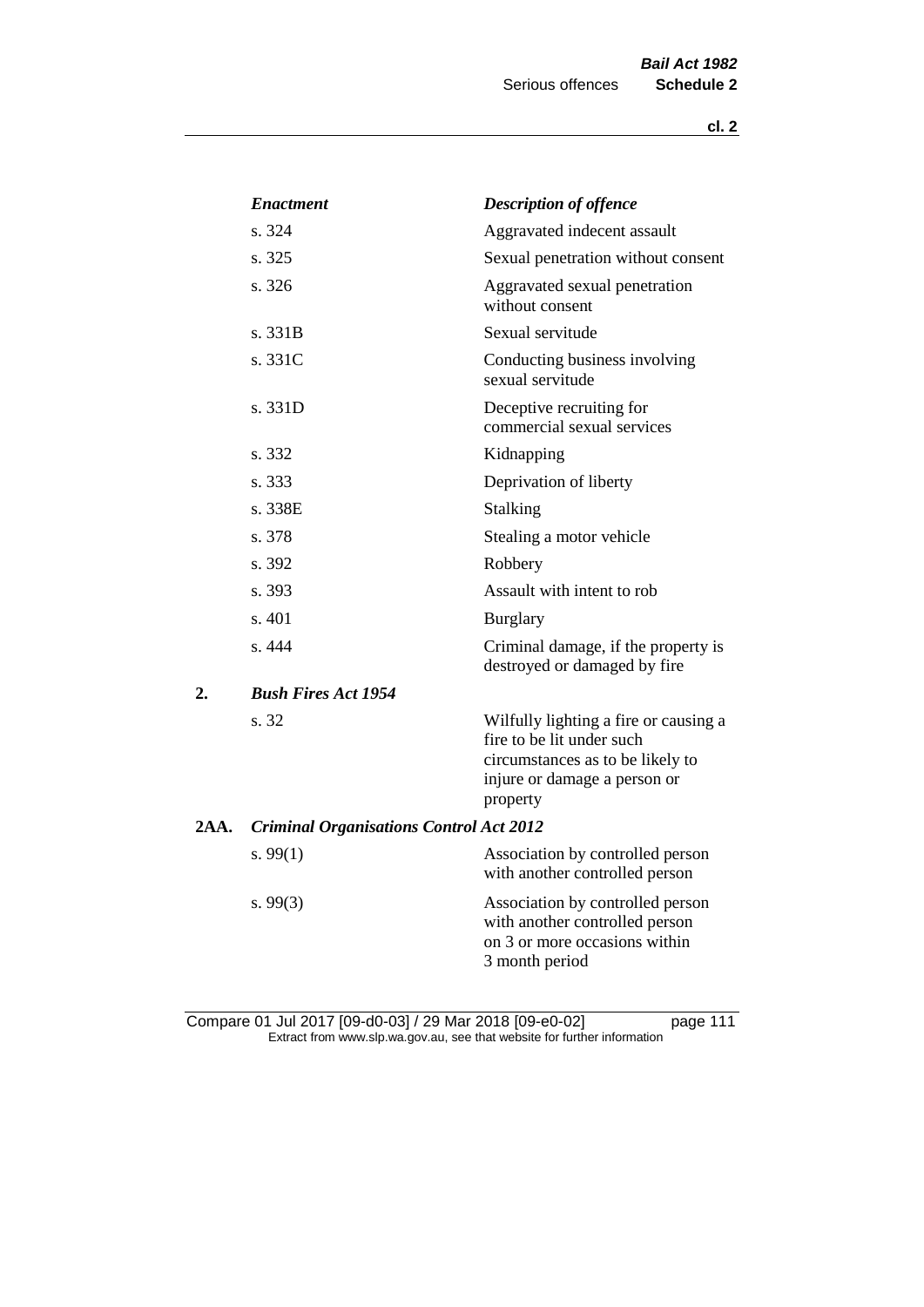| | *Enactment* | *Description of offence* |
|---|---|---|
| | s. 324 | Aggravated indecent assault |
| | s. 325 | Sexual penetration without consent |
| | s. 326 | Aggravated sexual penetration without consent |
| | s. 331B | Sexual servitude |
| | s. 331C | Conducting business involving sexual servitude |
| | s. 331D | Deceptive recruiting for commercial sexual services |
| | s. 332 | Kidnapping |
| | s. 333 | Deprivation of liberty |
| | s. 338E | Stalking |
| | s. 378 | Stealing a motor vehicle |
| | s. 392 | Robbery |
| | s. 393 | Assault with intent to rob |
| | s. 401 | Burglary |
| | s. 444 | Criminal damage, if the property is destroyed or damaged by fire |
| **2.** | ***Bush Fires Act 1954*** | |
| | s. 32 | Wilfully lighting a fire or causing a fire to be lit under such circumstances as to be likely to injure or damage a person or property |
| **2AA.** | ***Criminal Organisations Control Act 2012*** | |
| | s. 99(1) | Association by controlled person with another controlled person |
| | s. 99(3) | Association by controlled person with another controlled person on 3 or more occasions within 3 month period |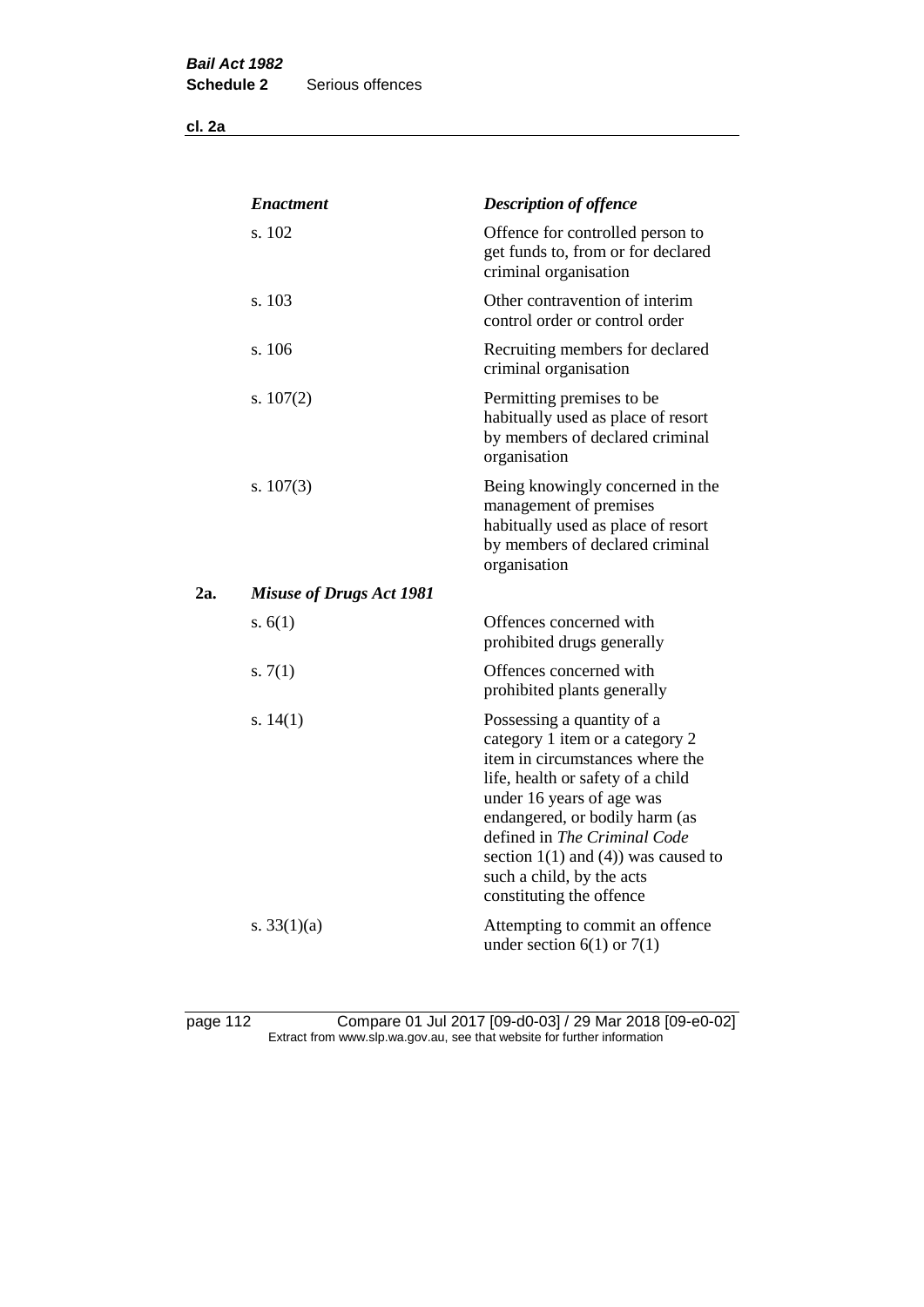| | *Enactment* | *Description of offence* |
|---|---|---|
| | s. 102 | Offence for controlled person to get funds to, from or for declared criminal organisation |
| | s. 103 | Other contravention of interim control order or control order |
| | s. 106 | Recruiting members for declared criminal organisation |
| | s. 107(2) | Permitting premises to be habitually used as place of resort by members of declared criminal organisation |
| | s. 107(3) | Being knowingly concerned in the management of premises habitually used as place of resort by members of declared criminal organisation |
| **2a.** | ***Misuse of Drugs Act 1981*** | |
| | s. 6(1) | Offences concerned with prohibited drugs generally |
| | s. 7(1) | Offences concerned with prohibited plants generally |
| | s. 14(1) | Possessing a quantity of a category 1 item or a category 2 item in circumstances where the life, health or safety of a child under 16 years of age was endangered, or bodily harm (as defined in *The Criminal Code* section 1(1) and (4)) was caused to such a child, by the acts constituting the offence |
| | s. 33(1)(a) | Attempting to commit an offence under section 6(1) or 7(1) |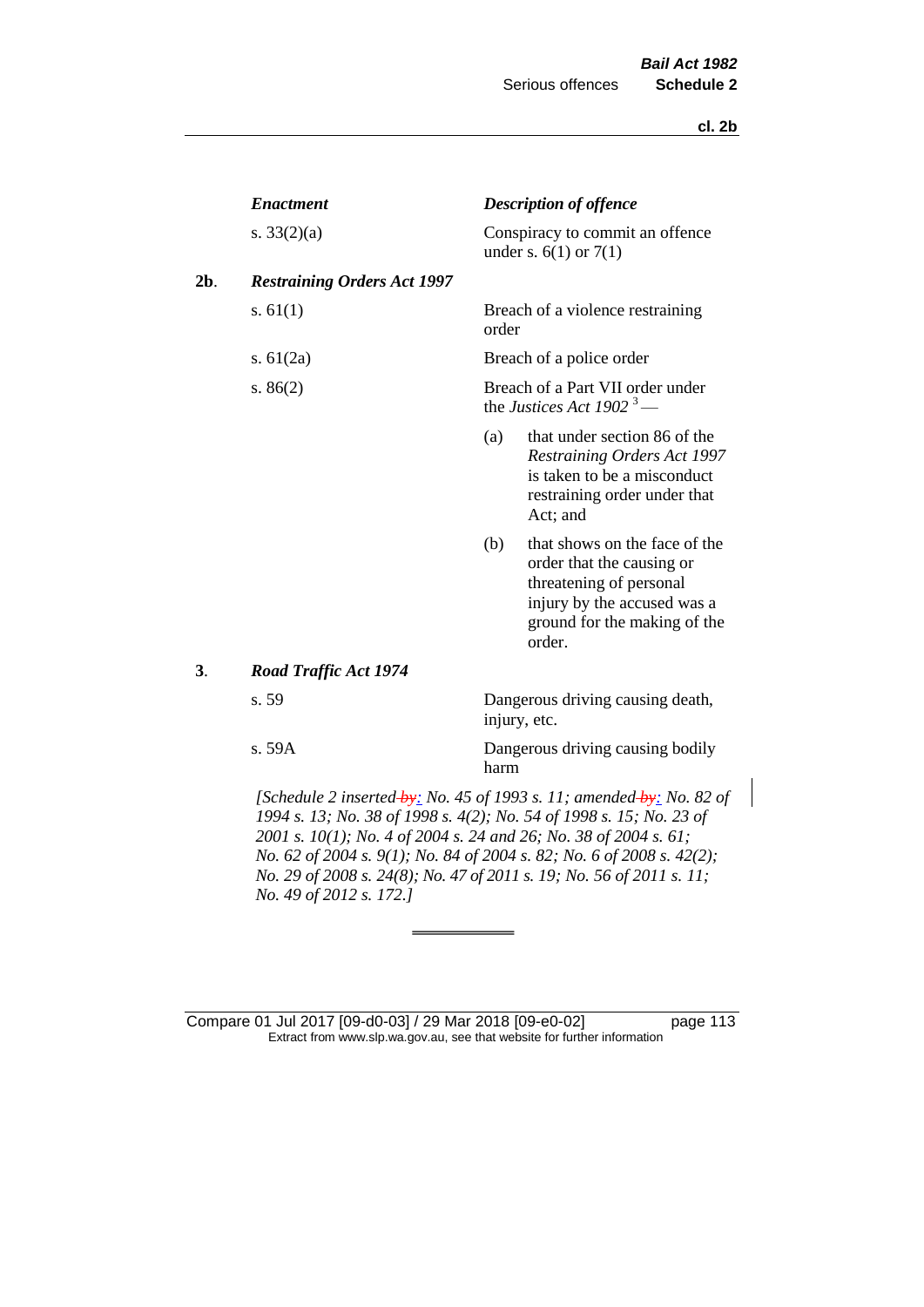| | Enactment | Description of offence |
|---|---|---|
| | s. 33(2)(a) | Conspiracy to commit an offence under s. 6(1) or 7(1) |
| **2b**. | ***Restraining Orders Act 1997*** | |
| | s. 61(1) | Breach of a violence restraining order |
| | s. 61(2a) | Breach of a police order |
| | s. 86(2) | Breach of a Part VII order under the *Justices Act 1902* [3] —<br>(a) that under section 86 of the *Restraining Orders Act 1997* is taken to be a misconduct restraining order under that Act; and<br>(b) that shows on the face of the order that the causing or threatening of personal injury by the accused was a ground for the making of the order. |
| **3**. | ***Road Traffic Act 1974*** | |
| | s. 59 | Dangerous driving causing death, injury, etc. |
| | s. 59A | Dangerous driving causing bodily harm |

*[Schedule 2 inserted by: No. 45 of 1993 s. 11; amended by: No. 82 of 1994 s. 13; No. 38 of 1998 s. 4(2); No. 54 of 1998 s. 15; No. 23 of 2001 s. 10(1); No. 4 of 2004 s. 24 and 26; No. 38 of 2004 s. 61; No. 62 of 2004 s. 9(1); No. 84 of 2004 s. 82; No. 6 of 2008 s. 42(2); No. 29 of 2008 s. 24(8); No. 47 of 2011 s. 19; No. 56 of 2011 s. 11; No. 49 of 2012 s. 172.]*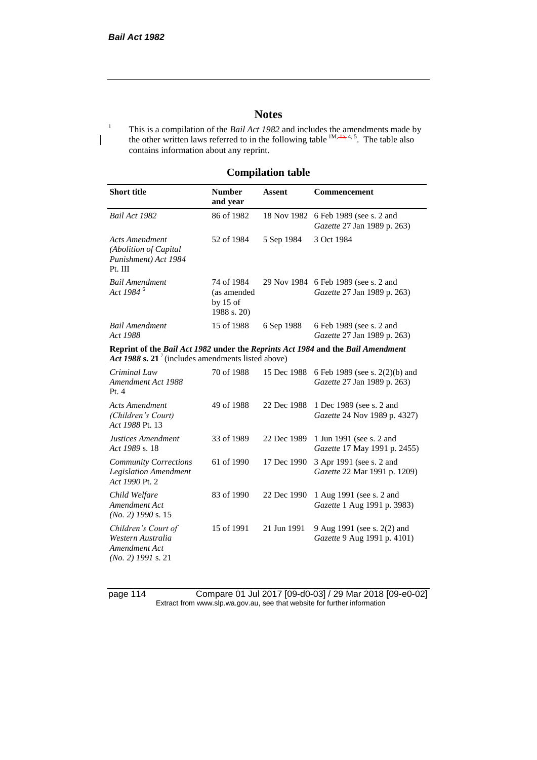# Notes

[1] This is a compilation of the *Bail Act 1982* and includes the amendments made by the other written laws referred to in the following table [1M, 1a, 4, 5]. The table also contains information about any reprint.

## Compilation table

| Short title | Number and year | Assent | Commencement |
|---|---|---|---|
| *Bail Act 1982* | 86 of 1982 | 18 Nov 1982 | 6 Feb 1989 (see s. 2 and *Gazette* 27 Jan 1989 p. 263) |
| *Acts Amendment (Abolition of Capital Punishment) Act 1984* Pt. III | 52 of 1984 | 5 Sep 1984 | 3 Oct 1984 |
| *Bail Amendment Act 1984* [6] | 74 of 1984 (as amended by 15 of 1988 s. 20) | 29 Nov 1984 | 6 Feb 1989 (see s. 2 and *Gazette* 27 Jan 1989 p. 263) |
| *Bail Amendment Act 1988* | 15 of 1988 | 6 Sep 1988 | 6 Feb 1989 (see s. 2 and *Gazette* 27 Jan 1989 p. 263) |
| **Reprint of the *Bail Act 1982* under the *Reprints Act 1984* and the *Bail Amendment Act 1988* s. 21** [7] (includes amendments listed above) | | | |
| *Criminal Law Amendment Act 1988* Pt. 4 | 70 of 1988 | 15 Dec 1988 | 6 Feb 1989 (see s. 2(2)(b) and *Gazette* 27 Jan 1989 p. 263) |
| *Acts Amendment (Children's Court) Act 1988* Pt. 13 | 49 of 1988 | 22 Dec 1988 | 1 Dec 1989 (see s. 2 and *Gazette* 24 Nov 1989 p. 4327) |
| *Justices Amendment Act 1989* s. 18 | 33 of 1989 | 22 Dec 1989 | 1 Jun 1991 (see s. 2 and *Gazette* 17 May 1991 p. 2455) |
| *Community Corrections Legislation Amendment Act 1990* Pt. 2 | 61 of 1990 | 17 Dec 1990 | 3 Apr 1991 (see s. 2 and *Gazette* 22 Mar 1991 p. 1209) |
| *Child Welfare Amendment Act (No. 2) 1990* s. 15 | 83 of 1990 | 22 Dec 1990 | 1 Aug 1991 (see s. 2 and *Gazette* 1 Aug 1991 p. 3983) |
| *Children's Court of Western Australia Amendment Act (No. 2) 1991* s. 21 | 15 of 1991 | 21 Jun 1991 | 9 Aug 1991 (see s. 2(2) and *Gazette* 9 Aug 1991 p. 4101) |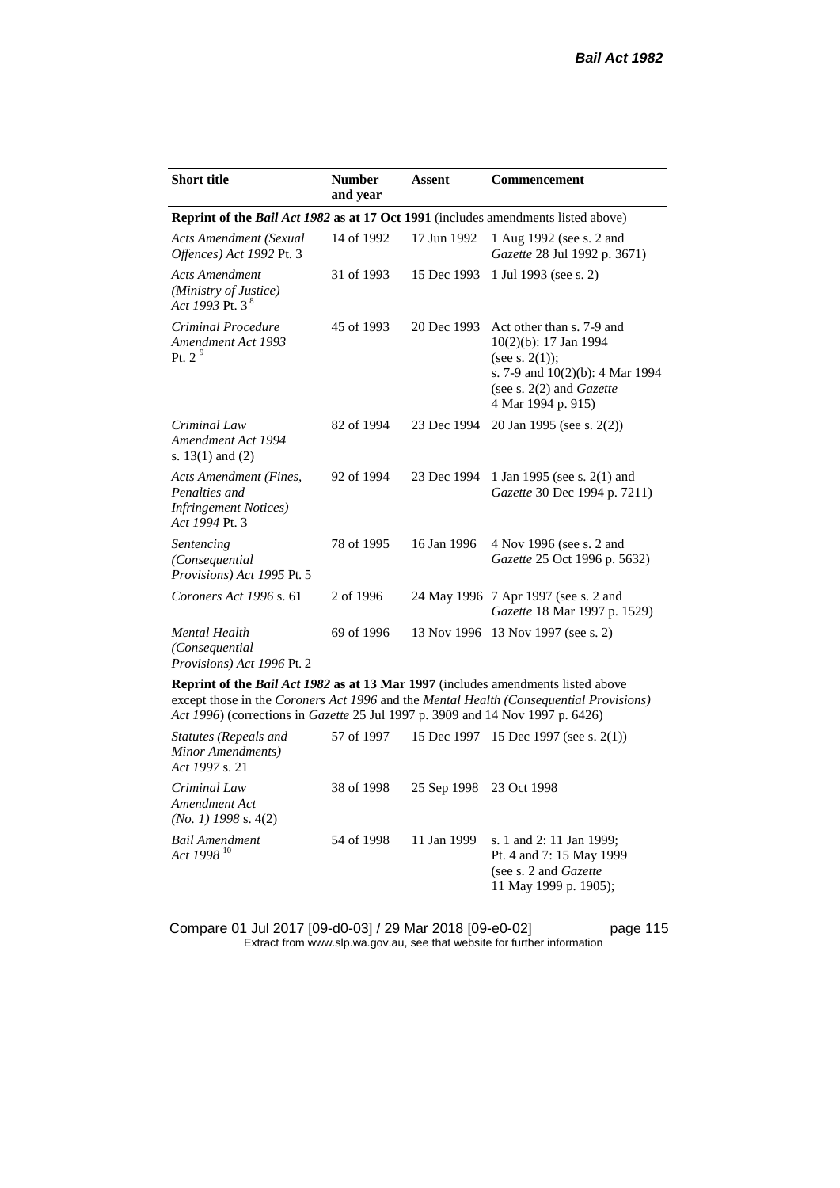| Short title | Number and year | Assent | Commencement |
|---|---|---|---|
| **Reprint of the** ***Bail Act 1982*** **as at 17 Oct 1991** (includes amendments listed above) | | | |
| *Acts Amendment (Sexual Offences) Act 1992* Pt. 3 | 14 of 1992 | 17 Jun 1992 | 1 Aug 1992 (see s. 2 and *Gazette* 28 Jul 1992 p. 3671) |
| *Acts Amendment (Ministry of Justice) Act 1993* Pt. 3 [8] | 31 of 1993 | 15 Dec 1993 | 1 Jul 1993 (see s. 2) |
| *Criminal Procedure Amendment Act 1993* Pt. 2 [9] | 45 of 1993 | 20 Dec 1993 | Act other than s. 7-9 and 10(2)(b): 17 Jan 1994 (see s. 2(1)); s. 7-9 and 10(2)(b): 4 Mar 1994 (see s. 2(2) and *Gazette* 4 Mar 1994 p. 915) |
| *Criminal Law Amendment Act 1994* s. 13(1) and (2) | 82 of 1994 | 23 Dec 1994 | 20 Jan 1995 (see s. 2(2)) |
| *Acts Amendment (Fines, Penalties and Infringement Notices) Act 1994* Pt. 3 | 92 of 1994 | 23 Dec 1994 | 1 Jan 1995 (see s. 2(1) and *Gazette* 30 Dec 1994 p. 7211) |
| *Sentencing (Consequential Provisions) Act 1995* Pt. 5 | 78 of 1995 | 16 Jan 1996 | 4 Nov 1996 (see s. 2 and *Gazette* 25 Oct 1996 p. 5632) |
| *Coroners Act 1996* s. 61 | 2 of 1996 | 24 May 1996 | 7 Apr 1997 (see s. 2 and *Gazette* 18 Mar 1997 p. 1529) |
| *Mental Health (Consequential Provisions) Act 1996* Pt. 2 | 69 of 1996 | 13 Nov 1996 | 13 Nov 1997 (see s. 2) |
| **Reprint of the** ***Bail Act 1982*** **as at 13 Mar 1997** (includes amendments listed above except those in the *Coroners Act 1996* and the *Mental Health (Consequential Provisions) Act 1996*) (corrections in *Gazette* 25 Jul 1997 p. 3909 and 14 Nov 1997 p. 6426) | | | |
| *Statutes (Repeals and Minor Amendments) Act 1997* s. 21 | 57 of 1997 | 15 Dec 1997 | 15 Dec 1997 (see s. 2(1)) |
| *Criminal Law Amendment Act (No. 1) 1998* s. 4(2) | 38 of 1998 | 25 Sep 1998 | 23 Oct 1998 |
| *Bail Amendment Act 1998* [10] | 54 of 1998 | 11 Jan 1999 | s. 1 and 2: 11 Jan 1999; Pt. 4 and 7: 15 May 1999 (see s. 2 and *Gazette* 11 May 1999 p. 1905); |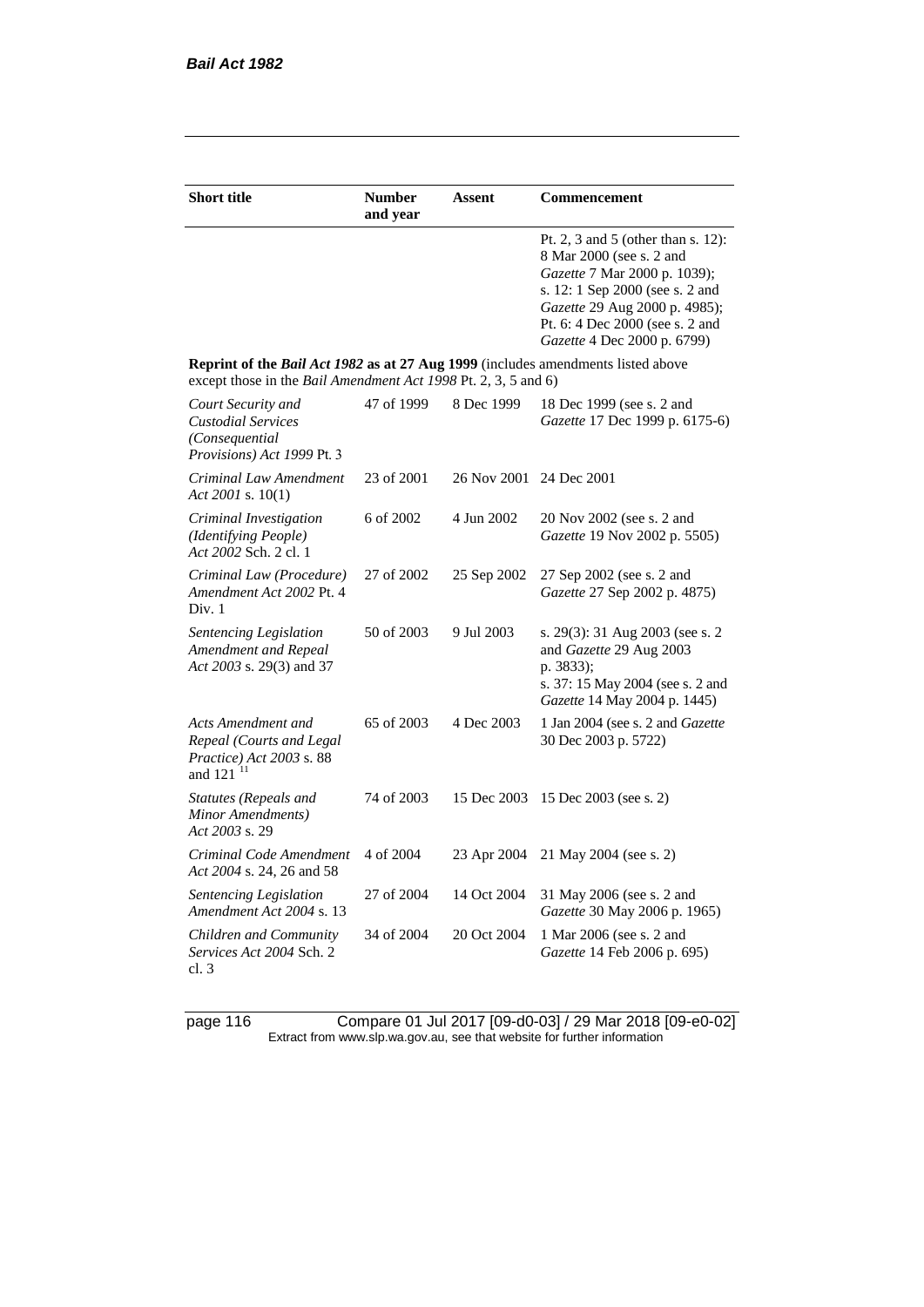| Short title | Number and year | Assent | Commencement |
|---|---|---|---|
| | | | Pt. 2, 3 and 5 (other than s. 12): 8 Mar 2000 (see s. 2 and *Gazette* 7 Mar 2000 p. 1039); s. 12: 1 Sep 2000 (see s. 2 and *Gazette* 29 Aug 2000 p. 4985); Pt. 6: 4 Dec 2000 (see s. 2 and *Gazette* 4 Dec 2000 p. 6799) |
| **Reprint of the *Bail Act 1982* as at 27 Aug 1999** (includes amendments listed above except those in the *Bail Amendment Act 1998* Pt. 2, 3, 5 and 6) | | | |
| *Court Security and Custodial Services (Consequential Provisions) Act 1999* Pt. 3 | 47 of 1999 | 8 Dec 1999 | 18 Dec 1999 (see s. 2 and *Gazette* 17 Dec 1999 p. 6175-6) |
| *Criminal Law Amendment Act 2001* s. 10(1) | 23 of 2001 | 26 Nov 2001 | 24 Dec 2001 |
| *Criminal Investigation (Identifying People) Act 2002* Sch. 2 cl. 1 | 6 of 2002 | 4 Jun 2002 | 20 Nov 2002 (see s. 2 and *Gazette* 19 Nov 2002 p. 5505) |
| *Criminal Law (Procedure) Amendment Act 2002* Pt. 4 Div. 1 | 27 of 2002 | 25 Sep 2002 | 27 Sep 2002 (see s. 2 and *Gazette* 27 Sep 2002 p. 4875) |
| *Sentencing Legislation Amendment and Repeal Act 2003* s. 29(3) and 37 | 50 of 2003 | 9 Jul 2003 | s. 29(3): 31 Aug 2003 (see s. 2 and *Gazette* 29 Aug 2003 p. 3833); s. 37: 15 May 2004 (see s. 2 and *Gazette* 14 May 2004 p. 1445) |
| *Acts Amendment and Repeal (Courts and Legal Practice) Act 2003* s. 88 and 121 [11] | 65 of 2003 | 4 Dec 2003 | 1 Jan 2004 (see s. 2 and *Gazette* 30 Dec 2003 p. 5722) |
| *Statutes (Repeals and Minor Amendments) Act 2003* s. 29 | 74 of 2003 | 15 Dec 2003 | 15 Dec 2003 (see s. 2) |
| *Criminal Code Amendment Act 2004* s. 24, 26 and 58 | 4 of 2004 | 23 Apr 2004 | 21 May 2004 (see s. 2) |
| *Sentencing Legislation Amendment Act 2004* s. 13 | 27 of 2004 | 14 Oct 2004 | 31 May 2006 (see s. 2 and *Gazette* 30 May 2006 p. 1965) |
| *Children and Community Services Act 2004* Sch. 2 cl. 3 | 34 of 2004 | 20 Oct 2004 | 1 Mar 2006 (see s. 2 and *Gazette* 14 Feb 2006 p. 695) |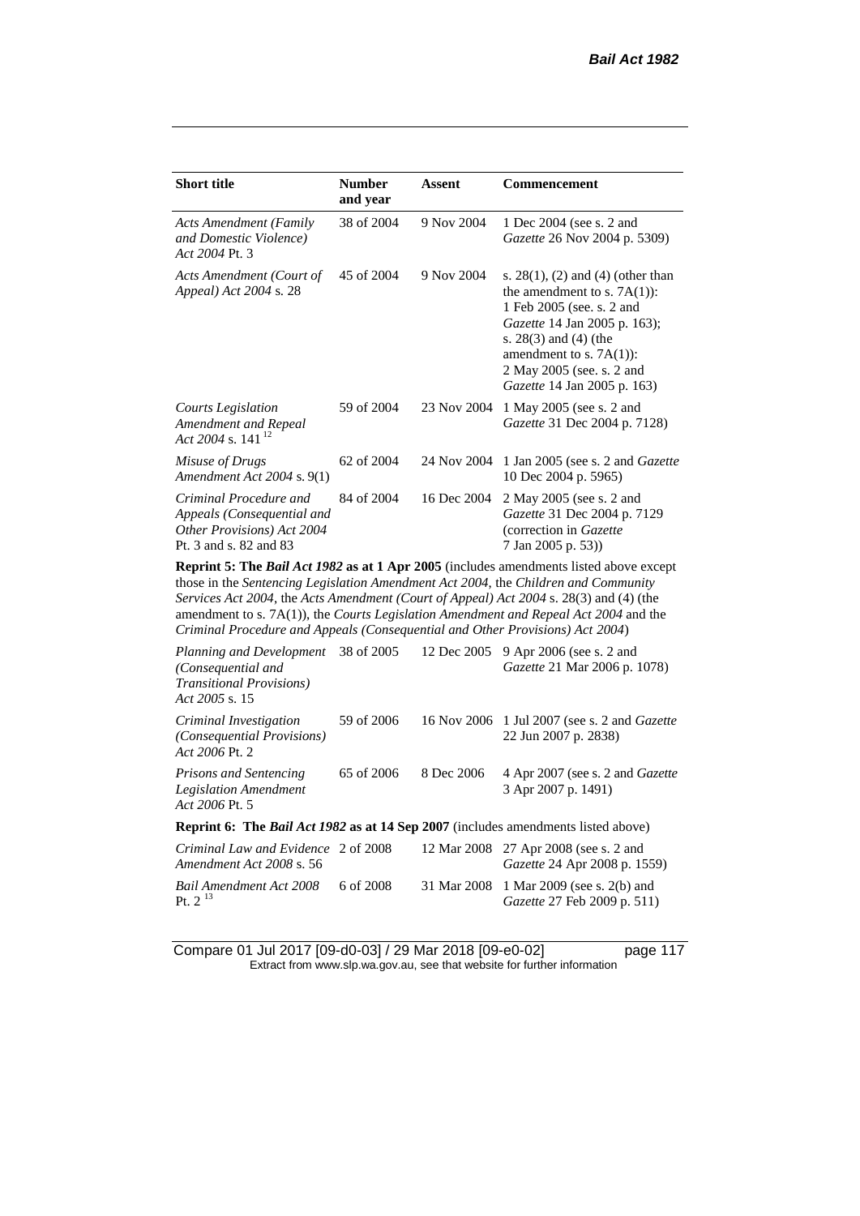| Short title | Number and year | Assent | Commencement |
|---|---|---|---|
| *Acts Amendment (Family and Domestic Violence) Act 2004* Pt. 3 | 38 of 2004 | 9 Nov 2004 | 1 Dec 2004 (see s. 2 and *Gazette* 26 Nov 2004 p. 5309) |
| *Acts Amendment (Court of Appeal) Act 2004* s. 28 | 45 of 2004 | 9 Nov 2004 | s. 28(1), (2) and (4) (other than the amendment to s. 7A(1)): 1 Feb 2005 (see. s. 2 and *Gazette* 14 Jan 2005 p. 163); s. 28(3) and (4) (the amendment to s. 7A(1)): 2 May 2005 (see. s. 2 and *Gazette* 14 Jan 2005 p. 163) |
| *Courts Legislation Amendment and Repeal Act 2004* s. 141 [12] | 59 of 2004 | 23 Nov 2004 | 1 May 2005 (see s. 2 and *Gazette* 31 Dec 2004 p. 7128) |
| *Misuse of Drugs Amendment Act 2004* s. 9(1) | 62 of 2004 | 24 Nov 2004 | 1 Jan 2005 (see s. 2 and *Gazette* 10 Dec 2004 p. 5965) |
| *Criminal Procedure and Appeals (Consequential and Other Provisions) Act 2004* Pt. 3 and s. 82 and 83 | 84 of 2004 | 16 Dec 2004 | 2 May 2005 (see s. 2 and *Gazette* 31 Dec 2004 p. 7129 (correction in *Gazette* 7 Jan 2005 p. 53)) |
| **Reprint 5: The *Bail Act 1982* as at 1 Apr 2005** (includes amendments listed above except those in the *Sentencing Legislation Amendment Act 2004*, the *Children and Community Services Act 2004*, the *Acts Amendment (Court of Appeal) Act 2004* s. 28(3) and (4) (the amendment to s. 7A(1)), the *Courts Legislation Amendment and Repeal Act 2004* and the *Criminal Procedure and Appeals (Consequential and Other Provisions) Act 2004*) | | | |
| *Planning and Development (Consequential and Transitional Provisions) Act 2005* s. 15 | 38 of 2005 | 12 Dec 2005 | 9 Apr 2006 (see s. 2 and *Gazette* 21 Mar 2006 p. 1078) |
| *Criminal Investigation (Consequential Provisions) Act 2006* Pt. 2 | 59 of 2006 | 16 Nov 2006 | 1 Jul 2007 (see s. 2 and *Gazette* 22 Jun 2007 p. 2838) |
| *Prisons and Sentencing Legislation Amendment Act 2006* Pt. 5 | 65 of 2006 | 8 Dec 2006 | 4 Apr 2007 (see s. 2 and *Gazette* 3 Apr 2007 p. 1491) |
| **Reprint 6: The *Bail Act 1982* as at 14 Sep 2007** (includes amendments listed above) | | | |
| *Criminal Law and Evidence Amendment Act 2008* s. 56 | 2 of 2008 | 12 Mar 2008 | 27 Apr 2008 (see s. 2 and *Gazette* 24 Apr 2008 p. 1559) |
| *Bail Amendment Act 2008* Pt. 2 [13] | 6 of 2008 | 31 Mar 2008 | 1 Mar 2009 (see s. 2(b) and *Gazette* 27 Feb 2009 p. 511) |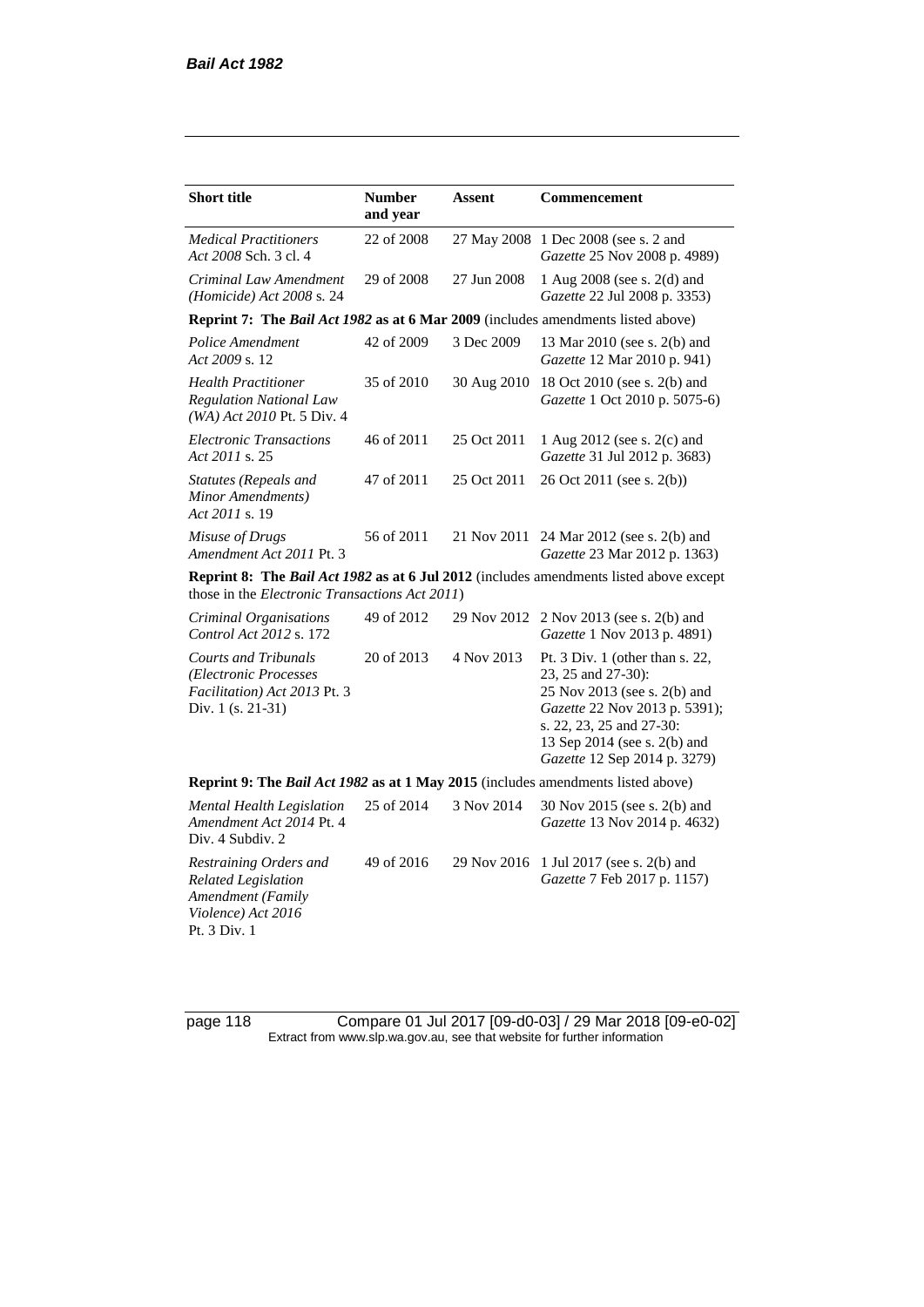| Short title | Number and year | Assent | Commencement |
|---|---|---|---|
| *Medical Practitioners Act 2008* Sch. 3 cl. 4 | 22 of 2008 | 27 May 2008 | 1 Dec 2008 (see s. 2 and *Gazette* 25 Nov 2008 p. 4989) |
| *Criminal Law Amendment (Homicide) Act 2008* s. 24 | 29 of 2008 | 27 Jun 2008 | 1 Aug 2008 (see s. 2(d) and *Gazette* 22 Jul 2008 p. 3353) |
| **Reprint 7: The *Bail Act 1982* as at 6 Mar 2009** (includes amendments listed above) | | | |
| *Police Amendment Act 2009* s. 12 | 42 of 2009 | 3 Dec 2009 | 13 Mar 2010 (see s. 2(b) and *Gazette* 12 Mar 2010 p. 941) |
| *Health Practitioner Regulation National Law (WA) Act 2010* Pt. 5 Div. 4 | 35 of 2010 | 30 Aug 2010 | 18 Oct 2010 (see s. 2(b) and *Gazette* 1 Oct 2010 p. 5075-6) |
| *Electronic Transactions Act 2011* s. 25 | 46 of 2011 | 25 Oct 2011 | 1 Aug 2012 (see s. 2(c) and *Gazette* 31 Jul 2012 p. 3683) |
| *Statutes (Repeals and Minor Amendments) Act 2011* s. 19 | 47 of 2011 | 25 Oct 2011 | 26 Oct 2011 (see s. 2(b)) |
| *Misuse of Drugs Amendment Act 2011* Pt. 3 | 56 of 2011 | 21 Nov 2011 | 24 Mar 2012 (see s. 2(b) and *Gazette* 23 Mar 2012 p. 1363) |
| **Reprint 8: The *Bail Act 1982* as at 6 Jul 2012** (includes amendments listed above except those in the *Electronic Transactions Act 2011*) | | | |
| *Criminal Organisations Control Act 2012* s. 172 | 49 of 2012 | 29 Nov 2012 | 2 Nov 2013 (see s. 2(b) and *Gazette* 1 Nov 2013 p. 4891) |
| *Courts and Tribunals (Electronic Processes Facilitation) Act 2013* Pt. 3 Div. 1 (s. 21-31) | 20 of 2013 | 4 Nov 2013 | Pt. 3 Div. 1 (other than s. 22, 23, 25 and 27-30): 25 Nov 2013 (see s. 2(b) and *Gazette* 22 Nov 2013 p. 5391); s. 22, 23, 25 and 27-30: 13 Sep 2014 (see s. 2(b) and *Gazette* 12 Sep 2014 p. 3279) |
| **Reprint 9: The *Bail Act 1982* as at 1 May 2015** (includes amendments listed above) | | | |
| *Mental Health Legislation Amendment Act 2014* Pt. 4 Div. 4 Subdiv. 2 | 25 of 2014 | 3 Nov 2014 | 30 Nov 2015 (see s. 2(b) and *Gazette* 13 Nov 2014 p. 4632) |
| *Restraining Orders and Related Legislation Amendment (Family Violence) Act 2016* Pt. 3 Div. 1 | 49 of 2016 | 29 Nov 2016 | 1 Jul 2017 (see s. 2(b) and *Gazette* 7 Feb 2017 p. 1157) |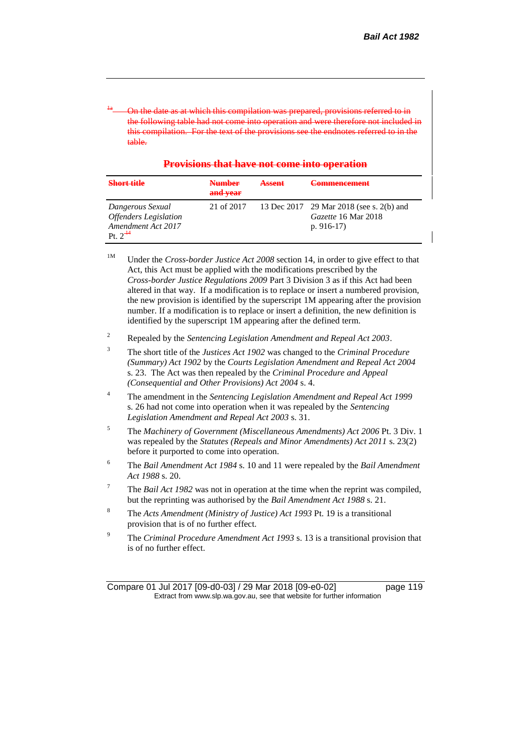[1a] ~~On the date as at which this compilation was prepared, provisions referred to in the following table had not come into operation and were therefore not included in this compilation. For the text of the provisions see the endnotes referred to in the table.~~

## ~~Provisions that have not come into operation~~

| ~~Short title~~ | ~~Number and year~~ | ~~Assent~~ | ~~Commencement~~ |
|---|---|---|---|
| *Dangerous Sexual Offenders Legislation Amendment Act 2017* Pt. 2[14] | 21 of 2017 | 13 Dec 2017 | 29 Mar 2018 (see s. 2(b) and *Gazette* 16 Mar 2018 p. 916-17) |

[1M] Under the *Cross-border Justice Act 2008* section 14, in order to give effect to that Act, this Act must be applied with the modifications prescribed by the *Cross-border Justice Regulations 2009* Part 3 Division 3 as if this Act had been altered in that way. If a modification is to replace or insert a numbered provision, the new provision is identified by the superscript 1M appearing after the provision number. If a modification is to replace or insert a definition, the new definition is identified by the superscript 1M appearing after the defined term.

[2] Repealed by the *Sentencing Legislation Amendment and Repeal Act 2003*.

[3] The short title of the *Justices Act 1902* was changed to the *Criminal Procedure (Summary) Act 1902* by the *Courts Legislation Amendment and Repeal Act 2004* s. 23. The Act was then repealed by the *Criminal Procedure and Appeal (Consequential and Other Provisions) Act 2004* s. 4.

[4] The amendment in the *Sentencing Legislation Amendment and Repeal Act 1999* s. 26 had not come into operation when it was repealed by the *Sentencing Legislation Amendment and Repeal Act 2003* s. 31.

[5] The *Machinery of Government (Miscellaneous Amendments) Act 2006* Pt. 3 Div. 1 was repealed by the *Statutes (Repeals and Minor Amendments) Act 2011* s. 23(2) before it purported to come into operation.

[6] The *Bail Amendment Act 1984* s. 10 and 11 were repealed by the *Bail Amendment Act 1988* s. 20.

[7] The *Bail Act 1982* was not in operation at the time when the reprint was compiled, but the reprinting was authorised by the *Bail Amendment Act 1988* s. 21.

[8] The *Acts Amendment (Ministry of Justice) Act 1993* Pt. 19 is a transitional provision that is of no further effect.

[9] The *Criminal Procedure Amendment Act 1993* s. 13 is a transitional provision that is of no further effect.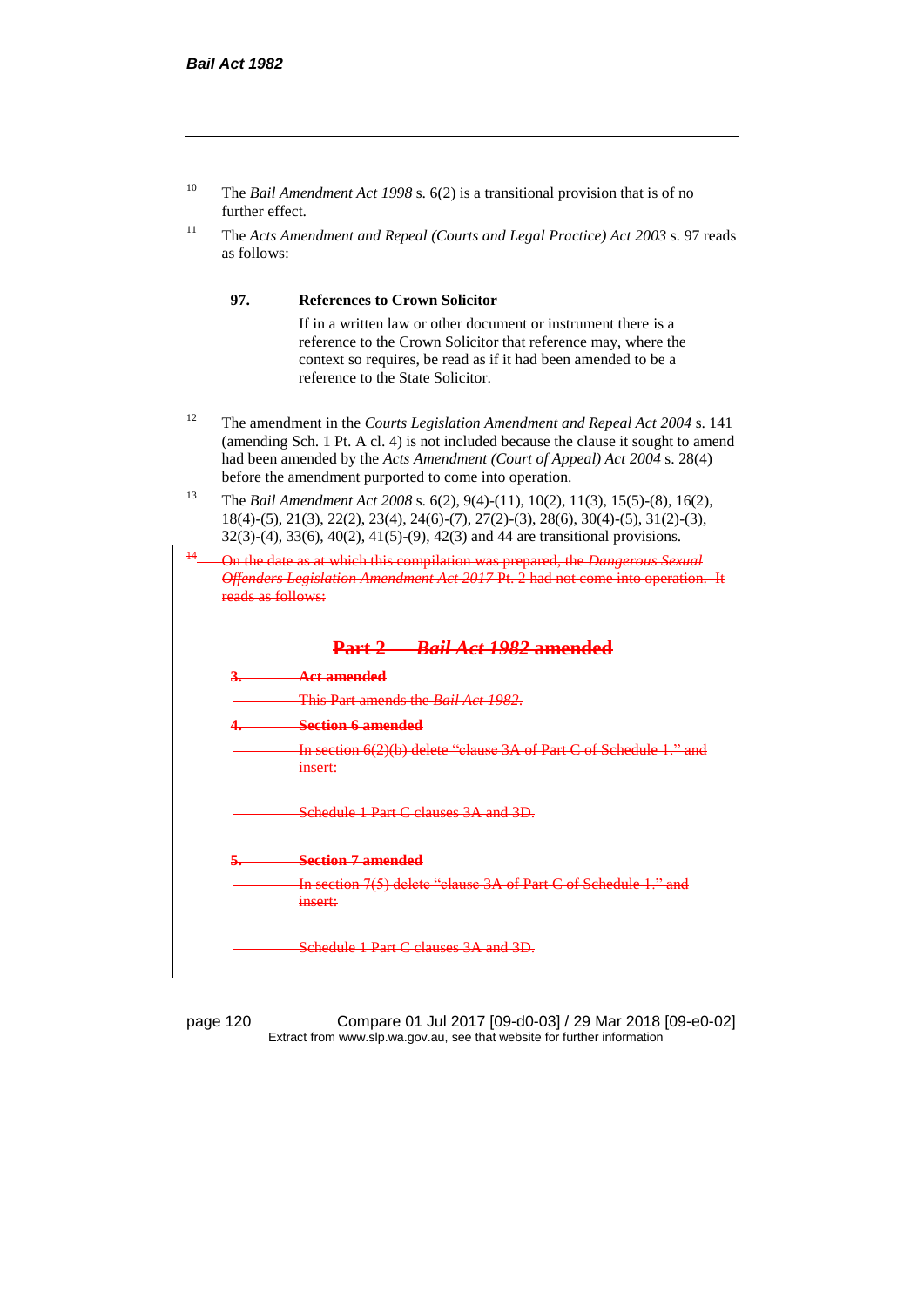[10] The *Bail Amendment Act 1998* s. 6(2) is a transitional provision that is of no further effect.

[11] The *Acts Amendment and Repeal (Courts and Legal Practice) Act 2003* s. 97 reads as follows:

> **97. References to Crown Solicitor**
>
> If in a written law or other document or instrument there is a reference to the Crown Solicitor that reference may, where the context so requires, be read as if it had been amended to be a reference to the State Solicitor.

[12] The amendment in the *Courts Legislation Amendment and Repeal Act 2004* s. 141 (amending Sch. 1 Pt. A cl. 4) is not included because the clause it sought to amend had been amended by the *Acts Amendment (Court of Appeal) Act 2004* s. 28(4) before the amendment purported to come into operation.

[13] The *Bail Amendment Act 2008* s. 6(2), 9(4)-(11), 10(2), 11(3), 15(5)-(8), 16(2), 18(4)-(5), 21(3), 22(2), 23(4), 24(6)-(7), 27(2)-(3), 28(6), 30(4)-(5), 31(2)-(3), 32(3)-(4), 33(6), 40(2), 41(5)-(9), 42(3) and 44 are transitional provisions.

~~[14] On the date as at which this compilation was prepared, the *Dangerous Sexual Offenders Legislation Amendment Act 2017* Pt. 2 had not come into operation. It reads as follows:~~

## ~~Part 2 — *Bail Act 1982* amended~~

**~~3. Act amended~~**

~~This Part amends the *Bail Act 1982*.~~

**~~4. Section 6 amended~~**

~~In section 6(2)(b) delete "clause 3A of Part C of Schedule 1." and insert:~~

~~Schedule 1 Part C clauses 3A and 3D.~~

**~~5. Section 7 amended~~**

~~In section 7(5) delete "clause 3A of Part C of Schedule 1." and insert:~~

~~Schedule 1 Part C clauses 3A and 3D.~~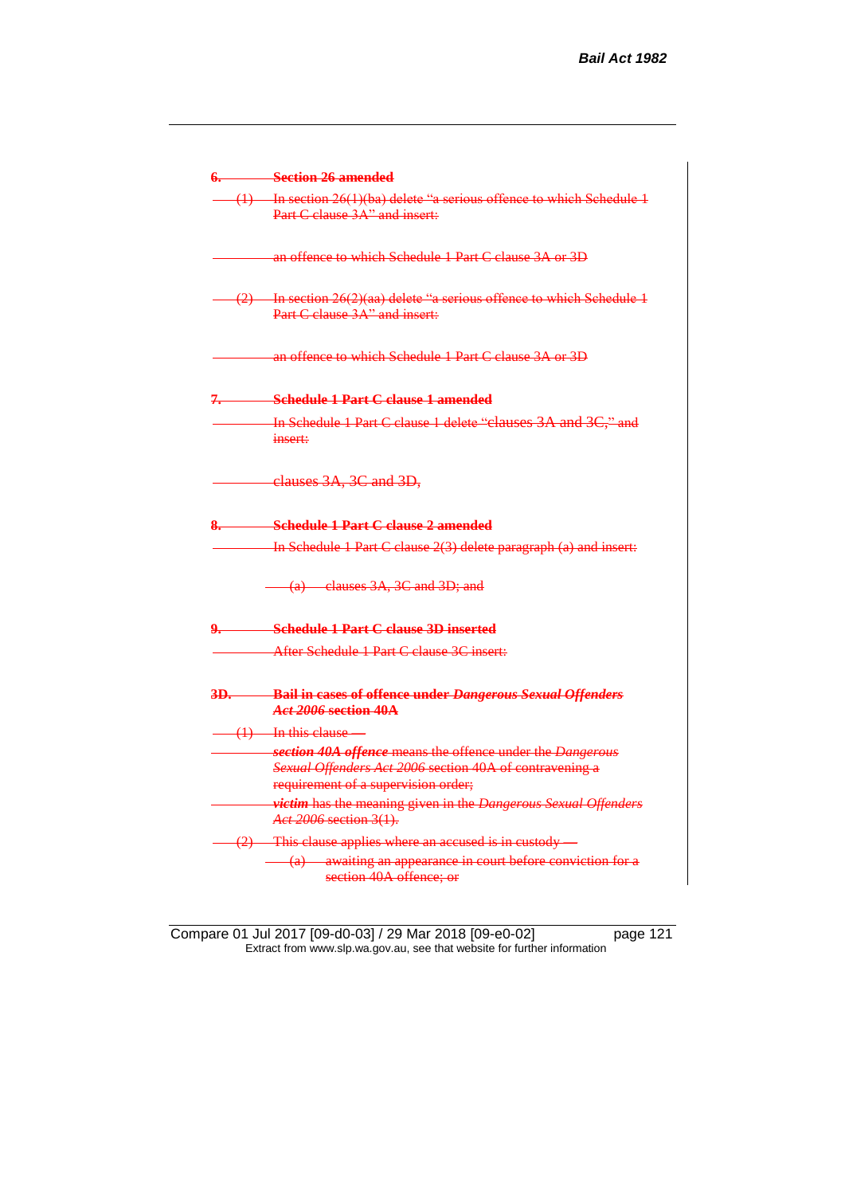~~**6. Section 26 amended**~~

~~(1) In section 26(1)(ba) delete "a serious offence to which Schedule 1 Part C clause 3A" and insert:~~

~~an offence to which Schedule 1 Part C clause 3A or 3D~~

~~(2) In section 26(2)(aa) delete "a serious offence to which Schedule 1 Part C clause 3A" and insert:~~

~~an offence to which Schedule 1 Part C clause 3A or 3D~~

~~**7. Schedule 1 Part C clause 1 amended**~~

~~In Schedule 1 Part C clause 1 delete "clauses 3A and 3C," and insert:~~

~~clauses 3A, 3C and 3D,~~

~~**8. Schedule 1 Part C clause 2 amended**~~

~~In Schedule 1 Part C clause 2(3) delete paragraph (a) and insert:~~

~~(a) clauses 3A, 3C and 3D; and~~

~~**9. Schedule 1 Part C clause 3D inserted**~~

~~After Schedule 1 Part C clause 3C insert:~~

~~**3D. Bail in cases of offence under *Dangerous Sexual Offenders Act 2006* section 40A**~~

~~(1) In this clause —~~

~~***section 40A offence*** means the offence under the *Dangerous Sexual Offenders Act 2006* section 40A of contravening a requirement of a supervision order;~~

~~***victim*** has the meaning given in the *Dangerous Sexual Offenders Act 2006* section 3(1).~~

~~(2) This clause applies where an accused is in custody —~~

~~(a) awaiting an appearance in court before conviction for a section 40A offence; or~~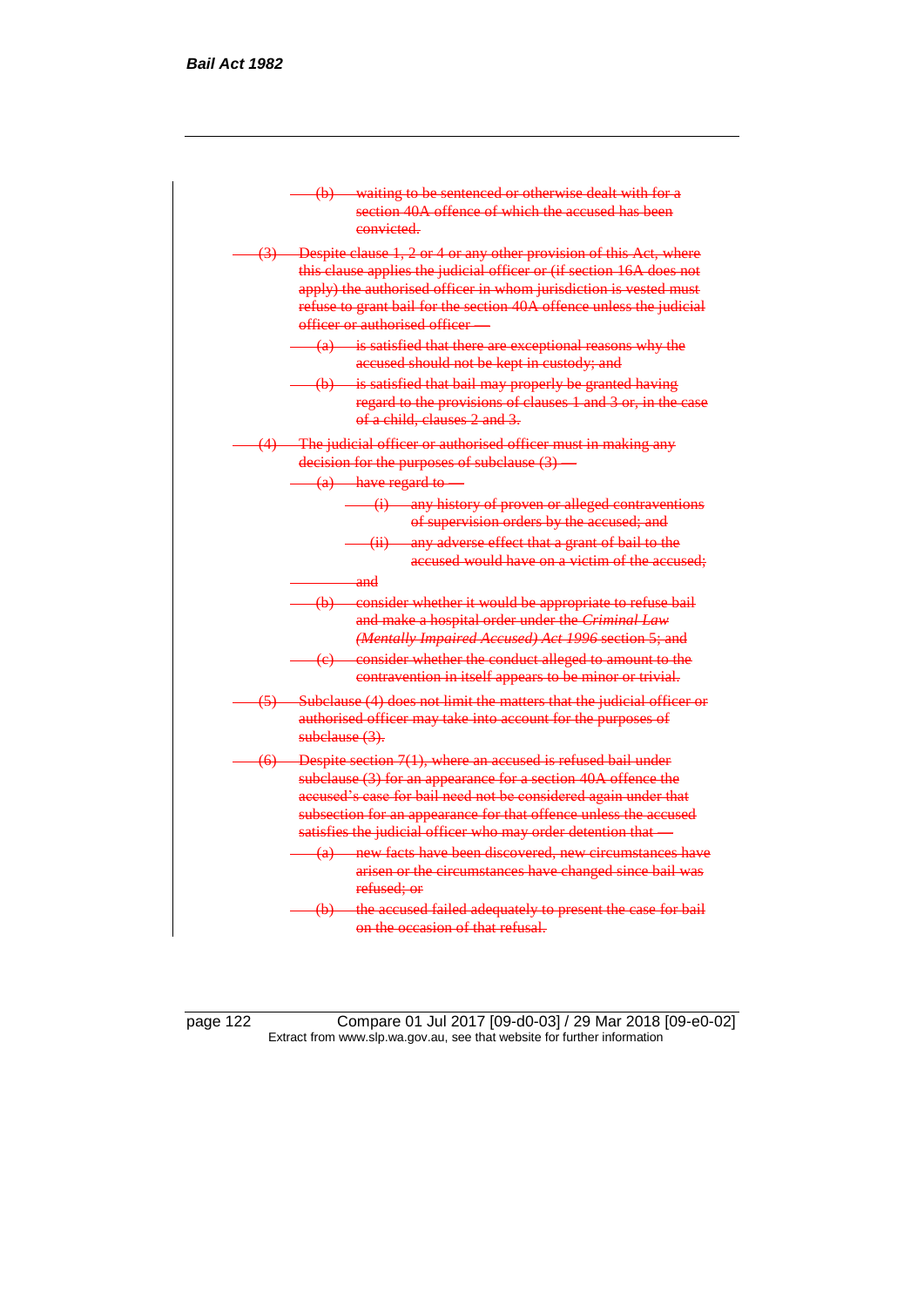~~(b) waiting to be sentenced or otherwise dealt with for a section 40A offence of which the accused has been convicted.~~

~~(3) Despite clause 1, 2 or 4 or any other provision of this Act, where this clause applies the judicial officer or (if section 16A does not apply) the authorised officer in whom jurisdiction is vested must refuse to grant bail for the section 40A offence unless the judicial officer or authorised officer —~~

~~(a) is satisfied that there are exceptional reasons why the accused should not be kept in custody; and~~

~~(b) is satisfied that bail may properly be granted having regard to the provisions of clauses 1 and 3 or, in the case of a child, clauses 2 and 3.~~

~~(4) The judicial officer or authorised officer must in making any decision for the purposes of subclause (3) —~~

~~(a) have regard to —~~

~~(i) any history of proven or alleged contraventions of supervision orders by the accused; and~~

~~(ii) any adverse effect that a grant of bail to the accused would have on a victim of the accused;~~

~~and~~

~~(b) consider whether it would be appropriate to refuse bail and make a hospital order under the *Criminal Law (Mentally Impaired Accused) Act 1996* section 5; and~~

~~(c) consider whether the conduct alleged to amount to the contravention in itself appears to be minor or trivial.~~

~~(5) Subclause (4) does not limit the matters that the judicial officer or authorised officer may take into account for the purposes of subclause (3).~~

~~(6) Despite section 7(1), where an accused is refused bail under subclause (3) for an appearance for a section 40A offence the accused's case for bail need not be considered again under that subsection for an appearance for that offence unless the accused satisfies the judicial officer who may order detention that —~~

~~(a) new facts have been discovered, new circumstances have arisen or the circumstances have changed since bail was refused; or~~

~~(b) the accused failed adequately to present the case for bail on the occasion of that refusal.~~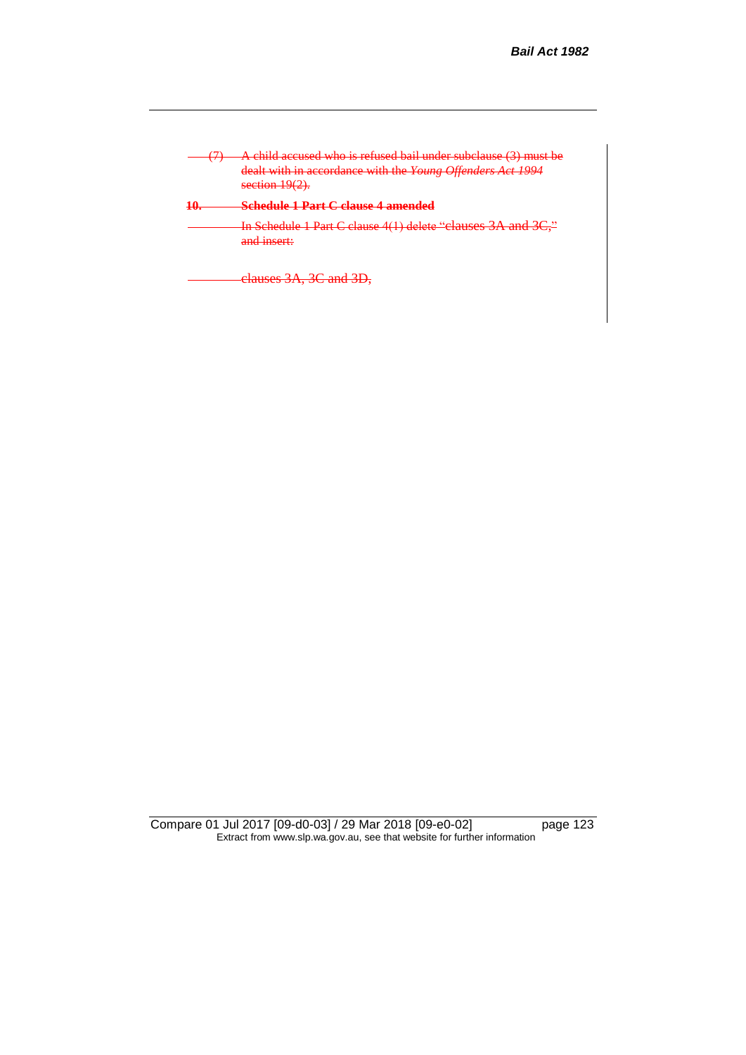(7) A child accused who is refused bail under subclause (3) must be dealt with in accordance with the *Young Offenders Act 1994* section 19(2).

**10. Schedule 1 Part C clause 4 amended**

In Schedule 1 Part C clause 4(1) delete "clauses 3A and 3C," and insert:

clauses 3A, 3C and 3D,